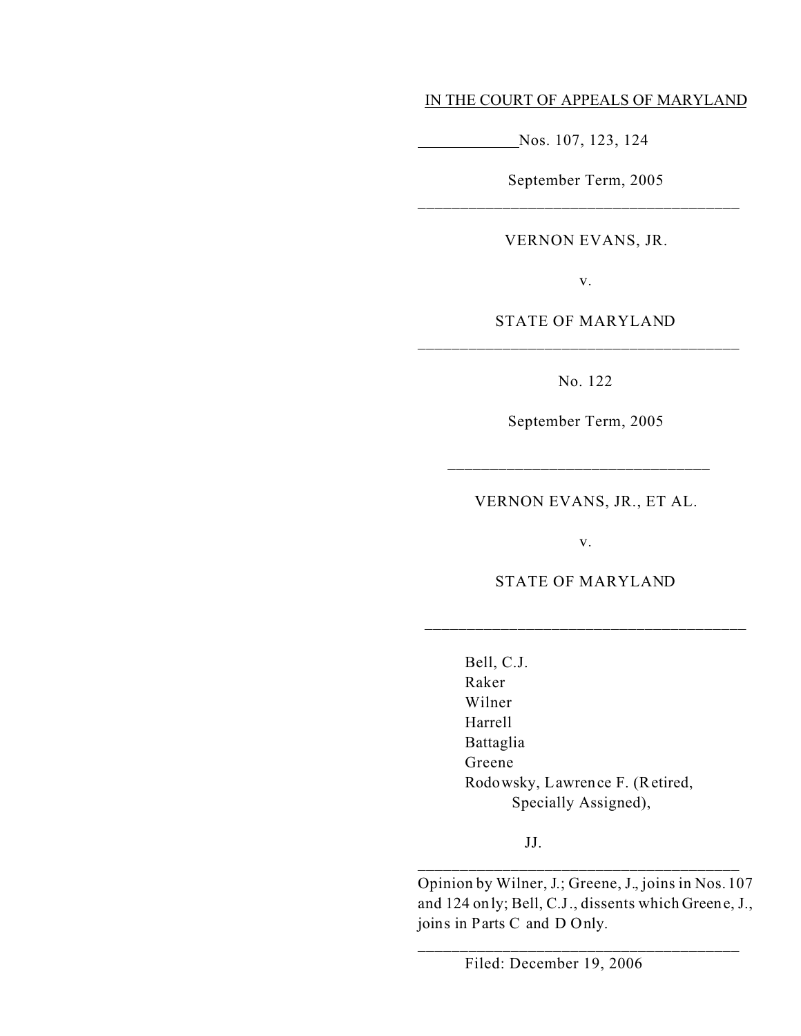IN THE COURT OF APPEALS OF MARYLAND

Nos. 107, 123, 124

September Term, 2005

---

VERNON EVANS, JR.

v.

STATE OF MARYLAND

---

No. 122

September Term, 2005

---

VERNON EVANS, JR., ET AL.

v.

STATE OF MARYLAND

---

Bell, C.J.
Raker
Wilner
Harrell
Battaglia
Greene
Rodowsky, Lawrence F. (Retired, Specially Assigned),

JJ.

---

Opinion by Wilner, J.; Greene, J., joins in Nos. 107 and 124 only; Bell, C.J., dissents which Greene, J., joins in Parts C and D Only.

---

Filed: December 19, 2006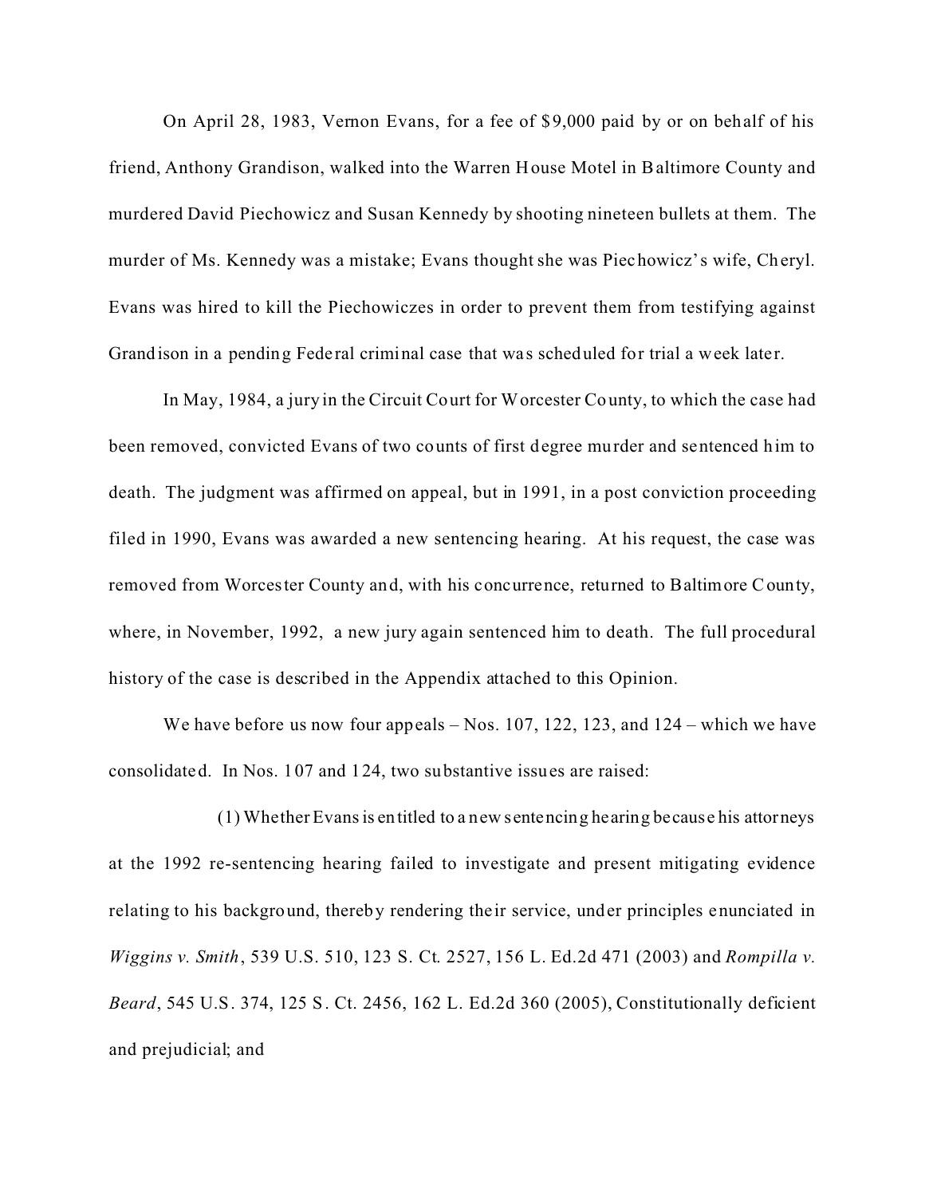On April 28, 1983, Vernon Evans, for a fee of $9,000 paid by or on behalf of his friend, Anthony Grandison, walked into the Warren House Motel in Baltimore County and murdered David Piechowicz and Susan Kennedy by shooting nineteen bullets at them. The murder of Ms. Kennedy was a mistake; Evans thought she was Piechowicz's wife, Cheryl. Evans was hired to kill the Piechowiczes in order to prevent them from testifying against Grandison in a pending Federal criminal case that was scheduled for trial a week later.

In May, 1984, a jury in the Circuit Court for Worcester County, to which the case had been removed, convicted Evans of two counts of first degree murder and sentenced him to death. The judgment was affirmed on appeal, but in 1991, in a post conviction proceeding filed in 1990, Evans was awarded a new sentencing hearing. At his request, the case was removed from Worcester County and, with his concurrence, returned to Baltimore County, where, in November, 1992, a new jury again sentenced him to death. The full procedural history of the case is described in the Appendix attached to this Opinion.

We have before us now four appeals – Nos. 107, 122, 123, and 124 – which we have consolidated. In Nos. 107 and 124, two substantive issues are raised:

(1) Whether Evans is entitled to a new sentencing hearing because his attorneys at the 1992 re-sentencing hearing failed to investigate and present mitigating evidence relating to his background, thereby rendering their service, under principles enunciated in *Wiggins v. Smith*, 539 U.S. 510, 123 S. Ct. 2527, 156 L. Ed.2d 471 (2003) and *Rompilla v. Beard*, 545 U.S. 374, 125 S. Ct. 2456, 162 L. Ed.2d 360 (2005), Constitutionally deficient and prejudicial; and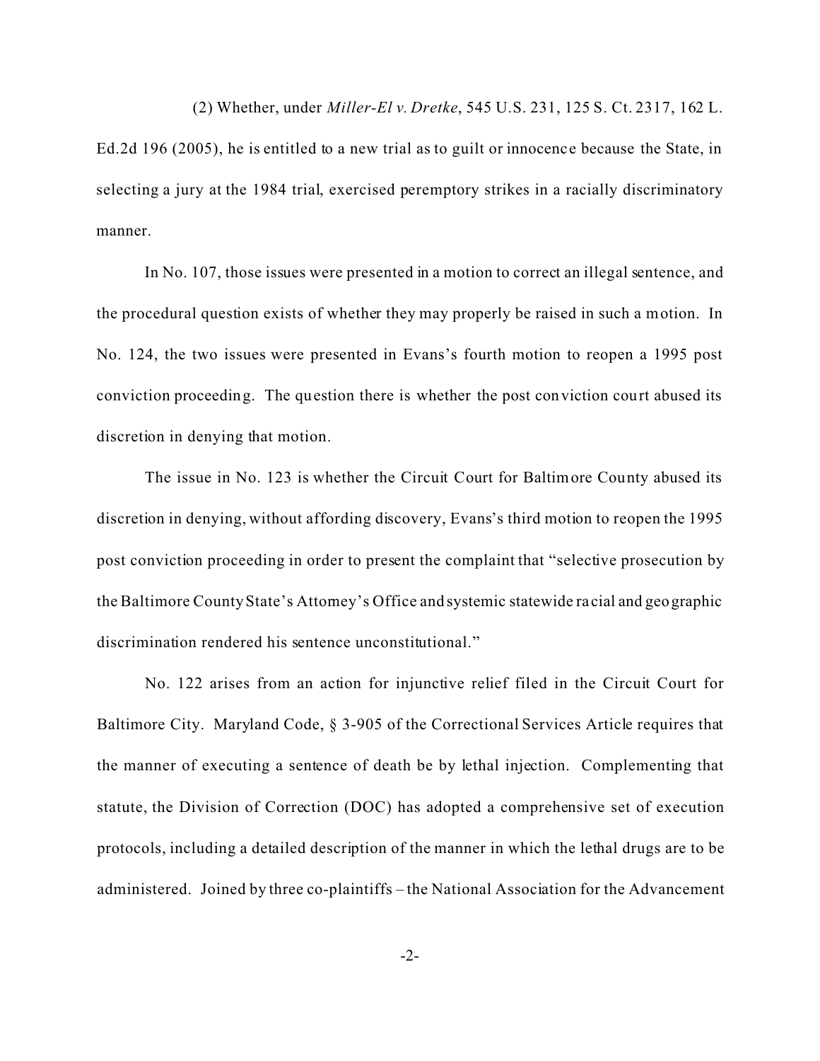(2) Whether, under *Miller-El v. Dretke*, 545 U.S. 231, 125 S. Ct. 2317, 162 L. Ed.2d 196 (2005), he is entitled to a new trial as to guilt or innocence because the State, in selecting a jury at the 1984 trial, exercised peremptory strikes in a racially discriminatory manner.

In No. 107, those issues were presented in a motion to correct an illegal sentence, and the procedural question exists of whether they may properly be raised in such a motion. In No. 124, the two issues were presented in Evans's fourth motion to reopen a 1995 post conviction proceeding. The question there is whether the post conviction court abused its discretion in denying that motion.

The issue in No. 123 is whether the Circuit Court for Baltimore County abused its discretion in denying, without affording discovery, Evans's third motion to reopen the 1995 post conviction proceeding in order to present the complaint that "selective prosecution by the Baltimore County State's Attorney's Office and systemic statewide racial and geographic discrimination rendered his sentence unconstitutional."

No. 122 arises from an action for injunctive relief filed in the Circuit Court for Baltimore City. Maryland Code, § 3-905 of the Correctional Services Article requires that the manner of executing a sentence of death be by lethal injection. Complementing that statute, the Division of Correction (DOC) has adopted a comprehensive set of execution protocols, including a detailed description of the manner in which the lethal drugs are to be administered. Joined by three co-plaintiffs – the National Association for the Advancement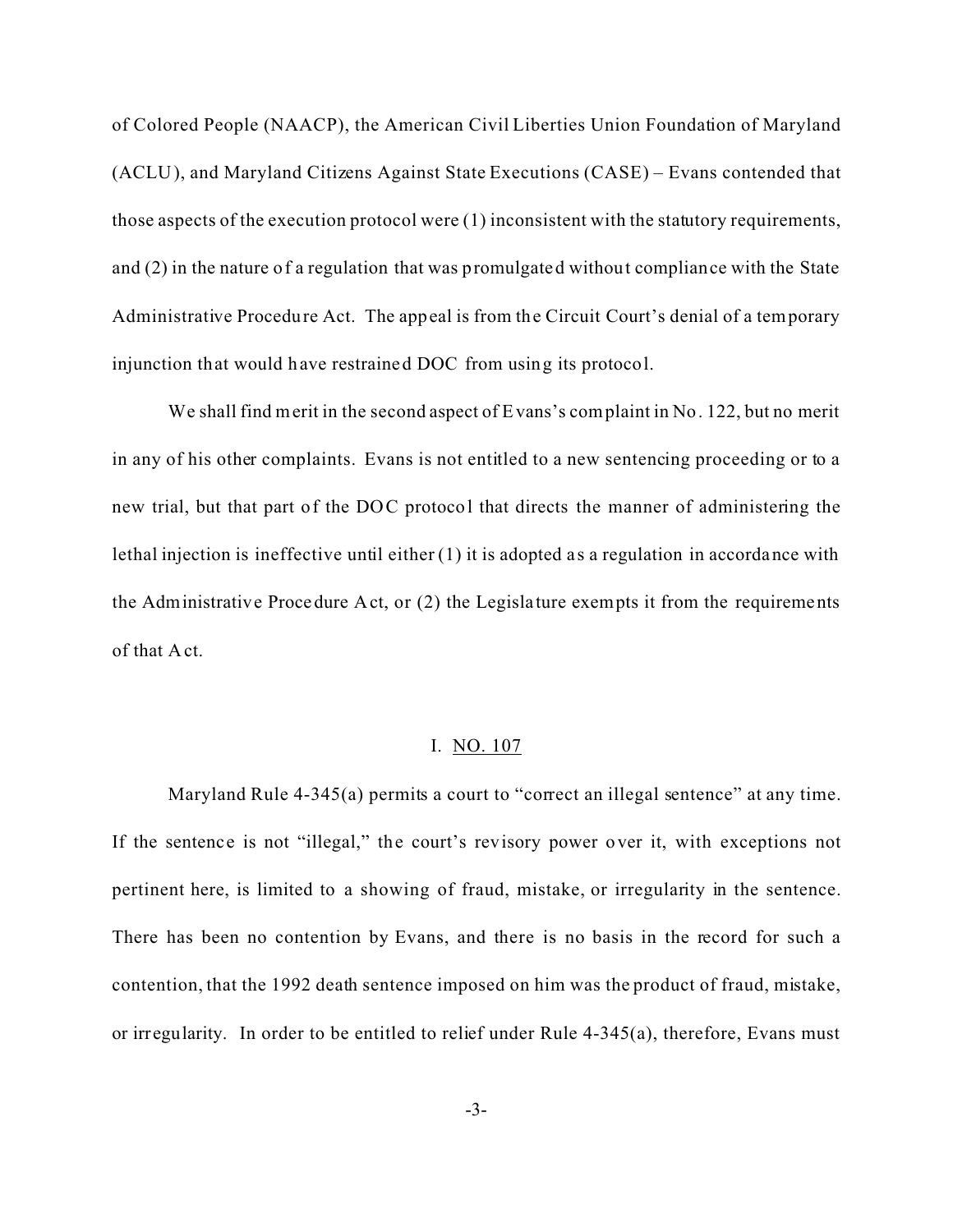of Colored People (NAACP), the American Civil Liberties Union Foundation of Maryland (ACLU), and Maryland Citizens Against State Executions (CASE) – Evans contended that those aspects of the execution protocol were (1) inconsistent with the statutory requirements, and (2) in the nature of a regulation that was promulgated without compliance with the State Administrative Procedure Act. The appeal is from the Circuit Court's denial of a temporary injunction that would have restrained DOC from using its protocol.

We shall find merit in the second aspect of Evans's complaint in No. 122, but no merit in any of his other complaints. Evans is not entitled to a new sentencing proceeding or to a new trial, but that part of the DOC protocol that directs the manner of administering the lethal injection is ineffective until either (1) it is adopted as a regulation in accordance with the Administrative Procedure Act, or (2) the Legislature exempts it from the requirements of that Act.

## I. NO. 107

Maryland Rule 4-345(a) permits a court to "correct an illegal sentence" at any time. If the sentence is not "illegal," the court's revisory power over it, with exceptions not pertinent here, is limited to a showing of fraud, mistake, or irregularity in the sentence. There has been no contention by Evans, and there is no basis in the record for such a contention, that the 1992 death sentence imposed on him was the product of fraud, mistake, or irregularity. In order to be entitled to relief under Rule 4-345(a), therefore, Evans must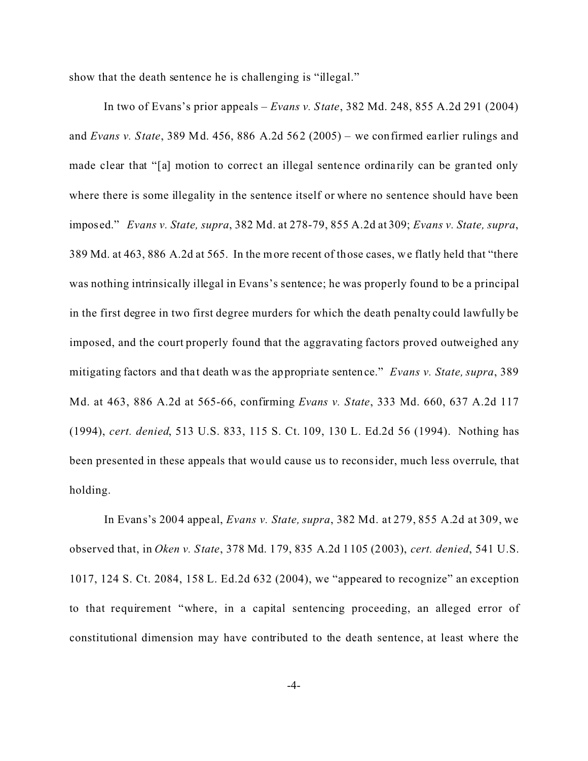show that the death sentence he is challenging is "illegal."

In two of Evans's prior appeals – *Evans v. State*, 382 Md. 248, 855 A.2d 291 (2004) and *Evans v. State*, 389 Md. 456, 886 A.2d 562 (2005) – we confirmed earlier rulings and made clear that "[a] motion to correct an illegal sentence ordinarily can be granted only where there is some illegality in the sentence itself or where no sentence should have been imposed." *Evans v. State, supra*, 382 Md. at 278-79, 855 A.2d at 309; *Evans v. State, supra*, 389 Md. at 463, 886 A.2d at 565. In the more recent of those cases, we flatly held that "there was nothing intrinsically illegal in Evans's sentence; he was properly found to be a principal in the first degree in two first degree murders for which the death penalty could lawfully be imposed, and the court properly found that the aggravating factors proved outweighed any mitigating factors and that death was the appropriate sentence." *Evans v. State, supra*, 389 Md. at 463, 886 A.2d at 565-66, confirming *Evans v. State*, 333 Md. 660, 637 A.2d 117 (1994), *cert. denied*, 513 U.S. 833, 115 S. Ct. 109, 130 L. Ed.2d 56 (1994). Nothing has been presented in these appeals that would cause us to reconsider, much less overrule, that holding.

In Evans's 2004 appeal, *Evans v. State, supra*, 382 Md. at 279, 855 A.2d at 309, we observed that, in *Oken v. State*, 378 Md. 179, 835 A.2d 1105 (2003), *cert. denied*, 541 U.S. 1017, 124 S. Ct. 2084, 158 L. Ed.2d 632 (2004), we "appeared to recognize" an exception to that requirement "where, in a capital sentencing proceeding, an alleged error of constitutional dimension may have contributed to the death sentence, at least where the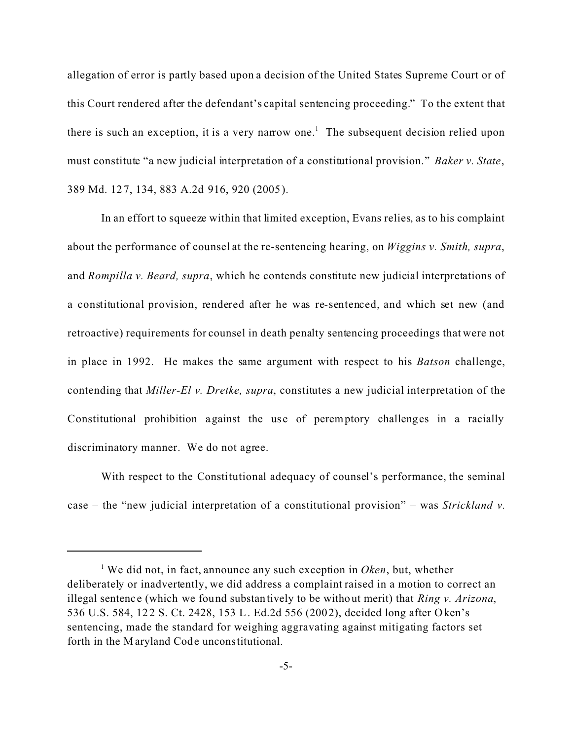allegation of error is partly based upon a decision of the United States Supreme Court or of this Court rendered after the defendant's capital sentencing proceeding." To the extent that there is such an exception, it is a very narrow one.[1] The subsequent decision relied upon must constitute "a new judicial interpretation of a constitutional provision." *Baker v. State*, 389 Md. 127, 134, 883 A.2d 916, 920 (2005).

In an effort to squeeze within that limited exception, Evans relies, as to his complaint about the performance of counsel at the re-sentencing hearing, on *Wiggins v. Smith, supra*, and *Rompilla v. Beard, supra*, which he contends constitute new judicial interpretations of a constitutional provision, rendered after he was re-sentenced, and which set new (and retroactive) requirements for counsel in death penalty sentencing proceedings that were not in place in 1992. He makes the same argument with respect to his *Batson* challenge, contending that *Miller-El v. Dretke, supra*, constitutes a new judicial interpretation of the Constitutional prohibition against the use of peremptory challenges in a racially discriminatory manner. We do not agree.

With respect to the Constitutional adequacy of counsel's performance, the seminal case – the "new judicial interpretation of a constitutional provision" – was *Strickland v.*

---

[1] We did not, in fact, announce any such exception in *Oken*, but, whether deliberately or inadvertently, we did address a complaint raised in a motion to correct an illegal sentence (which we found substantively to be without merit) that *Ring v. Arizona*, 536 U.S. 584, 122 S. Ct. 2428, 153 L. Ed.2d 556 (2002), decided long after Oken's sentencing, made the standard for weighing aggravating against mitigating factors set forth in the Maryland Code unconstitutional.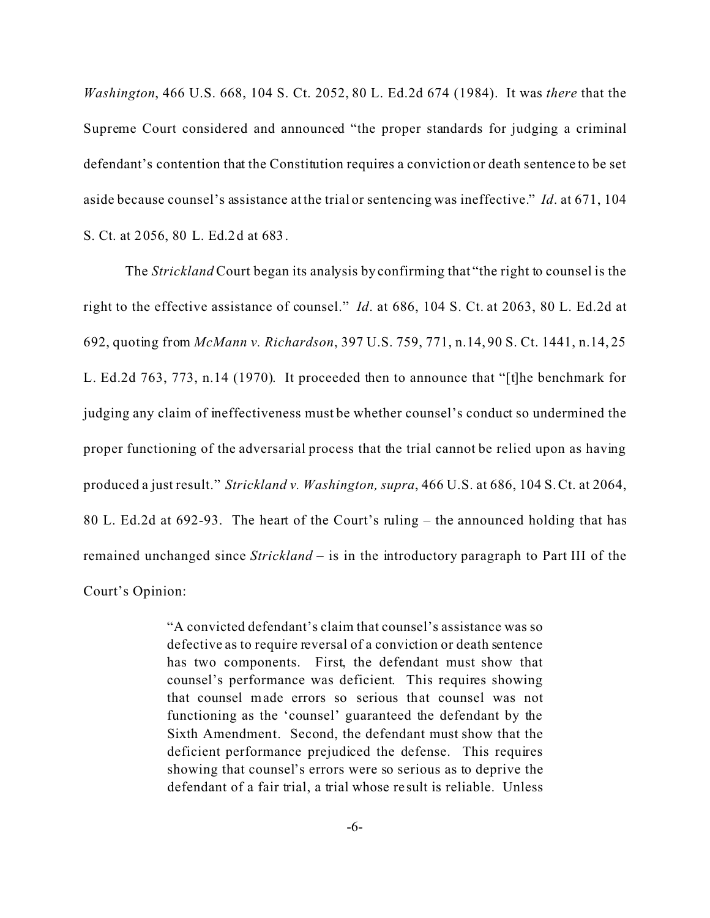*Washington*, 466 U.S. 668, 104 S. Ct. 2052, 80 L. Ed.2d 674 (1984). It was *there* that the Supreme Court considered and announced "the proper standards for judging a criminal defendant's contention that the Constitution requires a conviction or death sentence to be set aside because counsel's assistance at the trial or sentencing was ineffective." *Id*. at 671, 104 S. Ct. at 2056, 80 L. Ed.2d at 683.

The *Strickland* Court began its analysis by confirming that "the right to counsel is the right to the effective assistance of counsel." *Id*. at 686, 104 S. Ct. at 2063, 80 L. Ed.2d at 692, quoting from *McMann v. Richardson*, 397 U.S. 759, 771, n.14, 90 S. Ct. 1441, n.14, 25 L. Ed.2d 763, 773, n.14 (1970). It proceeded then to announce that "[t]he benchmark for judging any claim of ineffectiveness must be whether counsel's conduct so undermined the proper functioning of the adversarial process that the trial cannot be relied upon as having produced a just result." *Strickland v. Washington, supra*, 466 U.S. at 686, 104 S.Ct. at 2064, 80 L. Ed.2d at 692-93. The heart of the Court's ruling – the announced holding that has remained unchanged since *Strickland* – is in the introductory paragraph to Part III of the Court's Opinion:

> "A convicted defendant's claim that counsel's assistance was so defective as to require reversal of a conviction or death sentence has two components. First, the defendant must show that counsel's performance was deficient. This requires showing that counsel made errors so serious that counsel was not functioning as the 'counsel' guaranteed the defendant by the Sixth Amendment. Second, the defendant must show that the deficient performance prejudiced the defense. This requires showing that counsel's errors were so serious as to deprive the defendant of a fair trial, a trial whose result is reliable. Unless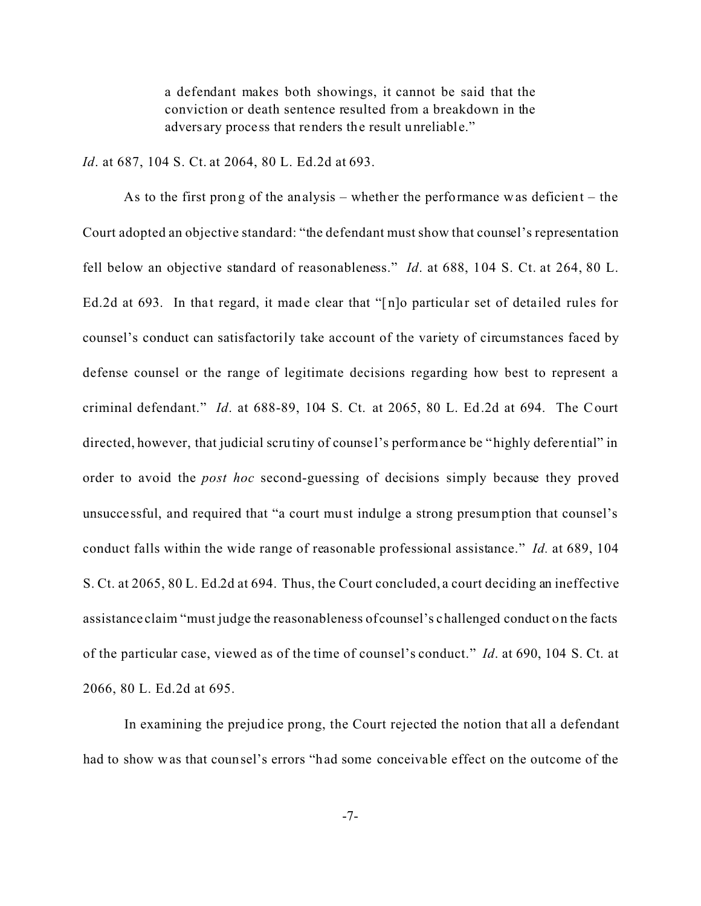> a defendant makes both showings, it cannot be said that the conviction or death sentence resulted from a breakdown in the adversary process that renders the result unreliable."

*Id*. at 687, 104 S. Ct. at 2064, 80 L. Ed.2d at 693.

As to the first prong of the analysis – whether the performance was deficient – the Court adopted an objective standard: "the defendant must show that counsel's representation fell below an objective standard of reasonableness." *Id*. at 688, 104 S. Ct. at 264, 80 L. Ed.2d at 693. In that regard, it made clear that "[n]o particular set of detailed rules for counsel's conduct can satisfactorily take account of the variety of circumstances faced by defense counsel or the range of legitimate decisions regarding how best to represent a criminal defendant." *Id*. at 688-89, 104 S. Ct. at 2065, 80 L. Ed.2d at 694. The Court directed, however, that judicial scrutiny of counsel's performance be "highly deferential" in order to avoid the *post hoc* second-guessing of decisions simply because they proved unsuccessful, and required that "a court must indulge a strong presumption that counsel's conduct falls within the wide range of reasonable professional assistance." *Id.* at 689, 104 S. Ct. at 2065, 80 L. Ed.2d at 694. Thus, the Court concluded, a court deciding an ineffective assistance claim "must judge the reasonableness of counsel's challenged conduct on the facts of the particular case, viewed as of the time of counsel's conduct." *Id*. at 690, 104 S. Ct. at 2066, 80 L. Ed.2d at 695.

In examining the prejudice prong, the Court rejected the notion that all a defendant had to show was that counsel's errors "had some conceivable effect on the outcome of the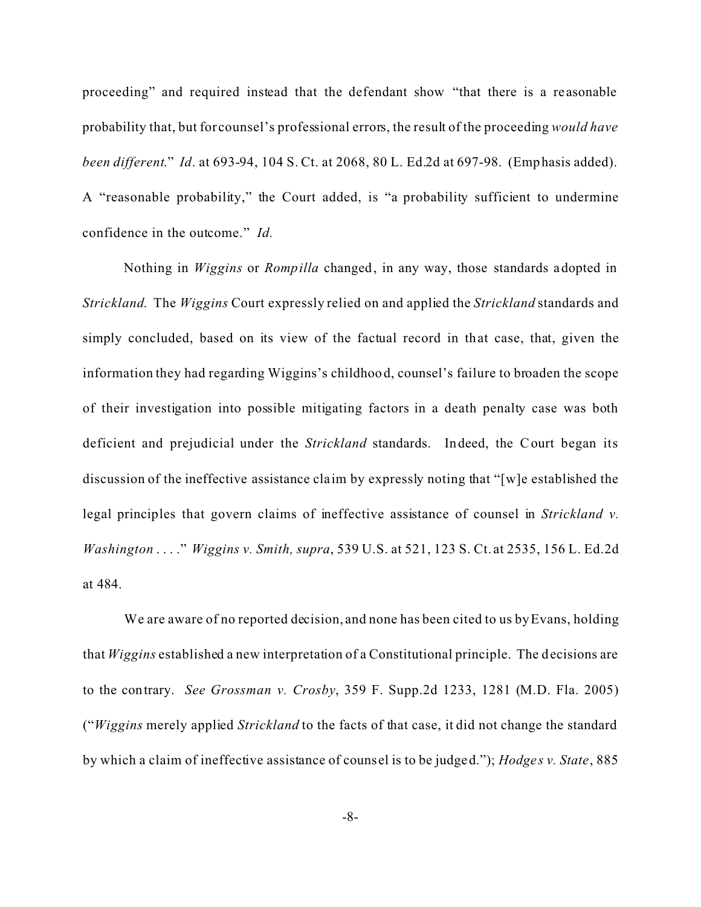proceeding" and required instead that the defendant show "that there is a reasonable probability that, but for counsel's professional errors, the result of the proceeding *would have been different*." *Id*. at 693-94, 104 S. Ct. at 2068, 80 L. Ed.2d at 697-98. (Emphasis added). A "reasonable probability," the Court added, is "a probability sufficient to undermine confidence in the outcome." *Id.*

Nothing in *Wiggins* or *Rompilla* changed, in any way, those standards adopted in *Strickland*. The *Wiggins* Court expressly relied on and applied the *Strickland* standards and simply concluded, based on its view of the factual record in that case, that, given the information they had regarding Wiggins's childhood, counsel's failure to broaden the scope of their investigation into possible mitigating factors in a death penalty case was both deficient and prejudicial under the *Strickland* standards. Indeed, the Court began its discussion of the ineffective assistance claim by expressly noting that "[w]e established the legal principles that govern claims of ineffective assistance of counsel in *Strickland v. Washington* . . . ." *Wiggins v. Smith, supra*, 539 U.S. at 521, 123 S. Ct. at 2535, 156 L. Ed.2d at 484.

We are aware of no reported decision, and none has been cited to us by Evans, holding that *Wiggins* established a new interpretation of a Constitutional principle. The decisions are to the contrary. *See Grossman v. Crosby*, 359 F. Supp.2d 1233, 1281 (M.D. Fla. 2005) ("*Wiggins* merely applied *Strickland* to the facts of that case, it did not change the standard by which a claim of ineffective assistance of counsel is to be judged."); *Hodges v. State*, 885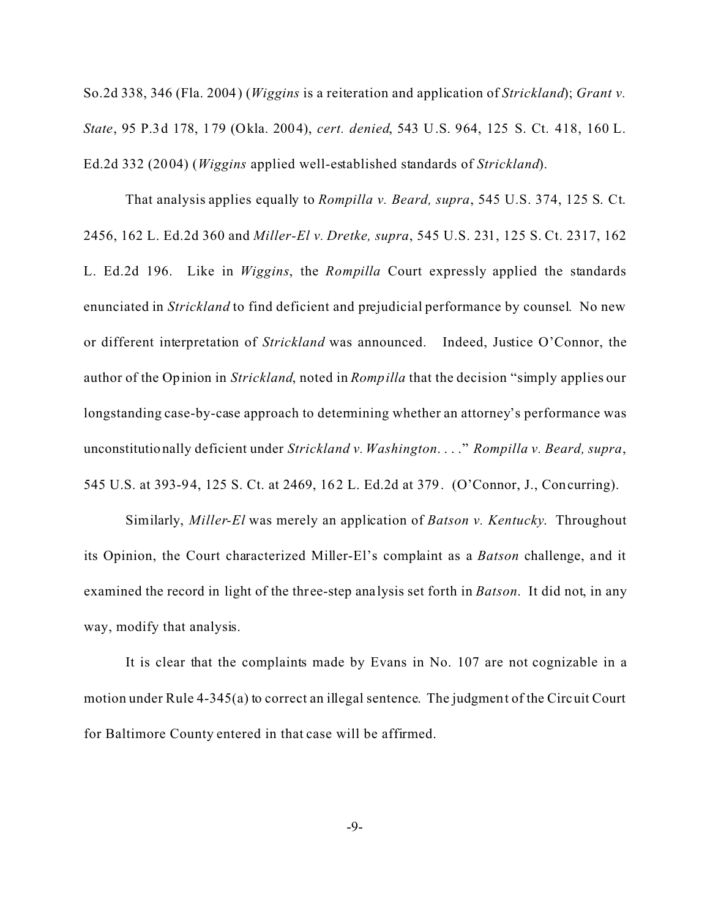So.2d 338, 346 (Fla. 2004) (*Wiggins* is a reiteration and application of *Strickland*); *Grant v. State*, 95 P.3d 178, 179 (Okla. 2004), *cert. denied*, 543 U.S. 964, 125 S. Ct. 418, 160 L. Ed.2d 332 (2004) (*Wiggins* applied well-established standards of *Strickland*).

That analysis applies equally to *Rompilla v. Beard, supra*, 545 U.S. 374, 125 S. Ct. 2456, 162 L. Ed.2d 360 and *Miller-El v. Dretke, supra*, 545 U.S. 231, 125 S. Ct. 2317, 162 L. Ed.2d 196. Like in *Wiggins*, the *Rompilla* Court expressly applied the standards enunciated in *Strickland* to find deficient and prejudicial performance by counsel. No new or different interpretation of *Strickland* was announced. Indeed, Justice O'Connor, the author of the Opinion in *Strickland*, noted in *Rompilla* that the decision "simply applies our longstanding case-by-case approach to determining whether an attorney's performance was unconstitutionally deficient under *Strickland v. Washington*. . . ." *Rompilla v. Beard, supra*, 545 U.S. at 393-94, 125 S. Ct. at 2469, 162 L. Ed.2d at 379. (O'Connor, J., Concurring).

Similarly, *Miller-El* was merely an application of *Batson v. Kentucky*. Throughout its Opinion, the Court characterized Miller-El's complaint as a *Batson* challenge, and it examined the record in light of the three-step analysis set forth in *Batson*. It did not, in any way, modify that analysis.

It is clear that the complaints made by Evans in No. 107 are not cognizable in a motion under Rule 4-345(a) to correct an illegal sentence. The judgment of the Circuit Court for Baltimore County entered in that case will be affirmed.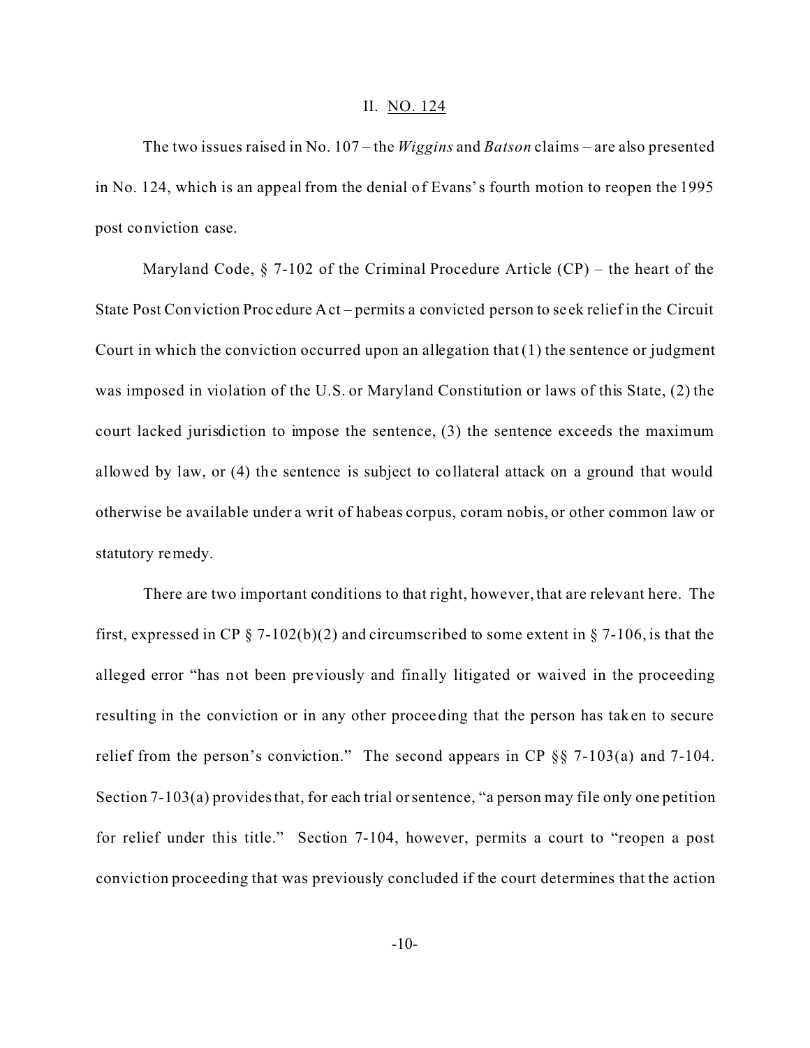## II. NO. 124

The two issues raised in No. 107 – the *Wiggins* and *Batson* claims – are also presented in No. 124, which is an appeal from the denial of Evans's fourth motion to reopen the 1995 post conviction case.

Maryland Code, § 7-102 of the Criminal Procedure Article (CP) – the heart of the State Post Conviction Procedure Act – permits a convicted person to seek relief in the Circuit Court in which the conviction occurred upon an allegation that (1) the sentence or judgment was imposed in violation of the U.S. or Maryland Constitution or laws of this State, (2) the court lacked jurisdiction to impose the sentence, (3) the sentence exceeds the maximum allowed by law, or (4) the sentence is subject to collateral attack on a ground that would otherwise be available under a writ of habeas corpus, coram nobis, or other common law or statutory remedy.

There are two important conditions to that right, however, that are relevant here. The first, expressed in CP § 7-102(b)(2) and circumscribed to some extent in § 7-106, is that the alleged error "has not been previously and finally litigated or waived in the proceeding resulting in the conviction or in any other proceeding that the person has taken to secure relief from the person's conviction." The second appears in CP §§ 7-103(a) and 7-104. Section 7-103(a) provides that, for each trial or sentence, "a person may file only one petition for relief under this title." Section 7-104, however, permits a court to "reopen a post conviction proceeding that was previously concluded if the court determines that the action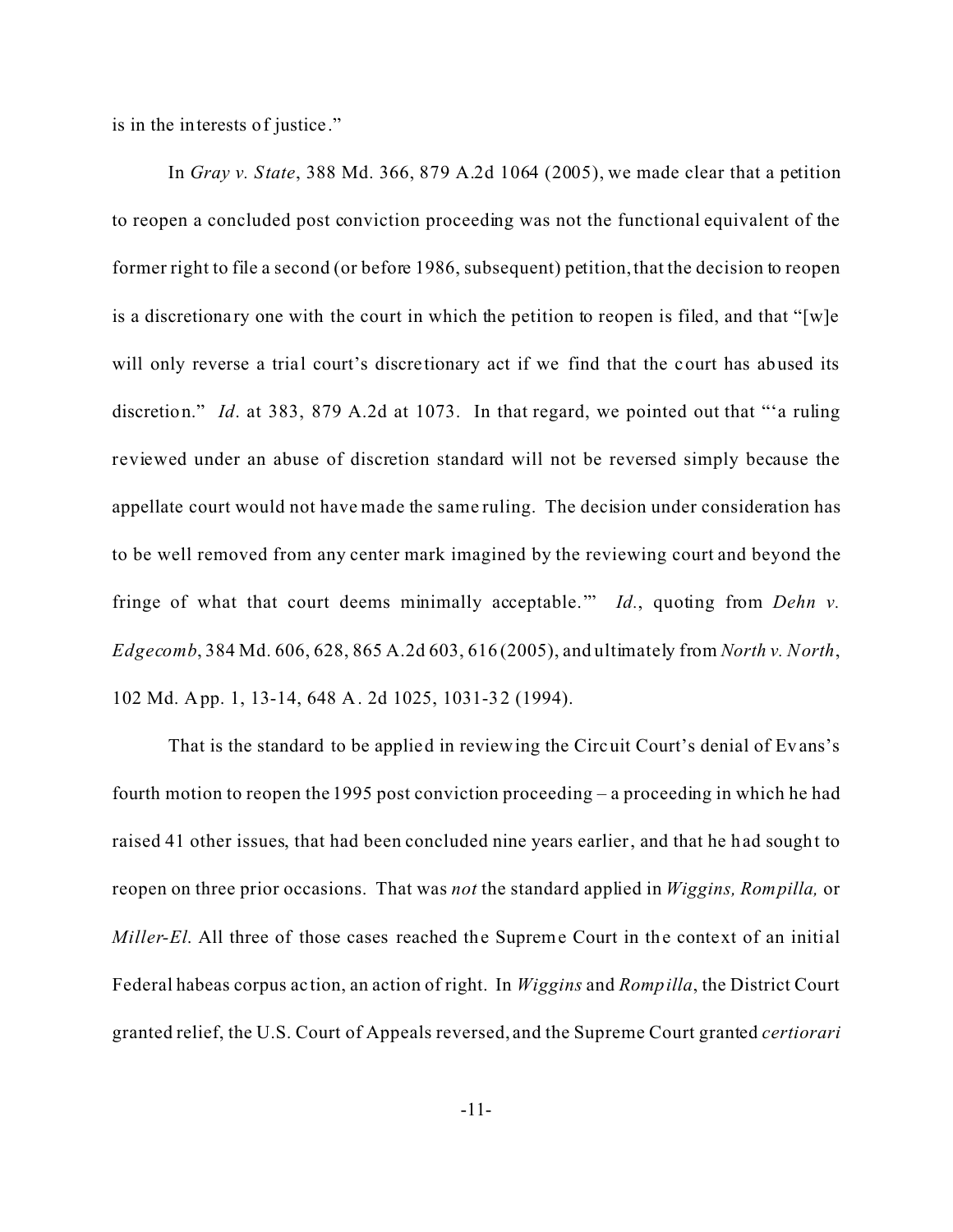is in the interests of justice."

In *Gray v. State*, 388 Md. 366, 879 A.2d 1064 (2005), we made clear that a petition to reopen a concluded post conviction proceeding was not the functional equivalent of the former right to file a second (or before 1986, subsequent) petition, that the decision to reopen is a discretionary one with the court in which the petition to reopen is filed, and that "[w]e will only reverse a trial court's discretionary act if we find that the court has abused its discretion." *Id*. at 383, 879 A.2d at 1073. In that regard, we pointed out that "'a ruling reviewed under an abuse of discretion standard will not be reversed simply because the appellate court would not have made the same ruling. The decision under consideration has to be well removed from any center mark imagined by the reviewing court and beyond the fringe of what that court deems minimally acceptable.'" *Id*., quoting from *Dehn v. Edgecomb*, 384 Md. 606, 628, 865 A.2d 603, 616 (2005), and ultimately from *North v. North*, 102 Md. App. 1, 13-14, 648 A. 2d 1025, 1031-32 (1994).

That is the standard to be applied in reviewing the Circuit Court's denial of Evans's fourth motion to reopen the 1995 post conviction proceeding – a proceeding in which he had raised 41 other issues, that had been concluded nine years earlier, and that he had sought to reopen on three prior occasions. That was *not* the standard applied in *Wiggins, Rompilla,* or *Miller-El*. All three of those cases reached the Supreme Court in the context of an initial Federal habeas corpus action, an action of right. In *Wiggins* and *Rompilla*, the District Court granted relief, the U.S. Court of Appeals reversed, and the Supreme Court granted *certiorari*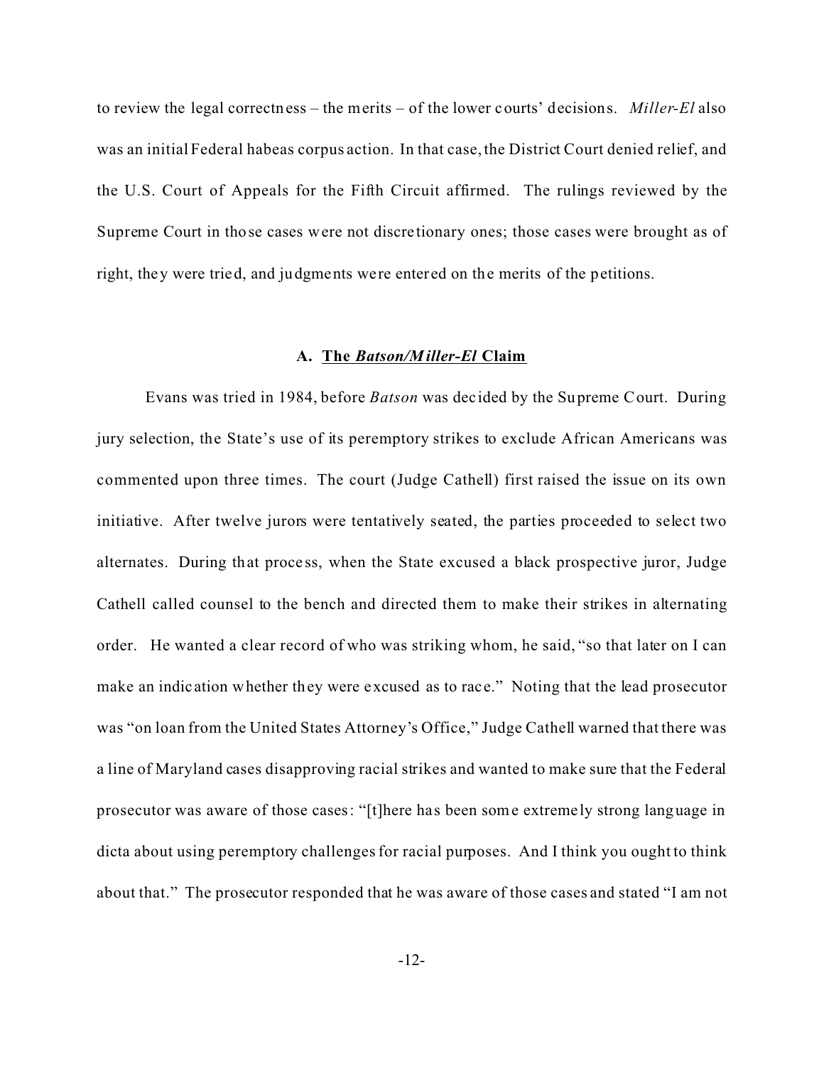to review the legal correctness – the merits – of the lower courts' decisions. *Miller-El* also was an initial Federal habeas corpus action. In that case, the District Court denied relief, and the U.S. Court of Appeals for the Fifth Circuit affirmed. The rulings reviewed by the Supreme Court in those cases were not discretionary ones; those cases were brought as of right, they were tried, and judgments were entered on the merits of the petitions.

### A. <u>The *Batson/Miller-El* Claim</u>

Evans was tried in 1984, before *Batson* was decided by the Supreme Court. During jury selection, the State's use of its peremptory strikes to exclude African Americans was commented upon three times. The court (Judge Cathell) first raised the issue on its own initiative. After twelve jurors were tentatively seated, the parties proceeded to select two alternates. During that process, when the State excused a black prospective juror, Judge Cathell called counsel to the bench and directed them to make their strikes in alternating order. He wanted a clear record of who was striking whom, he said, "so that later on I can make an indication whether they were excused as to race." Noting that the lead prosecutor was "on loan from the United States Attorney's Office," Judge Cathell warned that there was a line of Maryland cases disapproving racial strikes and wanted to make sure that the Federal prosecutor was aware of those cases: "[t]here has been some extremely strong language in dicta about using peremptory challenges for racial purposes. And I think you ought to think about that." The prosecutor responded that he was aware of those cases and stated "I am not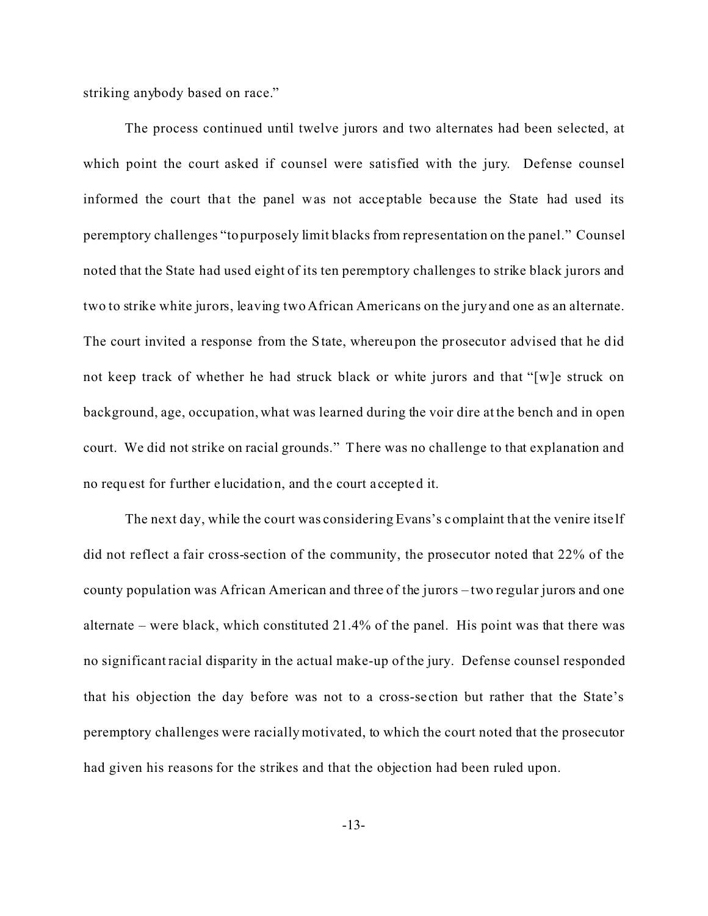striking anybody based on race."

The process continued until twelve jurors and two alternates had been selected, at which point the court asked if counsel were satisfied with the jury. Defense counsel informed the court that the panel was not acceptable because the State had used its peremptory challenges "to purposely limit blacks from representation on the panel." Counsel noted that the State had used eight of its ten peremptory challenges to strike black jurors and two to strike white jurors, leaving two African Americans on the jury and one as an alternate. The court invited a response from the State, whereupon the prosecutor advised that he did not keep track of whether he had struck black or white jurors and that "[w]e struck on background, age, occupation, what was learned during the voir dire at the bench and in open court. We did not strike on racial grounds." There was no challenge to that explanation and no request for further elucidation, and the court accepted it.

The next day, while the court was considering Evans's complaint that the venire itself did not reflect a fair cross-section of the community, the prosecutor noted that 22% of the county population was African American and three of the jurors – two regular jurors and one alternate – were black, which constituted 21.4% of the panel. His point was that there was no significant racial disparity in the actual make-up of the jury. Defense counsel responded that his objection the day before was not to a cross-section but rather that the State's peremptory challenges were racially motivated, to which the court noted that the prosecutor had given his reasons for the strikes and that the objection had been ruled upon.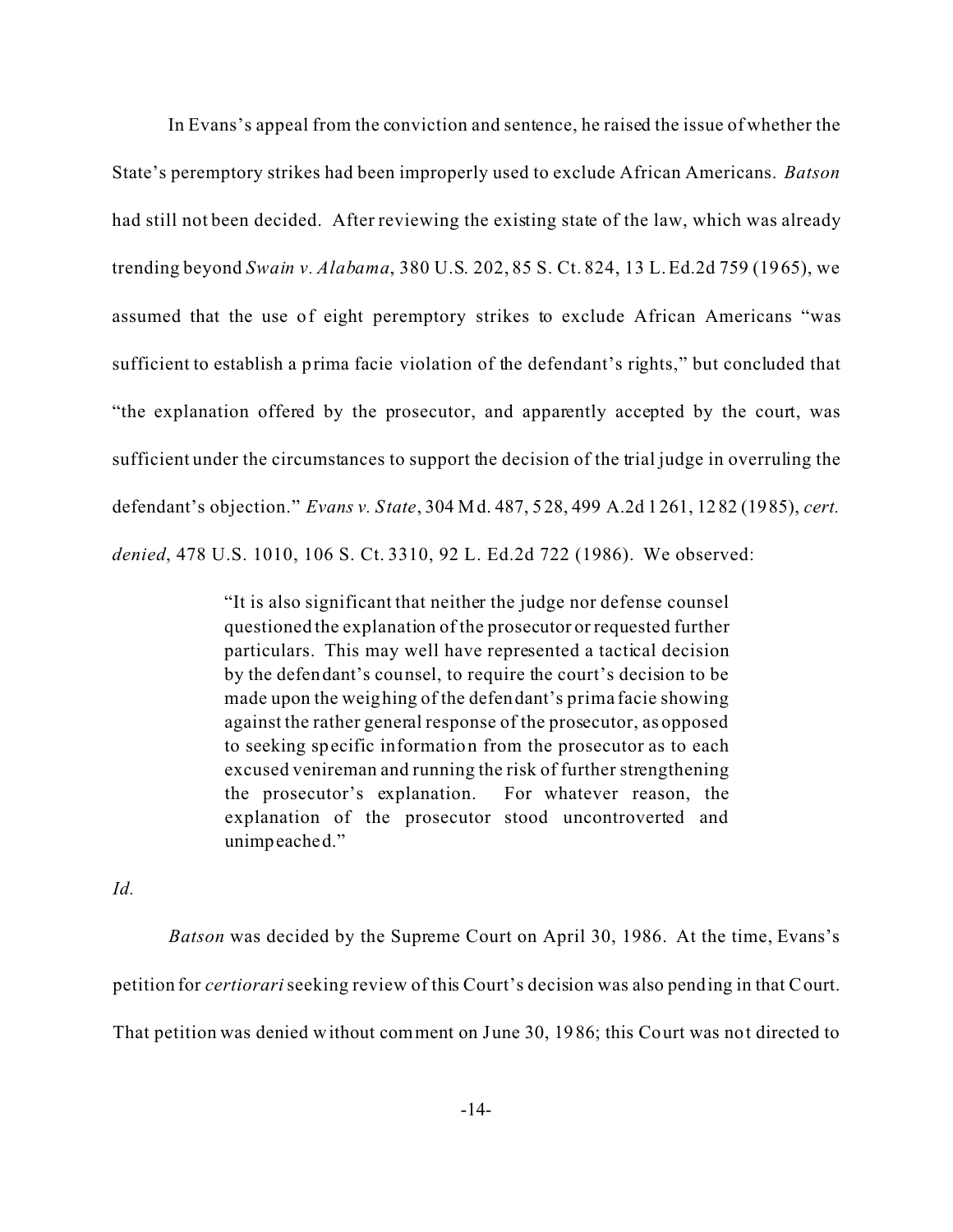In Evans's appeal from the conviction and sentence, he raised the issue of whether the State's peremptory strikes had been improperly used to exclude African Americans. *Batson* had still not been decided. After reviewing the existing state of the law, which was already trending beyond *Swain v. Alabama*, 380 U.S. 202, 85 S. Ct. 824, 13 L.Ed.2d 759 (1965), we assumed that the use of eight peremptory strikes to exclude African Americans "was sufficient to establish a prima facie violation of the defendant's rights," but concluded that "the explanation offered by the prosecutor, and apparently accepted by the court, was sufficient under the circumstances to support the decision of the trial judge in overruling the defendant's objection." *Evans v. State*, 304 Md. 487, 528, 499 A.2d 1261, 1282 (1985), *cert. denied*, 478 U.S. 1010, 106 S. Ct. 3310, 92 L. Ed.2d 722 (1986). We observed:

> "It is also significant that neither the judge nor defense counsel questioned the explanation of the prosecutor or requested further particulars. This may well have represented a tactical decision by the defendant's counsel, to require the court's decision to be made upon the weighing of the defendant's prima facie showing against the rather general response of the prosecutor, as opposed to seeking specific information from the prosecutor as to each excused venireman and running the risk of further strengthening the prosecutor's explanation. For whatever reason, the explanation of the prosecutor stood uncontroverted and unimpeached."

*Id.*

*Batson* was decided by the Supreme Court on April 30, 1986. At the time, Evans's petition for *certiorari* seeking review of this Court's decision was also pending in that Court. That petition was denied without comment on June 30, 1986; this Court was not directed to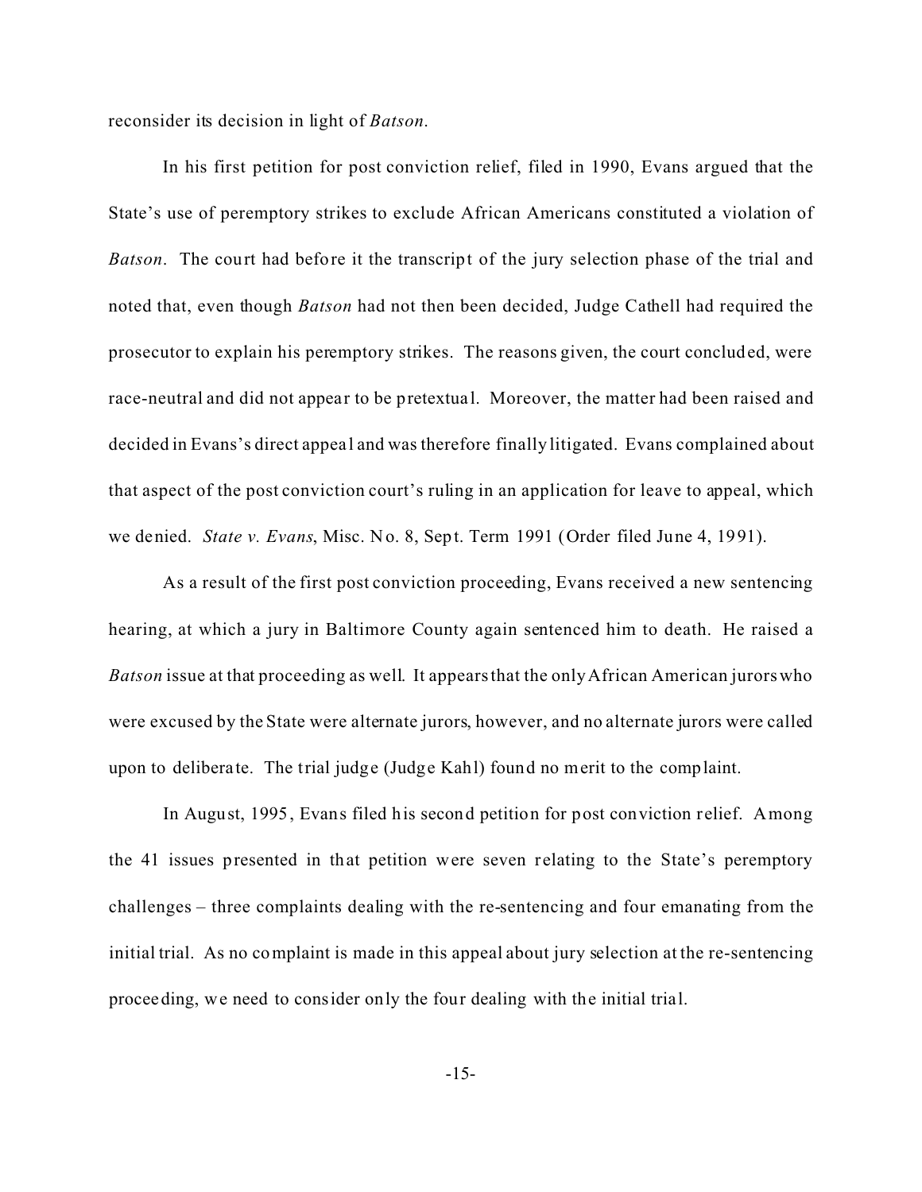reconsider its decision in light of *Batson*.

In his first petition for post conviction relief, filed in 1990, Evans argued that the State's use of peremptory strikes to exclude African Americans constituted a violation of *Batson*. The court had before it the transcript of the jury selection phase of the trial and noted that, even though *Batson* had not then been decided, Judge Cathell had required the prosecutor to explain his peremptory strikes. The reasons given, the court concluded, were race-neutral and did not appear to be pretextual. Moreover, the matter had been raised and decided in Evans's direct appeal and was therefore finally litigated. Evans complained about that aspect of the post conviction court's ruling in an application for leave to appeal, which we denied. *State v. Evans*, Misc. No. 8, Sept. Term 1991 (Order filed June 4, 1991).

As a result of the first post conviction proceeding, Evans received a new sentencing hearing, at which a jury in Baltimore County again sentenced him to death. He raised a *Batson* issue at that proceeding as well. It appears that the only African American jurors who were excused by the State were alternate jurors, however, and no alternate jurors were called upon to deliberate. The trial judge (Judge Kahl) found no merit to the complaint.

In August, 1995, Evans filed his second petition for post conviction relief. Among the 41 issues presented in that petition were seven relating to the State's peremptory challenges – three complaints dealing with the re-sentencing and four emanating from the initial trial. As no complaint is made in this appeal about jury selection at the re-sentencing proceeding, we need to consider only the four dealing with the initial trial.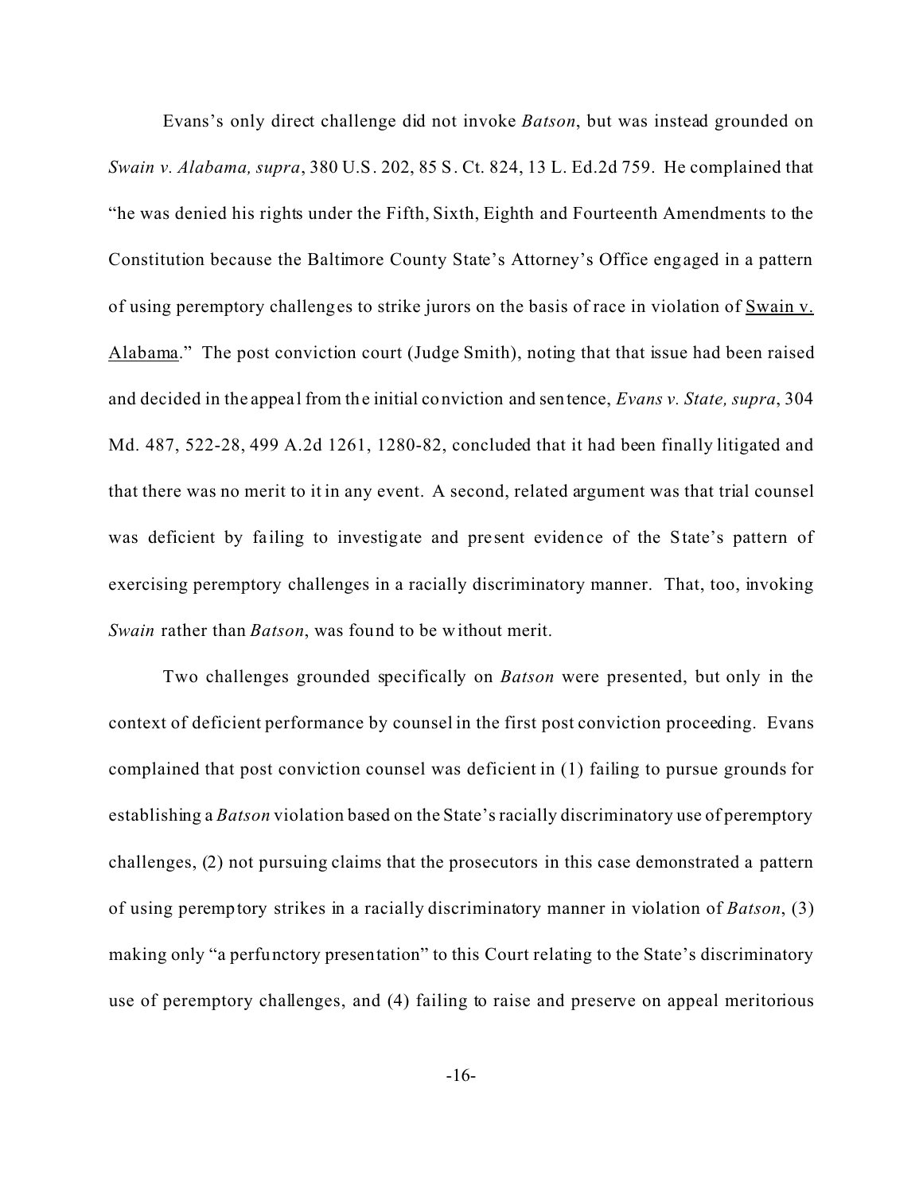Evans's only direct challenge did not invoke *Batson*, but was instead grounded on *Swain v. Alabama, supra*, 380 U.S. 202, 85 S. Ct. 824, 13 L. Ed.2d 759. He complained that "he was denied his rights under the Fifth, Sixth, Eighth and Fourteenth Amendments to the Constitution because the Baltimore County State's Attorney's Office engaged in a pattern of using peremptory challenges to strike jurors on the basis of race in violation of Swain v. Alabama." The post conviction court (Judge Smith), noting that that issue had been raised and decided in the appeal from the initial conviction and sentence, *Evans v. State, supra*, 304 Md. 487, 522-28, 499 A.2d 1261, 1280-82, concluded that it had been finally litigated and that there was no merit to it in any event. A second, related argument was that trial counsel was deficient by failing to investigate and present evidence of the State's pattern of exercising peremptory challenges in a racially discriminatory manner. That, too, invoking *Swain* rather than *Batson*, was found to be without merit.

Two challenges grounded specifically on *Batson* were presented, but only in the context of deficient performance by counsel in the first post conviction proceeding. Evans complained that post conviction counsel was deficient in (1) failing to pursue grounds for establishing a *Batson* violation based on the State's racially discriminatory use of peremptory challenges, (2) not pursuing claims that the prosecutors in this case demonstrated a pattern of using peremptory strikes in a racially discriminatory manner in violation of *Batson*, (3) making only "a perfunctory presentation" to this Court relating to the State's discriminatory use of peremptory challenges, and (4) failing to raise and preserve on appeal meritorious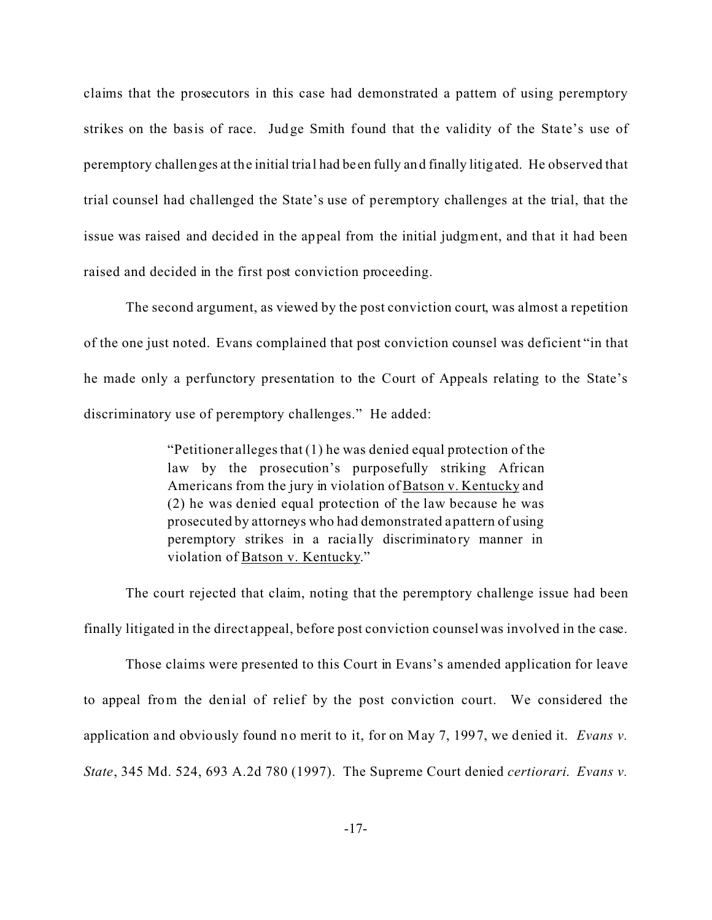claims that the prosecutors in this case had demonstrated a pattern of using peremptory strikes on the basis of race. Judge Smith found that the validity of the State's use of peremptory challenges at the initial trial had been fully and finally litigated. He observed that trial counsel had challenged the State's use of peremptory challenges at the trial, that the issue was raised and decided in the appeal from the initial judgment, and that it had been raised and decided in the first post conviction proceeding.

The second argument, as viewed by the post conviction court, was almost a repetition of the one just noted. Evans complained that post conviction counsel was deficient "in that he made only a perfunctory presentation to the Court of Appeals relating to the State's discriminatory use of peremptory challenges." He added:

> "Petitioner alleges that (1) he was denied equal protection of the law by the prosecution's purposefully striking African Americans from the jury in violation of Batson v. Kentucky and (2) he was denied equal protection of the law because he was prosecuted by attorneys who had demonstrated a pattern of using peremptory strikes in a racially discriminatory manner in violation of Batson v. Kentucky."

The court rejected that claim, noting that the peremptory challenge issue had been finally litigated in the direct appeal, before post conviction counsel was involved in the case.

Those claims were presented to this Court in Evans's amended application for leave to appeal from the denial of relief by the post conviction court. We considered the application and obviously found no merit to it, for on May 7, 1997, we denied it. *Evans v. State*, 345 Md. 524, 693 A.2d 780 (1997). The Supreme Court denied *certiorari*. *Evans v.*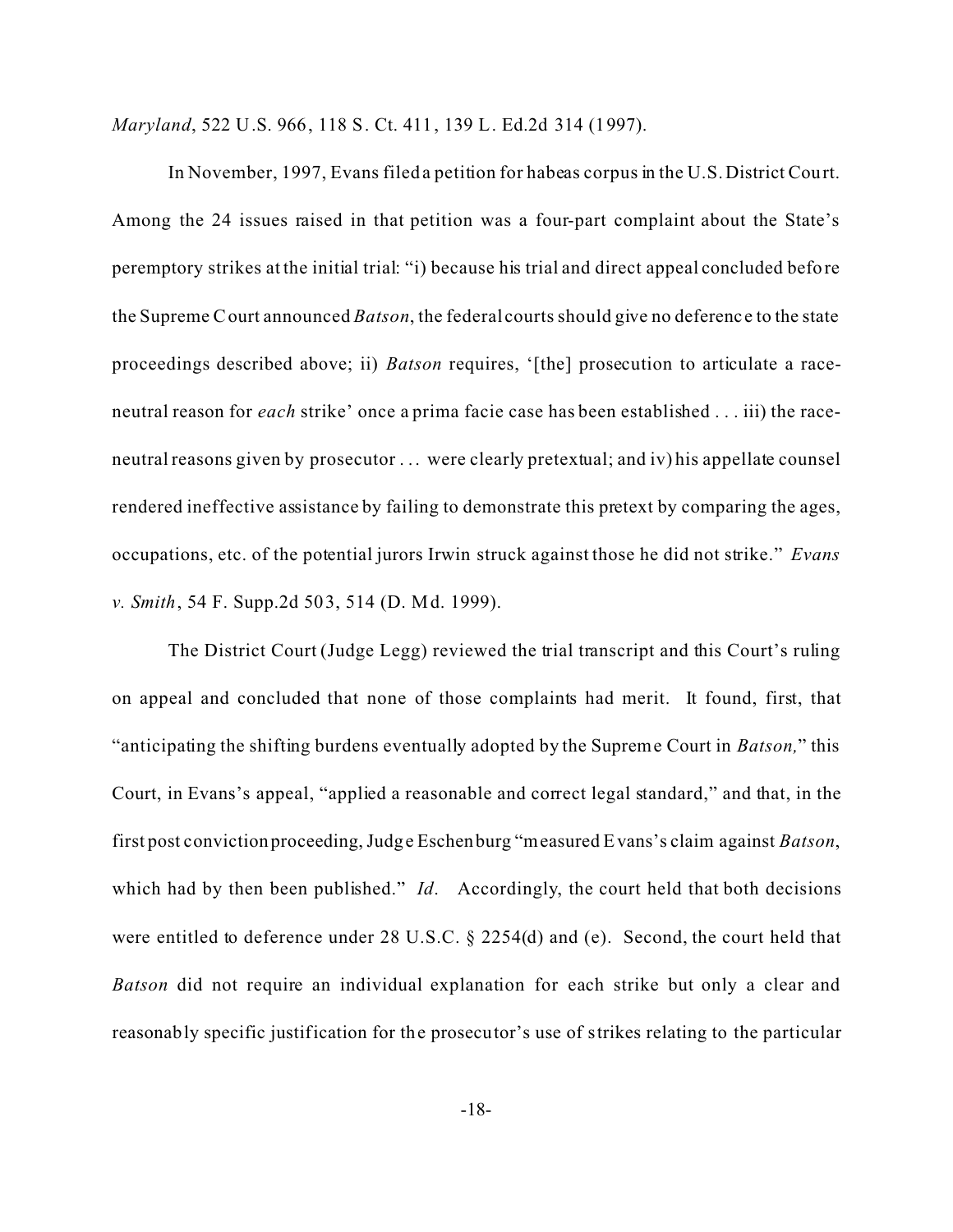*Maryland*, 522 U.S. 966, 118 S. Ct. 411, 139 L. Ed.2d 314 (1997).

In November, 1997, Evans filed a petition for habeas corpus in the U.S. District Court. Among the 24 issues raised in that petition was a four-part complaint about the State's peremptory strikes at the initial trial: "i) because his trial and direct appeal concluded before the Supreme Court announced *Batson*, the federal courts should give no deference to the state proceedings described above; ii) *Batson* requires, '[the] prosecution to articulate a race-neutral reason for *each* strike' once a prima facie case has been established . . . iii) the race-neutral reasons given by prosecutor . . . were clearly pretextual; and iv) his appellate counsel rendered ineffective assistance by failing to demonstrate this pretext by comparing the ages, occupations, etc. of the potential jurors Irwin struck against those he did not strike." *Evans v. Smith*, 54 F. Supp.2d 503, 514 (D. Md. 1999).

The District Court (Judge Legg) reviewed the trial transcript and this Court's ruling on appeal and concluded that none of those complaints had merit. It found, first, that "anticipating the shifting burdens eventually adopted by the Supreme Court in *Batson,*" this Court, in Evans's appeal, "applied a reasonable and correct legal standard," and that, in the first post conviction proceeding, Judge Eschenburg "measured Evans's claim against *Batson*, which had by then been published." *Id*. Accordingly, the court held that both decisions were entitled to deference under 28 U.S.C. § 2254(d) and (e). Second, the court held that *Batson* did not require an individual explanation for each strike but only a clear and reasonably specific justification for the prosecutor's use of strikes relating to the particular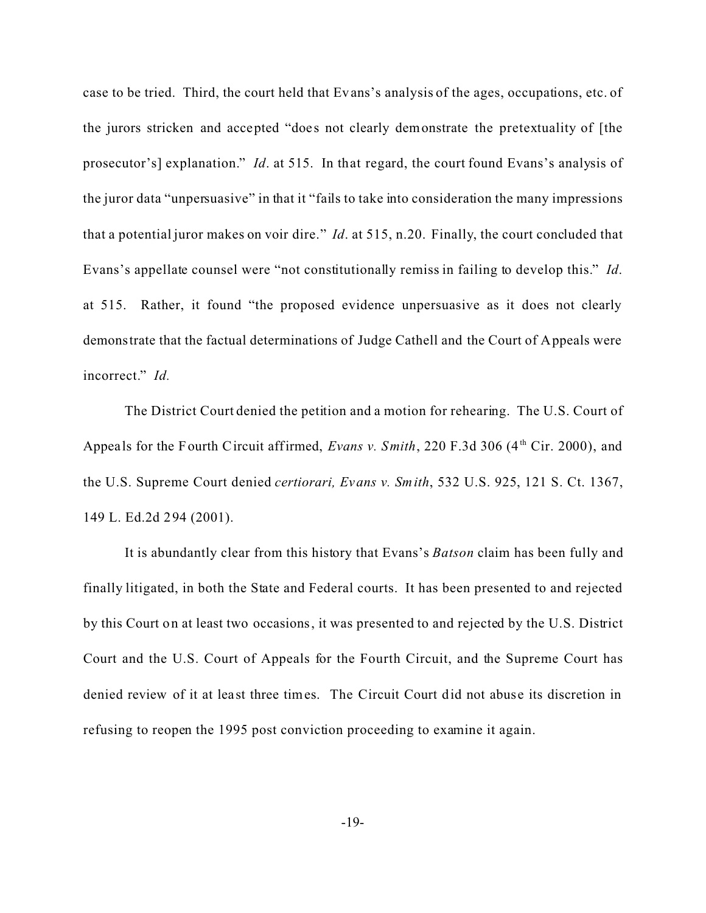case to be tried. Third, the court held that Evans's analysis of the ages, occupations, etc. of the jurors stricken and accepted "does not clearly demonstrate the pretextuality of [the prosecutor's] explanation." *Id*. at 515. In that regard, the court found Evans's analysis of the juror data "unpersuasive" in that it "fails to take into consideration the many impressions that a potential juror makes on voir dire." *Id*. at 515, n.20. Finally, the court concluded that Evans's appellate counsel were "not constitutionally remiss in failing to develop this." *Id*. at 515. Rather, it found "the proposed evidence unpersuasive as it does not clearly demonstrate that the factual determinations of Judge Cathell and the Court of Appeals were incorrect." *Id.*

The District Court denied the petition and a motion for rehearing. The U.S. Court of Appeals for the Fourth Circuit affirmed, *Evans v. Smith*, 220 F.3d 306 (4th Cir. 2000), and the U.S. Supreme Court denied *certiorari, Evans v. Smith*, 532 U.S. 925, 121 S. Ct. 1367, 149 L. Ed.2d 294 (2001).

It is abundantly clear from this history that Evans's *Batson* claim has been fully and finally litigated, in both the State and Federal courts. It has been presented to and rejected by this Court on at least two occasions, it was presented to and rejected by the U.S. District Court and the U.S. Court of Appeals for the Fourth Circuit, and the Supreme Court has denied review of it at least three times. The Circuit Court did not abuse its discretion in refusing to reopen the 1995 post conviction proceeding to examine it again.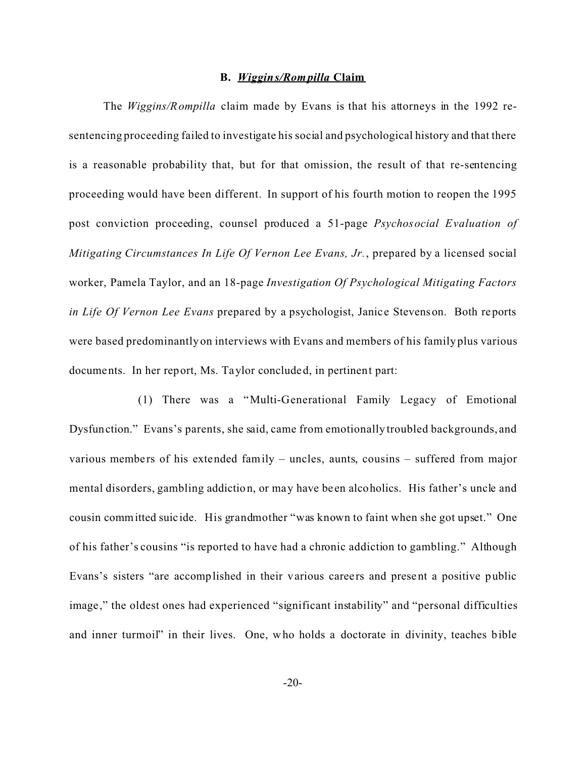### B. *Wiggins/Rompilla* Claim

The *Wiggins/Rompilla* claim made by Evans is that his attorneys in the 1992 re-sentencing proceeding failed to investigate his social and psychological history and that there is a reasonable probability that, but for that omission, the result of that re-sentencing proceeding would have been different. In support of his fourth motion to reopen the 1995 post conviction proceeding, counsel produced a 51-page *Psychosocial Evaluation of Mitigating Circumstances In Life Of Vernon Lee Evans, Jr.*, prepared by a licensed social worker, Pamela Taylor, and an 18-page *Investigation Of Psychological Mitigating Factors in Life Of Vernon Lee Evans* prepared by a psychologist, Janice Stevenson. Both reports were based predominantly on interviews with Evans and members of his family plus various documents. In her report, Ms. Taylor concluded, in pertinent part:

(1) There was a "Multi-Generational Family Legacy of Emotional Dysfunction." Evans's parents, she said, came from emotionally troubled backgrounds, and various members of his extended family – uncles, aunts, cousins – suffered from major mental disorders, gambling addiction, or may have been alcoholics. His father's uncle and cousin committed suicide. His grandmother "was known to faint when she got upset." One of his father's cousins "is reported to have had a chronic addiction to gambling." Although Evans's sisters "are accomplished in their various careers and present a positive public image," the oldest ones had experienced "significant instability" and "personal difficulties and inner turmoil" in their lives. One, who holds a doctorate in divinity, teaches bible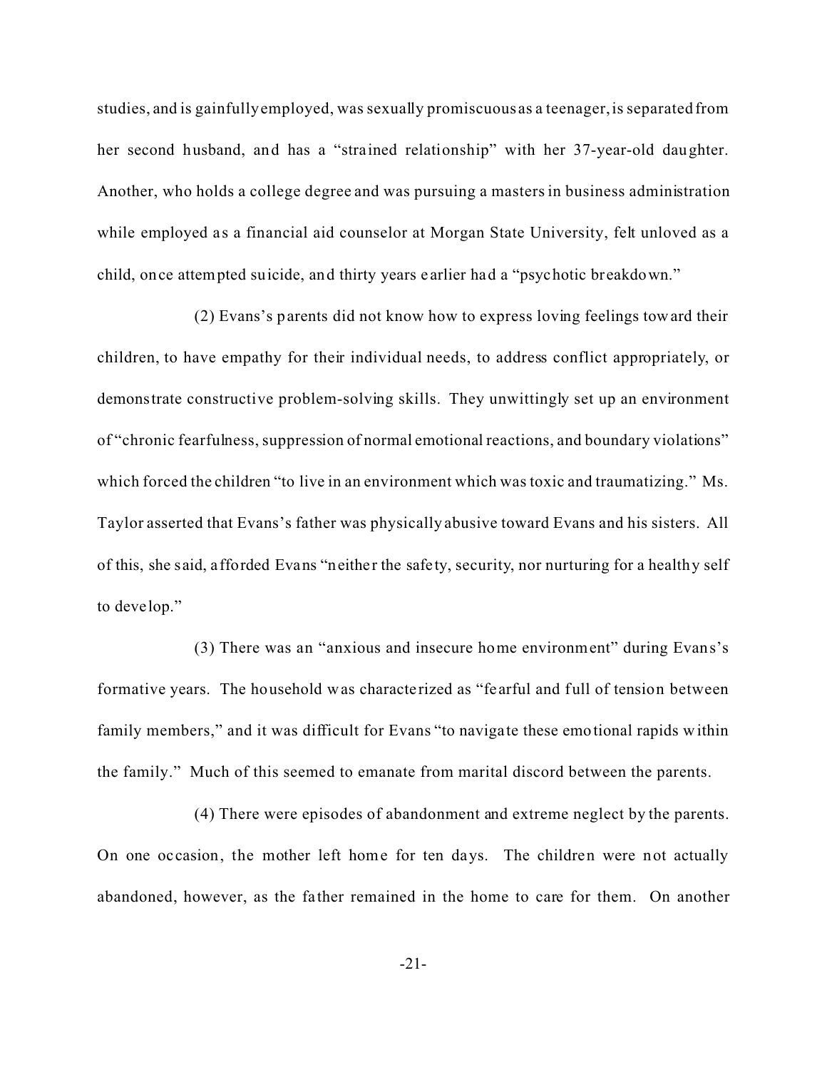studies, and is gainfully employed, was sexually promiscuous as a teenager, is separated from her second husband, and has a "strained relationship" with her 37-year-old daughter. Another, who holds a college degree and was pursuing a masters in business administration while employed as a financial aid counselor at Morgan State University, felt unloved as a child, once attempted suicide, and thirty years earlier had a "psychotic breakdown."

(2) Evans's parents did not know how to express loving feelings toward their children, to have empathy for their individual needs, to address conflict appropriately, or demonstrate constructive problem-solving skills. They unwittingly set up an environment of "chronic fearfulness, suppression of normal emotional reactions, and boundary violations" which forced the children "to live in an environment which was toxic and traumatizing." Ms. Taylor asserted that Evans's father was physically abusive toward Evans and his sisters. All of this, she said, afforded Evans "neither the safety, security, nor nurturing for a healthy self to develop."

(3) There was an "anxious and insecure home environment" during Evans's formative years. The household was characterized as "fearful and full of tension between family members," and it was difficult for Evans "to navigate these emotional rapids within the family." Much of this seemed to emanate from marital discord between the parents.

(4) There were episodes of abandonment and extreme neglect by the parents. On one occasion, the mother left home for ten days. The children were not actually abandoned, however, as the father remained in the home to care for them. On another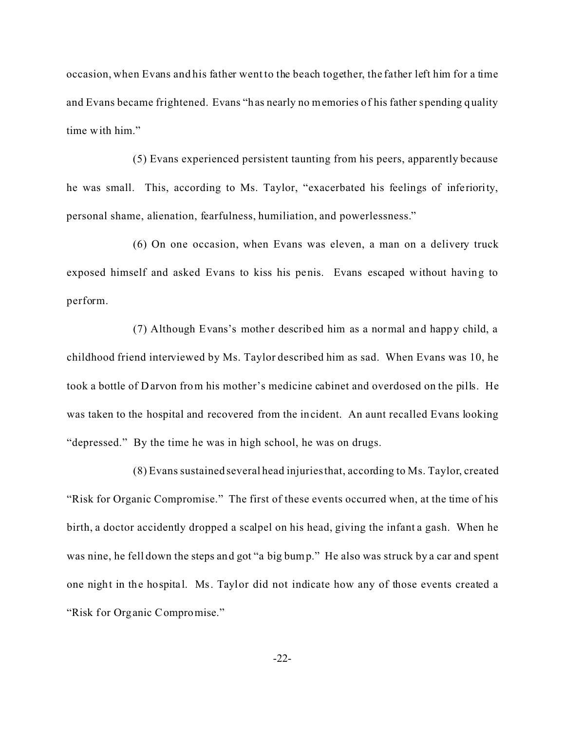occasion, when Evans and his father went to the beach together, the father left him for a time and Evans became frightened. Evans "has nearly no memories of his father spending quality time with him."

(5) Evans experienced persistent taunting from his peers, apparently because he was small. This, according to Ms. Taylor, "exacerbated his feelings of inferiority, personal shame, alienation, fearfulness, humiliation, and powerlessness."

(6) On one occasion, when Evans was eleven, a man on a delivery truck exposed himself and asked Evans to kiss his penis. Evans escaped without having to perform.

(7) Although Evans's mother described him as a normal and happy child, a childhood friend interviewed by Ms. Taylor described him as sad. When Evans was 10, he took a bottle of Darvon from his mother's medicine cabinet and overdosed on the pills. He was taken to the hospital and recovered from the incident. An aunt recalled Evans looking "depressed." By the time he was in high school, he was on drugs.

(8) Evans sustained several head injuries that, according to Ms. Taylor, created "Risk for Organic Compromise." The first of these events occurred when, at the time of his birth, a doctor accidently dropped a scalpel on his head, giving the infant a gash. When he was nine, he fell down the steps and got "a big bump." He also was struck by a car and spent one night in the hospital. Ms. Taylor did not indicate how any of those events created a "Risk for Organic Compromise."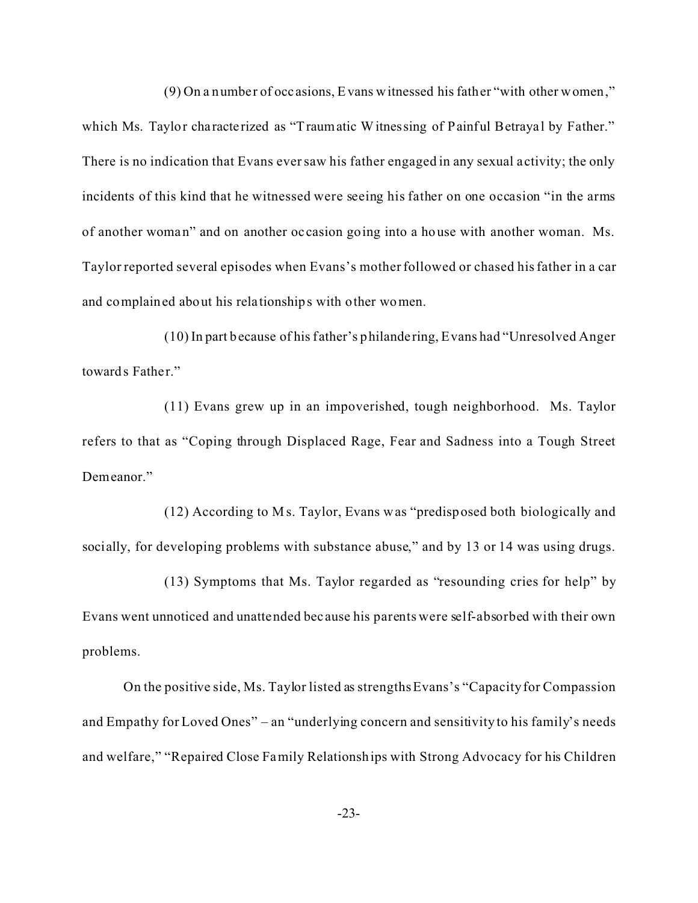(9) On a number of occasions, Evans witnessed his father "with other women," which Ms. Taylor characterized as "Traumatic Witnessing of Painful Betrayal by Father." There is no indication that Evans ever saw his father engaged in any sexual activity; the only incidents of this kind that he witnessed were seeing his father on one occasion "in the arms of another woman" and on another occasion going into a house with another woman. Ms. Taylor reported several episodes when Evans's mother followed or chased his father in a car and complained about his relationships with other women.

(10) In part because of his father's philandering, Evans had "Unresolved Anger towards Father."

(11) Evans grew up in an impoverished, tough neighborhood. Ms. Taylor refers to that as "Coping through Displaced Rage, Fear and Sadness into a Tough Street Demeanor."

(12) According to Ms. Taylor, Evans was "predisposed both biologically and socially, for developing problems with substance abuse," and by 13 or 14 was using drugs.

(13) Symptoms that Ms. Taylor regarded as "resounding cries for help" by Evans went unnoticed and unattended because his parents were self-absorbed with their own problems.

On the positive side, Ms. Taylor listed as strengths Evans's "Capacity for Compassion and Empathy for Loved Ones" – an "underlying concern and sensitivity to his family's needs and welfare," "Repaired Close Family Relationships with Strong Advocacy for his Children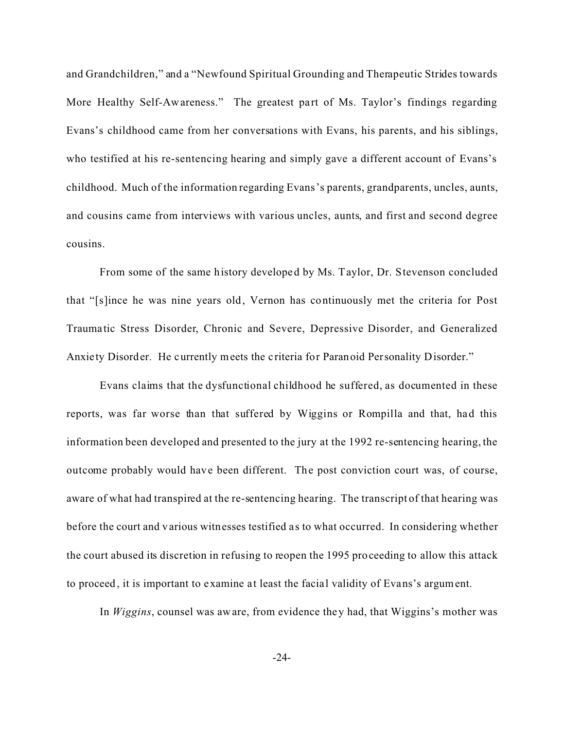and Grandchildren," and a "Newfound Spiritual Grounding and Therapeutic Strides towards More Healthy Self-Awareness." The greatest part of Ms. Taylor's findings regarding Evans's childhood came from her conversations with Evans, his parents, and his siblings, who testified at his re-sentencing hearing and simply gave a different account of Evans's childhood. Much of the information regarding Evans's parents, grandparents, uncles, aunts, and cousins came from interviews with various uncles, aunts, and first and second degree cousins.

From some of the same history developed by Ms. Taylor, Dr. Stevenson concluded that "[s]ince he was nine years old, Vernon has continuously met the criteria for Post Traumatic Stress Disorder, Chronic and Severe, Depressive Disorder, and Generalized Anxiety Disorder. He currently meets the criteria for Paranoid Personality Disorder."

Evans claims that the dysfunctional childhood he suffered, as documented in these reports, was far worse than that suffered by Wiggins or Rompilla and that, had this information been developed and presented to the jury at the 1992 re-sentencing hearing, the outcome probably would have been different. The post conviction court was, of course, aware of what had transpired at the re-sentencing hearing. The transcript of that hearing was before the court and various witnesses testified as to what occurred. In considering whether the court abused its discretion in refusing to reopen the 1995 proceeding to allow this attack to proceed, it is important to examine at least the facial validity of Evans's argument.

In *Wiggins*, counsel was aware, from evidence they had, that Wiggins's mother was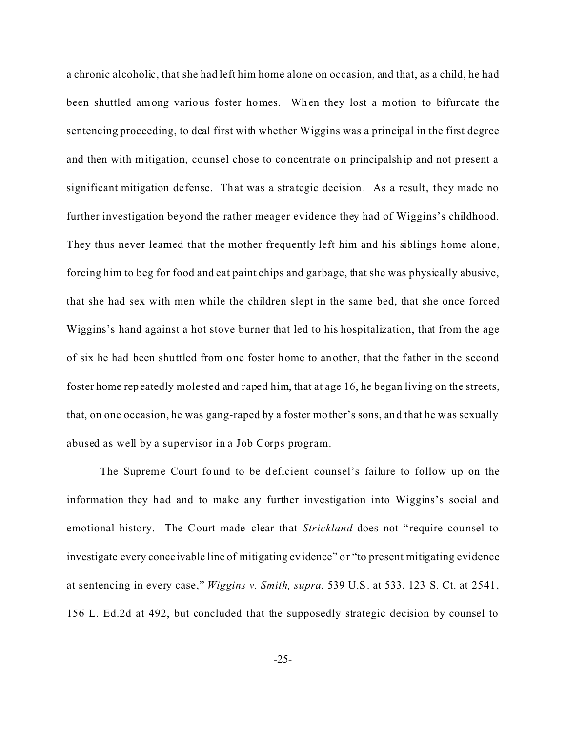a chronic alcoholic, that she had left him home alone on occasion, and that, as a child, he had been shuttled among various foster homes. When they lost a motion to bifurcate the sentencing proceeding, to deal first with whether Wiggins was a principal in the first degree and then with mitigation, counsel chose to concentrate on principalship and not present a significant mitigation defense. That was a strategic decision. As a result, they made no further investigation beyond the rather meager evidence they had of Wiggins's childhood. They thus never learned that the mother frequently left him and his siblings home alone, forcing him to beg for food and eat paint chips and garbage, that she was physically abusive, that she had sex with men while the children slept in the same bed, that she once forced Wiggins's hand against a hot stove burner that led to his hospitalization, that from the age of six he had been shuttled from one foster home to another, that the father in the second foster home repeatedly molested and raped him, that at age 16, he began living on the streets, that, on one occasion, he was gang-raped by a foster mother's sons, and that he was sexually abused as well by a supervisor in a Job Corps program.

The Supreme Court found to be deficient counsel's failure to follow up on the information they had and to make any further investigation into Wiggins's social and emotional history. The Court made clear that *Strickland* does not "require counsel to investigate every conceivable line of mitigating evidence" or "to present mitigating evidence at sentencing in every case," *Wiggins v. Smith, supra*, 539 U.S. at 533, 123 S. Ct. at 2541, 156 L. Ed.2d at 492, but concluded that the supposedly strategic decision by counsel to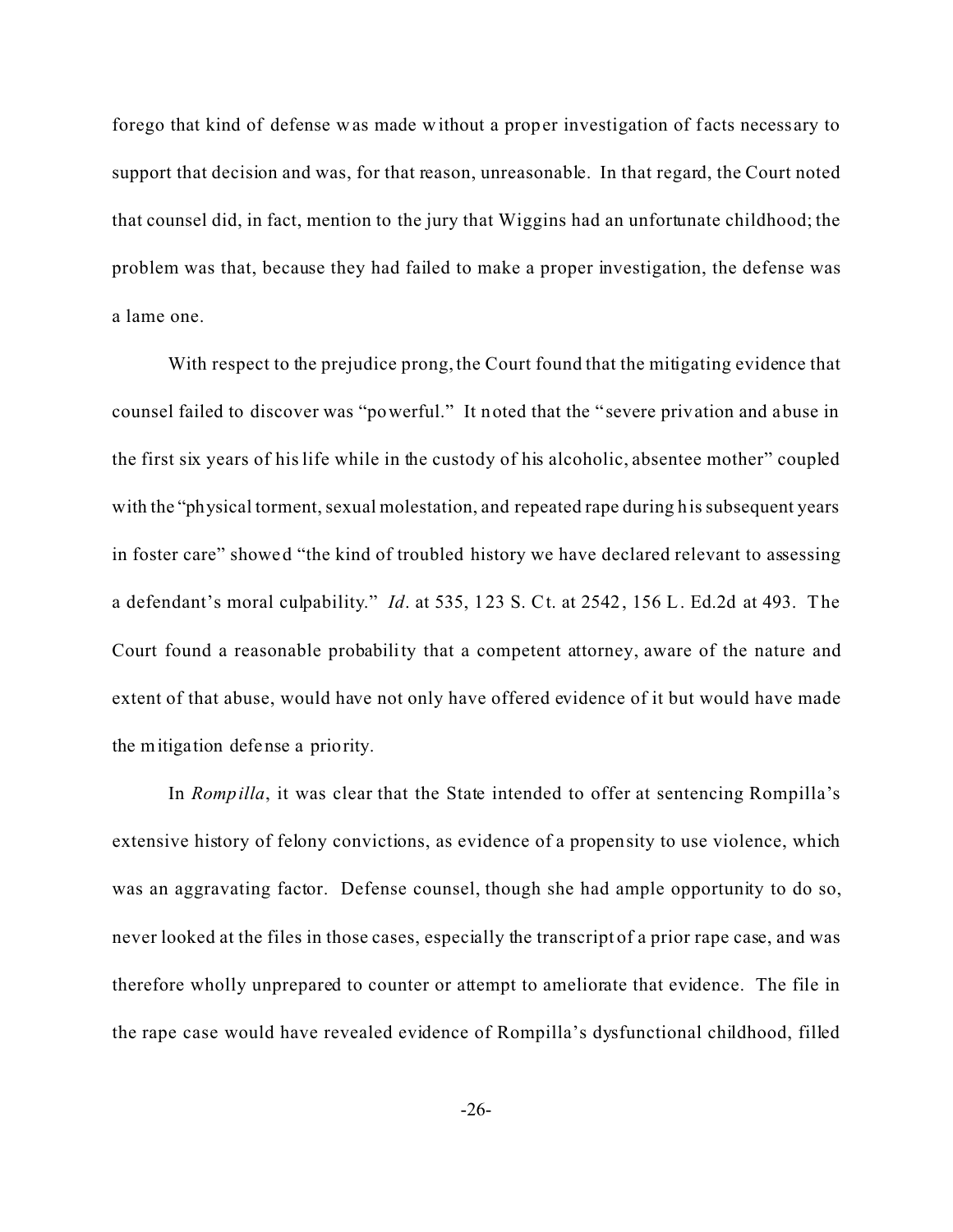forego that kind of defense was made without a proper investigation of facts necessary to support that decision and was, for that reason, unreasonable. In that regard, the Court noted that counsel did, in fact, mention to the jury that Wiggins had an unfortunate childhood; the problem was that, because they had failed to make a proper investigation, the defense was a lame one.

With respect to the prejudice prong, the Court found that the mitigating evidence that counsel failed to discover was "powerful." It noted that the "severe privation and abuse in the first six years of his life while in the custody of his alcoholic, absentee mother" coupled with the "physical torment, sexual molestation, and repeated rape during his subsequent years in foster care" showed "the kind of troubled history we have declared relevant to assessing a defendant's moral culpability." *Id*. at 535, 123 S. Ct. at 2542, 156 L. Ed.2d at 493. The Court found a reasonable probability that a competent attorney, aware of the nature and extent of that abuse, would have not only have offered evidence of it but would have made the mitigation defense a priority.

In *Rompilla*, it was clear that the State intended to offer at sentencing Rompilla's extensive history of felony convictions, as evidence of a propensity to use violence, which was an aggravating factor. Defense counsel, though she had ample opportunity to do so, never looked at the files in those cases, especially the transcript of a prior rape case, and was therefore wholly unprepared to counter or attempt to ameliorate that evidence. The file in the rape case would have revealed evidence of Rompilla's dysfunctional childhood, filled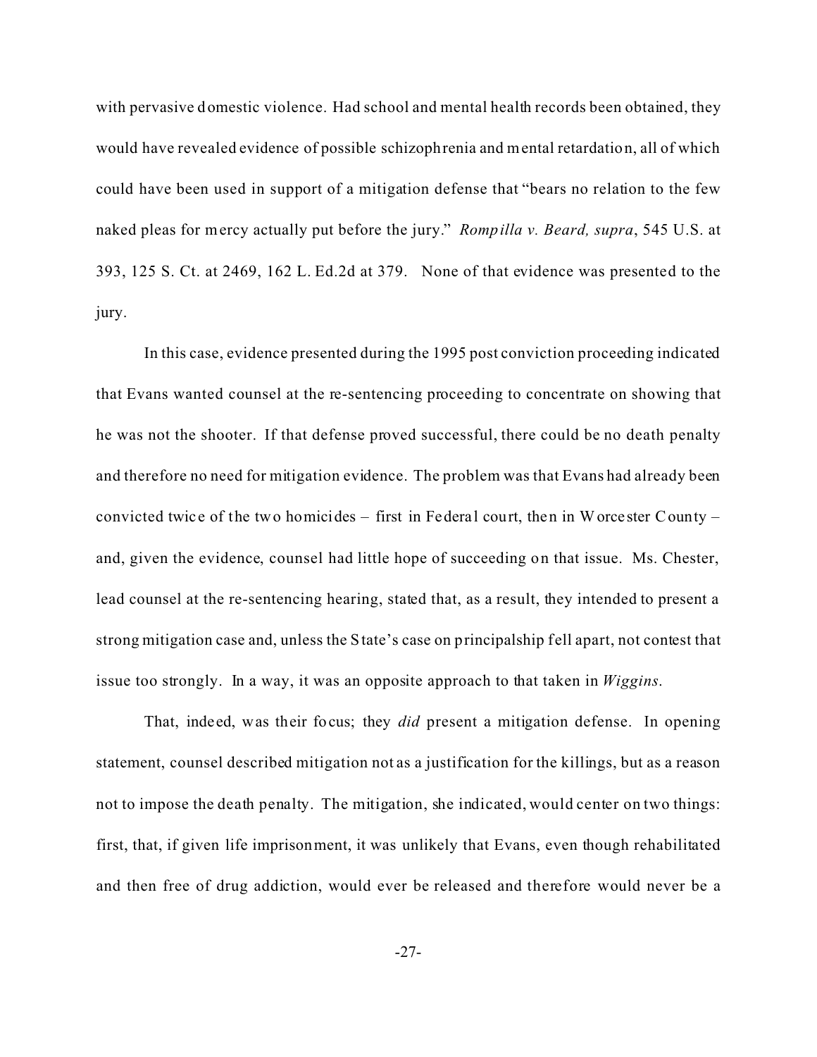with pervasive domestic violence. Had school and mental health records been obtained, they would have revealed evidence of possible schizophrenia and mental retardation, all of which could have been used in support of a mitigation defense that "bears no relation to the few naked pleas for mercy actually put before the jury." *Rompilla v. Beard, supra*, 545 U.S. at 393, 125 S. Ct. at 2469, 162 L. Ed.2d at 379. None of that evidence was presented to the jury.

In this case, evidence presented during the 1995 post conviction proceeding indicated that Evans wanted counsel at the re-sentencing proceeding to concentrate on showing that he was not the shooter. If that defense proved successful, there could be no death penalty and therefore no need for mitigation evidence. The problem was that Evans had already been convicted twice of the two homicides – first in Federal court, then in Worcester County – and, given the evidence, counsel had little hope of succeeding on that issue. Ms. Chester, lead counsel at the re-sentencing hearing, stated that, as a result, they intended to present a strong mitigation case and, unless the State's case on principalship fell apart, not contest that issue too strongly. In a way, it was an opposite approach to that taken in *Wiggins*.

That, indeed, was their focus; they *did* present a mitigation defense. In opening statement, counsel described mitigation not as a justification for the killings, but as a reason not to impose the death penalty. The mitigation, she indicated, would center on two things: first, that, if given life imprisonment, it was unlikely that Evans, even though rehabilitated and then free of drug addiction, would ever be released and therefore would never be a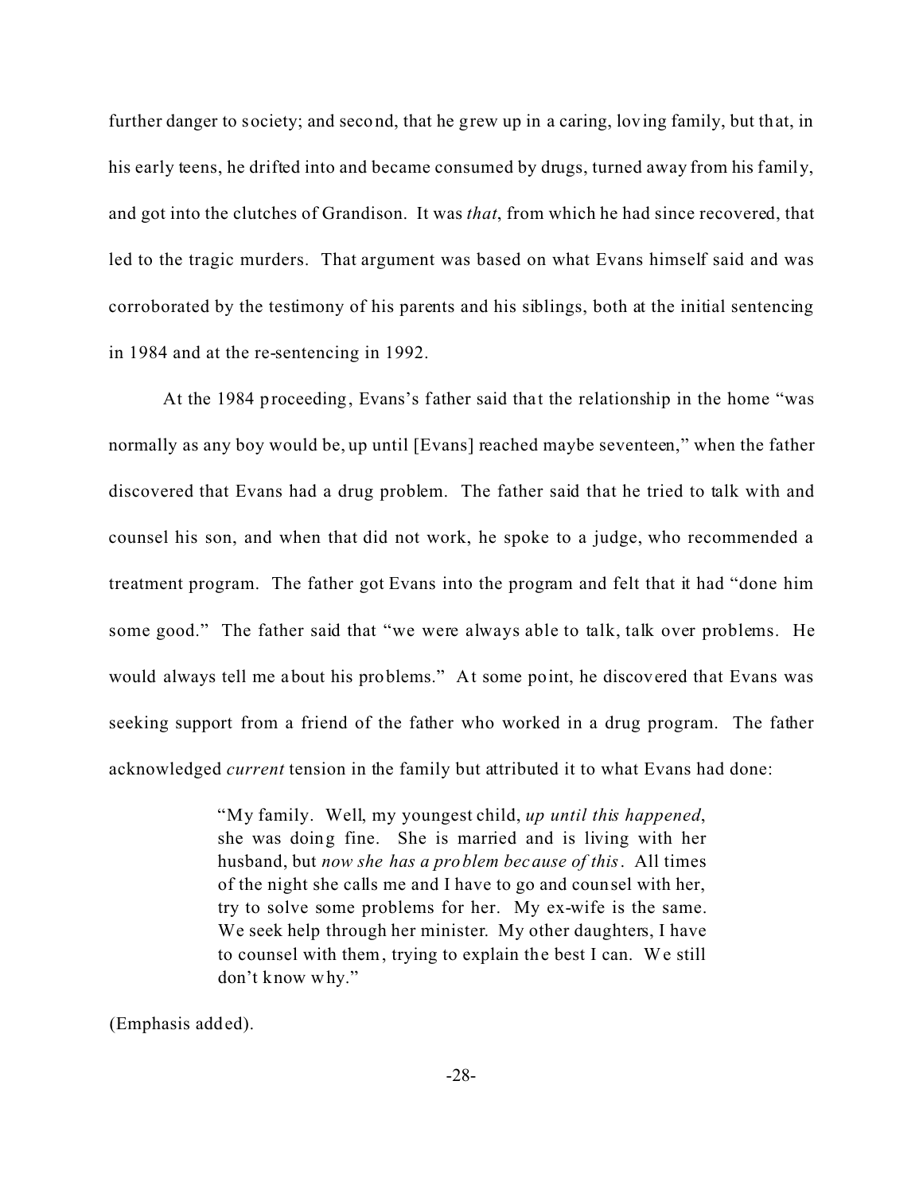further danger to society; and second, that he grew up in a caring, loving family, but that, in his early teens, he drifted into and became consumed by drugs, turned away from his family, and got into the clutches of Grandison. It was *that*, from which he had since recovered, that led to the tragic murders. That argument was based on what Evans himself said and was corroborated by the testimony of his parents and his siblings, both at the initial sentencing in 1984 and at the re-sentencing in 1992.

At the 1984 proceeding, Evans's father said that the relationship in the home "was normally as any boy would be, up until [Evans] reached maybe seventeen," when the father discovered that Evans had a drug problem. The father said that he tried to talk with and counsel his son, and when that did not work, he spoke to a judge, who recommended a treatment program. The father got Evans into the program and felt that it had "done him some good." The father said that "we were always able to talk, talk over problems. He would always tell me about his problems." At some point, he discovered that Evans was seeking support from a friend of the father who worked in a drug program. The father acknowledged *current* tension in the family but attributed it to what Evans had done:

> "My family. Well, my youngest child, *up until this happened*, she was doing fine. She is married and is living with her husband, but *now she has a problem because of this*. All times of the night she calls me and I have to go and counsel with her, try to solve some problems for her. My ex-wife is the same. We seek help through her minister. My other daughters, I have to counsel with them, trying to explain the best I can. We still don't know why."

(Emphasis added).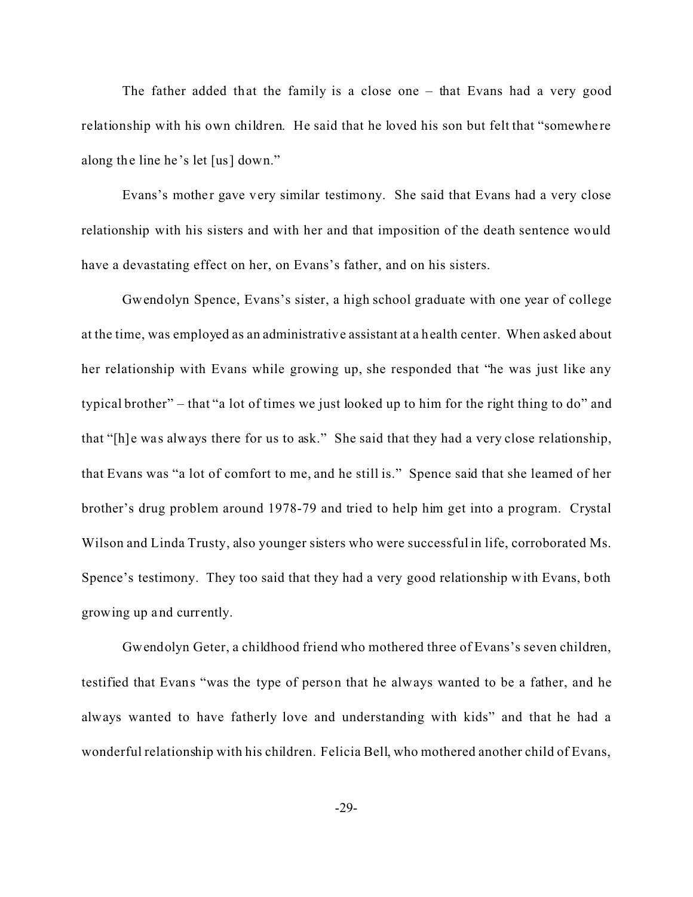The father added that the family is a close one – that Evans had a very good relationship with his own children. He said that he loved his son but felt that "somewhere along the line he's let [us] down."

Evans's mother gave very similar testimony. She said that Evans had a very close relationship with his sisters and with her and that imposition of the death sentence would have a devastating effect on her, on Evans's father, and on his sisters.

Gwendolyn Spence, Evans's sister, a high school graduate with one year of college at the time, was employed as an administrative assistant at a health center. When asked about her relationship with Evans while growing up, she responded that "he was just like any typical brother" – that "a lot of times we just looked up to him for the right thing to do" and that "[h]e was always there for us to ask." She said that they had a very close relationship, that Evans was "a lot of comfort to me, and he still is." Spence said that she learned of her brother's drug problem around 1978-79 and tried to help him get into a program. Crystal Wilson and Linda Trusty, also younger sisters who were successful in life, corroborated Ms. Spence's testimony. They too said that they had a very good relationship with Evans, both growing up and currently.

Gwendolyn Geter, a childhood friend who mothered three of Evans's seven children, testified that Evans "was the type of person that he always wanted to be a father, and he always wanted to have fatherly love and understanding with kids" and that he had a wonderful relationship with his children. Felicia Bell, who mothered another child of Evans,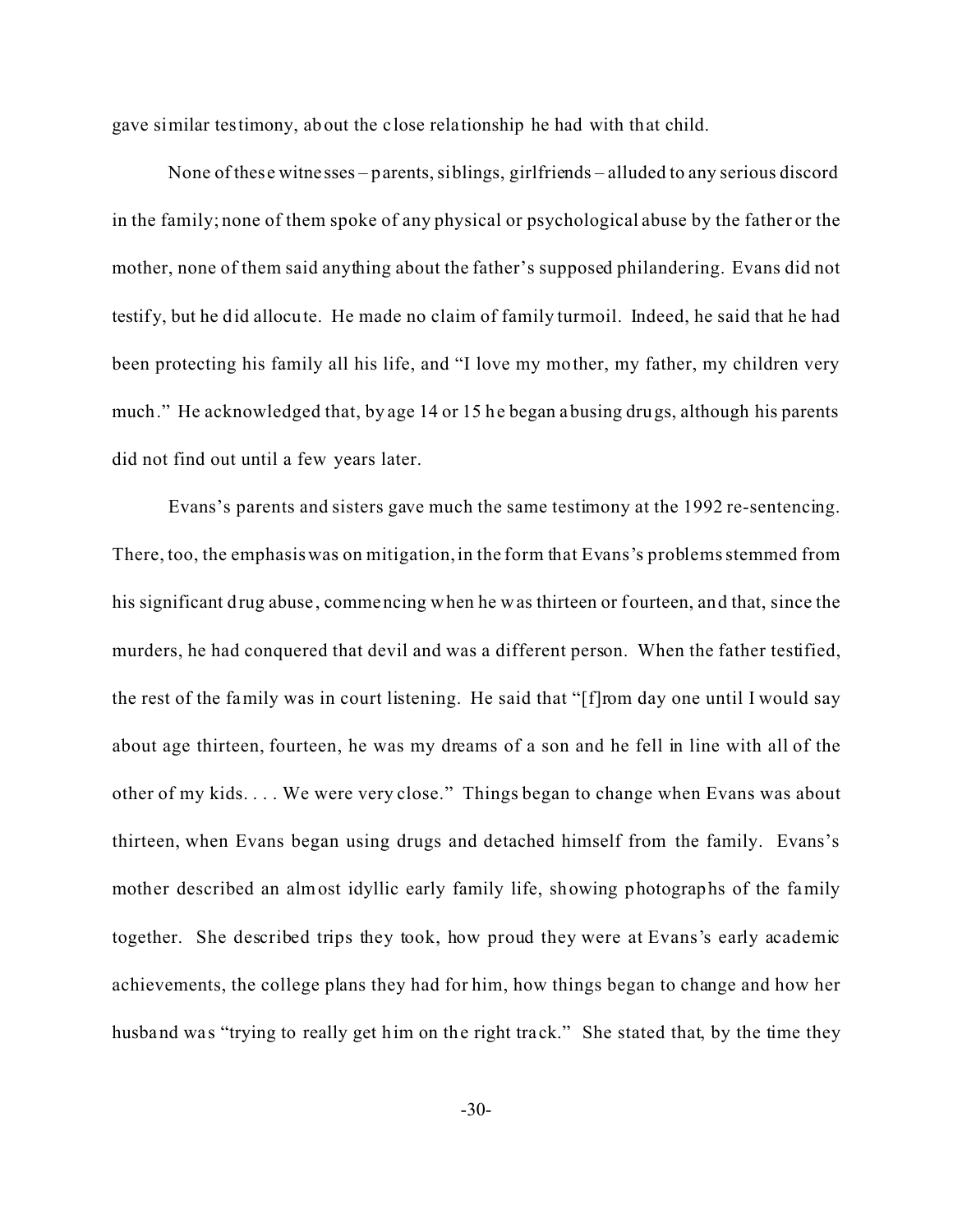gave similar testimony, about the close relationship he had with that child.

None of these witnesses – parents, siblings, girlfriends – alluded to any serious discord in the family; none of them spoke of any physical or psychological abuse by the father or the mother, none of them said anything about the father's supposed philandering. Evans did not testify, but he did allocute. He made no claim of family turmoil. Indeed, he said that he had been protecting his family all his life, and "I love my mother, my father, my children very much." He acknowledged that, by age 14 or 15 he began abusing drugs, although his parents did not find out until a few years later.

Evans's parents and sisters gave much the same testimony at the 1992 re-sentencing. There, too, the emphasis was on mitigation, in the form that Evans's problems stemmed from his significant drug abuse, commencing when he was thirteen or fourteen, and that, since the murders, he had conquered that devil and was a different person. When the father testified, the rest of the family was in court listening. He said that "[f]rom day one until I would say about age thirteen, fourteen, he was my dreams of a son and he fell in line with all of the other of my kids. . . . We were very close." Things began to change when Evans was about thirteen, when Evans began using drugs and detached himself from the family. Evans's mother described an almost idyllic early family life, showing photographs of the family together. She described trips they took, how proud they were at Evans's early academic achievements, the college plans they had for him, how things began to change and how her husband was "trying to really get him on the right track." She stated that, by the time they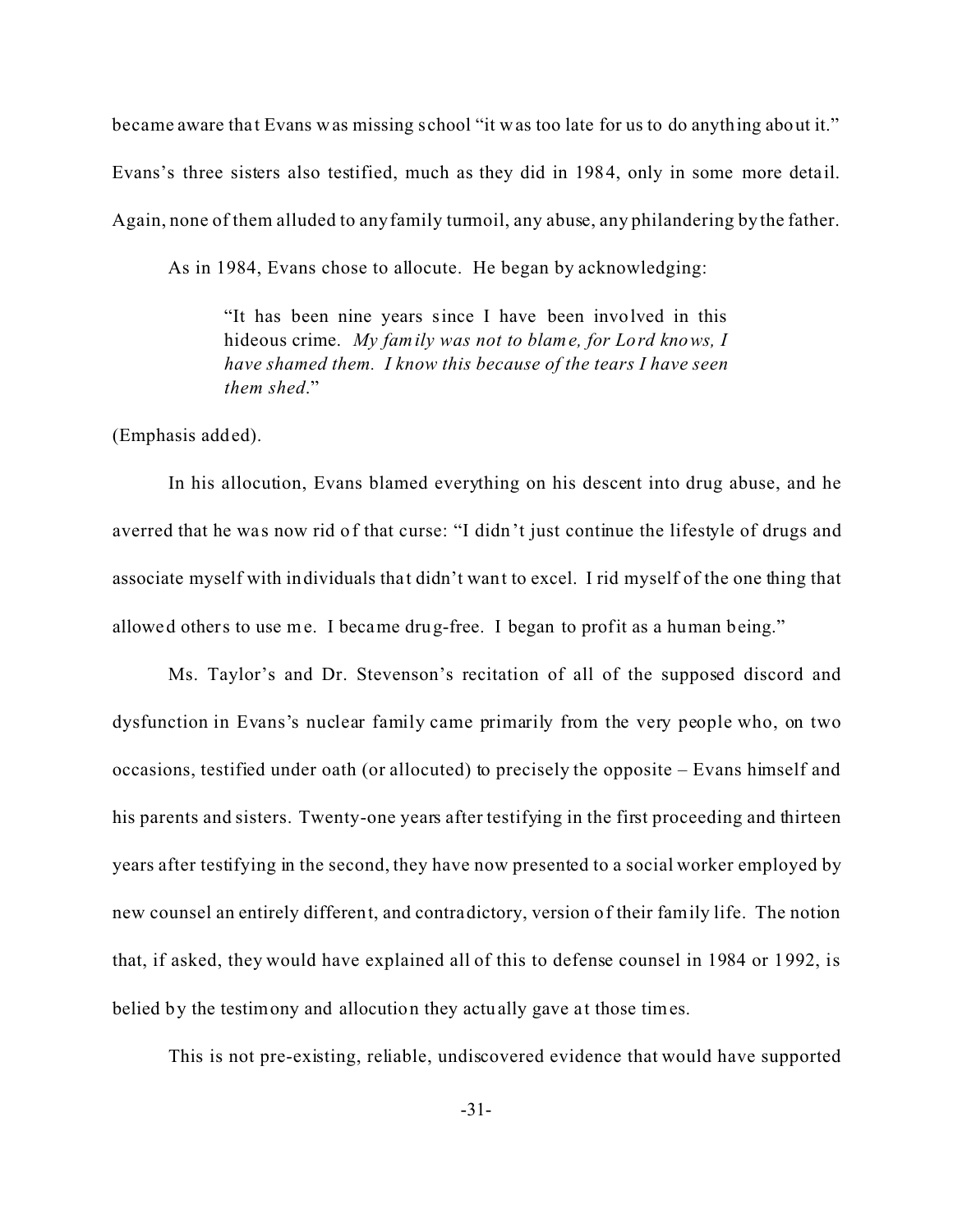became aware that Evans was missing school "it was too late for us to do anything about it." Evans's three sisters also testified, much as they did in 1984, only in some more detail. Again, none of them alluded to any family turmoil, any abuse, any philandering by the father.

As in 1984, Evans chose to allocute. He began by acknowledging:

> "It has been nine years since I have been involved in this hideous crime. *My family was not to blame, for Lord knows, I have shamed them. I know this because of the tears I have seen them shed*."

(Emphasis added).

In his allocution, Evans blamed everything on his descent into drug abuse, and he averred that he was now rid of that curse: "I didn't just continue the lifestyle of drugs and associate myself with individuals that didn't want to excel. I rid myself of the one thing that allowed others to use me. I became drug-free. I began to profit as a human being."

Ms. Taylor's and Dr. Stevenson's recitation of all of the supposed discord and dysfunction in Evans's nuclear family came primarily from the very people who, on two occasions, testified under oath (or allocuted) to precisely the opposite – Evans himself and his parents and sisters. Twenty-one years after testifying in the first proceeding and thirteen years after testifying in the second, they have now presented to a social worker employed by new counsel an entirely different, and contradictory, version of their family life. The notion that, if asked, they would have explained all of this to defense counsel in 1984 or 1992, is belied by the testimony and allocution they actually gave at those times.

This is not pre-existing, reliable, undiscovered evidence that would have supported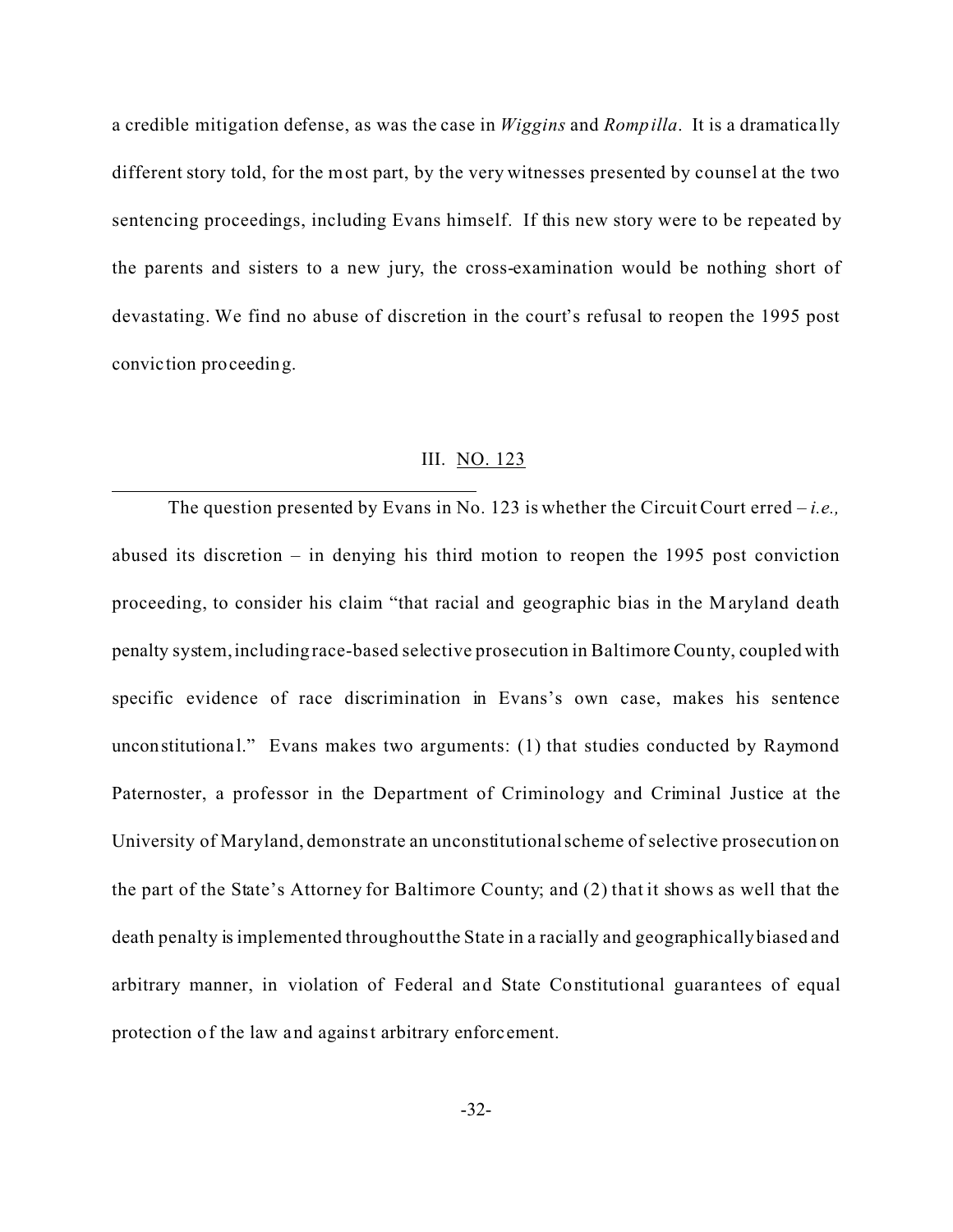a credible mitigation defense, as was the case in *Wiggins* and *Rompilla*. It is a dramatically different story told, for the most part, by the very witnesses presented by counsel at the two sentencing proceedings, including Evans himself. If this new story were to be repeated by the parents and sisters to a new jury, the cross-examination would be nothing short of devastating. We find no abuse of discretion in the court's refusal to reopen the 1995 post conviction proceeding.

## III. NO. 123

---

The question presented by Evans in No. 123 is whether the Circuit Court erred – *i.e.,* abused its discretion – in denying his third motion to reopen the 1995 post conviction proceeding, to consider his claim "that racial and geographic bias in the Maryland death penalty system, including race-based selective prosecution in Baltimore County, coupled with specific evidence of race discrimination in Evans's own case, makes his sentence unconstitutional." Evans makes two arguments: (1) that studies conducted by Raymond Paternoster, a professor in the Department of Criminology and Criminal Justice at the University of Maryland, demonstrate an unconstitutional scheme of selective prosecution on the part of the State's Attorney for Baltimore County; and (2) that it shows as well that the death penalty is implemented throughout the State in a racially and geographically biased and arbitrary manner, in violation of Federal and State Constitutional guarantees of equal protection of the law and against arbitrary enforcement.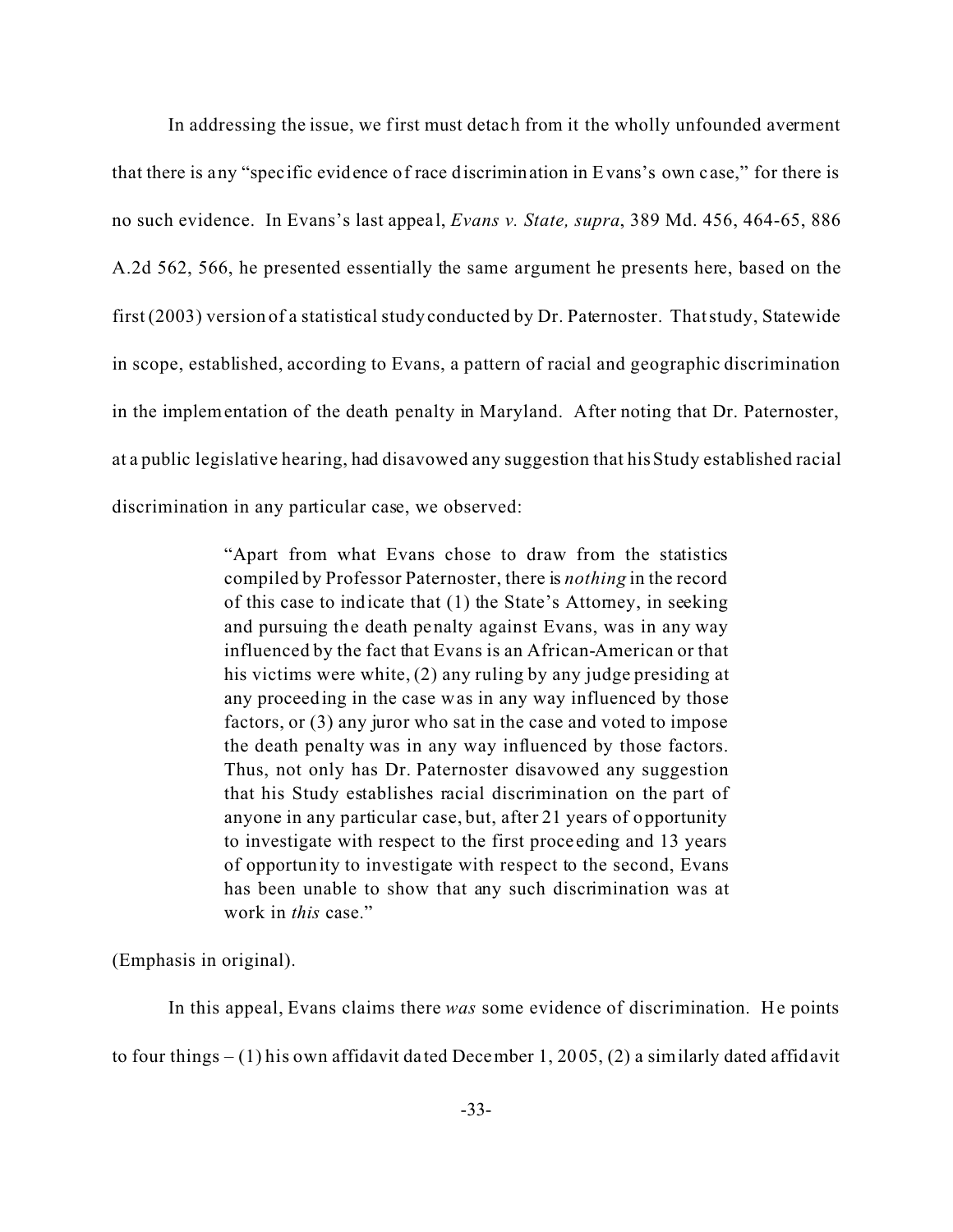In addressing the issue, we first must detach from it the wholly unfounded averment that there is any "specific evidence of race discrimination in Evans's own case," for there is no such evidence. In Evans's last appeal, *Evans v. State, supra*, 389 Md. 456, 464-65, 886 A.2d 562, 566, he presented essentially the same argument he presents here, based on the first (2003) version of a statistical study conducted by Dr. Paternoster. That study, Statewide in scope, established, according to Evans, a pattern of racial and geographic discrimination in the implementation of the death penalty in Maryland. After noting that Dr. Paternoster, at a public legislative hearing, had disavowed any suggestion that his Study established racial discrimination in any particular case, we observed:

> "Apart from what Evans chose to draw from the statistics compiled by Professor Paternoster, there is *nothing* in the record of this case to indicate that (1) the State's Attorney, in seeking and pursuing the death penalty against Evans, was in any way influenced by the fact that Evans is an African-American or that his victims were white, (2) any ruling by any judge presiding at any proceeding in the case was in any way influenced by those factors, or (3) any juror who sat in the case and voted to impose the death penalty was in any way influenced by those factors. Thus, not only has Dr. Paternoster disavowed any suggestion that his Study establishes racial discrimination on the part of anyone in any particular case, but, after 21 years of opportunity to investigate with respect to the first proceeding and 13 years of opportunity to investigate with respect to the second, Evans has been unable to show that any such discrimination was at work in *this* case."

(Emphasis in original).

In this appeal, Evans claims there *was* some evidence of discrimination. He points to four things – (1) his own affidavit dated December 1, 2005, (2) a similarly dated affidavit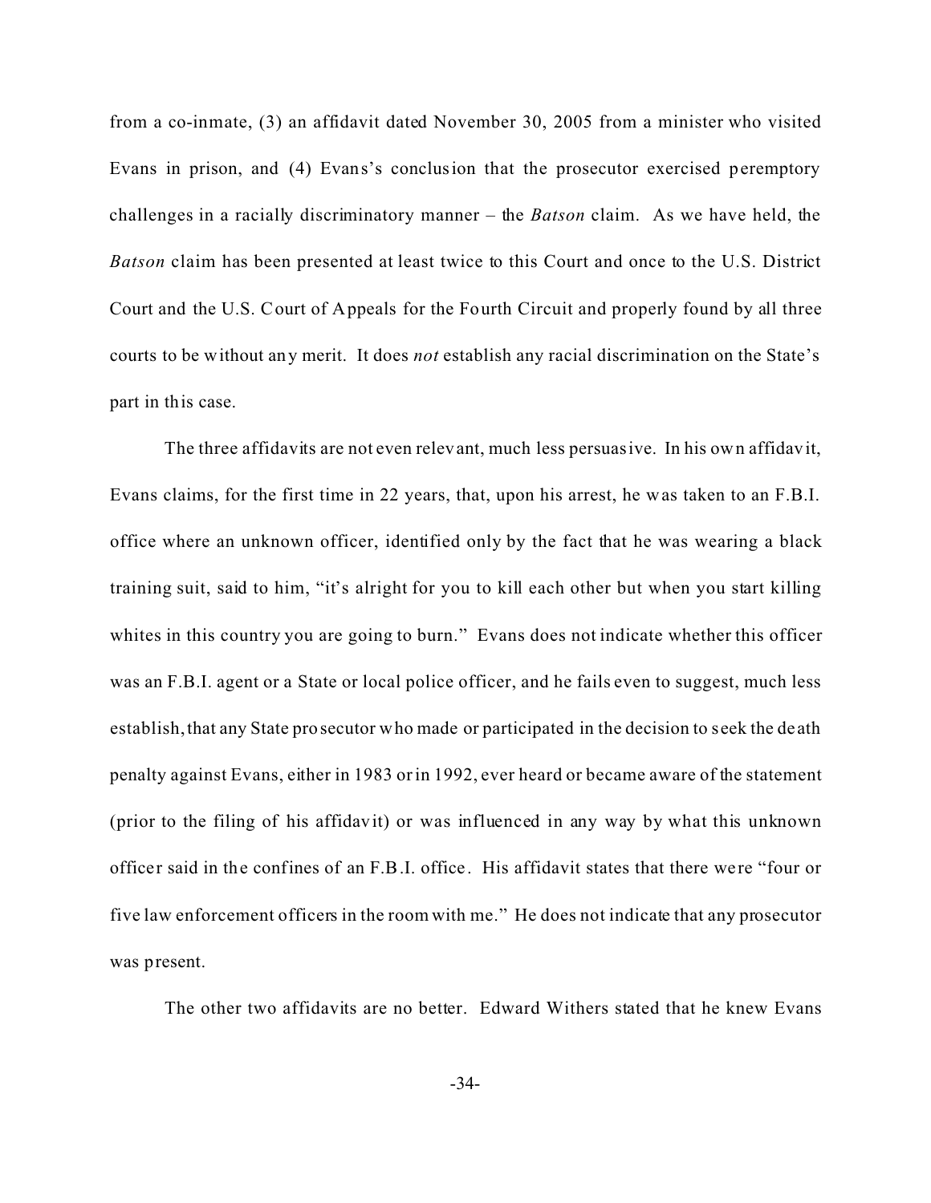from a co-inmate, (3) an affidavit dated November 30, 2005 from a minister who visited Evans in prison, and (4) Evans's conclusion that the prosecutor exercised peremptory challenges in a racially discriminatory manner – the *Batson* claim. As we have held, the *Batson* claim has been presented at least twice to this Court and once to the U.S. District Court and the U.S. Court of Appeals for the Fourth Circuit and properly found by all three courts to be without any merit. It does *not* establish any racial discrimination on the State's part in this case.

The three affidavits are not even relevant, much less persuasive. In his own affidavit, Evans claims, for the first time in 22 years, that, upon his arrest, he was taken to an F.B.I. office where an unknown officer, identified only by the fact that he was wearing a black training suit, said to him, "it's alright for you to kill each other but when you start killing whites in this country you are going to burn." Evans does not indicate whether this officer was an F.B.I. agent or a State or local police officer, and he fails even to suggest, much less establish, that any State prosecutor who made or participated in the decision to seek the death penalty against Evans, either in 1983 or in 1992, ever heard or became aware of the statement (prior to the filing of his affidavit) or was influenced in any way by what this unknown officer said in the confines of an F.B.I. office. His affidavit states that there were "four or five law enforcement officers in the room with me." He does not indicate that any prosecutor was present.

The other two affidavits are no better. Edward Withers stated that he knew Evans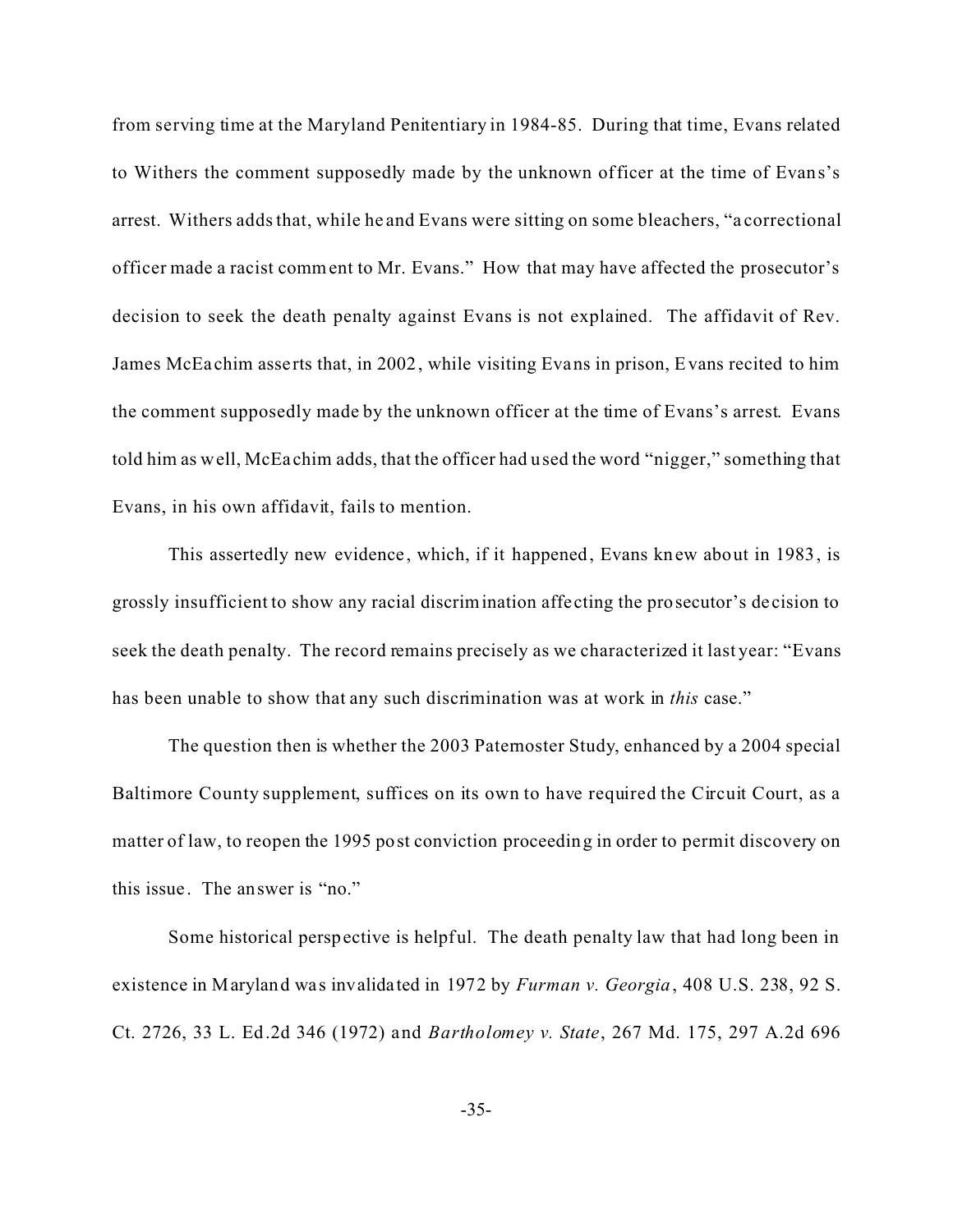from serving time at the Maryland Penitentiary in 1984-85. During that time, Evans related to Withers the comment supposedly made by the unknown officer at the time of Evans's arrest. Withers adds that, while he and Evans were sitting on some bleachers, "a correctional officer made a racist comment to Mr. Evans." How that may have affected the prosecutor's decision to seek the death penalty against Evans is not explained. The affidavit of Rev. James McEachim asserts that, in 2002, while visiting Evans in prison, Evans recited to him the comment supposedly made by the unknown officer at the time of Evans's arrest. Evans told him as well, McEachim adds, that the officer had used the word "nigger," something that Evans, in his own affidavit, fails to mention.

This assertedly new evidence, which, if it happened, Evans knew about in 1983, is grossly insufficient to show any racial discrimination affecting the prosecutor's decision to seek the death penalty. The record remains precisely as we characterized it last year: "Evans has been unable to show that any such discrimination was at work in *this* case."

The question then is whether the 2003 Paternoster Study, enhanced by a 2004 special Baltimore County supplement, suffices on its own to have required the Circuit Court, as a matter of law, to reopen the 1995 post conviction proceeding in order to permit discovery on this issue. The answer is "no."

Some historical perspective is helpful. The death penalty law that had long been in existence in Maryland was invalidated in 1972 by *Furman v. Georgia*, 408 U.S. 238, 92 S. Ct. 2726, 33 L. Ed.2d 346 (1972) and *Bartholomey v. State*, 267 Md. 175, 297 A.2d 696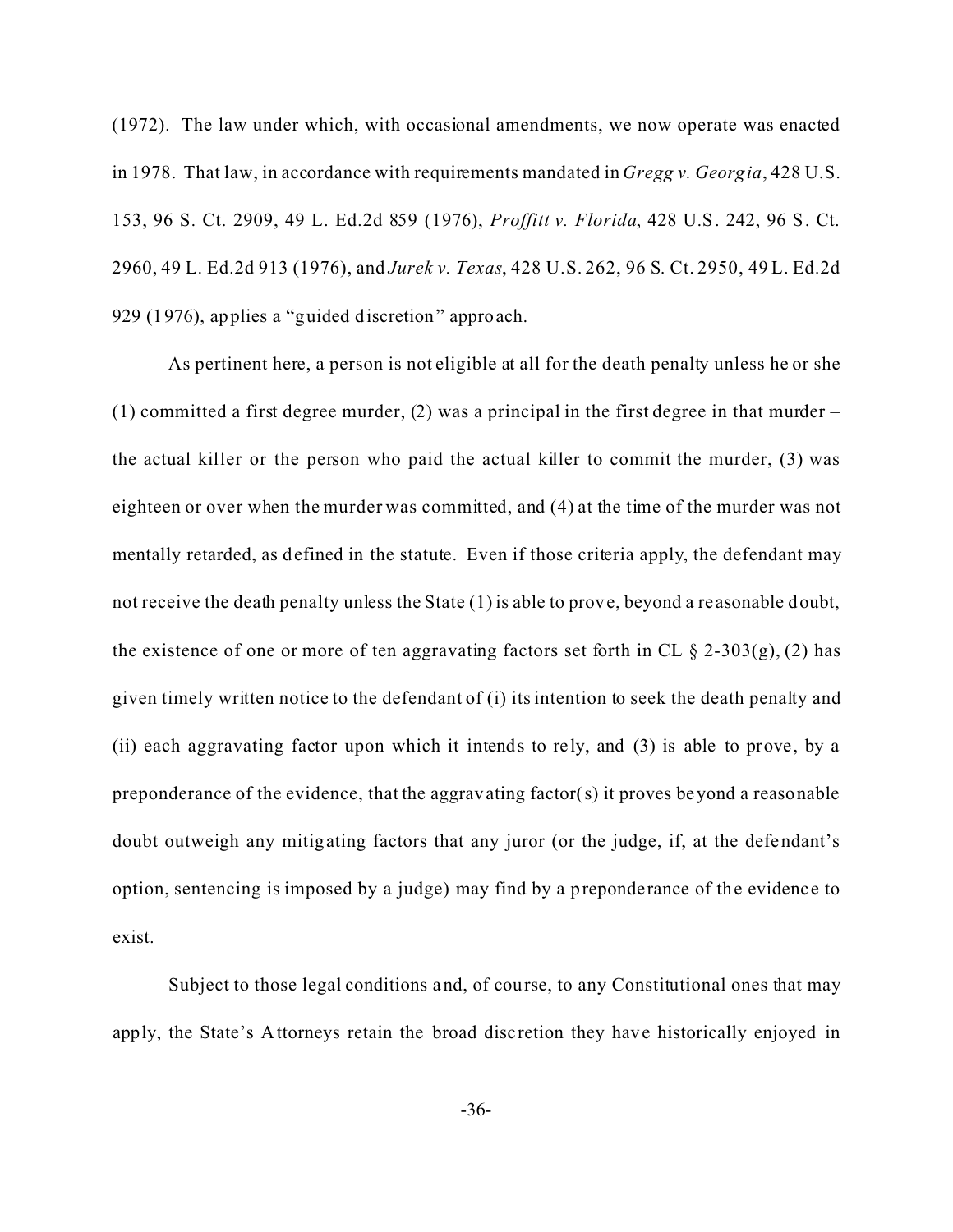(1972). The law under which, with occasional amendments, we now operate was enacted in 1978. That law, in accordance with requirements mandated in *Gregg v. Georgia*, 428 U.S. 153, 96 S. Ct. 2909, 49 L. Ed.2d 859 (1976), *Proffitt v. Florida*, 428 U.S. 242, 96 S. Ct. 2960, 49 L. Ed.2d 913 (1976), and *Jurek v. Texas*, 428 U.S. 262, 96 S. Ct. 2950, 49 L. Ed.2d 929 (1976), applies a "guided discretion" approach.

As pertinent here, a person is not eligible at all for the death penalty unless he or she (1) committed a first degree murder, (2) was a principal in the first degree in that murder – the actual killer or the person who paid the actual killer to commit the murder, (3) was eighteen or over when the murder was committed, and (4) at the time of the murder was not mentally retarded, as defined in the statute. Even if those criteria apply, the defendant may not receive the death penalty unless the State (1) is able to prove, beyond a reasonable doubt, the existence of one or more of ten aggravating factors set forth in CL § 2-303(g), (2) has given timely written notice to the defendant of (i) its intention to seek the death penalty and (ii) each aggravating factor upon which it intends to rely, and (3) is able to prove, by a preponderance of the evidence, that the aggravating factor(s) it proves beyond a reasonable doubt outweigh any mitigating factors that any juror (or the judge, if, at the defendant's option, sentencing is imposed by a judge) may find by a preponderance of the evidence to exist.

Subject to those legal conditions and, of course, to any Constitutional ones that may apply, the State's Attorneys retain the broad discretion they have historically enjoyed in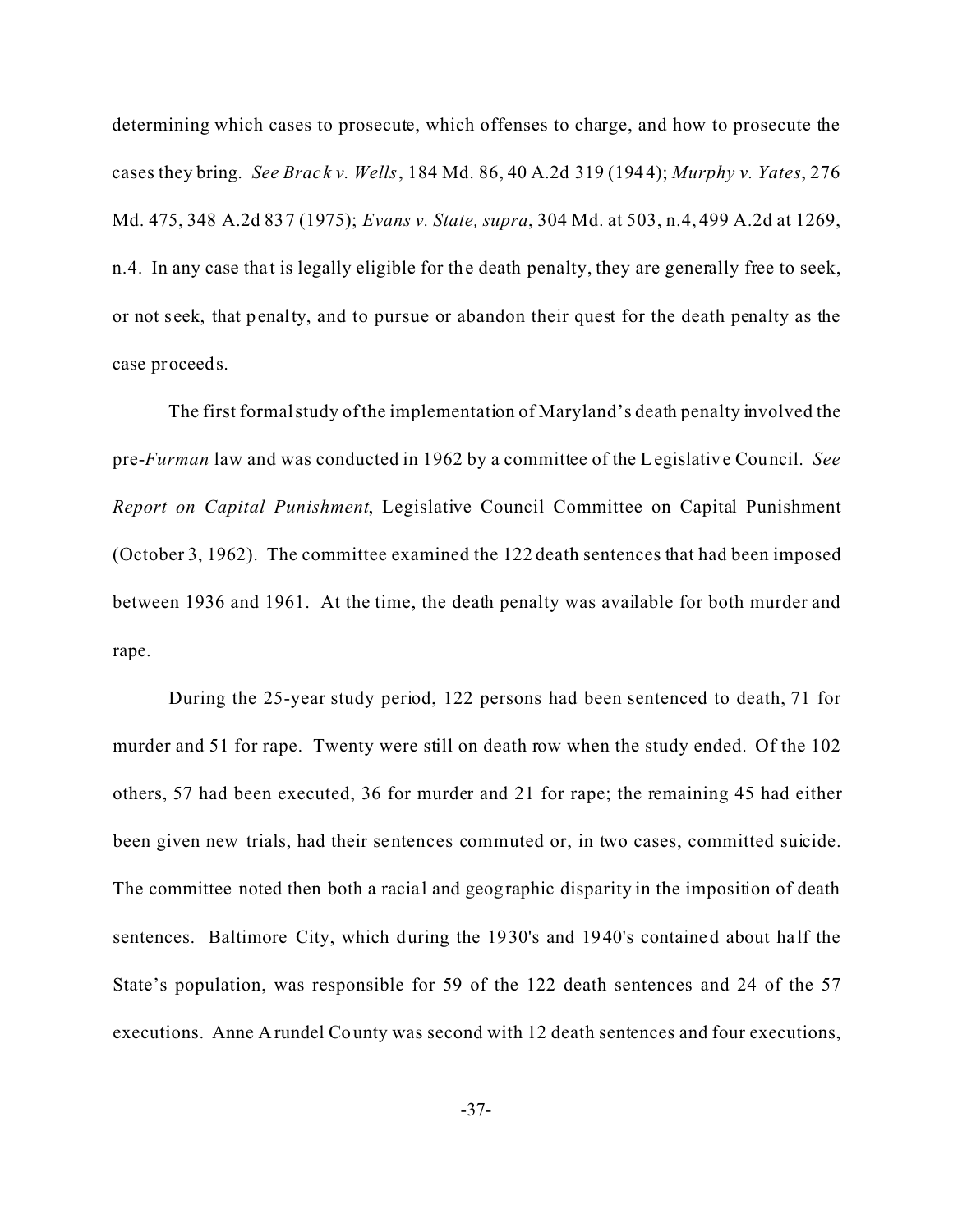determining which cases to prosecute, which offenses to charge, and how to prosecute the cases they bring. *See Brack v. Wells*, 184 Md. 86, 40 A.2d 319 (1944); *Murphy v. Yates*, 276 Md. 475, 348 A.2d 837 (1975); *Evans v. State, supra*, 304 Md. at 503, n.4, 499 A.2d at 1269, n.4. In any case that is legally eligible for the death penalty, they are generally free to seek, or not seek, that penalty, and to pursue or abandon their quest for the death penalty as the case proceeds.

The first formal study of the implementation of Maryland's death penalty involved the pre-*Furman* law and was conducted in 1962 by a committee of the Legislative Council. *See Report on Capital Punishment*, Legislative Council Committee on Capital Punishment (October 3, 1962). The committee examined the 122 death sentences that had been imposed between 1936 and 1961. At the time, the death penalty was available for both murder and rape.

During the 25-year study period, 122 persons had been sentenced to death, 71 for murder and 51 for rape. Twenty were still on death row when the study ended. Of the 102 others, 57 had been executed, 36 for murder and 21 for rape; the remaining 45 had either been given new trials, had their sentences commuted or, in two cases, committed suicide. The committee noted then both a racial and geographic disparity in the imposition of death sentences. Baltimore City, which during the 1930's and 1940's contained about half the State's population, was responsible for 59 of the 122 death sentences and 24 of the 57 executions. Anne Arundel County was second with 12 death sentences and four executions,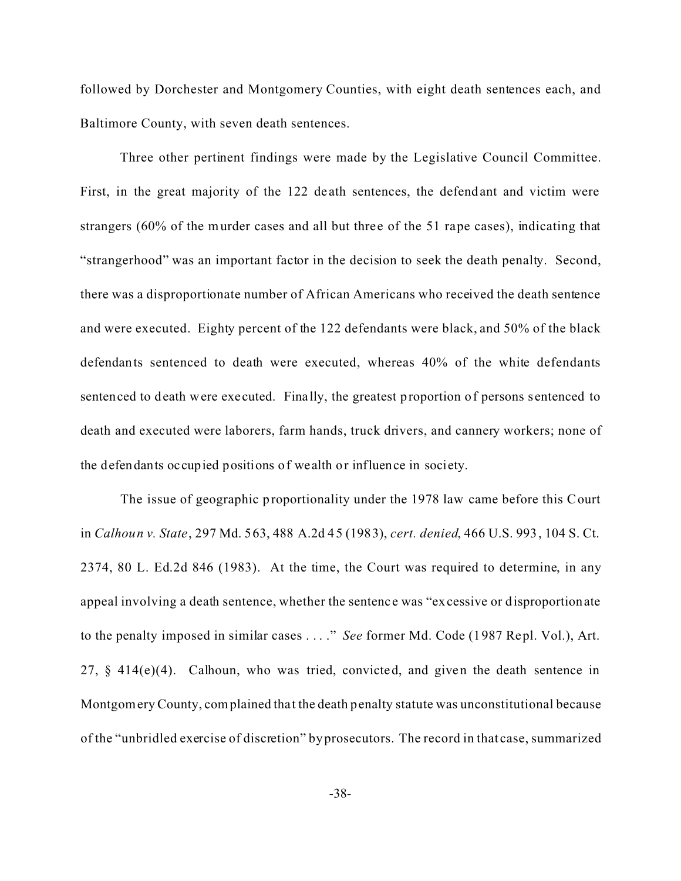followed by Dorchester and Montgomery Counties, with eight death sentences each, and Baltimore County, with seven death sentences.

Three other pertinent findings were made by the Legislative Council Committee. First, in the great majority of the 122 death sentences, the defendant and victim were strangers (60% of the murder cases and all but three of the 51 rape cases), indicating that "strangerhood" was an important factor in the decision to seek the death penalty. Second, there was a disproportionate number of African Americans who received the death sentence and were executed. Eighty percent of the 122 defendants were black, and 50% of the black defendants sentenced to death were executed, whereas 40% of the white defendants sentenced to death were executed. Finally, the greatest proportion of persons sentenced to death and executed were laborers, farm hands, truck drivers, and cannery workers; none of the defendants occupied positions of wealth or influence in society.

The issue of geographic proportionality under the 1978 law came before this Court in *Calhoun v. State*, 297 Md. 563, 488 A.2d 45 (1983), *cert. denied*, 466 U.S. 993, 104 S. Ct. 2374, 80 L. Ed.2d 846 (1983). At the time, the Court was required to determine, in any appeal involving a death sentence, whether the sentence was "excessive or disproportionate to the penalty imposed in similar cases . . . ." *See* former Md. Code (1987 Repl. Vol.), Art. 27, § 414(e)(4). Calhoun, who was tried, convicted, and given the death sentence in Montgomery County, complained that the death penalty statute was unconstitutional because of the "unbridled exercise of discretion" by prosecutors. The record in that case, summarized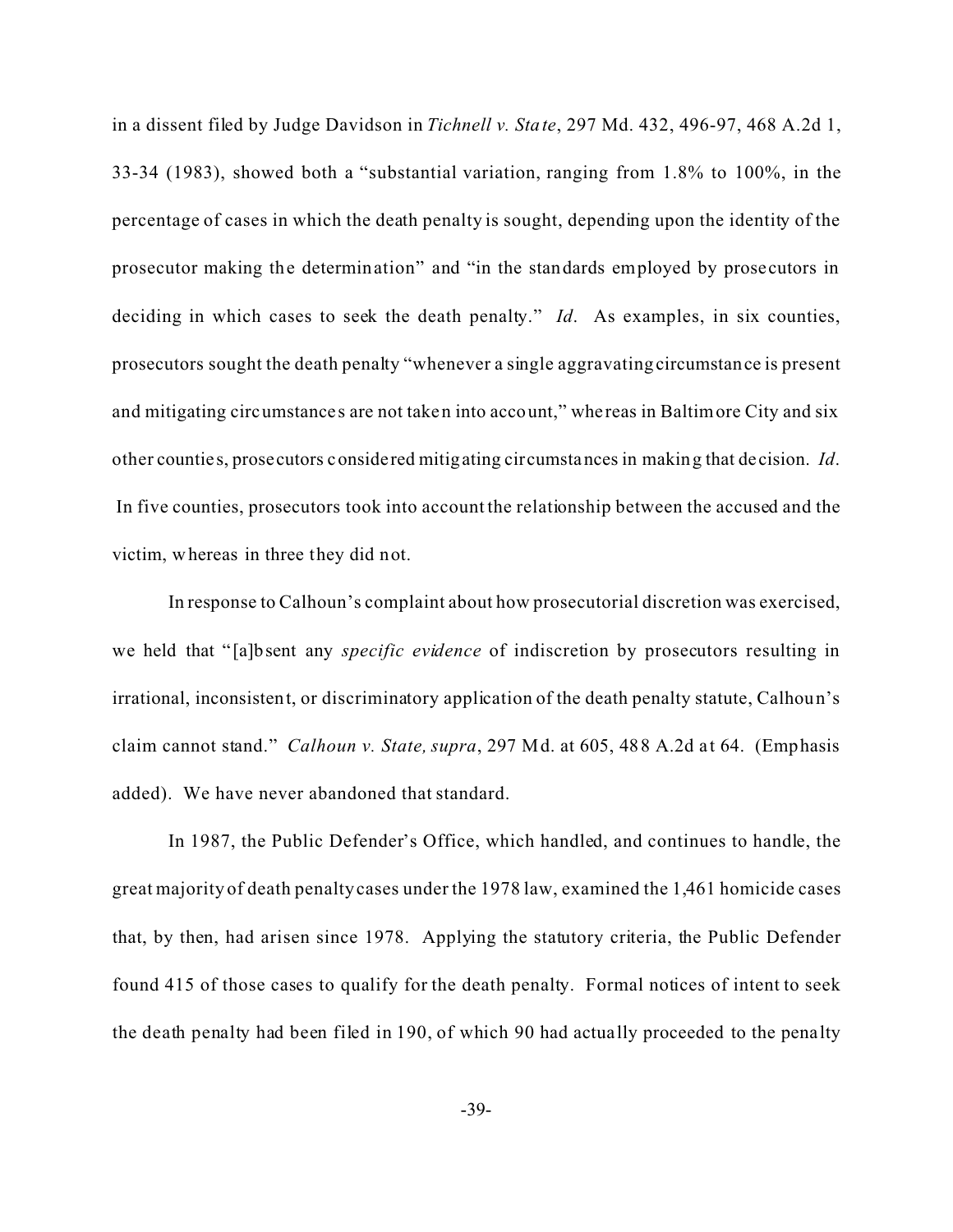in a dissent filed by Judge Davidson in *Tichnell v. State*, 297 Md. 432, 496-97, 468 A.2d 1, 33-34 (1983), showed both a "substantial variation, ranging from 1.8% to 100%, in the percentage of cases in which the death penalty is sought, depending upon the identity of the prosecutor making the determination" and "in the standards employed by prosecutors in deciding in which cases to seek the death penalty." *Id*. As examples, in six counties, prosecutors sought the death penalty "whenever a single aggravating circumstance is present and mitigating circumstances are not taken into account," whereas in Baltimore City and six other counties, prosecutors considered mitigating circumstances in making that decision. *Id*. In five counties, prosecutors took into account the relationship between the accused and the victim, whereas in three they did not.

In response to Calhoun's complaint about how prosecutorial discretion was exercised, we held that "[a]bsent any *specific evidence* of indiscretion by prosecutors resulting in irrational, inconsistent, or discriminatory application of the death penalty statute, Calhoun's claim cannot stand." *Calhoun v. State, supra*, 297 Md. at 605, 488 A.2d at 64. (Emphasis added). We have never abandoned that standard.

In 1987, the Public Defender's Office, which handled, and continues to handle, the great majority of death penalty cases under the 1978 law, examined the 1,461 homicide cases that, by then, had arisen since 1978. Applying the statutory criteria, the Public Defender found 415 of those cases to qualify for the death penalty. Formal notices of intent to seek the death penalty had been filed in 190, of which 90 had actually proceeded to the penalty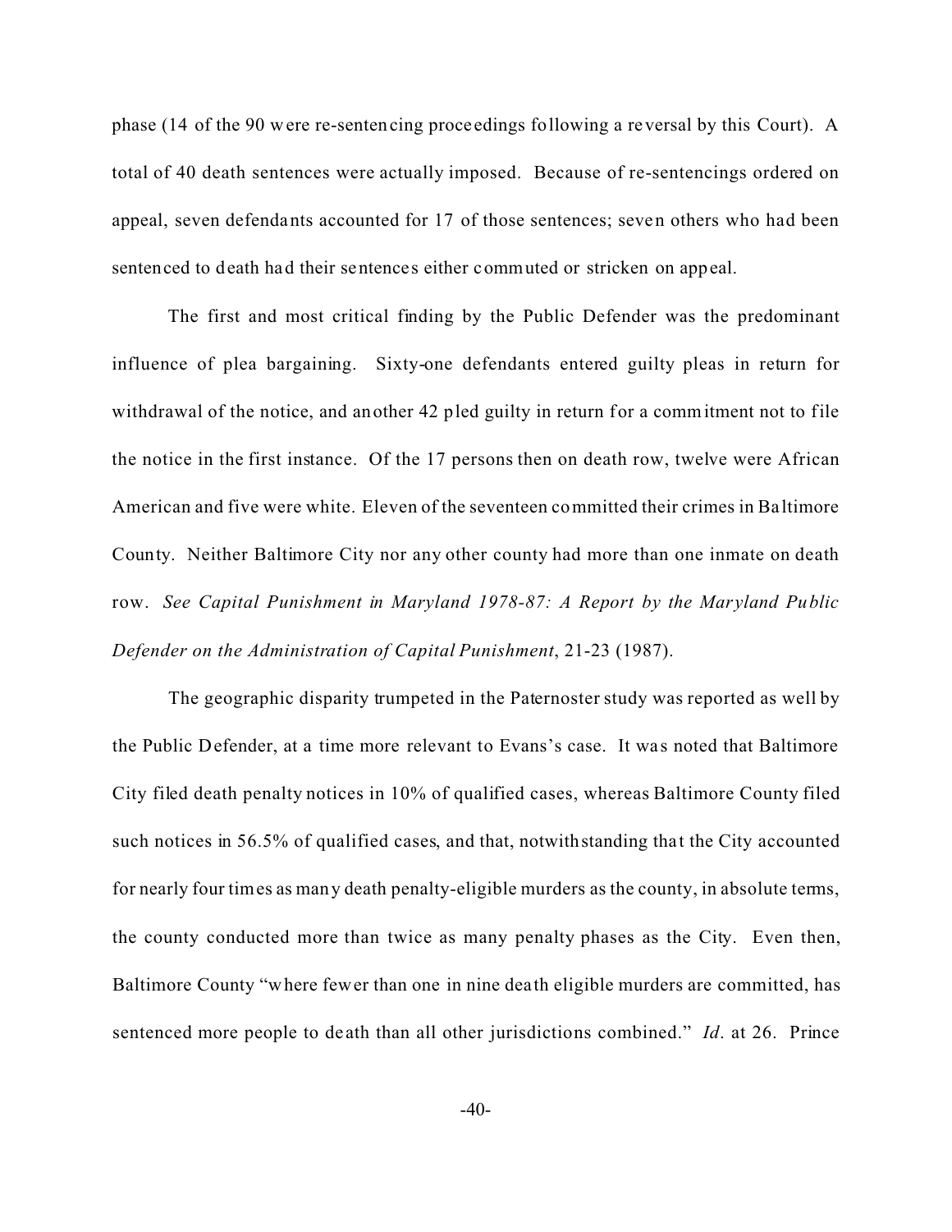phase (14 of the 90 were re-sentencing proceedings following a reversal by this Court). A total of 40 death sentences were actually imposed. Because of re-sentencings ordered on appeal, seven defendants accounted for 17 of those sentences; seven others who had been sentenced to death had their sentences either commuted or stricken on appeal.

The first and most critical finding by the Public Defender was the predominant influence of plea bargaining. Sixty-one defendants entered guilty pleas in return for withdrawal of the notice, and another 42 pled guilty in return for a commitment not to file the notice in the first instance. Of the 17 persons then on death row, twelve were African American and five were white. Eleven of the seventeen committed their crimes in Baltimore County. Neither Baltimore City nor any other county had more than one inmate on death row. *See Capital Punishment in Maryland 1978-87: A Report by the Maryland Public Defender on the Administration of Capital Punishment*, 21-23 (1987).

The geographic disparity trumpeted in the Paternoster study was reported as well by the Public Defender, at a time more relevant to Evans's case. It was noted that Baltimore City filed death penalty notices in 10% of qualified cases, whereas Baltimore County filed such notices in 56.5% of qualified cases, and that, notwithstanding that the City accounted for nearly four times as many death penalty-eligible murders as the county, in absolute terms, the county conducted more than twice as many penalty phases as the City. Even then, Baltimore County "where fewer than one in nine death eligible murders are committed, has sentenced more people to death than all other jurisdictions combined." *Id*. at 26. Prince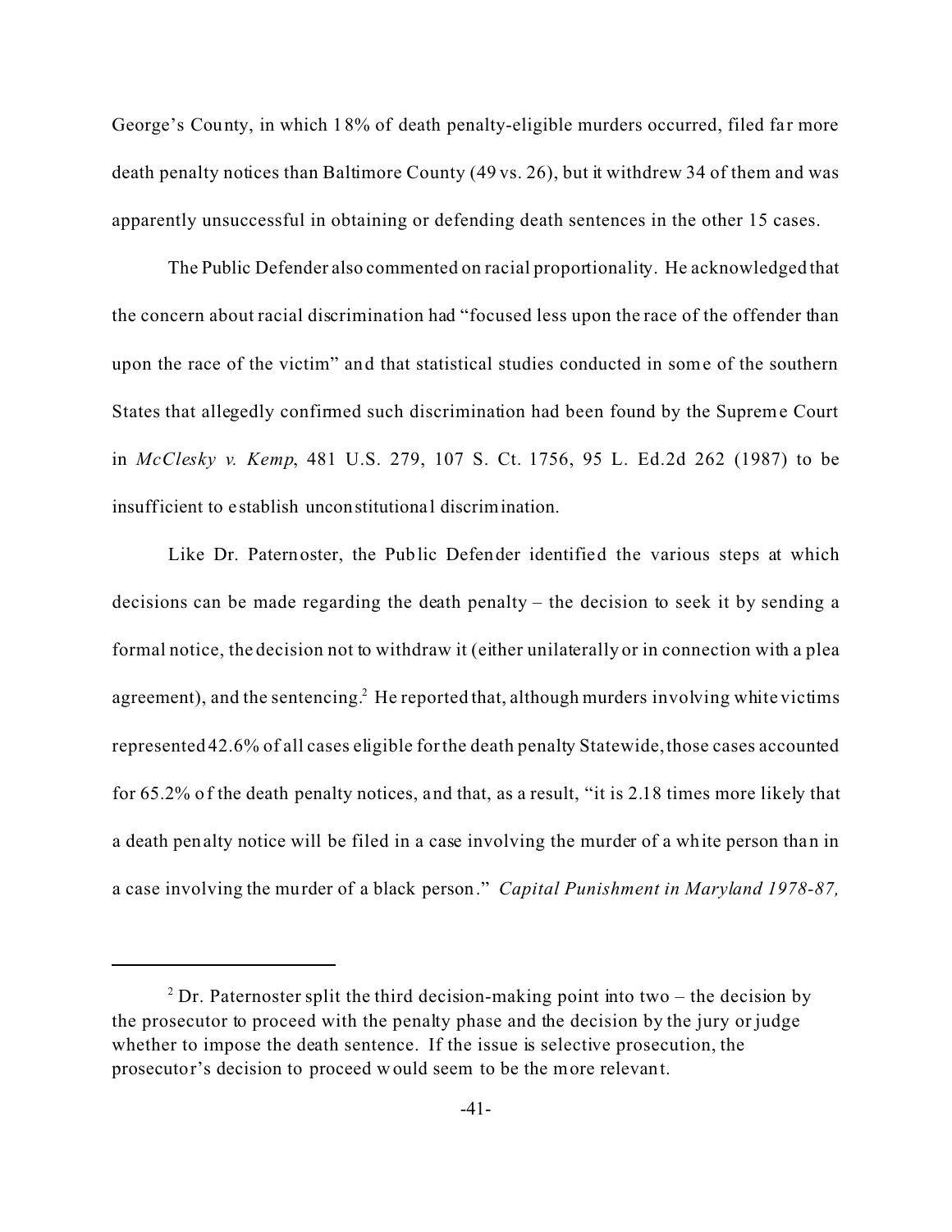George's County, in which 18% of death penalty-eligible murders occurred, filed far more death penalty notices than Baltimore County (49 vs. 26), but it withdrew 34 of them and was apparently unsuccessful in obtaining or defending death sentences in the other 15 cases.

The Public Defender also commented on racial proportionality. He acknowledged that the concern about racial discrimination had "focused less upon the race of the offender than upon the race of the victim" and that statistical studies conducted in some of the southern States that allegedly confirmed such discrimination had been found by the Supreme Court in *McClesky v. Kemp*, 481 U.S. 279, 107 S. Ct. 1756, 95 L. Ed.2d 262 (1987) to be insufficient to establish unconstitutional discrimination.

Like Dr. Paternoster, the Public Defender identified the various steps at which decisions can be made regarding the death penalty – the decision to seek it by sending a formal notice, the decision not to withdraw it (either unilaterally or in connection with a plea agreement), and the sentencing.[2] He reported that, although murders involving white victims represented 42.6% of all cases eligible for the death penalty Statewide, those cases accounted for 65.2% of the death penalty notices, and that, as a result, "it is 2.18 times more likely that a death penalty notice will be filed in a case involving the murder of a white person than in a case involving the murder of a black person." *Capital Punishment in Maryland 1978-87,*

---

[2] Dr. Paternoster split the third decision-making point into two – the decision by the prosecutor to proceed with the penalty phase and the decision by the jury or judge whether to impose the death sentence. If the issue is selective prosecution, the prosecutor's decision to proceed would seem to be the more relevant.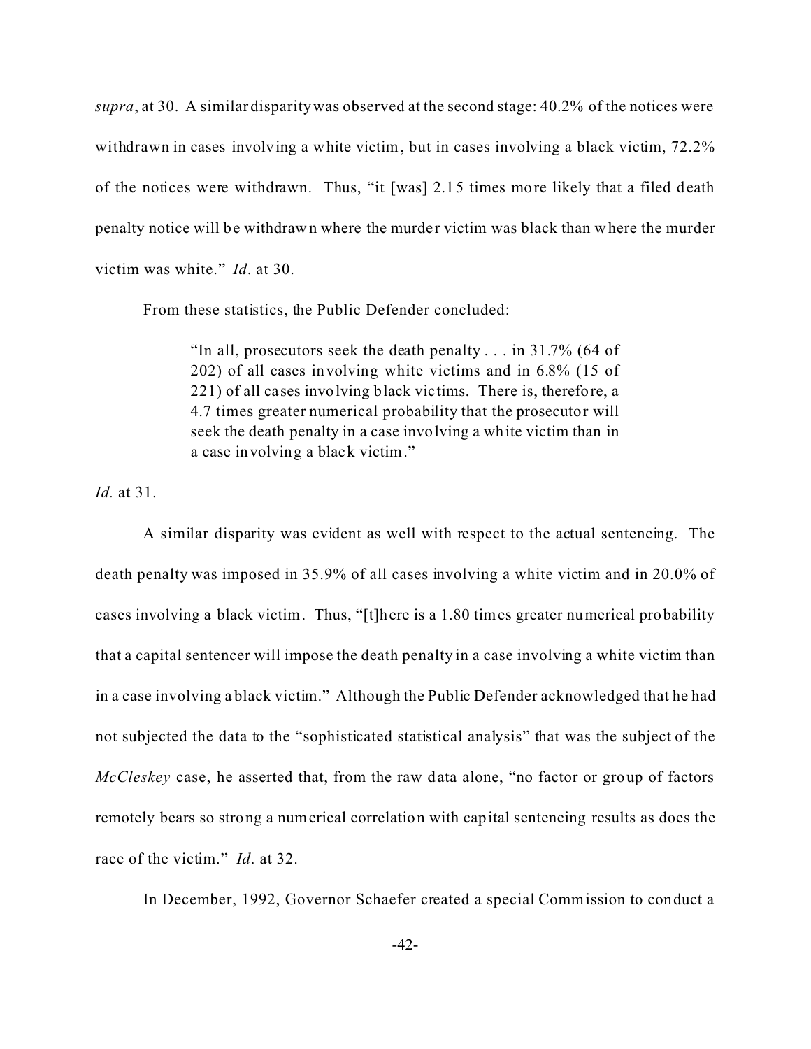*supra*, at 30. A similar disparity was observed at the second stage: 40.2% of the notices were withdrawn in cases involving a white victim, but in cases involving a black victim, 72.2% of the notices were withdrawn. Thus, "it [was] 2.15 times more likely that a filed death penalty notice will be withdrawn where the murder victim was black than where the murder victim was white." *Id*. at 30.

From these statistics, the Public Defender concluded:

> "In all, prosecutors seek the death penalty . . . in 31.7% (64 of 202) of all cases involving white victims and in 6.8% (15 of 221) of all cases involving black victims. There is, therefore, a 4.7 times greater numerical probability that the prosecutor will seek the death penalty in a case involving a white victim than in a case involving a black victim."

*Id.* at 31.

A similar disparity was evident as well with respect to the actual sentencing. The death penalty was imposed in 35.9% of all cases involving a white victim and in 20.0% of cases involving a black victim. Thus, "[t]here is a 1.80 times greater numerical probability that a capital sentencer will impose the death penalty in a case involving a white victim than in a case involving a black victim." Although the Public Defender acknowledged that he had not subjected the data to the "sophisticated statistical analysis" that was the subject of the *McCleskey* case, he asserted that, from the raw data alone, "no factor or group of factors remotely bears so strong a numerical correlation with capital sentencing results as does the race of the victim." *Id*. at 32.

In December, 1992, Governor Schaefer created a special Commission to conduct a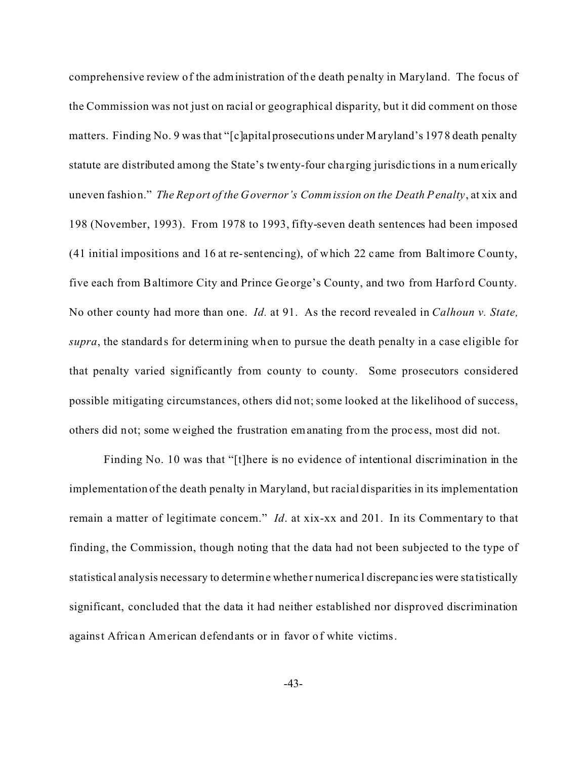comprehensive review of the administration of the death penalty in Maryland. The focus of the Commission was not just on racial or geographical disparity, but it did comment on those matters. Finding No. 9 was that "[c]apital prosecutions under Maryland's 1978 death penalty statute are distributed among the State's twenty-four charging jurisdictions in a numerically uneven fashion." *The Report of the Governor's Commission on the Death Penalty*, at xix and 198 (November, 1993). From 1978 to 1993, fifty-seven death sentences had been imposed (41 initial impositions and 16 at re-sentencing), of which 22 came from Baltimore County, five each from Baltimore City and Prince George's County, and two from Harford County. No other county had more than one. *Id.* at 91. As the record revealed in *Calhoun v. State, supra*, the standards for determining when to pursue the death penalty in a case eligible for that penalty varied significantly from county to county. Some prosecutors considered possible mitigating circumstances, others did not; some looked at the likelihood of success, others did not; some weighed the frustration emanating from the process, most did not.

Finding No. 10 was that "[t]here is no evidence of intentional discrimination in the implementation of the death penalty in Maryland, but racial disparities in its implementation remain a matter of legitimate concern." *Id*. at xix-xx and 201. In its Commentary to that finding, the Commission, though noting that the data had not been subjected to the type of statistical analysis necessary to determine whether numerical discrepancies were statistically significant, concluded that the data it had neither established nor disproved discrimination against African American defendants or in favor of white victims.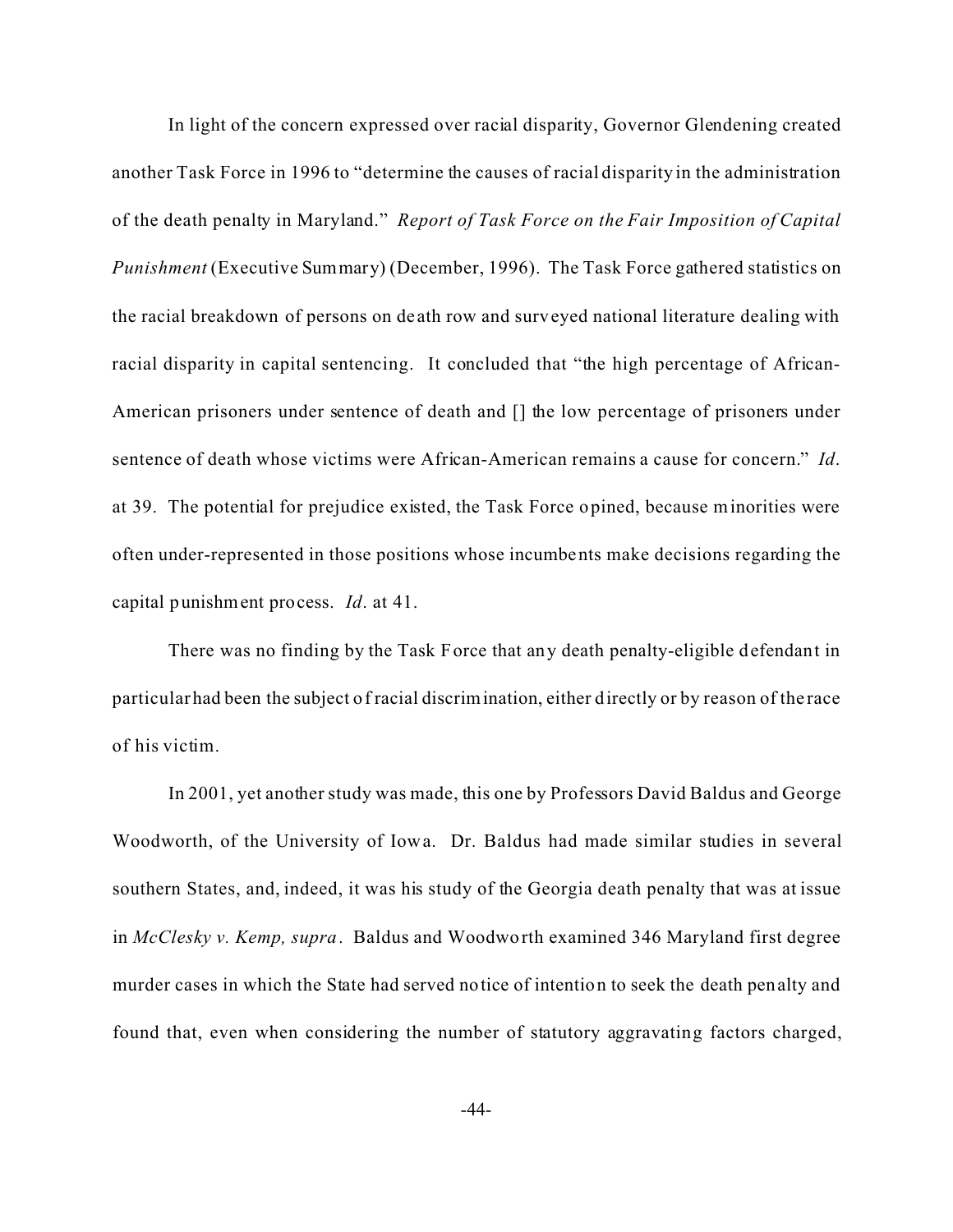In light of the concern expressed over racial disparity, Governor Glendening created another Task Force in 1996 to "determine the causes of racial disparity in the administration of the death penalty in Maryland." *Report of Task Force on the Fair Imposition of Capital Punishment* (Executive Summary) (December, 1996). The Task Force gathered statistics on the racial breakdown of persons on death row and surveyed national literature dealing with racial disparity in capital sentencing. It concluded that "the high percentage of African-American prisoners under sentence of death and [] the low percentage of prisoners under sentence of death whose victims were African-American remains a cause for concern." *Id*. at 39. The potential for prejudice existed, the Task Force opined, because minorities were often under-represented in those positions whose incumbents make decisions regarding the capital punishment process. *Id*. at 41.

There was no finding by the Task Force that any death penalty-eligible defendant in particular had been the subject of racial discrimination, either directly or by reason of the race of his victim.

In 2001, yet another study was made, this one by Professors David Baldus and George Woodworth, of the University of Iowa. Dr. Baldus had made similar studies in several southern States, and, indeed, it was his study of the Georgia death penalty that was at issue in *McClesky v. Kemp, supra*. Baldus and Woodworth examined 346 Maryland first degree murder cases in which the State had served notice of intention to seek the death penalty and found that, even when considering the number of statutory aggravating factors charged,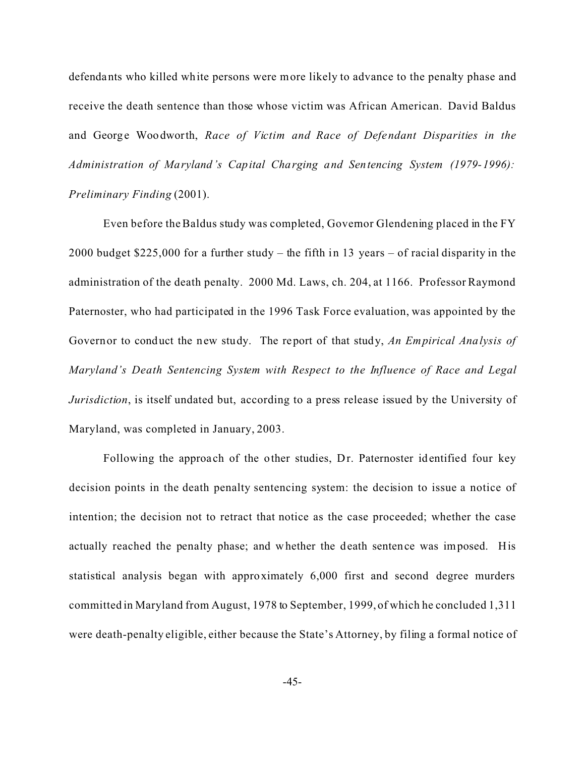defendants who killed white persons were more likely to advance to the penalty phase and receive the death sentence than those whose victim was African American. David Baldus and George Woodworth, *Race of Victim and Race of Defendant Disparities in the Administration of Maryland's Capital Charging and Sentencing System (1979-1996): Preliminary Finding* (2001).

Even before the Baldus study was completed, Governor Glendening placed in the FY 2000 budget $225,000 for a further study – the fifth in 13 years – of racial disparity in the administration of the death penalty. 2000 Md. Laws, ch. 204, at 1166. Professor Raymond Paternoster, who had participated in the 1996 Task Force evaluation, was appointed by the Governor to conduct the new study. The report of that study, *An Empirical Analysis of Maryland's Death Sentencing System with Respect to the Influence of Race and Legal Jurisdiction*, is itself undated but, according to a press release issued by the University of Maryland, was completed in January, 2003.

Following the approach of the other studies, Dr. Paternoster identified four key decision points in the death penalty sentencing system: the decision to issue a notice of intention; the decision not to retract that notice as the case proceeded; whether the case actually reached the penalty phase; and whether the death sentence was imposed. His statistical analysis began with approximately 6,000 first and second degree murders committed in Maryland from August, 1978 to September, 1999, of which he concluded 1,311 were death-penalty eligible, either because the State's Attorney, by filing a formal notice of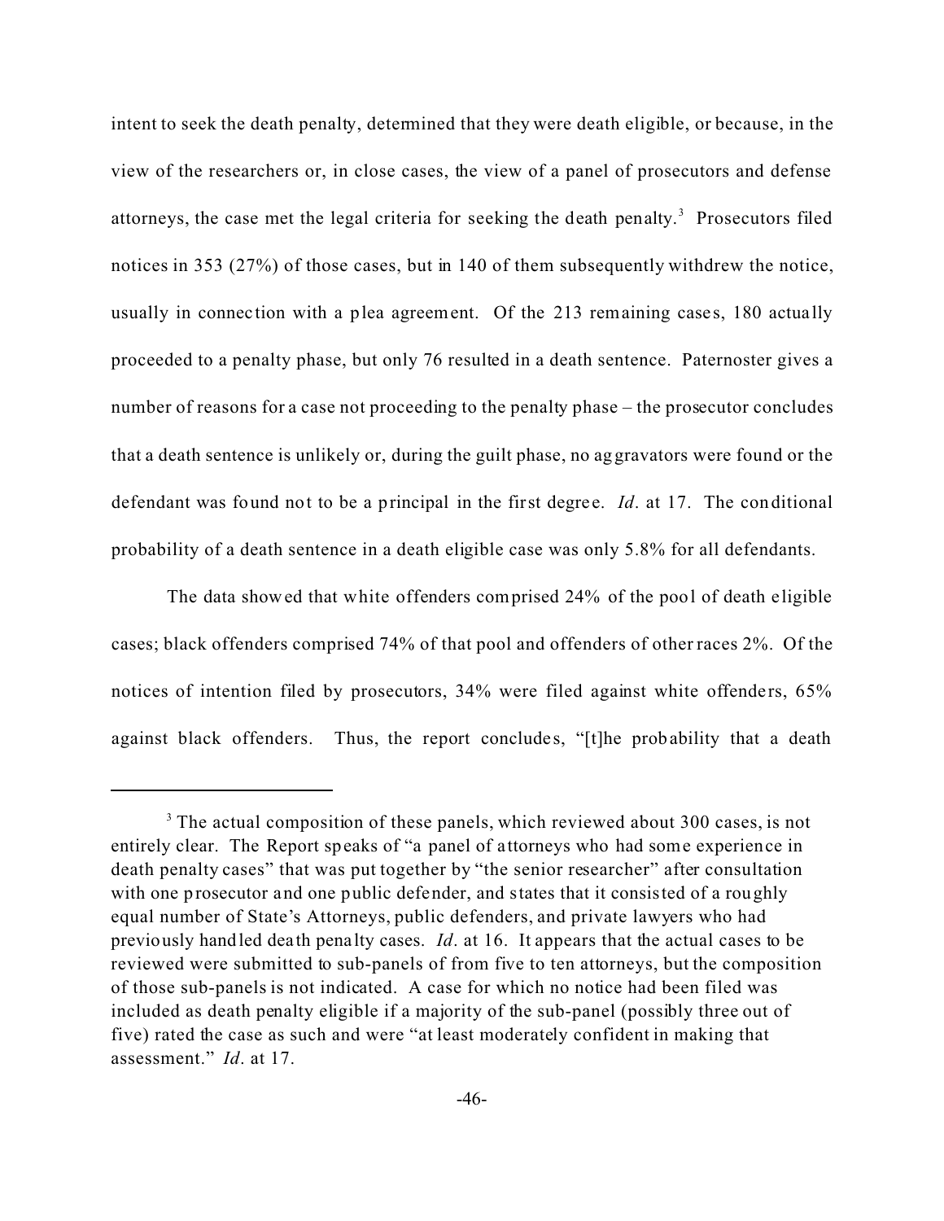intent to seek the death penalty, determined that they were death eligible, or because, in the view of the researchers or, in close cases, the view of a panel of prosecutors and defense attorneys, the case met the legal criteria for seeking the death penalty.[3] Prosecutors filed notices in 353 (27%) of those cases, but in 140 of them subsequently withdrew the notice, usually in connection with a plea agreement. Of the 213 remaining cases, 180 actually proceeded to a penalty phase, but only 76 resulted in a death sentence. Paternoster gives a number of reasons for a case not proceeding to the penalty phase – the prosecutor concludes that a death sentence is unlikely or, during the guilt phase, no aggravators were found or the defendant was found not to be a principal in the first degree. *Id*. at 17. The conditional probability of a death sentence in a death eligible case was only 5.8% for all defendants.

The data showed that white offenders comprised 24% of the pool of death eligible cases; black offenders comprised 74% of that pool and offenders of other races 2%. Of the notices of intention filed by prosecutors, 34% were filed against white offenders, 65% against black offenders. Thus, the report concludes, "[t]he probability that a death

---

[3] The actual composition of these panels, which reviewed about 300 cases, is not entirely clear. The Report speaks of "a panel of attorneys who had some experience in death penalty cases" that was put together by "the senior researcher" after consultation with one prosecutor and one public defender, and states that it consisted of a roughly equal number of State's Attorneys, public defenders, and private lawyers who had previously handled death penalty cases. *Id*. at 16. It appears that the actual cases to be reviewed were submitted to sub-panels of from five to ten attorneys, but the composition of those sub-panels is not indicated. A case for which no notice had been filed was included as death penalty eligible if a majority of the sub-panel (possibly three out of five) rated the case as such and were "at least moderately confident in making that assessment." *Id*. at 17.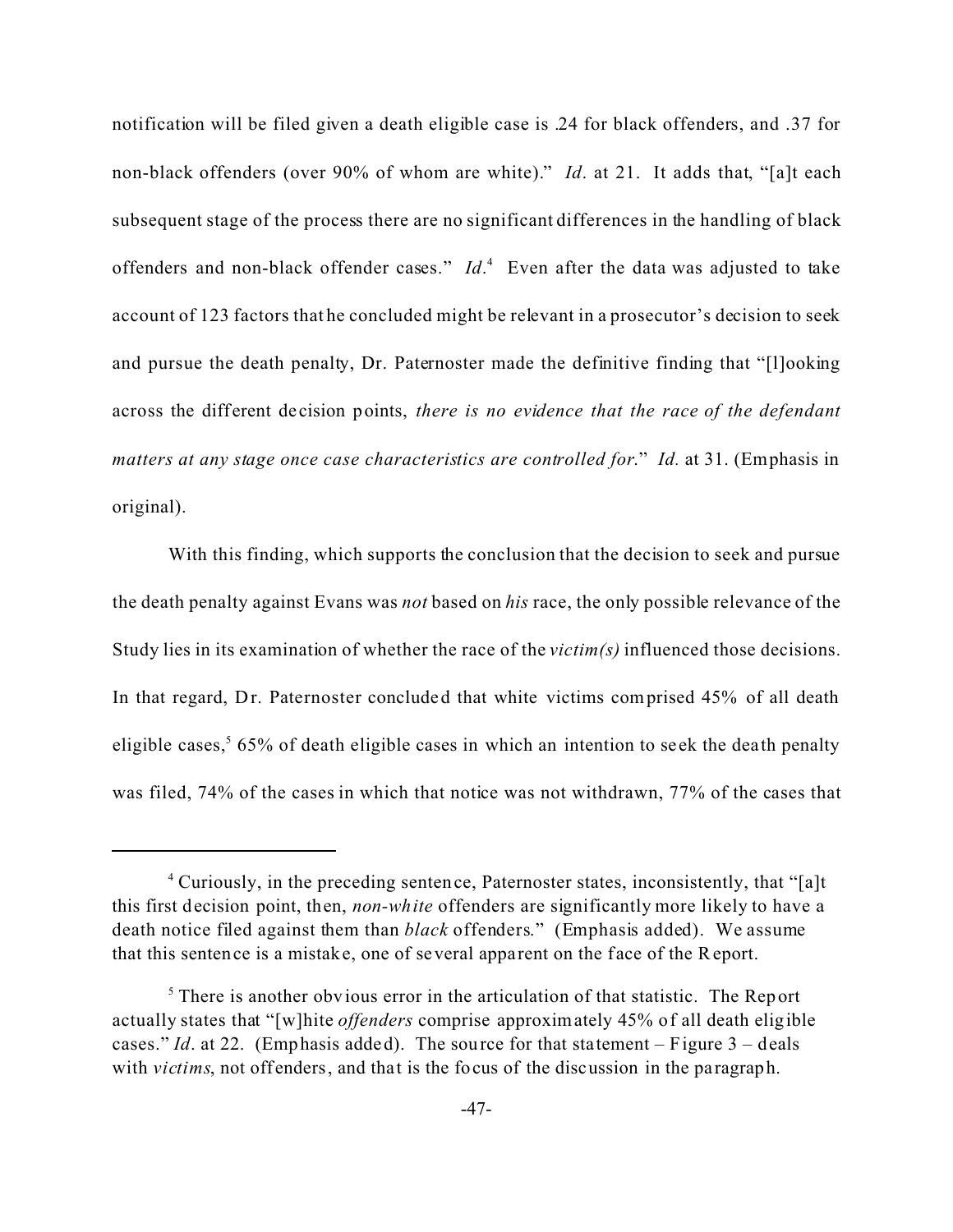notification will be filed given a death eligible case is .24 for black offenders, and .37 for non-black offenders (over 90% of whom are white)." *Id*. at 21. It adds that, "[a]t each subsequent stage of the process there are no significant differences in the handling of black offenders and non-black offender cases." *Id*.[4] Even after the data was adjusted to take account of 123 factors that he concluded might be relevant in a prosecutor's decision to seek and pursue the death penalty, Dr. Paternoster made the definitive finding that "[l]ooking across the different decision points, *there is no evidence that the race of the defendant matters at any stage once case characteristics are controlled for*." *Id.* at 31. (Emphasis in original).

With this finding, which supports the conclusion that the decision to seek and pursue the death penalty against Evans was *not* based on *his* race, the only possible relevance of the Study lies in its examination of whether the race of the *victim(s)* influenced those decisions. In that regard, Dr. Paternoster concluded that white victims comprised 45% of all death eligible cases,[5] 65% of death eligible cases in which an intention to seek the death penalty was filed, 74% of the cases in which that notice was not withdrawn, 77% of the cases that

---

[4] Curiously, in the preceding sentence, Paternoster states, inconsistently, that "[a]t this first decision point, then, *non-white* offenders are significantly more likely to have a death notice filed against them than *black* offenders." (Emphasis added). We assume that this sentence is a mistake, one of several apparent on the face of the Report.

[5] There is another obvious error in the articulation of that statistic. The Report actually states that "[w]hite *offenders* comprise approximately 45% of all death eligible cases." *Id*. at 22. (Emphasis added). The source for that statement – Figure 3 – deals with *victims*, not offenders, and that is the focus of the discussion in the paragraph.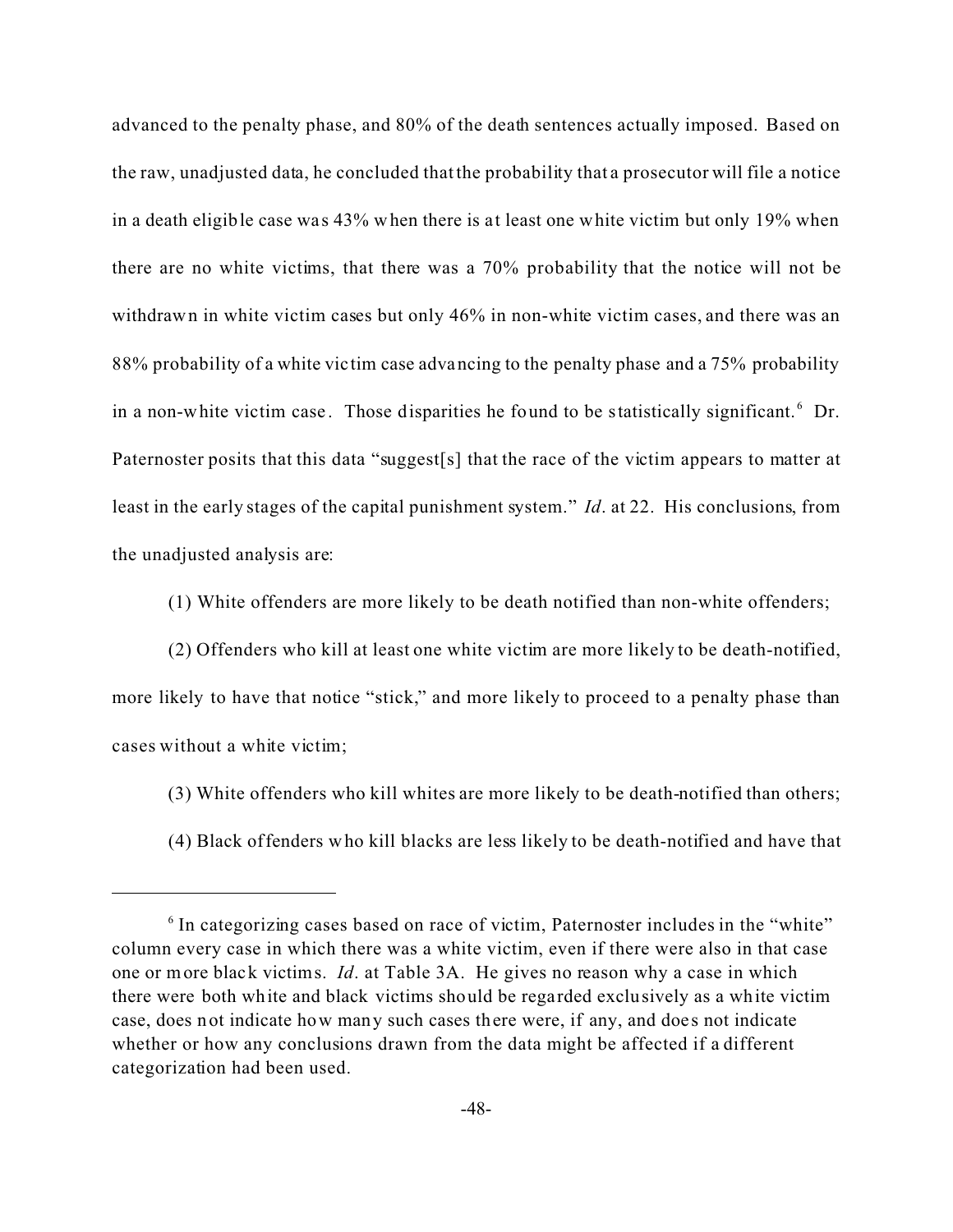advanced to the penalty phase, and 80% of the death sentences actually imposed. Based on the raw, unadjusted data, he concluded that the probability that a prosecutor will file a notice in a death eligible case was 43% when there is at least one white victim but only 19% when there are no white victims, that there was a 70% probability that the notice will not be withdrawn in white victim cases but only 46% in non-white victim cases, and there was an 88% probability of a white victim case advancing to the penalty phase and a 75% probability in a non-white victim case. Those disparities he found to be statistically significant.[6] Dr. Paternoster posits that this data "suggest[s] that the race of the victim appears to matter at least in the early stages of the capital punishment system." *Id*. at 22. His conclusions, from the unadjusted analysis are:

(1) White offenders are more likely to be death notified than non-white offenders;

(2) Offenders who kill at least one white victim are more likely to be death-notified, more likely to have that notice "stick," and more likely to proceed to a penalty phase than cases without a white victim;

(3) White offenders who kill whites are more likely to be death-notified than others;

(4) Black offenders who kill blacks are less likely to be death-notified and have that

---

[6] In categorizing cases based on race of victim, Paternoster includes in the "white" column every case in which there was a white victim, even if there were also in that case one or more black victims. *Id*. at Table 3A. He gives no reason why a case in which there were both white and black victims should be regarded exclusively as a white victim case, does not indicate how many such cases there were, if any, and does not indicate whether or how any conclusions drawn from the data might be affected if a different categorization had been used.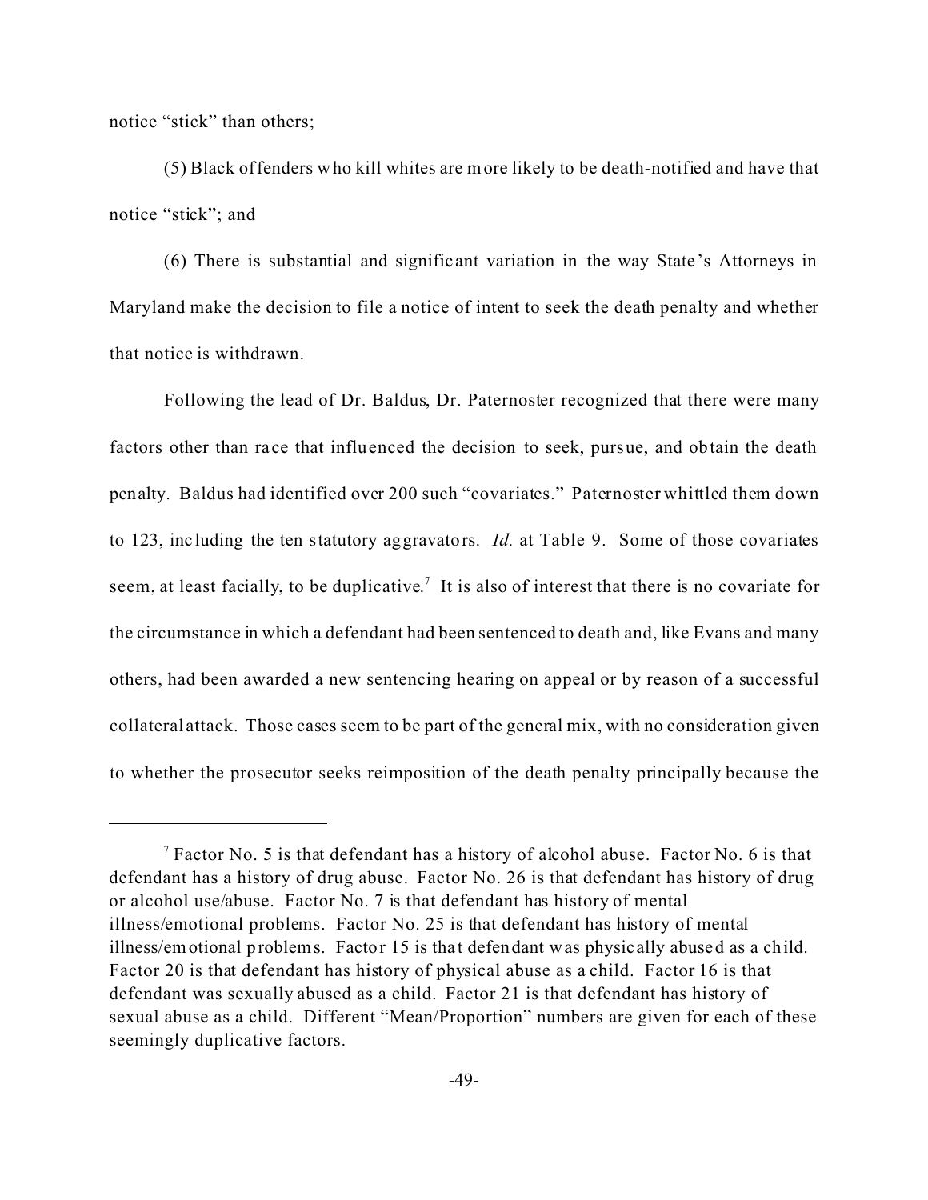notice "stick" than others;

(5) Black offenders who kill whites are more likely to be death-notified and have that notice "stick"; and

(6) There is substantial and significant variation in the way State's Attorneys in Maryland make the decision to file a notice of intent to seek the death penalty and whether that notice is withdrawn.

Following the lead of Dr. Baldus, Dr. Paternoster recognized that there were many factors other than race that influenced the decision to seek, pursue, and obtain the death penalty. Baldus had identified over 200 such "covariates." Paternoster whittled them down to 123, including the ten statutory aggravators. *Id.* at Table 9. Some of those covariates seem, at least facially, to be duplicative.[7] It is also of interest that there is no covariate for the circumstance in which a defendant had been sentenced to death and, like Evans and many others, had been awarded a new sentencing hearing on appeal or by reason of a successful collateral attack. Those cases seem to be part of the general mix, with no consideration given to whether the prosecutor seeks reimposition of the death penalty principally because the

---

[7] Factor No. 5 is that defendant has a history of alcohol abuse. Factor No. 6 is that defendant has a history of drug abuse. Factor No. 26 is that defendant has history of drug or alcohol use/abuse. Factor No. 7 is that defendant has history of mental illness/emotional problems. Factor No. 25 is that defendant has history of mental illness/emotional problems. Factor 15 is that defendant was physically abused as a child. Factor 20 is that defendant has history of physical abuse as a child. Factor 16 is that defendant was sexually abused as a child. Factor 21 is that defendant has history of sexual abuse as a child. Different "Mean/Proportion" numbers are given for each of these seemingly duplicative factors.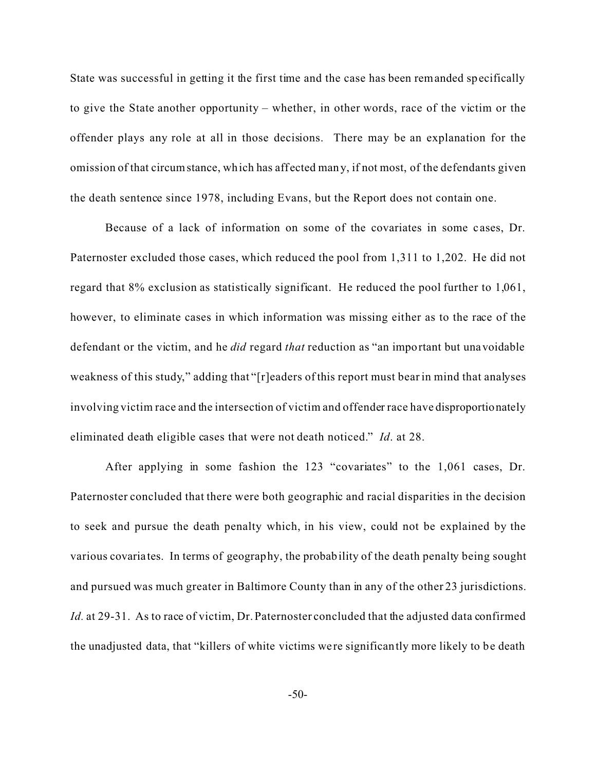State was successful in getting it the first time and the case has been remanded specifically to give the State another opportunity – whether, in other words, race of the victim or the offender plays any role at all in those decisions. There may be an explanation for the omission of that circumstance, which has affected many, if not most, of the defendants given the death sentence since 1978, including Evans, but the Report does not contain one.

Because of a lack of information on some of the covariates in some cases, Dr. Paternoster excluded those cases, which reduced the pool from 1,311 to 1,202. He did not regard that 8% exclusion as statistically significant. He reduced the pool further to 1,061, however, to eliminate cases in which information was missing either as to the race of the defendant or the victim, and he *did* regard *that* reduction as "an important but unavoidable weakness of this study," adding that "[r]eaders of this report must bear in mind that analyses involving victim race and the intersection of victim and offender race have disproportionately eliminated death eligible cases that were not death noticed." *Id*. at 28.

After applying in some fashion the 123 "covariates" to the 1,061 cases, Dr. Paternoster concluded that there were both geographic and racial disparities in the decision to seek and pursue the death penalty which, in his view, could not be explained by the various covariates. In terms of geography, the probability of the death penalty being sought and pursued was much greater in Baltimore County than in any of the other 23 jurisdictions. *Id.* at 29-31. As to race of victim, Dr. Paternoster concluded that the adjusted data confirmed the unadjusted data, that "killers of white victims were significantly more likely to be death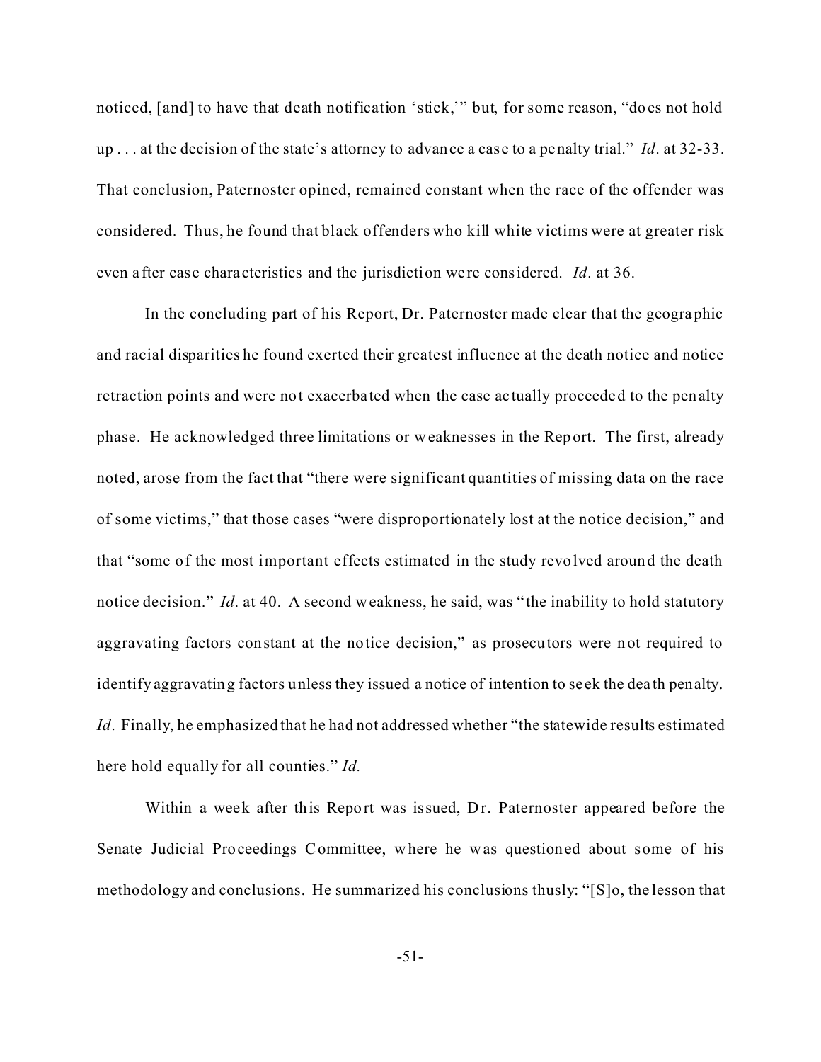noticed, [and] to have that death notification 'stick,'" but, for some reason, "does not hold up . . . at the decision of the state's attorney to advance a case to a penalty trial." *Id*. at 32-33. That conclusion, Paternoster opined, remained constant when the race of the offender was considered. Thus, he found that black offenders who kill white victims were at greater risk even after case characteristics and the jurisdiction were considered. *Id*. at 36.

In the concluding part of his Report, Dr. Paternoster made clear that the geographic and racial disparities he found exerted their greatest influence at the death notice and notice retraction points and were not exacerbated when the case actually proceeded to the penalty phase. He acknowledged three limitations or weaknesses in the Report. The first, already noted, arose from the fact that "there were significant quantities of missing data on the race of some victims," that those cases "were disproportionately lost at the notice decision," and that "some of the most important effects estimated in the study revolved around the death notice decision." *Id*. at 40. A second weakness, he said, was "the inability to hold statutory aggravating factors constant at the notice decision," as prosecutors were not required to identify aggravating factors unless they issued a notice of intention to seek the death penalty. *Id*. Finally, he emphasized that he had not addressed whether "the statewide results estimated here hold equally for all counties." *Id.*

Within a week after this Report was issued, Dr. Paternoster appeared before the Senate Judicial Proceedings Committee, where he was questioned about some of his methodology and conclusions. He summarized his conclusions thusly: "[S]o, the lesson that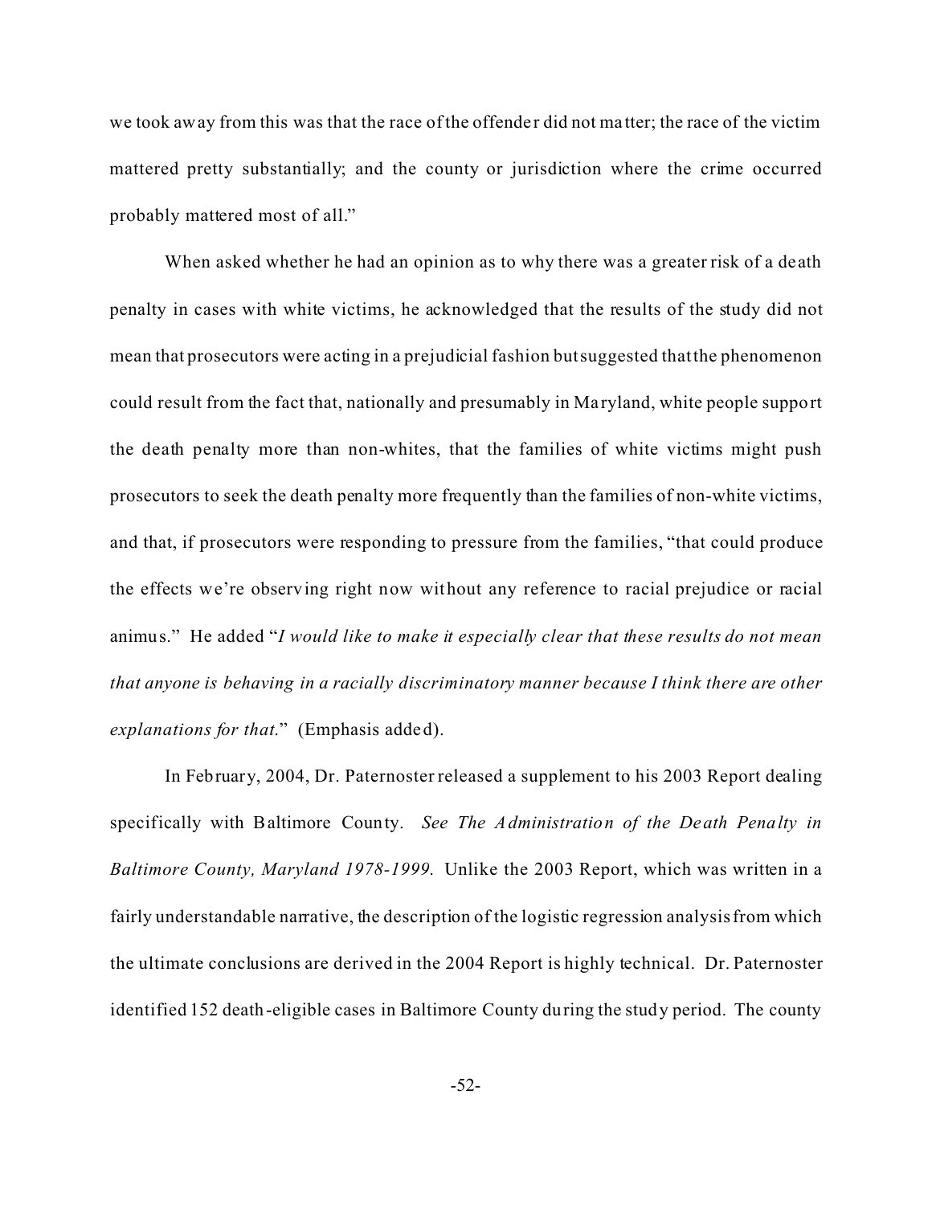we took away from this was that the race of the offender did not matter; the race of the victim mattered pretty substantially; and the county or jurisdiction where the crime occurred probably mattered most of all."

When asked whether he had an opinion as to why there was a greater risk of a death penalty in cases with white victims, he acknowledged that the results of the study did not mean that prosecutors were acting in a prejudicial fashion but suggested that the phenomenon could result from the fact that, nationally and presumably in Maryland, white people support the death penalty more than non-whites, that the families of white victims might push prosecutors to seek the death penalty more frequently than the families of non-white victims, and that, if prosecutors were responding to pressure from the families, "that could produce the effects we're observing right now without any reference to racial prejudice or racial animus." He added "*I would like to make it especially clear that these results do not mean that anyone is behaving in a racially discriminatory manner because I think there are other explanations for that.*" (Emphasis added).

In February, 2004, Dr. Paternoster released a supplement to his 2003 Report dealing specifically with Baltimore County. *See The Administration of the Death Penalty in Baltimore County, Maryland 1978-1999.* Unlike the 2003 Report, which was written in a fairly understandable narrative, the description of the logistic regression analysis from which the ultimate conclusions are derived in the 2004 Report is highly technical. Dr. Paternoster identified 152 death-eligible cases in Baltimore County during the study period. The county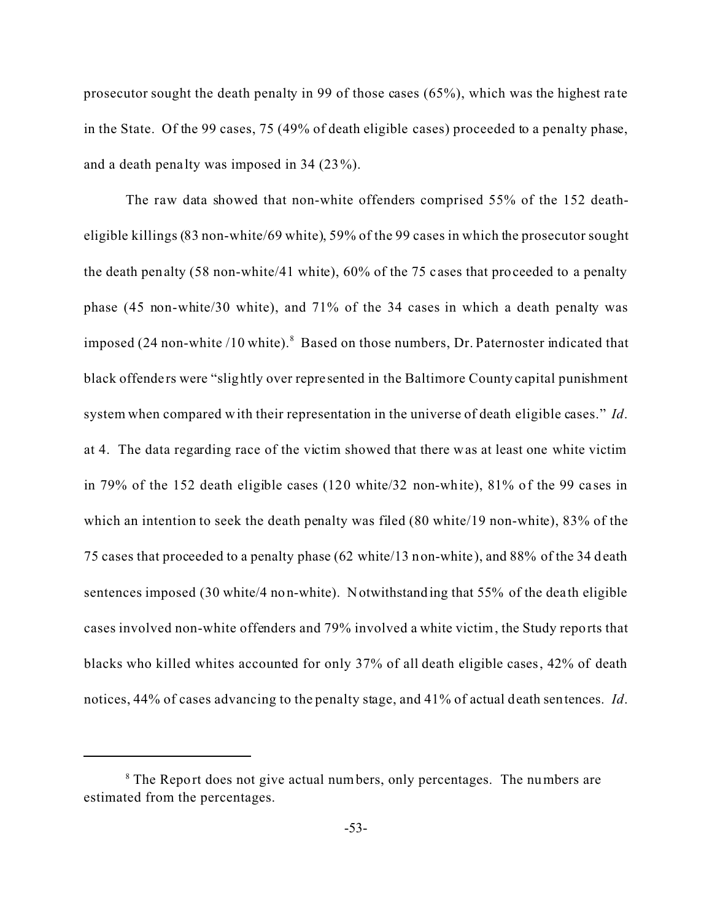prosecutor sought the death penalty in 99 of those cases (65%), which was the highest rate in the State. Of the 99 cases, 75 (49% of death eligible cases) proceeded to a penalty phase, and a death penalty was imposed in 34 (23%).

The raw data showed that non-white offenders comprised 55% of the 152 death-eligible killings (83 non-white/69 white), 59% of the 99 cases in which the prosecutor sought the death penalty (58 non-white/41 white), 60% of the 75 cases that proceeded to a penalty phase (45 non-white/30 white), and 71% of the 34 cases in which a death penalty was imposed (24 non-white /10 white).[8] Based on those numbers, Dr. Paternoster indicated that black offenders were "slightly over represented in the Baltimore County capital punishment system when compared with their representation in the universe of death eligible cases." *Id*. at 4. The data regarding race of the victim showed that there was at least one white victim in 79% of the 152 death eligible cases (120 white/32 non-white), 81% of the 99 cases in which an intention to seek the death penalty was filed (80 white/19 non-white), 83% of the 75 cases that proceeded to a penalty phase (62 white/13 non-white), and 88% of the 34 death sentences imposed (30 white/4 non-white). Notwithstanding that 55% of the death eligible cases involved non-white offenders and 79% involved a white victim, the Study reports that blacks who killed whites accounted for only 37% of all death eligible cases, 42% of death notices, 44% of cases advancing to the penalty stage, and 41% of actual death sentences. *Id*.

---

[8] The Report does not give actual numbers, only percentages. The numbers are estimated from the percentages.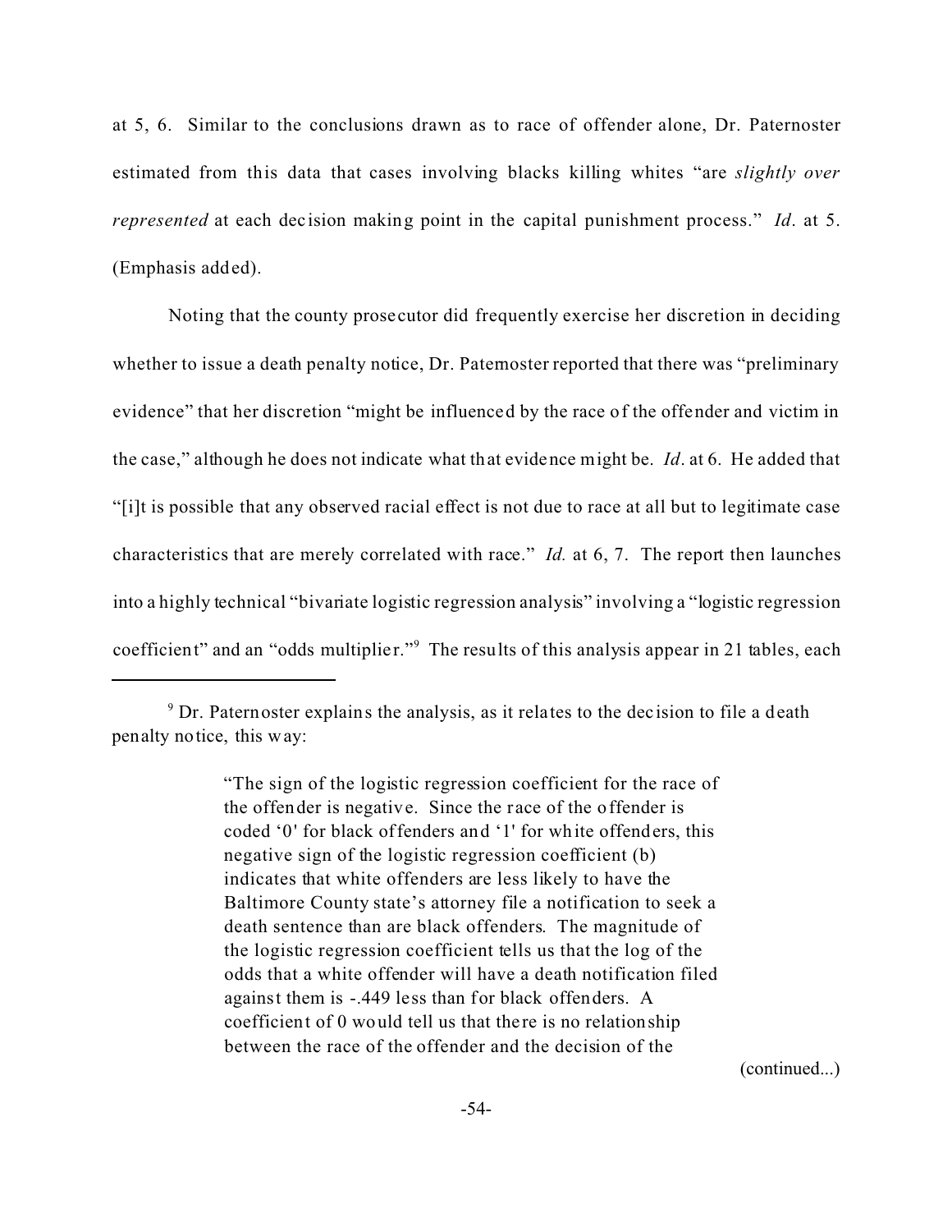at 5, 6. Similar to the conclusions drawn as to race of offender alone, Dr. Paternoster estimated from this data that cases involving blacks killing whites "are *slightly over represented* at each decision making point in the capital punishment process." *Id*. at 5. (Emphasis added).

Noting that the county prosecutor did frequently exercise her discretion in deciding whether to issue a death penalty notice, Dr. Paternoster reported that there was "preliminary evidence" that her discretion "might be influenced by the race of the offender and victim in the case," although he does not indicate what that evidence might be. *Id*. at 6. He added that "[i]t is possible that any observed racial effect is not due to race at all but to legitimate case characteristics that are merely correlated with race." *Id.* at 6, 7. The report then launches into a highly technical "bivariate logistic regression analysis" involving a "logistic regression coefficient" and an "odds multiplier."[9] The results of this analysis appear in 21 tables, each

---

[9] Dr. Paternoster explains the analysis, as it relates to the decision to file a death penalty notice, this way:

> "The sign of the logistic regression coefficient for the race of the offender is negative. Since the race of the offender is coded '0' for black offenders and '1' for white offenders, this negative sign of the logistic regression coefficient (b) indicates that white offenders are less likely to have the Baltimore County state's attorney file a notification to seek a death sentence than are black offenders. The magnitude of the logistic regression coefficient tells us that the log of the odds that a white offender will have a death notification filed against them is -.449 less than for black offenders. A coefficient of 0 would tell us that there is no relationship between the race of the offender and the decision of the

(continued...)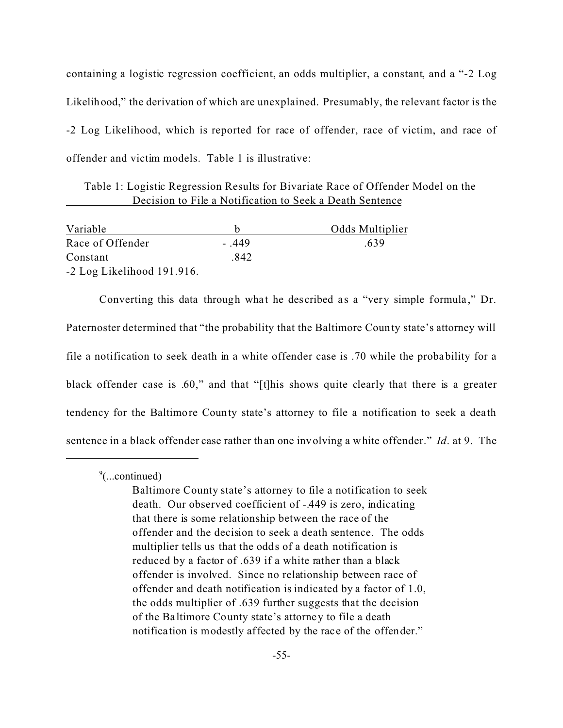containing a logistic regression coefficient, an odds multiplier, a constant, and a "-2 Log Likelihood," the derivation of which are unexplained. Presumably, the relevant factor is the -2 Log Likelihood, which is reported for race of offender, race of victim, and race of offender and victim models. Table 1 is illustrative:

Table 1: Logistic Regression Results for Bivariate Race of Offender Model on the Decision to File a Notification to Seek a Death Sentence

| Variable | b | Odds Multiplier |
|---|---|---|
| Race of Offender | - .449 | .639 |
| Constant | .842 | |
| -2 Log Likelihood 191.916. | | |

Converting this data through what he described as a "very simple formula," Dr. Paternoster determined that "the probability that the Baltimore County state's attorney will file a notification to seek death in a white offender case is .70 while the probability for a black offender case is .60," and that "[t]his shows quite clearly that there is a greater tendency for the Baltimore County state's attorney to file a notification to seek a death sentence in a black offender case rather than one involving a white offender." *Id*. at 9. The

---

[9](...continued)

> Baltimore County state's attorney to file a notification to seek death. Our observed coefficient of -.449 is zero, indicating that there is some relationship between the race of the offender and the decision to seek a death sentence. The odds multiplier tells us that the odds of a death notification is reduced by a factor of .639 if a white rather than a black offender is involved. Since no relationship between race of offender and death notification is indicated by a factor of 1.0, the odds multiplier of .639 further suggests that the decision of the Baltimore County state's attorney to file a death notification is modestly affected by the race of the offender."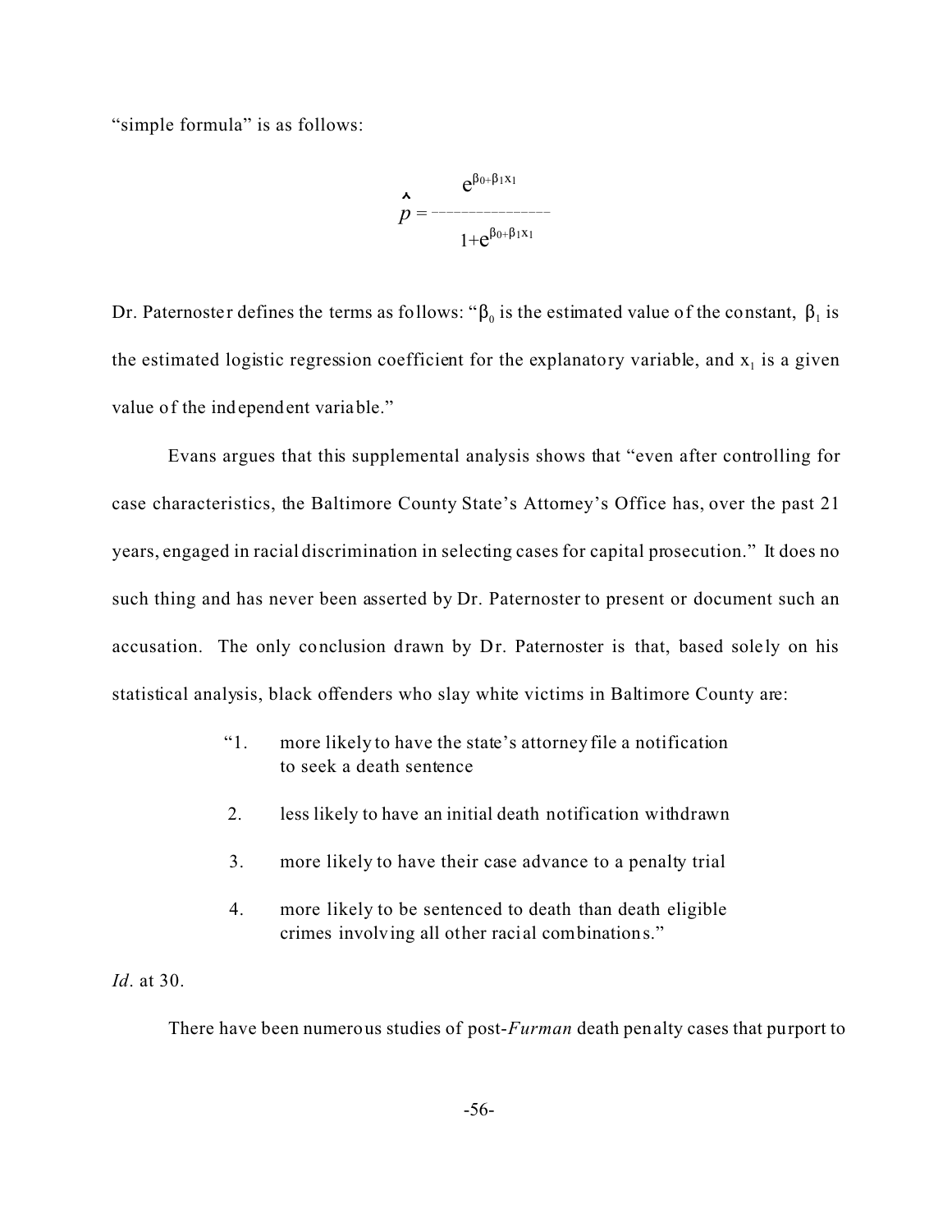"simple formula" is as follows:

$$\hat{p} = \frac{e^{\beta_0+\beta_1 x_1}}{1+e^{\beta_0+\beta_1 x_1}}$$

Dr. Paternoster defines the terms as follows: "$\beta_0$ is the estimated value of the constant, $\beta_1$ is the estimated logistic regression coefficient for the explanatory variable, and $x_1$ is a given value of the independent variable."

Evans argues that this supplemental analysis shows that "even after controlling for case characteristics, the Baltimore County State's Attorney's Office has, over the past 21 years, engaged in racial discrimination in selecting cases for capital prosecution." It does no such thing and has never been asserted by Dr. Paternoster to present or document such an accusation. The only conclusion drawn by Dr. Paternoster is that, based solely on his statistical analysis, black offenders who slay white victims in Baltimore County are:

> "1. more likely to have the state's attorney file a notification to seek a death sentence
>
> 2. less likely to have an initial death notification withdrawn
>
> 3. more likely to have their case advance to a penalty trial
>
> 4. more likely to be sentenced to death than death eligible crimes involving all other racial combinations."

*Id*. at 30.

There have been numerous studies of post-*Furman* death penalty cases that purport to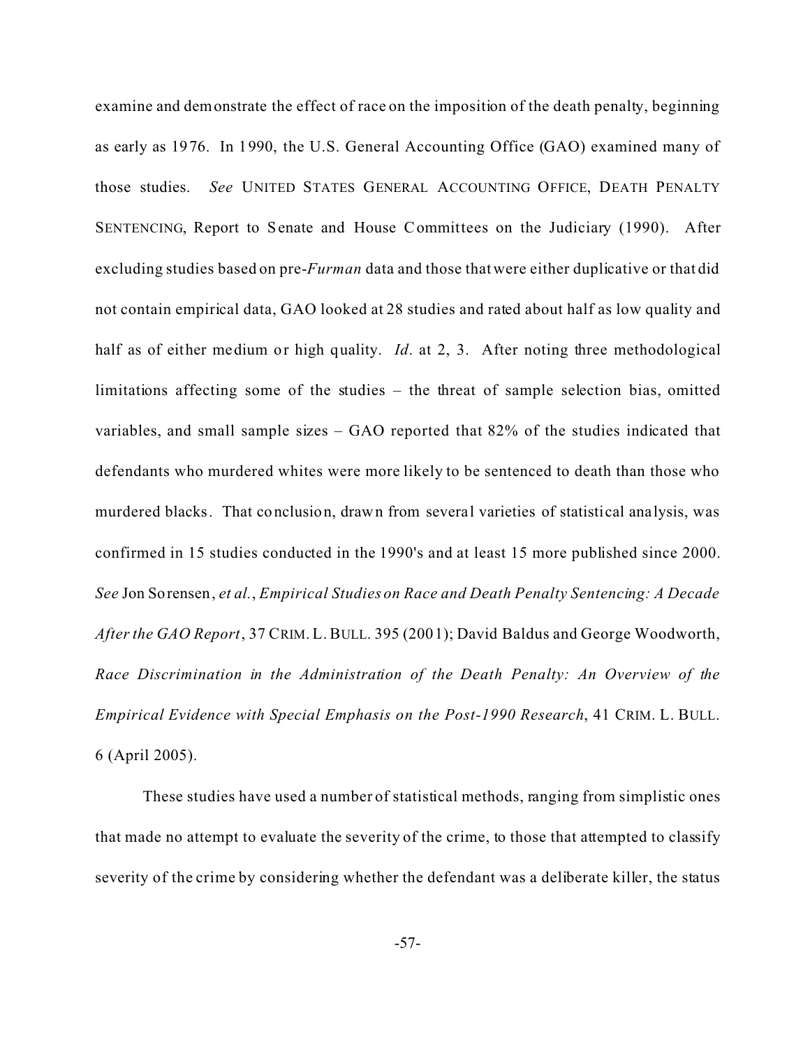examine and demonstrate the effect of race on the imposition of the death penalty, beginning as early as 1976. In 1990, the U.S. General Accounting Office (GAO) examined many of those studies. *See* UNITED STATES GENERAL ACCOUNTING OFFICE, DEATH PENALTY SENTENCING, Report to Senate and House Committees on the Judiciary (1990). After excluding studies based on pre-*Furman* data and those that were either duplicative or that did not contain empirical data, GAO looked at 28 studies and rated about half as low quality and half as of either medium or high quality. *Id*. at 2, 3. After noting three methodological limitations affecting some of the studies – the threat of sample selection bias, omitted variables, and small sample sizes – GAO reported that 82% of the studies indicated that defendants who murdered whites were more likely to be sentenced to death than those who murdered blacks. That conclusion, drawn from several varieties of statistical analysis, was confirmed in 15 studies conducted in the 1990's and at least 15 more published since 2000. *See* Jon Sorensen, *et al.*, *Empirical Studies on Race and Death Penalty Sentencing: A Decade After the GAO Report*, 37 CRIM. L. BULL. 395 (2001); David Baldus and George Woodworth, *Race Discrimination in the Administration of the Death Penalty: An Overview of the Empirical Evidence with Special Emphasis on the Post-1990 Research*, 41 CRIM. L. BULL. 6 (April 2005).

These studies have used a number of statistical methods, ranging from simplistic ones that made no attempt to evaluate the severity of the crime, to those that attempted to classify severity of the crime by considering whether the defendant was a deliberate killer, the status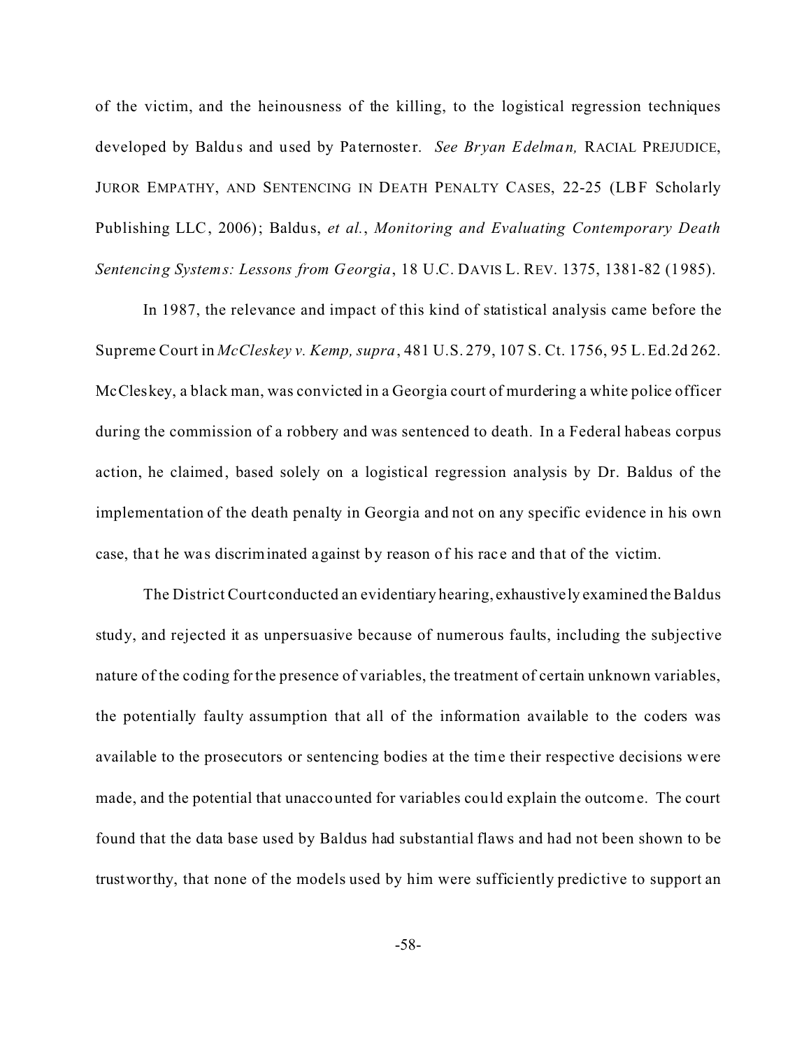of the victim, and the heinousness of the killing, to the logistical regression techniques developed by Baldus and used by Paternoster. *See Bryan Edelman,* RACIAL PREJUDICE, JUROR EMPATHY, AND SENTENCING IN DEATH PENALTY CASES, 22-25 (LBF Scholarly Publishing LLC, 2006); Baldus, *et al.*, *Monitoring and Evaluating Contemporary Death Sentencing Systems: Lessons from Georgia*, 18 U.C. DAVIS L. REV. 1375, 1381-82 (1985).

In 1987, the relevance and impact of this kind of statistical analysis came before the Supreme Court in *McCleskey v. Kemp, supra*, 481 U.S. 279, 107 S. Ct. 1756, 95 L.Ed.2d 262. McCleskey, a black man, was convicted in a Georgia court of murdering a white police officer during the commission of a robbery and was sentenced to death. In a Federal habeas corpus action, he claimed, based solely on a logistical regression analysis by Dr. Baldus of the implementation of the death penalty in Georgia and not on any specific evidence in his own case, that he was discriminated against by reason of his race and that of the victim.

The District Court conducted an evidentiary hearing, exhaustively examined the Baldus study, and rejected it as unpersuasive because of numerous faults, including the subjective nature of the coding for the presence of variables, the treatment of certain unknown variables, the potentially faulty assumption that all of the information available to the coders was available to the prosecutors or sentencing bodies at the time their respective decisions were made, and the potential that unaccounted for variables could explain the outcome. The court found that the data base used by Baldus had substantial flaws and had not been shown to be trustworthy, that none of the models used by him were sufficiently predictive to support an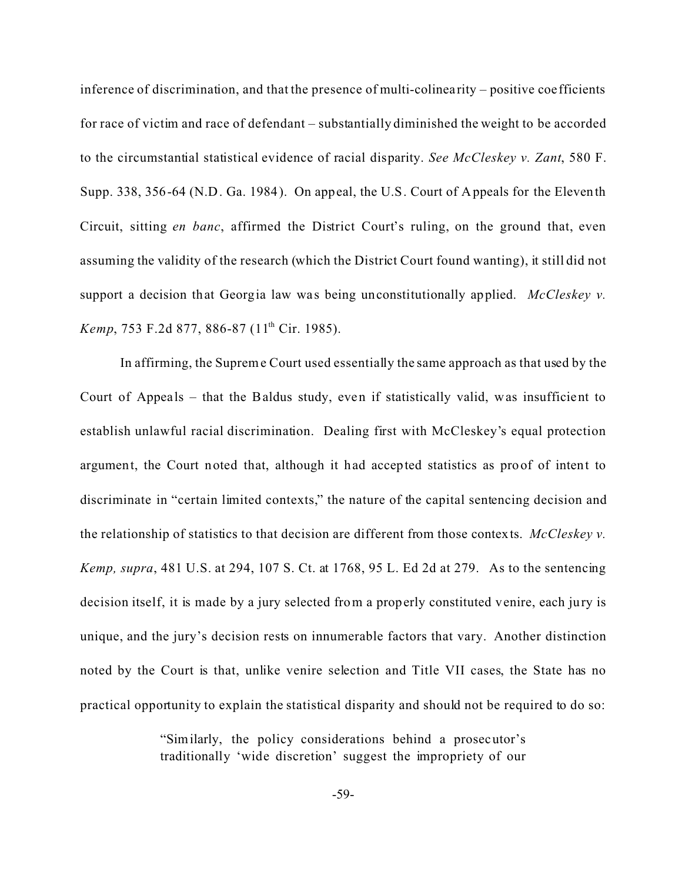inference of discrimination, and that the presence of multi-colinearity – positive coefficients for race of victim and race of defendant – substantially diminished the weight to be accorded to the circumstantial statistical evidence of racial disparity. *See McCleskey v. Zant*, 580 F. Supp. 338, 356-64 (N.D. Ga. 1984). On appeal, the U.S. Court of Appeals for the Eleventh Circuit, sitting *en banc*, affirmed the District Court's ruling, on the ground that, even assuming the validity of the research (which the District Court found wanting), it still did not support a decision that Georgia law was being unconstitutionally applied. *McCleskey v. Kemp*, 753 F.2d 877, 886-87 (11th Cir. 1985).

In affirming, the Supreme Court used essentially the same approach as that used by the Court of Appeals – that the Baldus study, even if statistically valid, was insufficient to establish unlawful racial discrimination. Dealing first with McCleskey's equal protection argument, the Court noted that, although it had accepted statistics as proof of intent to discriminate in "certain limited contexts," the nature of the capital sentencing decision and the relationship of statistics to that decision are different from those contexts. *McCleskey v. Kemp, supra*, 481 U.S. at 294, 107 S. Ct. at 1768, 95 L. Ed 2d at 279. As to the sentencing decision itself, it is made by a jury selected from a properly constituted venire, each jury is unique, and the jury's decision rests on innumerable factors that vary. Another distinction noted by the Court is that, unlike venire selection and Title VII cases, the State has no practical opportunity to explain the statistical disparity and should not be required to do so:

> "Similarly, the policy considerations behind a prosecutor's traditionally 'wide discretion' suggest the impropriety of our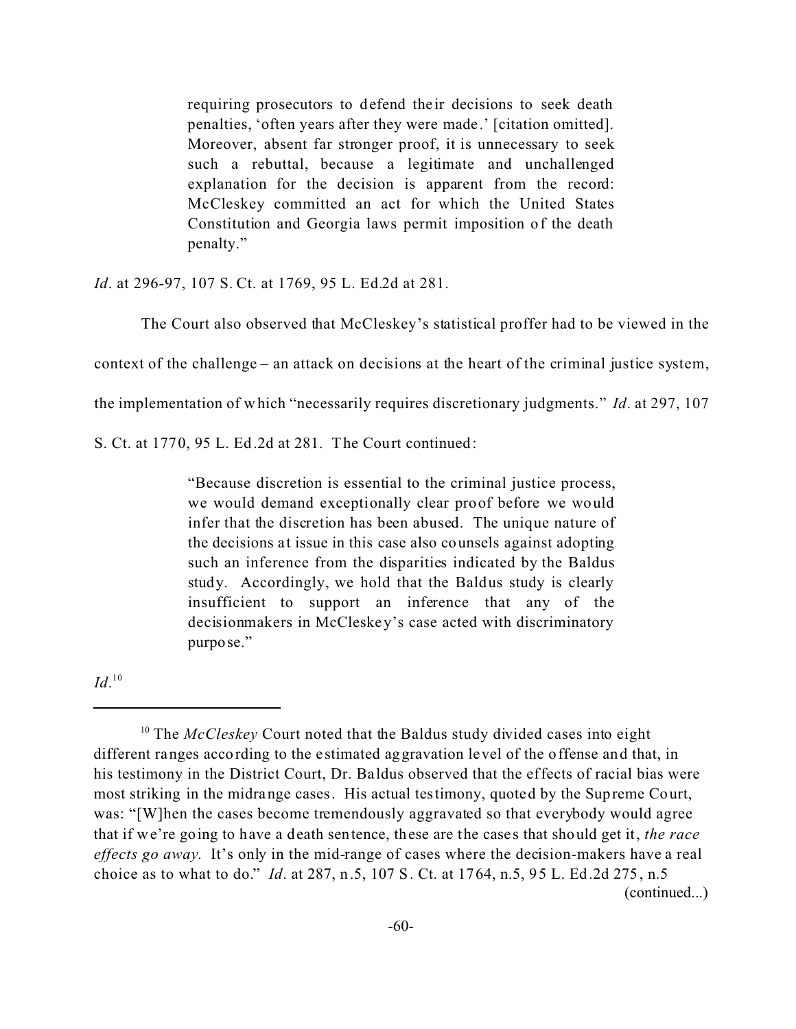> requiring prosecutors to defend their decisions to seek death penalties, 'often years after they were made.' [citation omitted]. Moreover, absent far stronger proof, it is unnecessary to seek such a rebuttal, because a legitimate and unchallenged explanation for the decision is apparent from the record: McCleskey committed an act for which the United States Constitution and Georgia laws permit imposition of the death penalty."

*Id*. at 296-97, 107 S. Ct. at 1769, 95 L. Ed.2d at 281.

The Court also observed that McCleskey's statistical proffer had to be viewed in the context of the challenge – an attack on decisions at the heart of the criminal justice system, the implementation of which "necessarily requires discretionary judgments." *Id*. at 297, 107 S. Ct. at 1770, 95 L. Ed.2d at 281. The Court continued:

> "Because discretion is essential to the criminal justice process, we would demand exceptionally clear proof before we would infer that the discretion has been abused. The unique nature of the decisions at issue in this case also counsels against adopting such an inference from the disparities indicated by the Baldus study. Accordingly, we hold that the Baldus study is clearly insufficient to support an inference that any of the decisionmakers in McCleskey's case acted with discriminatory purpose."

*Id*.[10]

---

[10] The *McCleskey* Court noted that the Baldus study divided cases into eight different ranges according to the estimated aggravation level of the offense and that, in his testimony in the District Court, Dr. Baldus observed that the effects of racial bias were most striking in the midrange cases. His actual testimony, quoted by the Supreme Court, was: "[W]hen the cases become tremendously aggravated so that everybody would agree that if we're going to have a death sentence, these are the cases that should get it, *the race effects go away*. It's only in the mid-range of cases where the decision-makers have a real choice as to what to do." *Id*. at 287, n.5, 107 S. Ct. at 1764, n.5, 95 L. Ed.2d 275, n.5 (continued...)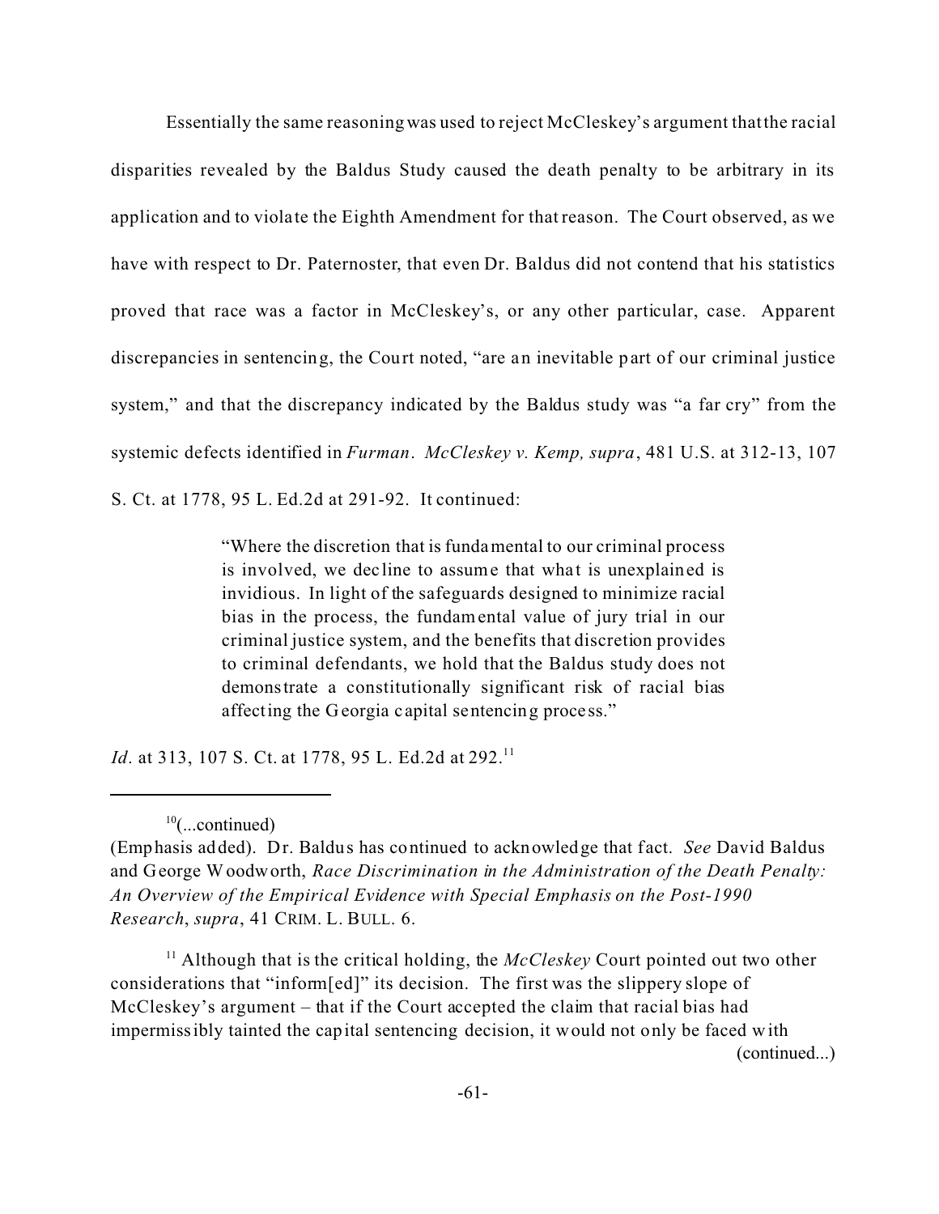Essentially the same reasoning was used to reject McCleskey's argument that the racial disparities revealed by the Baldus Study caused the death penalty to be arbitrary in its application and to violate the Eighth Amendment for that reason. The Court observed, as we have with respect to Dr. Paternoster, that even Dr. Baldus did not contend that his statistics proved that race was a factor in McCleskey's, or any other particular, case. Apparent discrepancies in sentencing, the Court noted, "are an inevitable part of our criminal justice system," and that the discrepancy indicated by the Baldus study was "a far cry" from the systemic defects identified in *Furman*. *McCleskey v. Kemp, supra*, 481 U.S. at 312-13, 107 S. Ct. at 1778, 95 L. Ed.2d at 291-92. It continued:

> "Where the discretion that is fundamental to our criminal process is involved, we decline to assume that what is unexplained is invidious. In light of the safeguards designed to minimize racial bias in the process, the fundamental value of jury trial in our criminal justice system, and the benefits that discretion provides to criminal defendants, we hold that the Baldus study does not demonstrate a constitutionally significant risk of racial bias affecting the Georgia capital sentencing process."

*Id*. at 313, 107 S. Ct. at 1778, 95 L. Ed.2d at 292.[11]

---

[10](...continued)
(Emphasis added). Dr. Baldus has continued to acknowledge that fact. *See* David Baldus and George Woodworth, *Race Discrimination in the Administration of the Death Penalty: An Overview of the Empirical Evidence with Special Emphasis on the Post-1990 Research*, *supra*, 41 CRIM. L. BULL. 6.

[11] Although that is the critical holding, the *McCleskey* Court pointed out two other considerations that "inform[ed]" its decision. The first was the slippery slope of McCleskey's argument – that if the Court accepted the claim that racial bias had impermissibly tainted the capital sentencing decision, it would not only be faced with (continued...)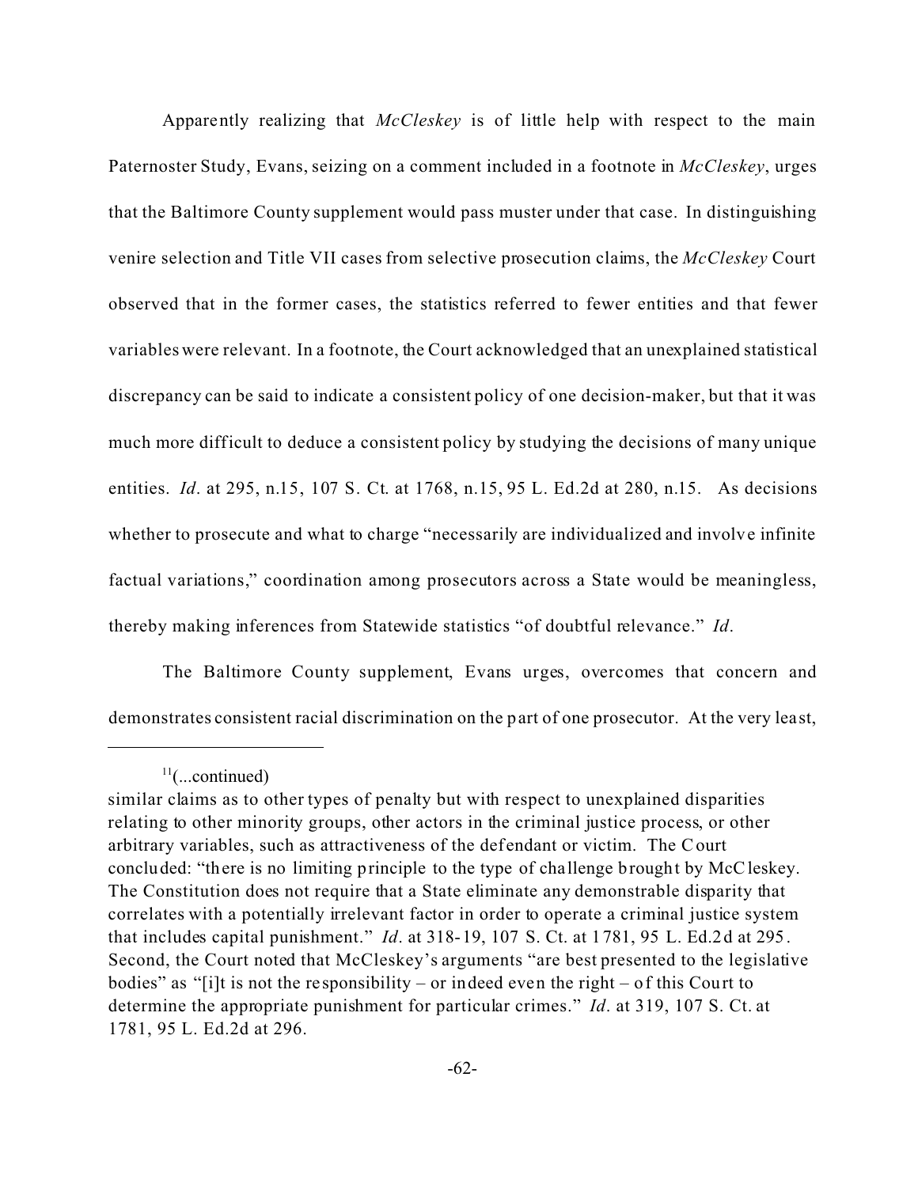Apparently realizing that *McCleskey* is of little help with respect to the main Paternoster Study, Evans, seizing on a comment included in a footnote in *McCleskey*, urges that the Baltimore County supplement would pass muster under that case. In distinguishing venire selection and Title VII cases from selective prosecution claims, the *McCleskey* Court observed that in the former cases, the statistics referred to fewer entities and that fewer variables were relevant. In a footnote, the Court acknowledged that an unexplained statistical discrepancy can be said to indicate a consistent policy of one decision-maker, but that it was much more difficult to deduce a consistent policy by studying the decisions of many unique entities. *Id*. at 295, n.15, 107 S. Ct. at 1768, n.15, 95 L. Ed.2d at 280, n.15. As decisions whether to prosecute and what to charge "necessarily are individualized and involve infinite factual variations," coordination among prosecutors across a State would be meaningless, thereby making inferences from Statewide statistics "of doubtful relevance." *Id*.

The Baltimore County supplement, Evans urges, overcomes that concern and demonstrates consistent racial discrimination on the part of one prosecutor. At the very least,

---

[11](...continued)
similar claims as to other types of penalty but with respect to unexplained disparities relating to other minority groups, other actors in the criminal justice process, or other arbitrary variables, such as attractiveness of the defendant or victim. The Court concluded: "there is no limiting principle to the type of challenge brought by McCleskey. The Constitution does not require that a State eliminate any demonstrable disparity that correlates with a potentially irrelevant factor in order to operate a criminal justice system that includes capital punishment." *Id*. at 318-19, 107 S. Ct. at 1781, 95 L. Ed.2d at 295. Second, the Court noted that McCleskey's arguments "are best presented to the legislative bodies" as "[i]t is not the responsibility – or indeed even the right – of this Court to determine the appropriate punishment for particular crimes." *Id*. at 319, 107 S. Ct. at 1781, 95 L. Ed.2d at 296.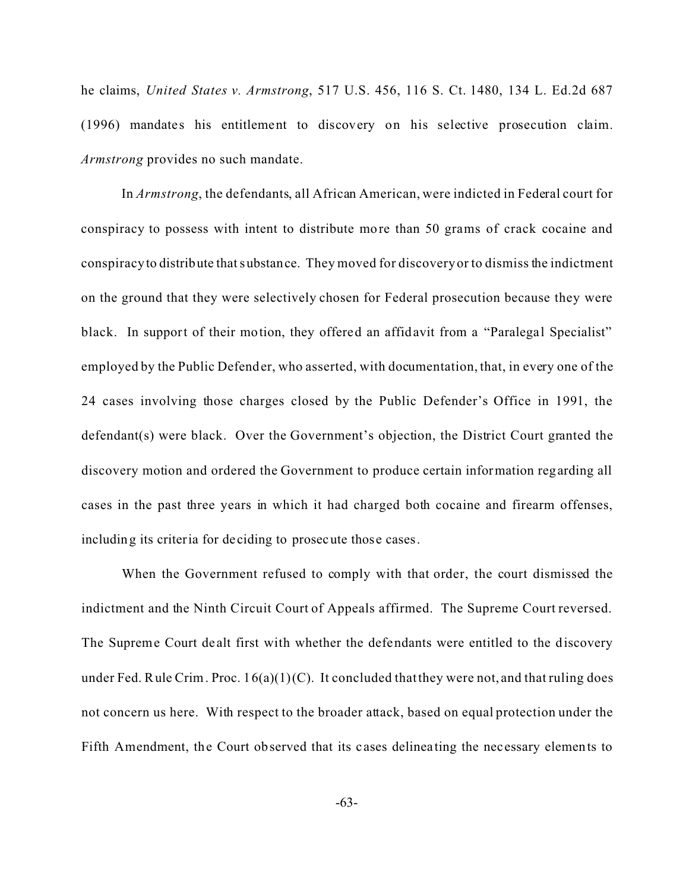he claims, *United States v. Armstrong*, 517 U.S. 456, 116 S. Ct. 1480, 134 L. Ed.2d 687 (1996) mandates his entitlement to discovery on his selective prosecution claim. *Armstrong* provides no such mandate.

In *Armstrong*, the defendants, all African American, were indicted in Federal court for conspiracy to possess with intent to distribute more than 50 grams of crack cocaine and conspiracy to distribute that substance. They moved for discovery or to dismiss the indictment on the ground that they were selectively chosen for Federal prosecution because they were black. In support of their motion, they offered an affidavit from a "Paralegal Specialist" employed by the Public Defender, who asserted, with documentation, that, in every one of the 24 cases involving those charges closed by the Public Defender's Office in 1991, the defendant(s) were black. Over the Government's objection, the District Court granted the discovery motion and ordered the Government to produce certain information regarding all cases in the past three years in which it had charged both cocaine and firearm offenses, including its criteria for deciding to prosecute those cases.

When the Government refused to comply with that order, the court dismissed the indictment and the Ninth Circuit Court of Appeals affirmed. The Supreme Court reversed. The Supreme Court dealt first with whether the defendants were entitled to the discovery under Fed. Rule Crim. Proc. 16(a)(1)(C). It concluded that they were not, and that ruling does not concern us here. With respect to the broader attack, based on equal protection under the Fifth Amendment, the Court observed that its cases delineating the necessary elements to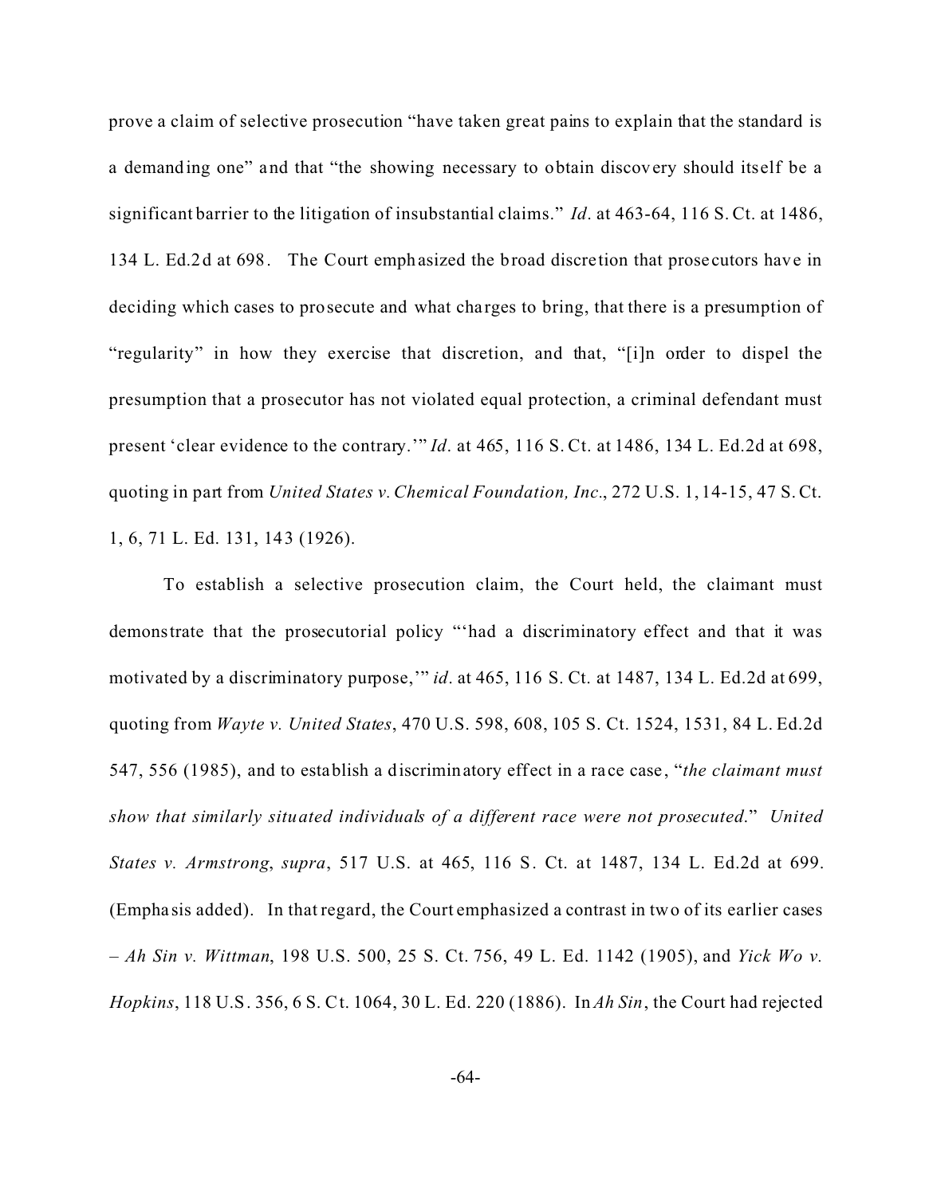prove a claim of selective prosecution "have taken great pains to explain that the standard is a demanding one" and that "the showing necessary to obtain discovery should itself be a significant barrier to the litigation of insubstantial claims." *Id*. at 463-64, 116 S. Ct. at 1486, 134 L. Ed.2d at 698. The Court emphasized the broad discretion that prosecutors have in deciding which cases to prosecute and what charges to bring, that there is a presumption of "regularity" in how they exercise that discretion, and that, "[i]n order to dispel the presumption that a prosecutor has not violated equal protection, a criminal defendant must present 'clear evidence to the contrary.'" *Id*. at 465, 116 S. Ct. at 1486, 134 L. Ed.2d at 698, quoting in part from *United States v. Chemical Foundation, Inc*., 272 U.S. 1, 14-15, 47 S. Ct. 1, 6, 71 L. Ed. 131, 143 (1926).

To establish a selective prosecution claim, the Court held, the claimant must demonstrate that the prosecutorial policy "'had a discriminatory effect and that it was motivated by a discriminatory purpose,'" *id*. at 465, 116 S. Ct. at 1487, 134 L. Ed.2d at 699, quoting from *Wayte v. United States*, 470 U.S. 598, 608, 105 S. Ct. 1524, 1531, 84 L. Ed.2d 547, 556 (1985), and to establish a discriminatory effect in a race case, "*the claimant must show that similarly situated individuals of a different race were not prosecuted*." *United States v. Armstrong*, *supra*, 517 U.S. at 465, 116 S. Ct. at 1487, 134 L. Ed.2d at 699. (Emphasis added). In that regard, the Court emphasized a contrast in two of its earlier cases – *Ah Sin v. Wittman*, 198 U.S. 500, 25 S. Ct. 756, 49 L. Ed. 1142 (1905), and *Yick Wo v. Hopkins*, 118 U.S. 356, 6 S. Ct. 1064, 30 L. Ed. 220 (1886). In *Ah Sin*, the Court had rejected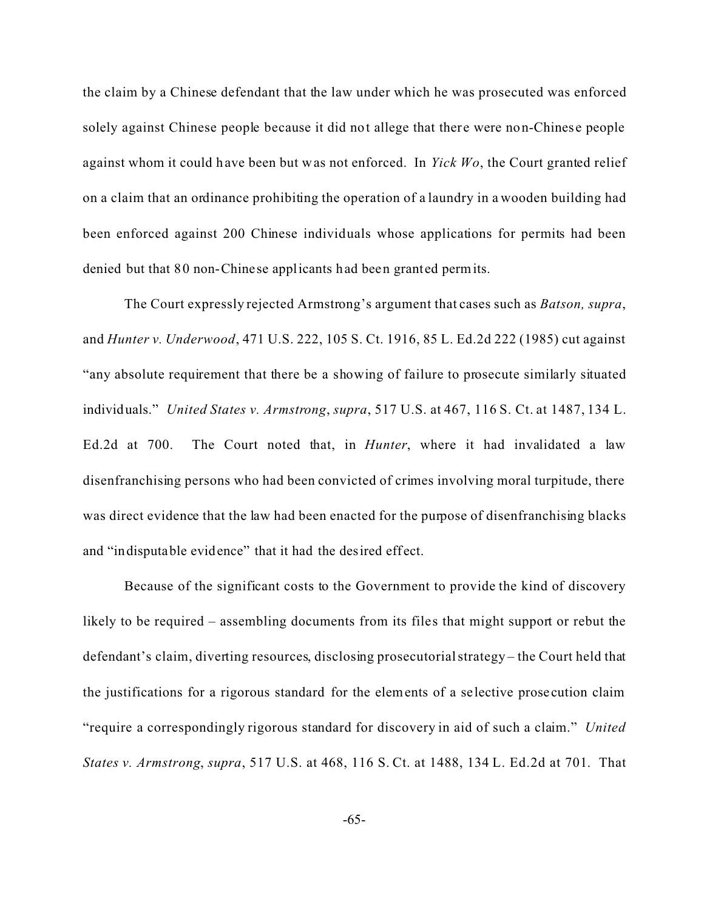the claim by a Chinese defendant that the law under which he was prosecuted was enforced solely against Chinese people because it did not allege that there were non-Chinese people against whom it could have been but was not enforced. In *Yick Wo*, the Court granted relief on a claim that an ordinance prohibiting the operation of a laundry in a wooden building had been enforced against 200 Chinese individuals whose applications for permits had been denied but that 80 non-Chinese applicants had been granted permits.

The Court expressly rejected Armstrong's argument that cases such as *Batson, supra*, and *Hunter v. Underwood*, 471 U.S. 222, 105 S. Ct. 1916, 85 L. Ed.2d 222 (1985) cut against "any absolute requirement that there be a showing of failure to prosecute similarly situated individuals." *United States v. Armstrong*, *supra*, 517 U.S. at 467, 116 S. Ct. at 1487, 134 L. Ed.2d at 700. The Court noted that, in *Hunter*, where it had invalidated a law disenfranchising persons who had been convicted of crimes involving moral turpitude, there was direct evidence that the law had been enacted for the purpose of disenfranchising blacks and "indisputable evidence" that it had the desired effect.

Because of the significant costs to the Government to provide the kind of discovery likely to be required – assembling documents from its files that might support or rebut the defendant's claim, diverting resources, disclosing prosecutorial strategy – the Court held that the justifications for a rigorous standard for the elements of a selective prosecution claim "require a correspondingly rigorous standard for discovery in aid of such a claim." *United States v. Armstrong*, *supra*, 517 U.S. at 468, 116 S. Ct. at 1488, 134 L. Ed.2d at 701. That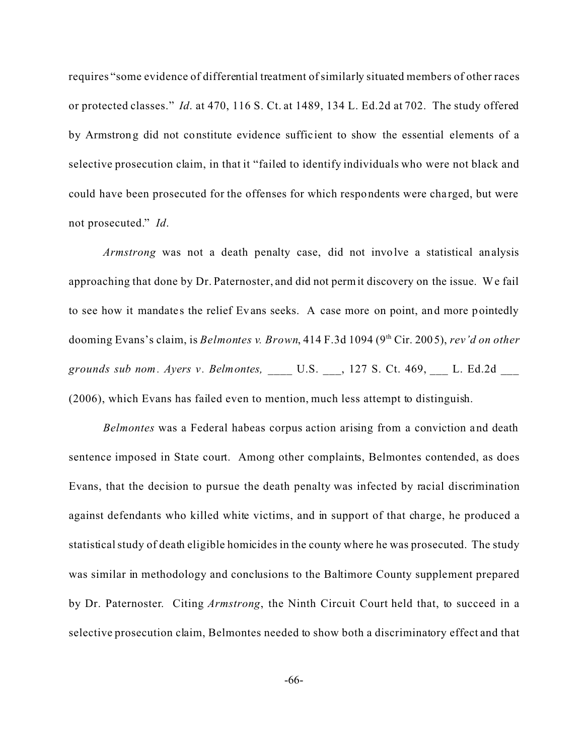requires "some evidence of differential treatment of similarly situated members of other races or protected classes." *Id.* at 470, 116 S. Ct. at 1489, 134 L. Ed.2d at 702. The study offered by Armstrong did not constitute evidence sufficient to show the essential elements of a selective prosecution claim, in that it "failed to identify individuals who were not black and could have been prosecuted for the offenses for which respondents were charged, but were not prosecuted." *Id.*

*Armstrong* was not a death penalty case, did not involve a statistical analysis approaching that done by Dr. Paternoster, and did not permit discovery on the issue. We fail to see how it mandates the relief Evans seeks. A case more on point, and more pointedly dooming Evans's claim, is *Belmontes v. Brown*, 414 F.3d 1094 (9th Cir. 2005), *rev'd on other grounds sub nom. Ayers v. Belmontes,* ____ U.S. ___, 127 S. Ct. 469, ___ L. Ed.2d ___ (2006), which Evans has failed even to mention, much less attempt to distinguish.

*Belmontes* was a Federal habeas corpus action arising from a conviction and death sentence imposed in State court. Among other complaints, Belmontes contended, as does Evans, that the decision to pursue the death penalty was infected by racial discrimination against defendants who killed white victims, and in support of that charge, he produced a statistical study of death eligible homicides in the county where he was prosecuted. The study was similar in methodology and conclusions to the Baltimore County supplement prepared by Dr. Paternoster. Citing *Armstrong*, the Ninth Circuit Court held that, to succeed in a selective prosecution claim, Belmontes needed to show both a discriminatory effect and that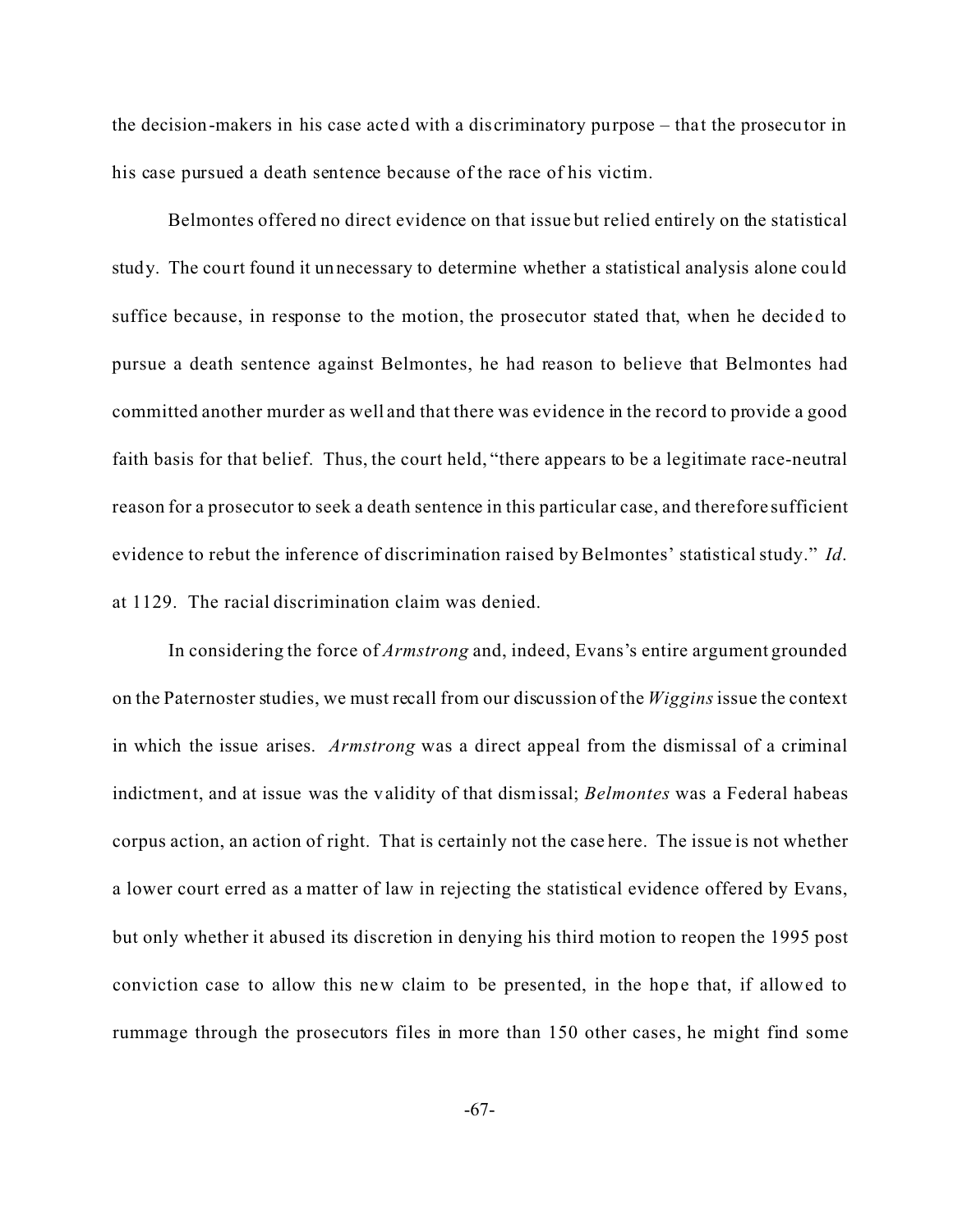the decision-makers in his case acted with a discriminatory purpose – that the prosecutor in his case pursued a death sentence because of the race of his victim.

Belmontes offered no direct evidence on that issue but relied entirely on the statistical study. The court found it unnecessary to determine whether a statistical analysis alone could suffice because, in response to the motion, the prosecutor stated that, when he decided to pursue a death sentence against Belmontes, he had reason to believe that Belmontes had committed another murder as well and that there was evidence in the record to provide a good faith basis for that belief. Thus, the court held, "there appears to be a legitimate race-neutral reason for a prosecutor to seek a death sentence in this particular case, and therefore sufficient evidence to rebut the inference of discrimination raised by Belmontes' statistical study." *Id.* at 1129. The racial discrimination claim was denied.

In considering the force of *Armstrong* and, indeed, Evans's entire argument grounded on the Paternoster studies, we must recall from our discussion of the *Wiggins* issue the context in which the issue arises. *Armstrong* was a direct appeal from the dismissal of a criminal indictment, and at issue was the validity of that dismissal; *Belmontes* was a Federal habeas corpus action, an action of right. That is certainly not the case here. The issue is not whether a lower court erred as a matter of law in rejecting the statistical evidence offered by Evans, but only whether it abused its discretion in denying his third motion to reopen the 1995 post conviction case to allow this new claim to be presented, in the hope that, if allowed to rummage through the prosecutors files in more than 150 other cases, he might find some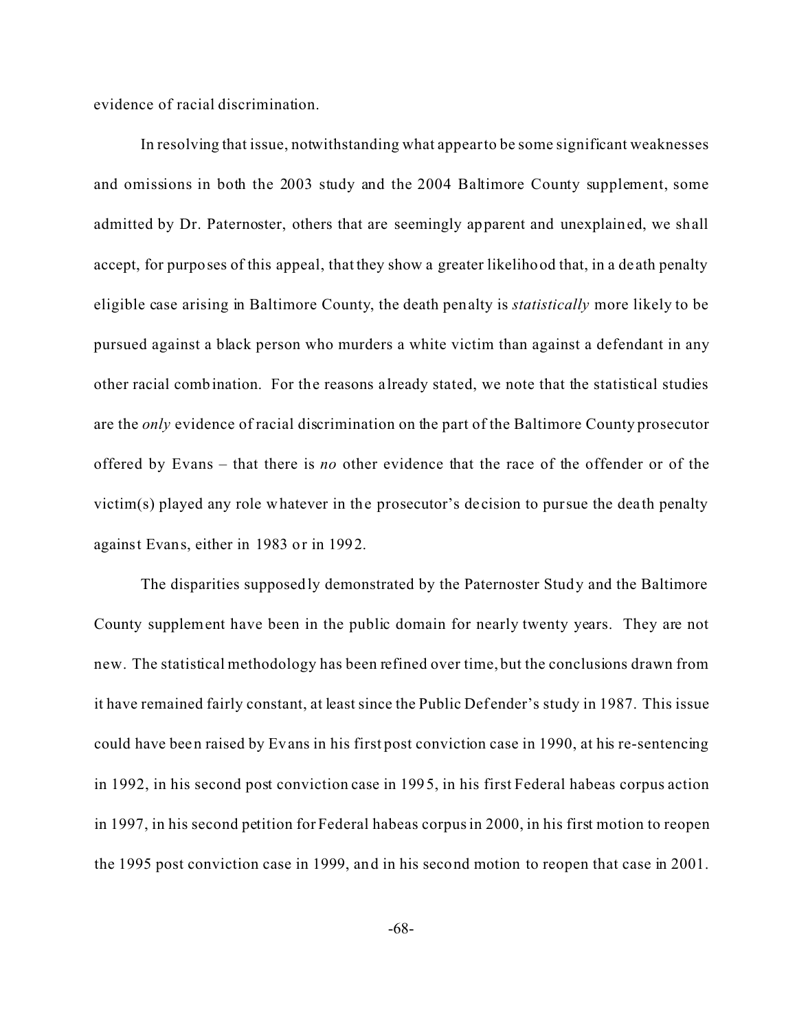evidence of racial discrimination.

In resolving that issue, notwithstanding what appear to be some significant weaknesses and omissions in both the 2003 study and the 2004 Baltimore County supplement, some admitted by Dr. Paternoster, others that are seemingly apparent and unexplained, we shall accept, for purposes of this appeal, that they show a greater likelihood that, in a death penalty eligible case arising in Baltimore County, the death penalty is *statistically* more likely to be pursued against a black person who murders a white victim than against a defendant in any other racial combination. For the reasons already stated, we note that the statistical studies are the *only* evidence of racial discrimination on the part of the Baltimore County prosecutor offered by Evans – that there is *no* other evidence that the race of the offender or of the victim(s) played any role whatever in the prosecutor's decision to pursue the death penalty against Evans, either in 1983 or in 1992.

The disparities supposedly demonstrated by the Paternoster Study and the Baltimore County supplement have been in the public domain for nearly twenty years. They are not new. The statistical methodology has been refined over time, but the conclusions drawn from it have remained fairly constant, at least since the Public Defender's study in 1987. This issue could have been raised by Evans in his first post conviction case in 1990, at his re-sentencing in 1992, in his second post conviction case in 1995, in his first Federal habeas corpus action in 1997, in his second petition for Federal habeas corpus in 2000, in his first motion to reopen the 1995 post conviction case in 1999, and in his second motion to reopen that case in 2001.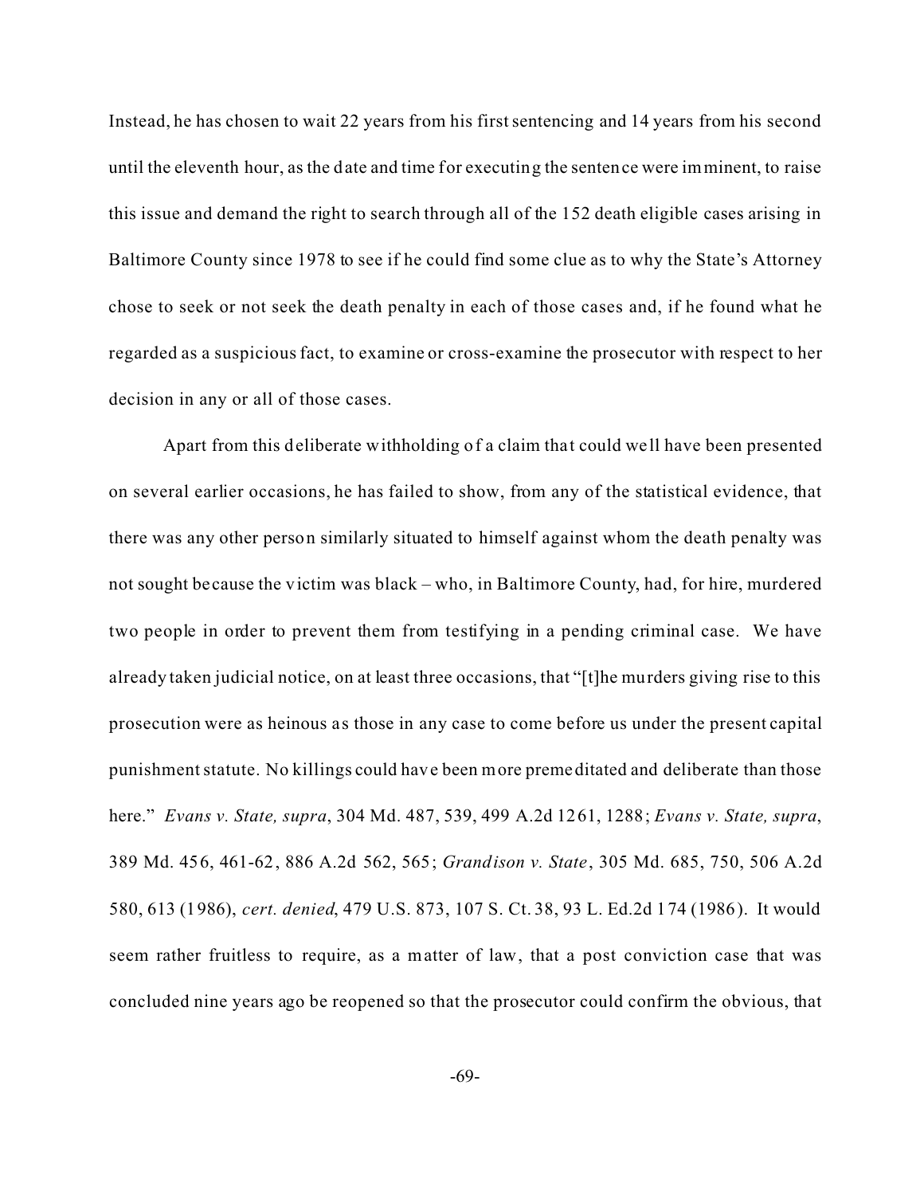Instead, he has chosen to wait 22 years from his first sentencing and 14 years from his second until the eleventh hour, as the date and time for executing the sentence were imminent, to raise this issue and demand the right to search through all of the 152 death eligible cases arising in Baltimore County since 1978 to see if he could find some clue as to why the State's Attorney chose to seek or not seek the death penalty in each of those cases and, if he found what he regarded as a suspicious fact, to examine or cross-examine the prosecutor with respect to her decision in any or all of those cases.

Apart from this deliberate withholding of a claim that could well have been presented on several earlier occasions, he has failed to show, from any of the statistical evidence, that there was any other person similarly situated to himself against whom the death penalty was not sought because the victim was black – who, in Baltimore County, had, for hire, murdered two people in order to prevent them from testifying in a pending criminal case. We have already taken judicial notice, on at least three occasions, that "[t]he murders giving rise to this prosecution were as heinous as those in any case to come before us under the present capital punishment statute. No killings could have been more premeditated and deliberate than those here." *Evans v. State, supra*, 304 Md. 487, 539, 499 A.2d 1261, 1288; *Evans v. State, supra*, 389 Md. 456, 461-62, 886 A.2d 562, 565; *Grandison v. State*, 305 Md. 685, 750, 506 A.2d 580, 613 (1986), *cert. denied*, 479 U.S. 873, 107 S. Ct. 38, 93 L. Ed.2d 174 (1986). It would seem rather fruitless to require, as a matter of law, that a post conviction case that was concluded nine years ago be reopened so that the prosecutor could confirm the obvious, that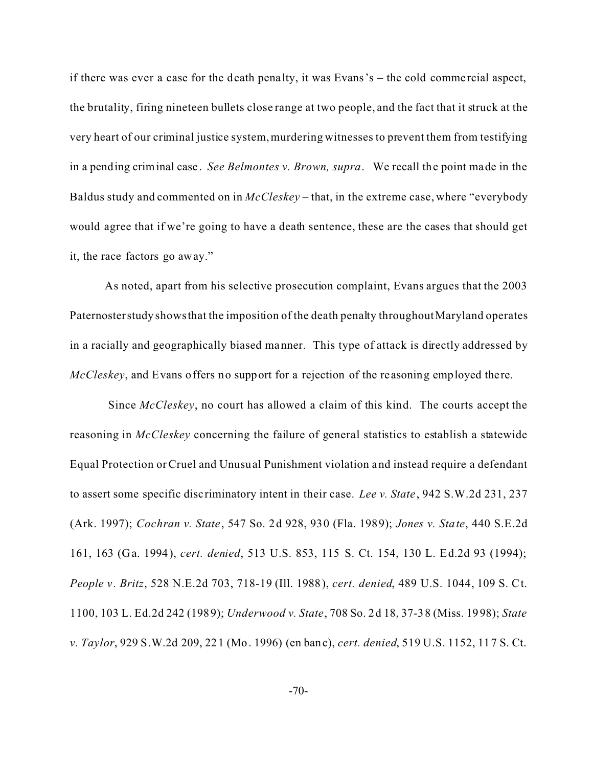if there was ever a case for the death penalty, it was Evans's – the cold commercial aspect, the brutality, firing nineteen bullets close range at two people, and the fact that it struck at the very heart of our criminal justice system, murdering witnesses to prevent them from testifying in a pending criminal case. *See Belmontes v. Brown, supra*. We recall the point made in the Baldus study and commented on in *McCleskey* – that, in the extreme case, where "everybody would agree that if we're going to have a death sentence, these are the cases that should get it, the race factors go away."

As noted, apart from his selective prosecution complaint, Evans argues that the 2003 Paternoster study shows that the imposition of the death penalty throughout Maryland operates in a racially and geographically biased manner. This type of attack is directly addressed by *McCleskey*, and Evans offers no support for a rejection of the reasoning employed there.

Since *McCleskey*, no court has allowed a claim of this kind. The courts accept the reasoning in *McCleskey* concerning the failure of general statistics to establish a statewide Equal Protection or Cruel and Unusual Punishment violation and instead require a defendant to assert some specific discriminatory intent in their case. *Lee v. State*, 942 S.W.2d 231, 237 (Ark. 1997); *Cochran v. State*, 547 So. 2d 928, 930 (Fla. 1989); *Jones v. State*, 440 S.E.2d 161, 163 (Ga. 1994), *cert. denied*, 513 U.S. 853, 115 S. Ct. 154, 130 L. Ed.2d 93 (1994); *People v. Britz*, 528 N.E.2d 703, 718-19 (Ill. 1988), *cert. denied*, 489 U.S. 1044, 109 S. Ct. 1100, 103 L. Ed.2d 242 (1989); *Underwood v. State*, 708 So. 2d 18, 37-38 (Miss. 1998); *State v. Taylor*, 929 S.W.2d 209, 221 (Mo. 1996) (en banc), *cert. denied*, 519 U.S. 1152, 117 S. Ct.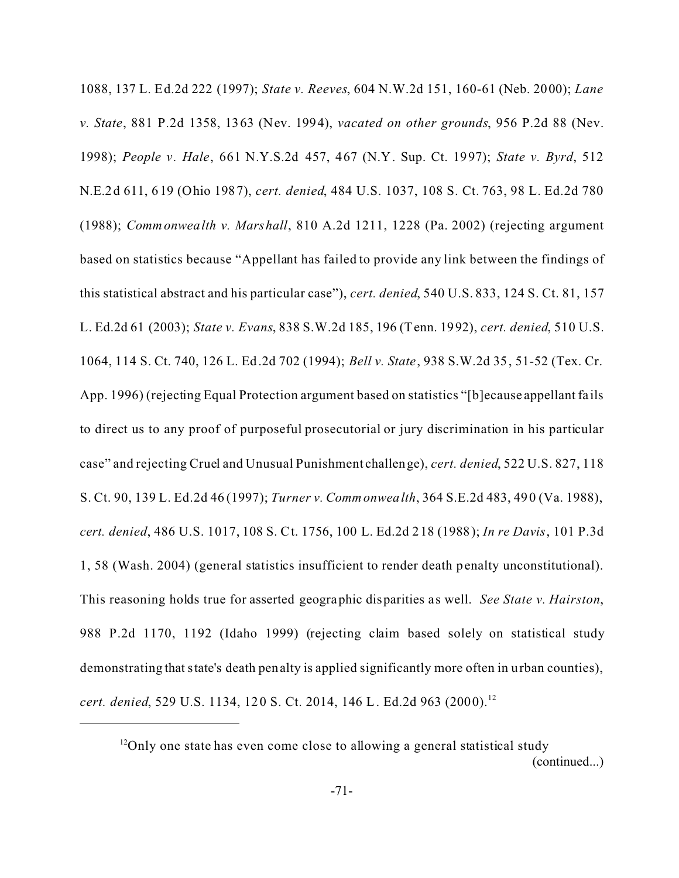1088, 137 L. Ed.2d 222 (1997); *State v. Reeves*, 604 N.W.2d 151, 160-61 (Neb. 2000); *Lane v. State*, 881 P.2d 1358, 1363 (Nev. 1994), *vacated on other grounds*, 956 P.2d 88 (Nev. 1998); *People v. Hale*, 661 N.Y.S.2d 457, 467 (N.Y. Sup. Ct. 1997); *State v. Byrd*, 512 N.E.2d 611, 619 (Ohio 1987), *cert. denied*, 484 U.S. 1037, 108 S. Ct. 763, 98 L. Ed.2d 780 (1988); *Commonwealth v. Marshall*, 810 A.2d 1211, 1228 (Pa. 2002) (rejecting argument based on statistics because "Appellant has failed to provide any link between the findings of this statistical abstract and his particular case"), *cert. denied*, 540 U.S. 833, 124 S. Ct. 81, 157 L. Ed.2d 61 (2003); *State v. Evans*, 838 S.W.2d 185, 196 (Tenn. 1992), *cert. denied*, 510 U.S. 1064, 114 S. Ct. 740, 126 L. Ed.2d 702 (1994); *Bell v. State*, 938 S.W.2d 35, 51-52 (Tex. Cr. App. 1996) (rejecting Equal Protection argument based on statistics "[b]ecause appellant fails to direct us to any proof of purposeful prosecutorial or jury discrimination in his particular case" and rejecting Cruel and Unusual Punishment challenge), *cert. denied*, 522 U.S. 827, 118 S. Ct. 90, 139 L. Ed.2d 46 (1997); *Turner v. Commonwealth*, 364 S.E.2d 483, 490 (Va. 1988), *cert. denied*, 486 U.S. 1017, 108 S. Ct. 1756, 100 L. Ed.2d 218 (1988); *In re Davis*, 101 P.3d 1, 58 (Wash. 2004) (general statistics insufficient to render death penalty unconstitutional). This reasoning holds true for asserted geographic disparities as well. *See State v. Hairston*, 988 P.2d 1170, 1192 (Idaho 1999) (rejecting claim based solely on statistical study demonstrating that state's death penalty is applied significantly more often in urban counties), *cert. denied*, 529 U.S. 1134, 120 S. Ct. 2014, 146 L. Ed.2d 963 (2000).[12]

---

[12]Only one state has even come close to allowing a general statistical study (continued...)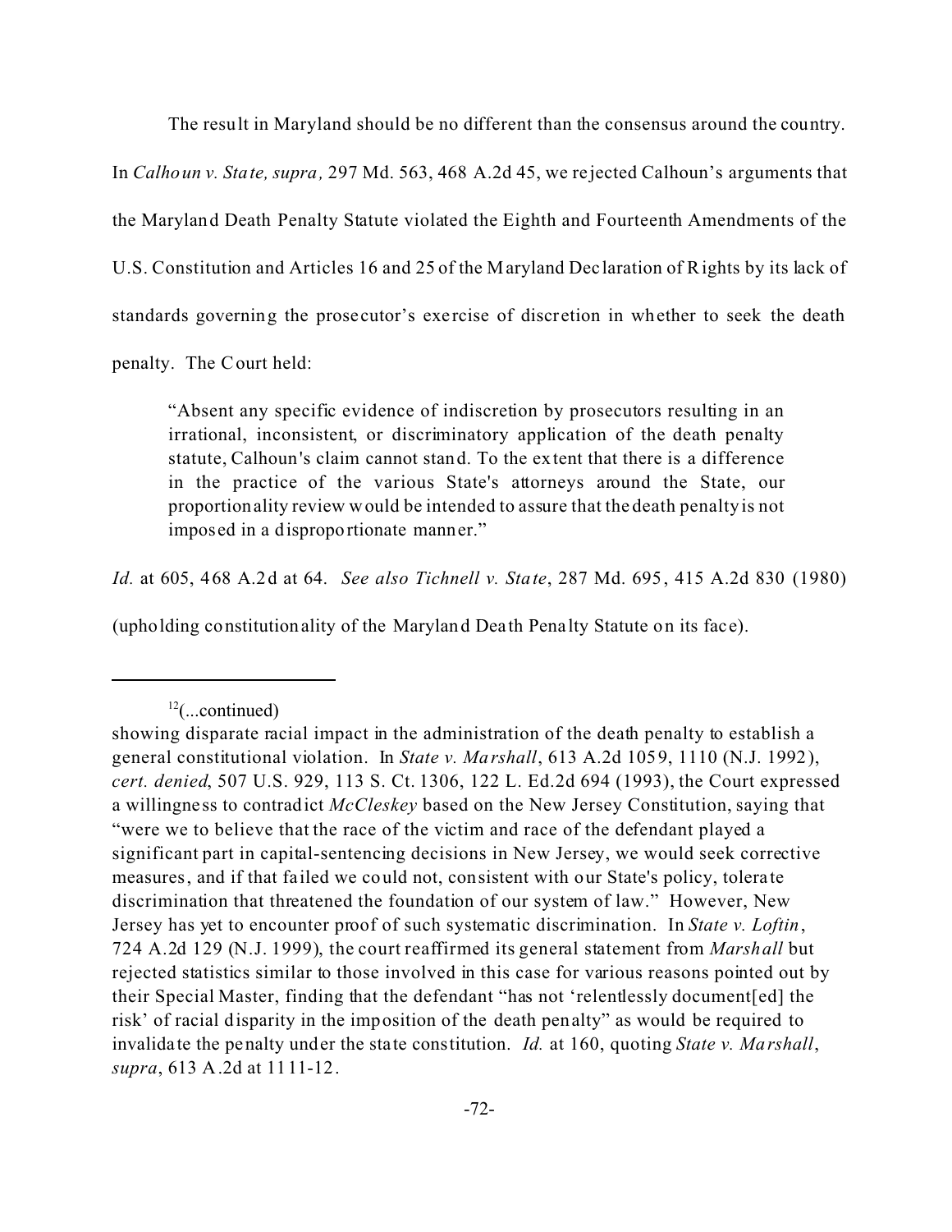The result in Maryland should be no different than the consensus around the country. In *Calhoun v. State, supra,* 297 Md. 563, 468 A.2d 45, we rejected Calhoun's arguments that the Maryland Death Penalty Statute violated the Eighth and Fourteenth Amendments of the U.S. Constitution and Articles 16 and 25 of the Maryland Declaration of Rights by its lack of standards governing the prosecutor's exercise of discretion in whether to seek the death penalty. The Court held:

> "Absent any specific evidence of indiscretion by prosecutors resulting in an irrational, inconsistent, or discriminatory application of the death penalty statute, Calhoun's claim cannot stand. To the extent that there is a difference in the practice of the various State's attorneys around the State, our proportionality review would be intended to assure that the death penalty is not imposed in a disproportionate manner."

*Id.* at 605, 468 A.2d at 64. *See also Tichnell v. State*, 287 Md. 695, 415 A.2d 830 (1980) (upholding constitutionality of the Maryland Death Penalty Statute on its face).

---

[12](...continued)
showing disparate racial impact in the administration of the death penalty to establish a general constitutional violation. In *State v. Marshall*, 613 A.2d 1059, 1110 (N.J. 1992), *cert. denied*, 507 U.S. 929, 113 S. Ct. 1306, 122 L. Ed.2d 694 (1993), the Court expressed a willingness to contradict *McCleskey* based on the New Jersey Constitution, saying that "were we to believe that the race of the victim and race of the defendant played a significant part in capital-sentencing decisions in New Jersey, we would seek corrective measures, and if that failed we could not, consistent with our State's policy, tolerate discrimination that threatened the foundation of our system of law." However, New Jersey has yet to encounter proof of such systematic discrimination. In *State v. Loftin*, 724 A.2d 129 (N.J. 1999), the court reaffirmed its general statement from *Marshall* but rejected statistics similar to those involved in this case for various reasons pointed out by their Special Master, finding that the defendant "has not 'relentlessly document[ed] the risk' of racial disparity in the imposition of the death penalty" as would be required to invalidate the penalty under the state constitution. *Id.* at 160, quoting *State v. Marshall*, *supra*, 613 A.2d at 1111-12.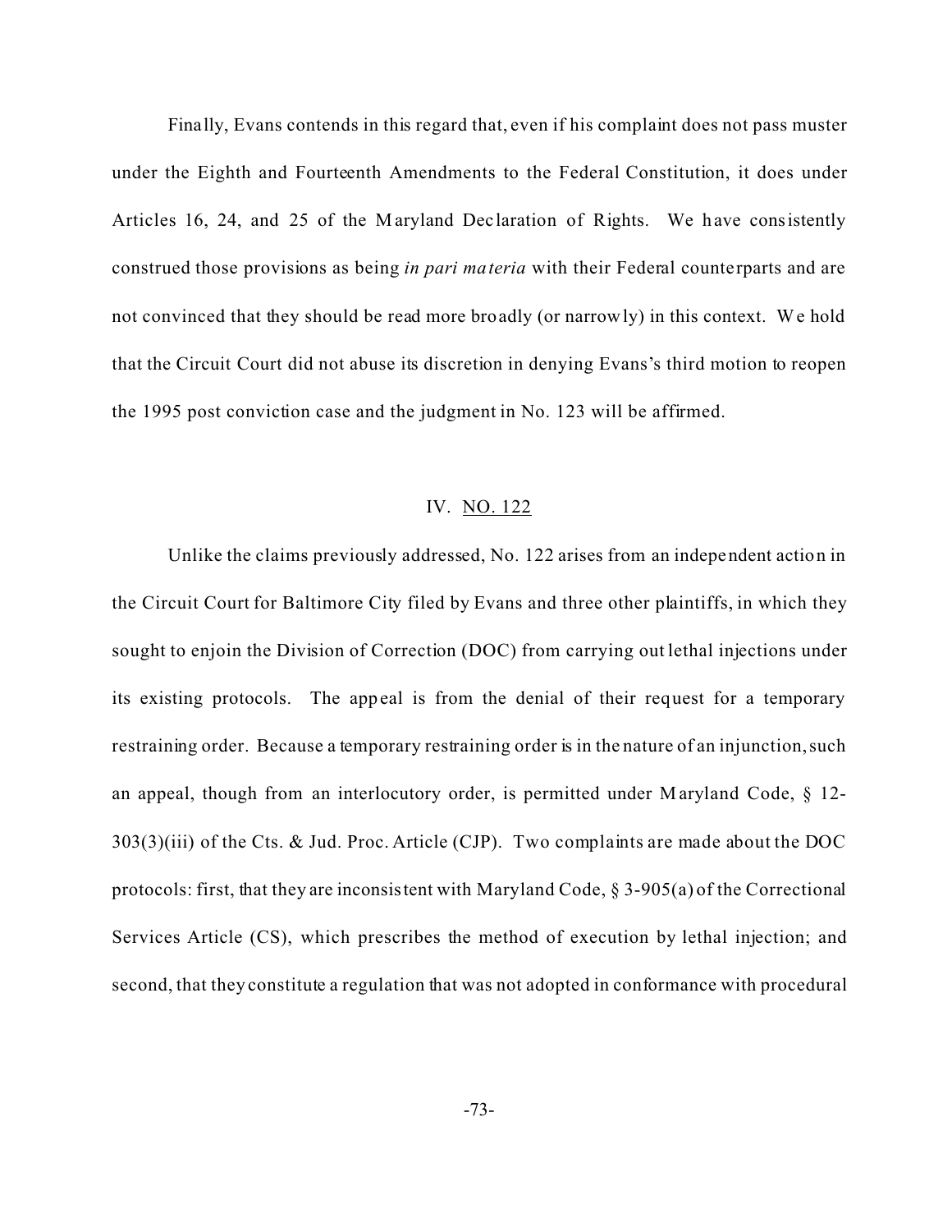Finally, Evans contends in this regard that, even if his complaint does not pass muster under the Eighth and Fourteenth Amendments to the Federal Constitution, it does under Articles 16, 24, and 25 of the Maryland Declaration of Rights. We have consistently construed those provisions as being *in pari materia* with their Federal counterparts and are not convinced that they should be read more broadly (or narrowly) in this context. We hold that the Circuit Court did not abuse its discretion in denying Evans's third motion to reopen the 1995 post conviction case and the judgment in No. 123 will be affirmed.

## IV. NO. 122

Unlike the claims previously addressed, No. 122 arises from an independent action in the Circuit Court for Baltimore City filed by Evans and three other plaintiffs, in which they sought to enjoin the Division of Correction (DOC) from carrying out lethal injections under its existing protocols. The appeal is from the denial of their request for a temporary restraining order. Because a temporary restraining order is in the nature of an injunction, such an appeal, though from an interlocutory order, is permitted under Maryland Code, § 12-303(3)(iii) of the Cts. & Jud. Proc. Article (CJP). Two complaints are made about the DOC protocols: first, that they are inconsistent with Maryland Code, § 3-905(a) of the Correctional Services Article (CS), which prescribes the method of execution by lethal injection; and second, that they constitute a regulation that was not adopted in conformance with procedural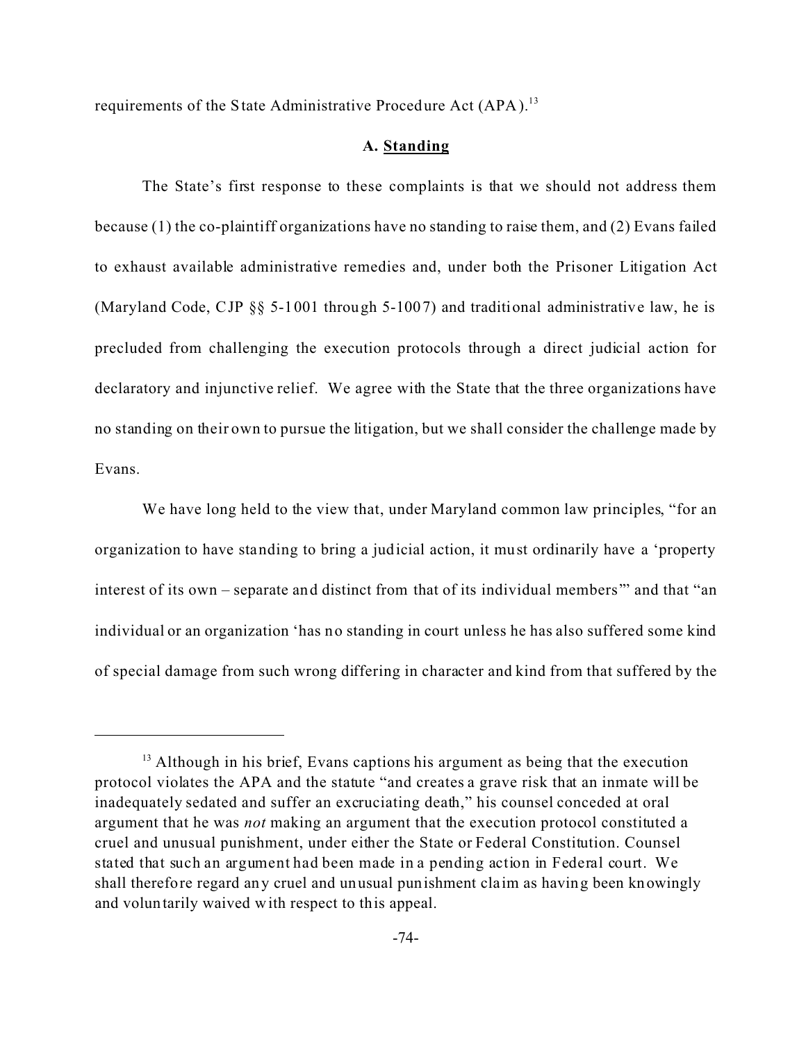requirements of the State Administrative Procedure Act (APA).[13]

### A. Standing

The State's first response to these complaints is that we should not address them because (1) the co-plaintiff organizations have no standing to raise them, and (2) Evans failed to exhaust available administrative remedies and, under both the Prisoner Litigation Act (Maryland Code, CJP §§ 5-1001 through 5-1007) and traditional administrative law, he is precluded from challenging the execution protocols through a direct judicial action for declaratory and injunctive relief. We agree with the State that the three organizations have no standing on their own to pursue the litigation, but we shall consider the challenge made by Evans.

We have long held to the view that, under Maryland common law principles, "for an organization to have standing to bring a judicial action, it must ordinarily have a 'property interest of its own – separate and distinct from that of its individual members'" and that "an individual or an organization 'has no standing in court unless he has also suffered some kind of special damage from such wrong differing in character and kind from that suffered by the

---

[13] Although in his brief, Evans captions his argument as being that the execution protocol violates the APA and the statute "and creates a grave risk that an inmate will be inadequately sedated and suffer an excruciating death," his counsel conceded at oral argument that he was *not* making an argument that the execution protocol constituted a cruel and unusual punishment, under either the State or Federal Constitution. Counsel stated that such an argument had been made in a pending action in Federal court. We shall therefore regard any cruel and unusual punishment claim as having been knowingly and voluntarily waived with respect to this appeal.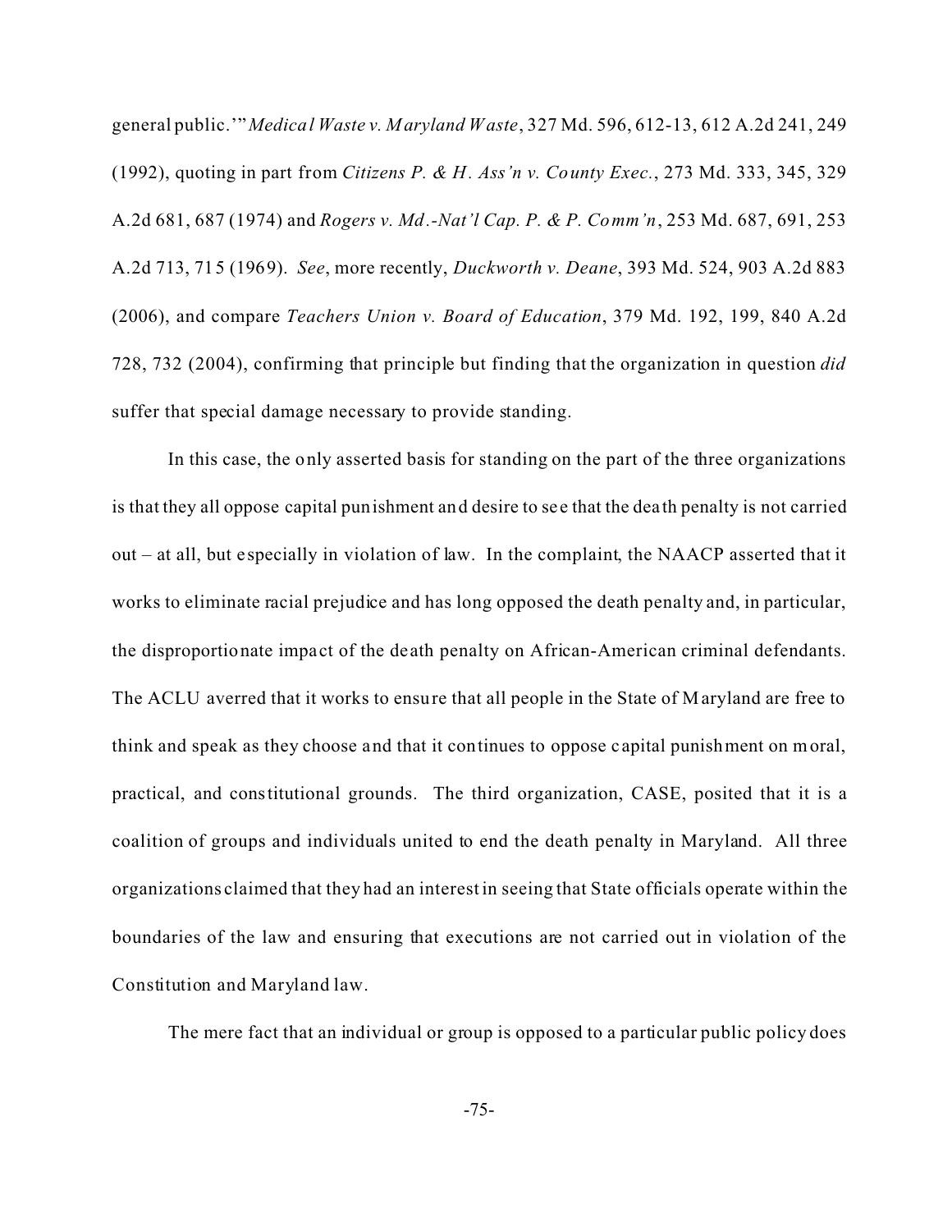general public.'" *Medical Waste v. Maryland Waste*, 327 Md. 596, 612-13, 612 A.2d 241, 249 (1992), quoting in part from *Citizens P. & H. Ass'n v. County Exec.*, 273 Md. 333, 345, 329 A.2d 681, 687 (1974) and *Rogers v. Md.-Nat'l Cap. P. & P. Comm'n*, 253 Md. 687, 691, 253 A.2d 713, 715 (1969). *See*, more recently, *Duckworth v. Deane*, 393 Md. 524, 903 A.2d 883 (2006), and compare *Teachers Union v. Board of Education*, 379 Md. 192, 199, 840 A.2d 728, 732 (2004), confirming that principle but finding that the organization in question *did* suffer that special damage necessary to provide standing.

In this case, the only asserted basis for standing on the part of the three organizations is that they all oppose capital punishment and desire to see that the death penalty is not carried out – at all, but especially in violation of law. In the complaint, the NAACP asserted that it works to eliminate racial prejudice and has long opposed the death penalty and, in particular, the disproportionate impact of the death penalty on African-American criminal defendants. The ACLU averred that it works to ensure that all people in the State of Maryland are free to think and speak as they choose and that it continues to oppose capital punishment on moral, practical, and constitutional grounds. The third organization, CASE, posited that it is a coalition of groups and individuals united to end the death penalty in Maryland. All three organizations claimed that they had an interest in seeing that State officials operate within the boundaries of the law and ensuring that executions are not carried out in violation of the Constitution and Maryland law.

The mere fact that an individual or group is opposed to a particular public policy does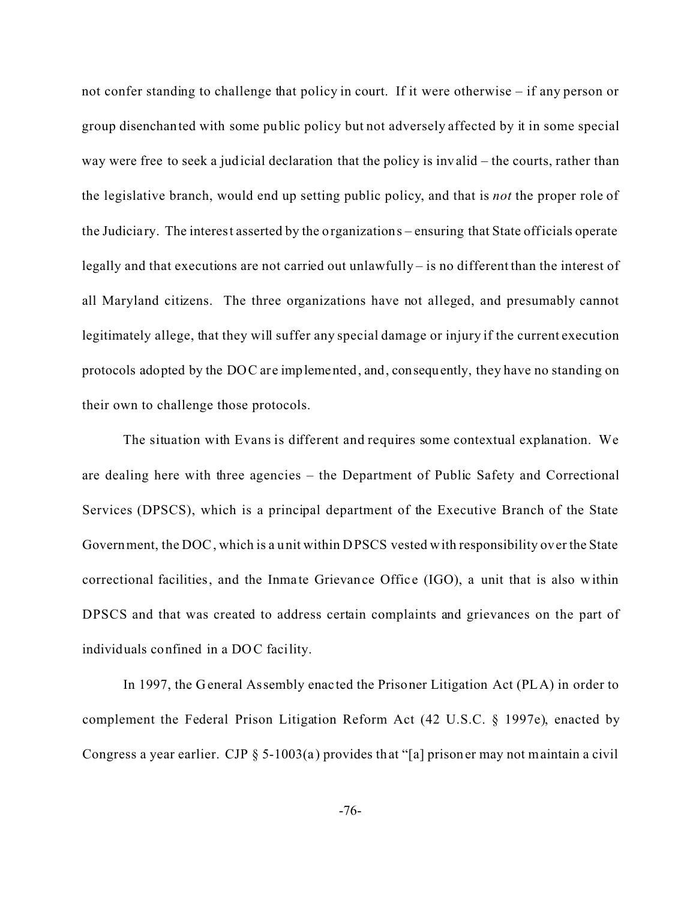not confer standing to challenge that policy in court. If it were otherwise – if any person or group disenchanted with some public policy but not adversely affected by it in some special way were free to seek a judicial declaration that the policy is invalid – the courts, rather than the legislative branch, would end up setting public policy, and that is *not* the proper role of the Judiciary. The interest asserted by the organizations – ensuring that State officials operate legally and that executions are not carried out unlawfully – is no different than the interest of all Maryland citizens. The three organizations have not alleged, and presumably cannot legitimately allege, that they will suffer any special damage or injury if the current execution protocols adopted by the DOC are implemented, and, consequently, they have no standing on their own to challenge those protocols.

The situation with Evans is different and requires some contextual explanation. We are dealing here with three agencies – the Department of Public Safety and Correctional Services (DPSCS), which is a principal department of the Executive Branch of the State Government, the DOC, which is a unit within DPSCS vested with responsibility over the State correctional facilities, and the Inmate Grievance Office (IGO), a unit that is also within DPSCS and that was created to address certain complaints and grievances on the part of individuals confined in a DOC facility.

In 1997, the General Assembly enacted the Prisoner Litigation Act (PLA) in order to complement the Federal Prison Litigation Reform Act (42 U.S.C. § 1997e), enacted by Congress a year earlier. CJP § 5-1003(a) provides that "[a] prisoner may not maintain a civil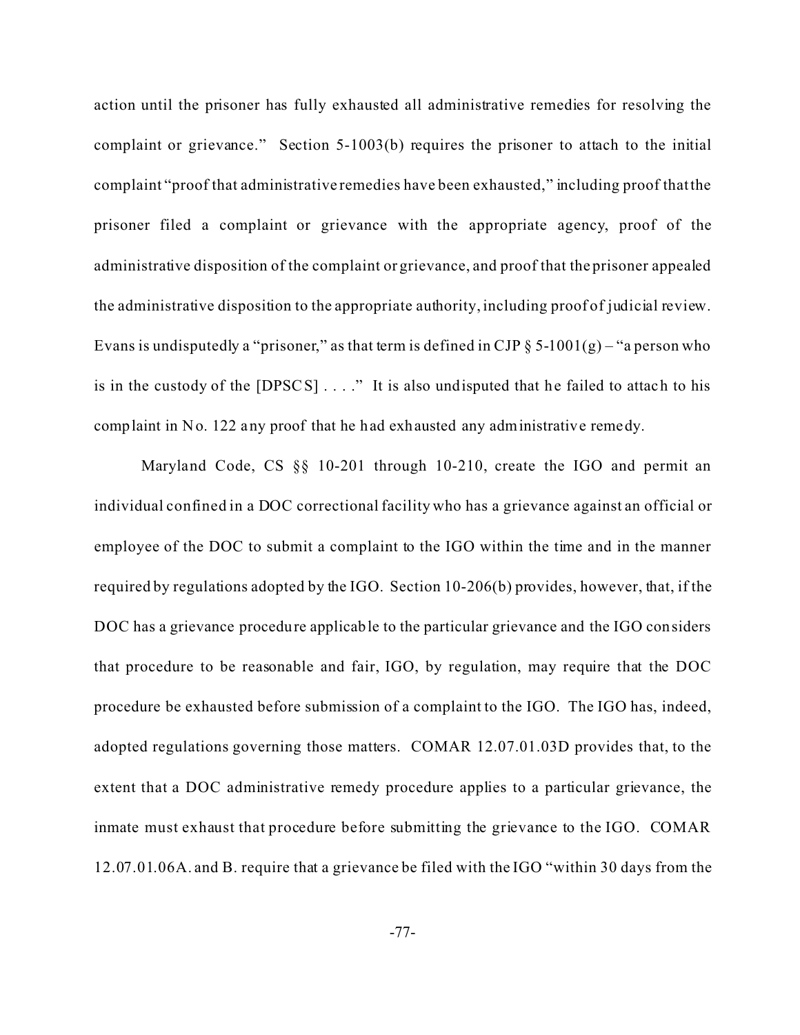action until the prisoner has fully exhausted all administrative remedies for resolving the complaint or grievance." Section 5-1003(b) requires the prisoner to attach to the initial complaint "proof that administrative remedies have been exhausted," including proof that the prisoner filed a complaint or grievance with the appropriate agency, proof of the administrative disposition of the complaint or grievance, and proof that the prisoner appealed the administrative disposition to the appropriate authority, including proof of judicial review. Evans is undisputedly a "prisoner," as that term is defined in CJP § 5-1001(g) – "a person who is in the custody of the [DPSCS] . . . ." It is also undisputed that he failed to attach to his complaint in No. 122 any proof that he had exhausted any administrative remedy.

Maryland Code, CS §§ 10-201 through 10-210, create the IGO and permit an individual confined in a DOC correctional facility who has a grievance against an official or employee of the DOC to submit a complaint to the IGO within the time and in the manner required by regulations adopted by the IGO. Section 10-206(b) provides, however, that, if the DOC has a grievance procedure applicable to the particular grievance and the IGO considers that procedure to be reasonable and fair, IGO, by regulation, may require that the DOC procedure be exhausted before submission of a complaint to the IGO. The IGO has, indeed, adopted regulations governing those matters. COMAR 12.07.01.03D provides that, to the extent that a DOC administrative remedy procedure applies to a particular grievance, the inmate must exhaust that procedure before submitting the grievance to the IGO. COMAR 12.07.01.06A. and B. require that a grievance be filed with the IGO "within 30 days from the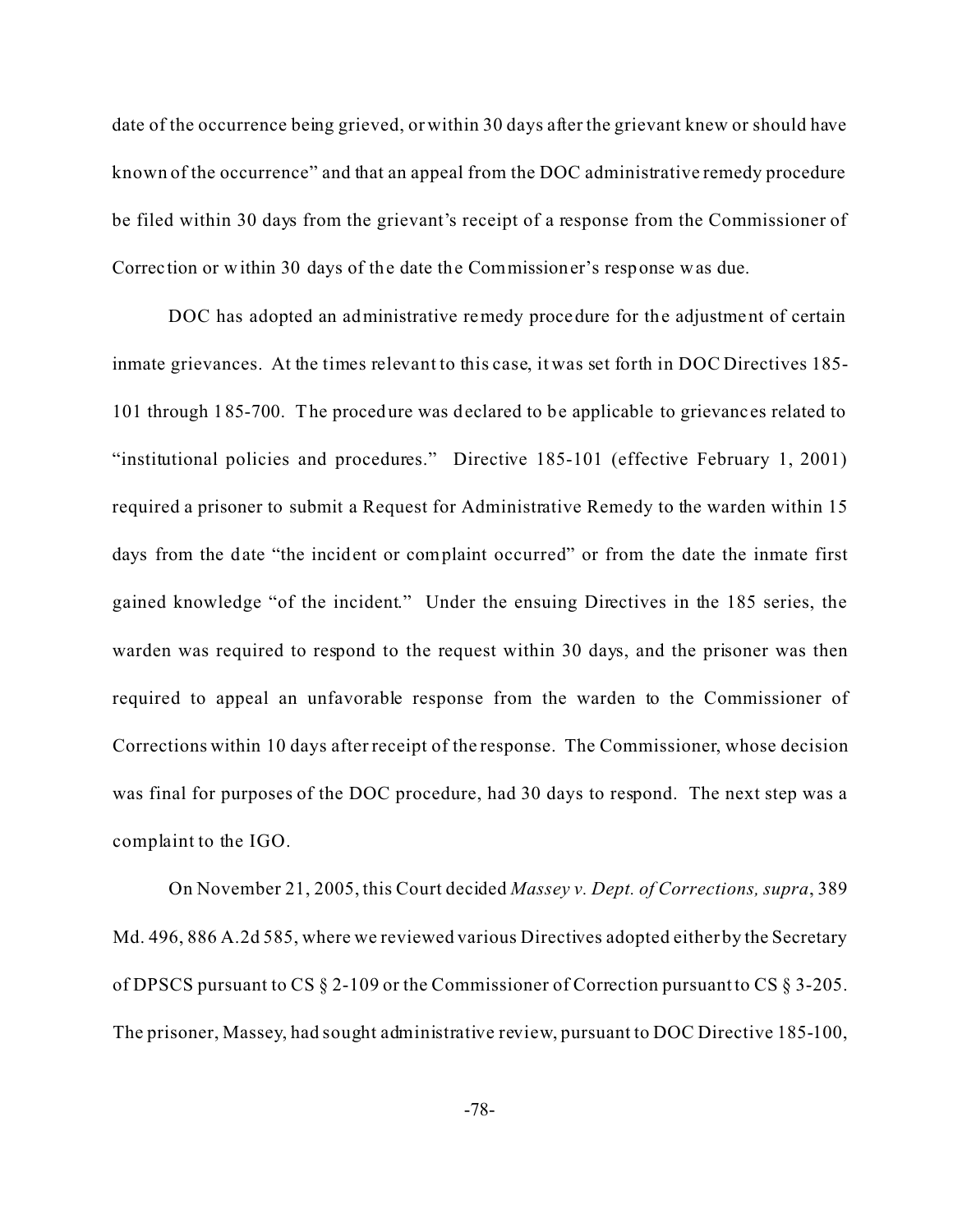date of the occurrence being grieved, or within 30 days after the grievant knew or should have known of the occurrence" and that an appeal from the DOC administrative remedy procedure be filed within 30 days from the grievant's receipt of a response from the Commissioner of Correction or within 30 days of the date the Commissioner's response was due.

DOC has adopted an administrative remedy procedure for the adjustment of certain inmate grievances. At the times relevant to this case, it was set forth in DOC Directives 185-101 through 185-700. The procedure was declared to be applicable to grievances related to "institutional policies and procedures." Directive 185-101 (effective February 1, 2001) required a prisoner to submit a Request for Administrative Remedy to the warden within 15 days from the date "the incident or complaint occurred" or from the date the inmate first gained knowledge "of the incident." Under the ensuing Directives in the 185 series, the warden was required to respond to the request within 30 days, and the prisoner was then required to appeal an unfavorable response from the warden to the Commissioner of Corrections within 10 days after receipt of the response. The Commissioner, whose decision was final for purposes of the DOC procedure, had 30 days to respond. The next step was a complaint to the IGO.

On November 21, 2005, this Court decided *Massey v. Dept. of Corrections, supra*, 389 Md. 496, 886 A.2d 585, where we reviewed various Directives adopted either by the Secretary of DPSCS pursuant to CS § 2-109 or the Commissioner of Correction pursuant to CS § 3-205. The prisoner, Massey, had sought administrative review, pursuant to DOC Directive 185-100,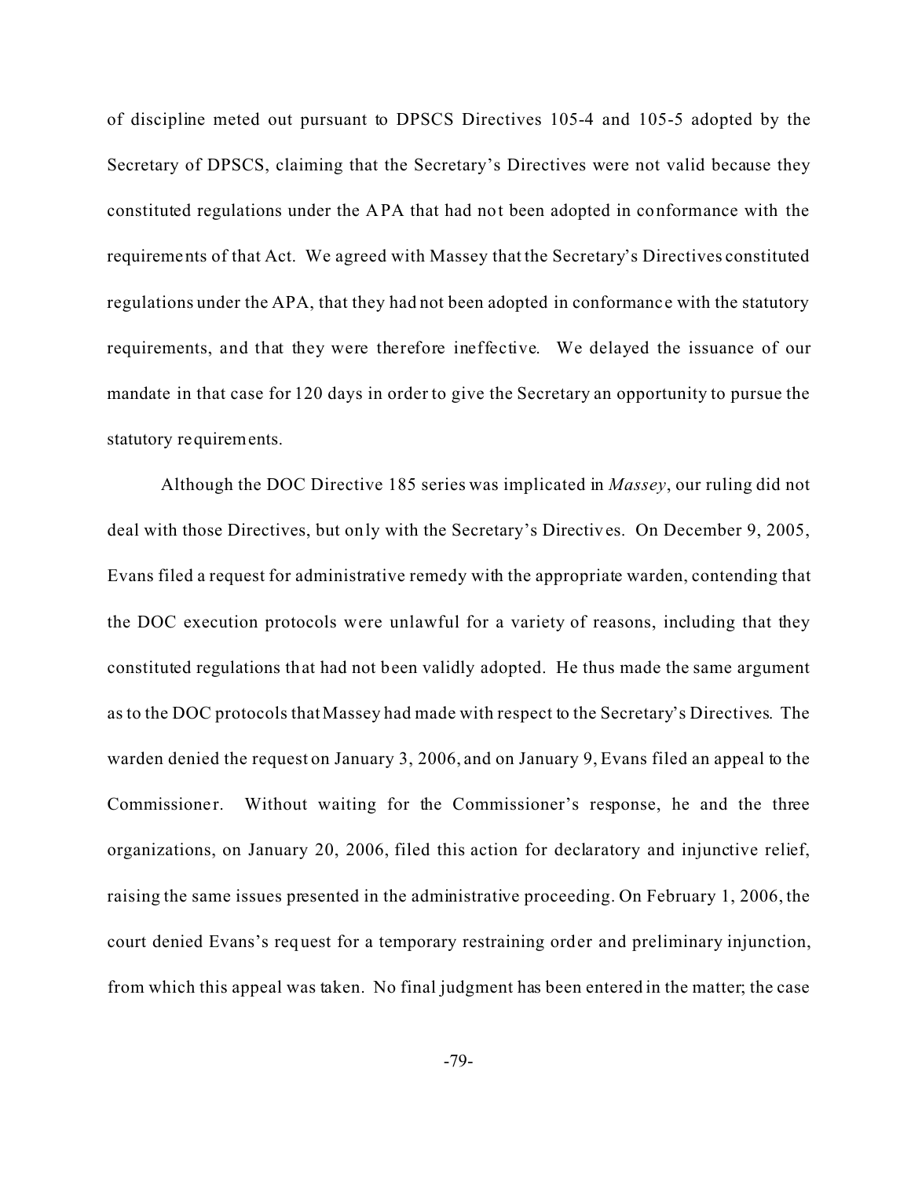of discipline meted out pursuant to DPSCS Directives 105-4 and 105-5 adopted by the Secretary of DPSCS, claiming that the Secretary's Directives were not valid because they constituted regulations under the APA that had not been adopted in conformance with the requirements of that Act. We agreed with Massey that the Secretary's Directives constituted regulations under the APA, that they had not been adopted in conformance with the statutory requirements, and that they were therefore ineffective. We delayed the issuance of our mandate in that case for 120 days in order to give the Secretary an opportunity to pursue the statutory requirements.

Although the DOC Directive 185 series was implicated in *Massey*, our ruling did not deal with those Directives, but only with the Secretary's Directives. On December 9, 2005, Evans filed a request for administrative remedy with the appropriate warden, contending that the DOC execution protocols were unlawful for a variety of reasons, including that they constituted regulations that had not been validly adopted. He thus made the same argument as to the DOC protocols that Massey had made with respect to the Secretary's Directives. The warden denied the request on January 3, 2006, and on January 9, Evans filed an appeal to the Commissioner. Without waiting for the Commissioner's response, he and the three organizations, on January 20, 2006, filed this action for declaratory and injunctive relief, raising the same issues presented in the administrative proceeding. On February 1, 2006, the court denied Evans's request for a temporary restraining order and preliminary injunction, from which this appeal was taken. No final judgment has been entered in the matter; the case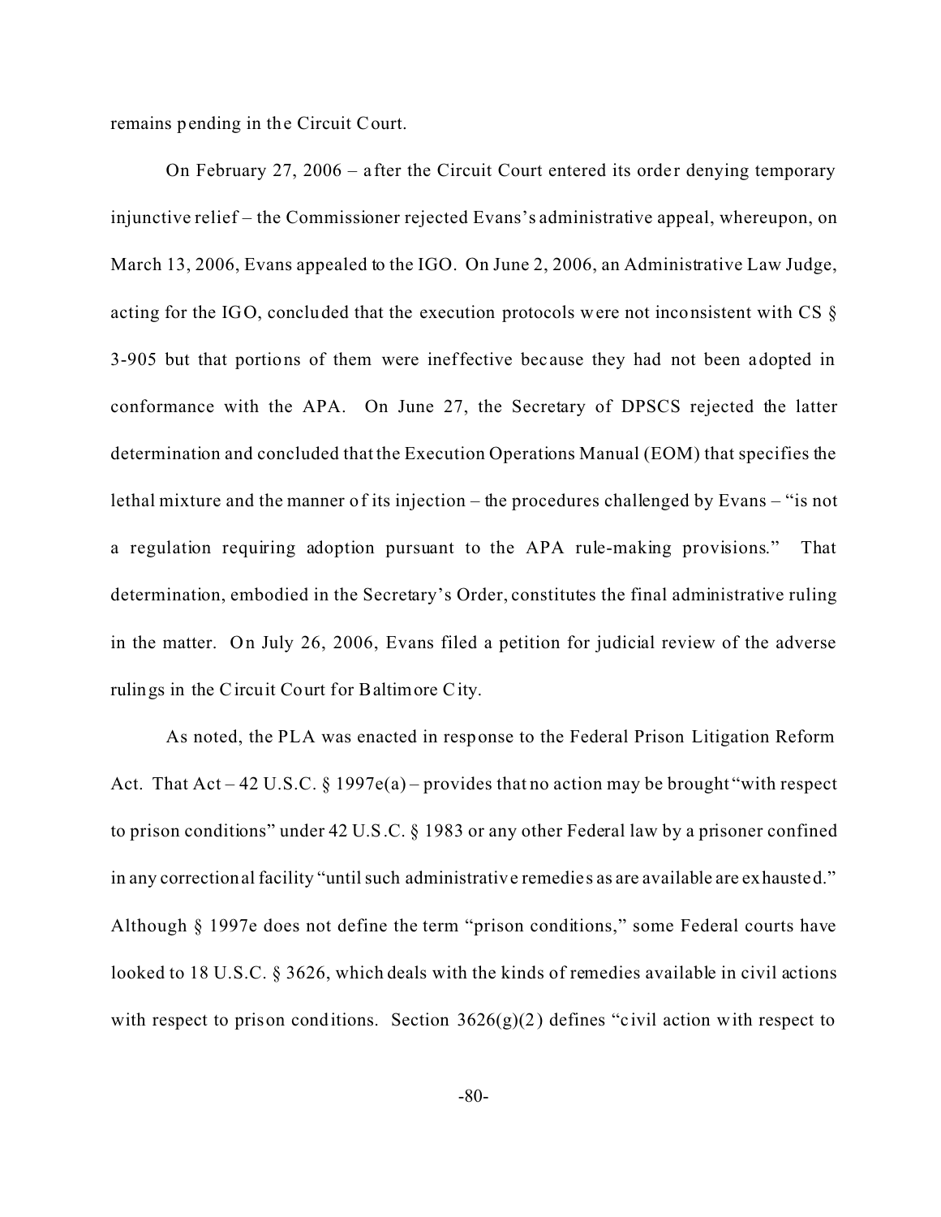remains pending in the Circuit Court.

On February 27, 2006 – after the Circuit Court entered its order denying temporary injunctive relief – the Commissioner rejected Evans's administrative appeal, whereupon, on March 13, 2006, Evans appealed to the IGO. On June 2, 2006, an Administrative Law Judge, acting for the IGO, concluded that the execution protocols were not inconsistent with CS § 3-905 but that portions of them were ineffective because they had not been adopted in conformance with the APA. On June 27, the Secretary of DPSCS rejected the latter determination and concluded that the Execution Operations Manual (EOM) that specifies the lethal mixture and the manner of its injection – the procedures challenged by Evans – "is not a regulation requiring adoption pursuant to the APA rule-making provisions." That determination, embodied in the Secretary's Order, constitutes the final administrative ruling in the matter. On July 26, 2006, Evans filed a petition for judicial review of the adverse rulings in the Circuit Court for Baltimore City.

As noted, the PLA was enacted in response to the Federal Prison Litigation Reform Act. That Act – 42 U.S.C. § 1997e(a) – provides that no action may be brought "with respect to prison conditions" under 42 U.S.C. § 1983 or any other Federal law by a prisoner confined in any correctional facility "until such administrative remedies as are available are exhausted." Although § 1997e does not define the term "prison conditions," some Federal courts have looked to 18 U.S.C. § 3626, which deals with the kinds of remedies available in civil actions with respect to prison conditions. Section 3626(g)(2) defines "civil action with respect to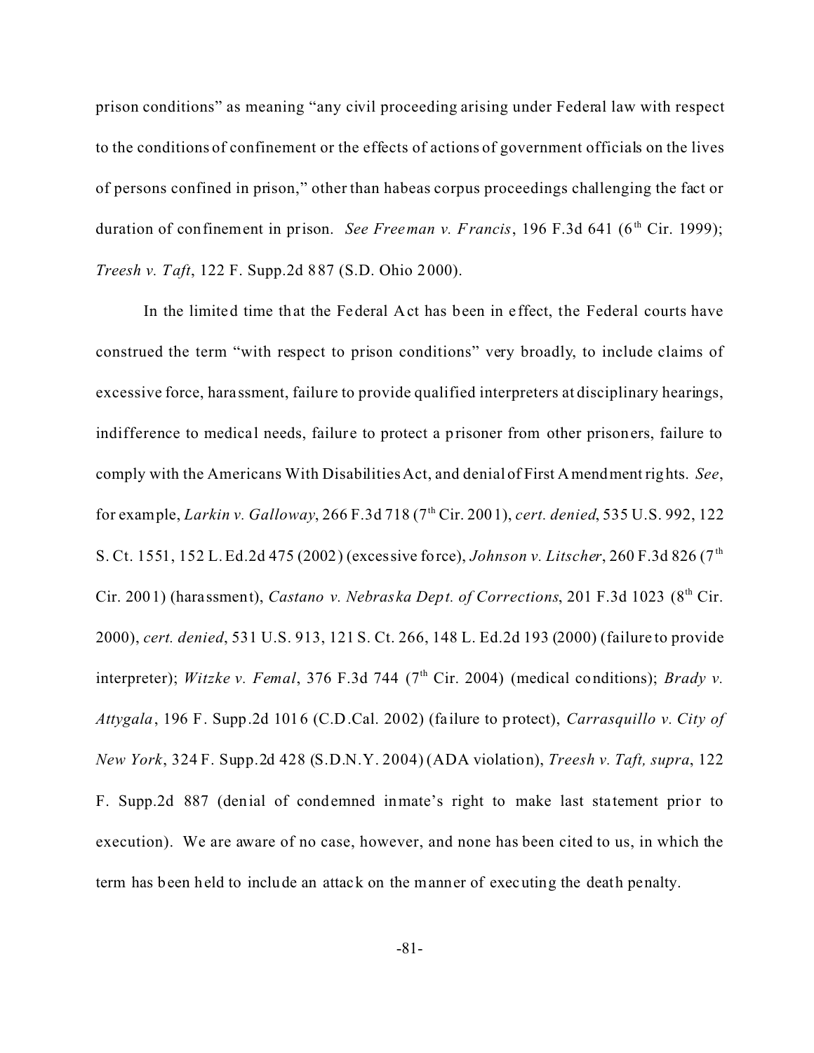prison conditions" as meaning "any civil proceeding arising under Federal law with respect to the conditions of confinement or the effects of actions of government officials on the lives of persons confined in prison," other than habeas corpus proceedings challenging the fact or duration of confinement in prison. *See Freeman v. Francis*, 196 F.3d 641 (6th Cir. 1999); *Treesh v. Taft*, 122 F. Supp.2d 887 (S.D. Ohio 2000).

In the limited time that the Federal Act has been in effect, the Federal courts have construed the term "with respect to prison conditions" very broadly, to include claims of excessive force, harassment, failure to provide qualified interpreters at disciplinary hearings, indifference to medical needs, failure to protect a prisoner from other prisoners, failure to comply with the Americans With Disabilities Act, and denial of First Amendment rights. *See*, for example, *Larkin v. Galloway*, 266 F.3d 718 (7th Cir. 2001), *cert. denied*, 535 U.S. 992, 122 S. Ct. 1551, 152 L.Ed.2d 475 (2002) (excessive force), *Johnson v. Litscher*, 260 F.3d 826 (7th Cir. 2001) (harassment), *Castano v. Nebraska Dept. of Corrections*, 201 F.3d 1023 (8th Cir. 2000), *cert. denied*, 531 U.S. 913, 121 S. Ct. 266, 148 L. Ed.2d 193 (2000) (failure to provide interpreter); *Witzke v. Femal*, 376 F.3d 744 (7th Cir. 2004) (medical conditions); *Brady v. Attygala*, 196 F. Supp.2d 1016 (C.D.Cal. 2002) (failure to protect), *Carrasquillo v. City of New York*, 324 F. Supp.2d 428 (S.D.N.Y. 2004) (ADA violation), *Treesh v. Taft, supra*, 122 F. Supp.2d 887 (denial of condemned inmate's right to make last statement prior to execution). We are aware of no case, however, and none has been cited to us, in which the term has been held to include an attack on the manner of executing the death penalty.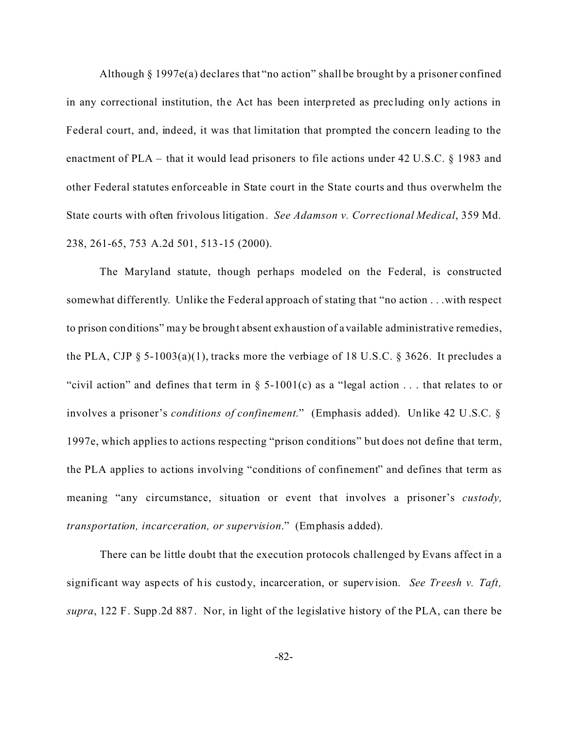Although § 1997e(a) declares that "no action" shall be brought by a prisoner confined in any correctional institution, the Act has been interpreted as precluding only actions in Federal court, and, indeed, it was that limitation that prompted the concern leading to the enactment of PLA – that it would lead prisoners to file actions under 42 U.S.C. § 1983 and other Federal statutes enforceable in State court in the State courts and thus overwhelm the State courts with often frivolous litigation. *See Adamson v. Correctional Medical*, 359 Md. 238, 261-65, 753 A.2d 501, 513-15 (2000).

The Maryland statute, though perhaps modeled on the Federal, is constructed somewhat differently. Unlike the Federal approach of stating that "no action . . .with respect to prison conditions" may be brought absent exhaustion of available administrative remedies, the PLA, CJP § 5-1003(a)(1), tracks more the verbiage of 18 U.S.C. § 3626. It precludes a "civil action" and defines that term in § 5-1001(c) as a "legal action . . . that relates to or involves a prisoner's *conditions of confinement*." (Emphasis added). Unlike 42 U.S.C. § 1997e, which applies to actions respecting "prison conditions" but does not define that term, the PLA applies to actions involving "conditions of confinement" and defines that term as meaning "any circumstance, situation or event that involves a prisoner's *custody, transportation, incarceration, or supervision*." (Emphasis added).

There can be little doubt that the execution protocols challenged by Evans affect in a significant way aspects of his custody, incarceration, or supervision. *See Treesh v. Taft, supra*, 122 F. Supp.2d 887. Nor, in light of the legislative history of the PLA, can there be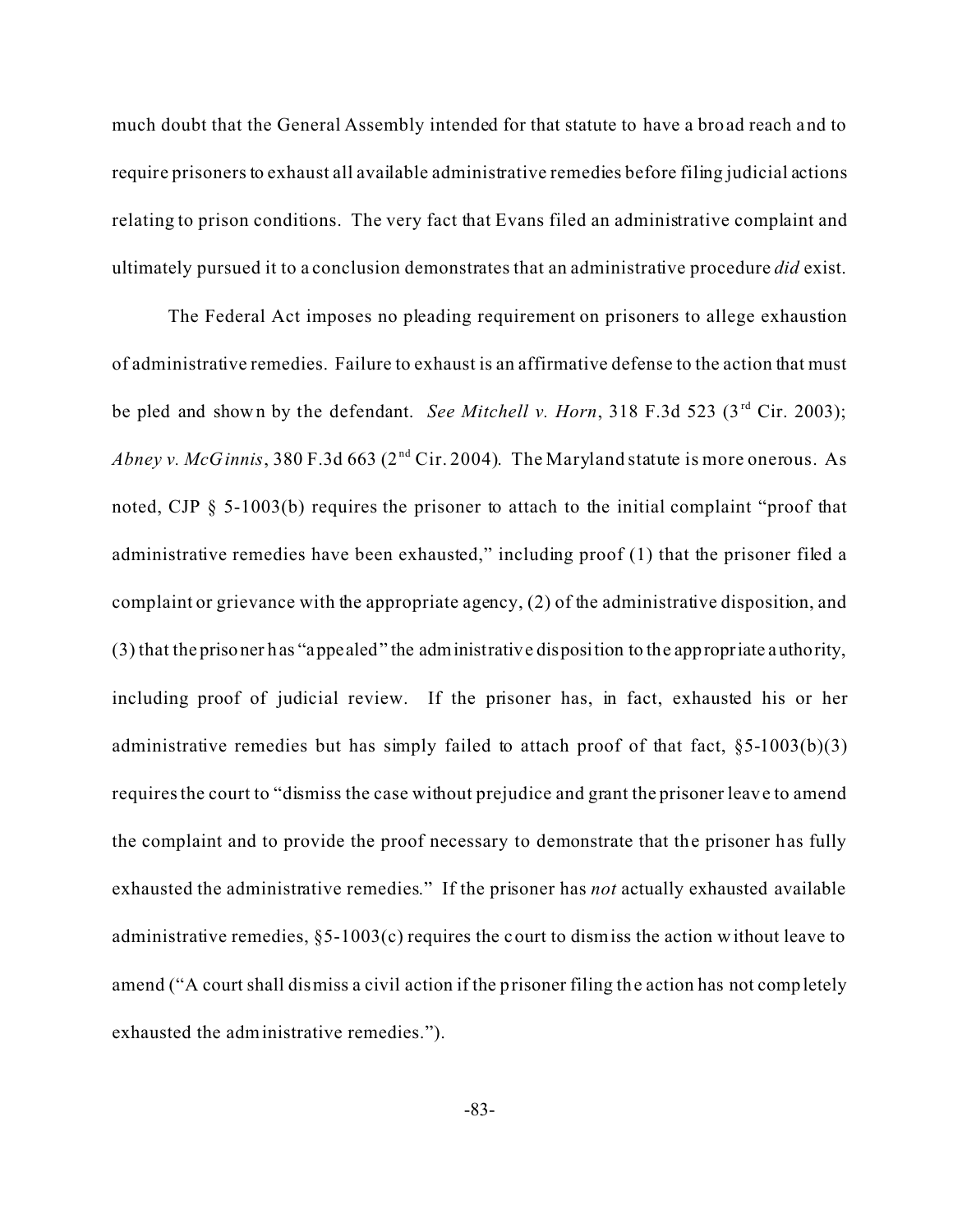much doubt that the General Assembly intended for that statute to have a broad reach and to require prisoners to exhaust all available administrative remedies before filing judicial actions relating to prison conditions. The very fact that Evans filed an administrative complaint and ultimately pursued it to a conclusion demonstrates that an administrative procedure *did* exist.

The Federal Act imposes no pleading requirement on prisoners to allege exhaustion of administrative remedies. Failure to exhaust is an affirmative defense to the action that must be pled and shown by the defendant. *See Mitchell v. Horn*, 318 F.3d 523 (3rd Cir. 2003); *Abney v. McGinnis*, 380 F.3d 663 (2nd Cir. 2004). The Maryland statute is more onerous. As noted, CJP § 5-1003(b) requires the prisoner to attach to the initial complaint "proof that administrative remedies have been exhausted," including proof (1) that the prisoner filed a complaint or grievance with the appropriate agency, (2) of the administrative disposition, and (3) that the prisoner has "appealed" the administrative disposition to the appropriate authority, including proof of judicial review. If the prisoner has, in fact, exhausted his or her administrative remedies but has simply failed to attach proof of that fact, §5-1003(b)(3) requires the court to "dismiss the case without prejudice and grant the prisoner leave to amend the complaint and to provide the proof necessary to demonstrate that the prisoner has fully exhausted the administrative remedies." If the prisoner has *not* actually exhausted available administrative remedies, §5-1003(c) requires the court to dismiss the action without leave to amend ("A court shall dismiss a civil action if the prisoner filing the action has not completely exhausted the administrative remedies.").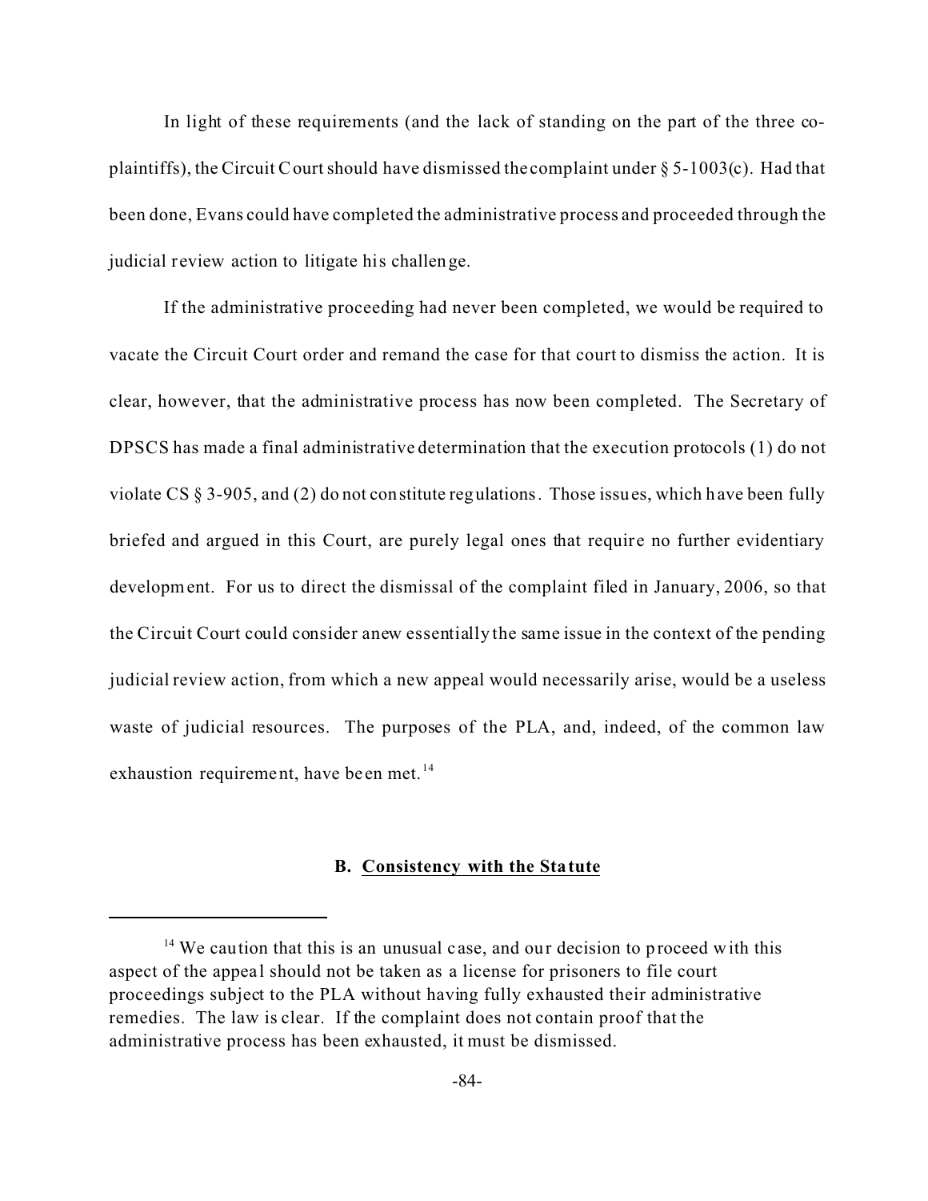In light of these requirements (and the lack of standing on the part of the three co-plaintiffs), the Circuit Court should have dismissed the complaint under § 5-1003(c). Had that been done, Evans could have completed the administrative process and proceeded through the judicial review action to litigate his challenge.

If the administrative proceeding had never been completed, we would be required to vacate the Circuit Court order and remand the case for that court to dismiss the action. It is clear, however, that the administrative process has now been completed. The Secretary of DPSCS has made a final administrative determination that the execution protocols (1) do not violate CS § 3-905, and (2) do not constitute regulations. Those issues, which have been fully briefed and argued in this Court, are purely legal ones that require no further evidentiary development. For us to direct the dismissal of the complaint filed in January, 2006, so that the Circuit Court could consider anew essentially the same issue in the context of the pending judicial review action, from which a new appeal would necessarily arise, would be a useless waste of judicial resources. The purposes of the PLA, and, indeed, of the common law exhaustion requirement, have been met.[14]

### B. Consistency with the Statute

[14] We caution that this is an unusual case, and our decision to proceed with this aspect of the appeal should not be taken as a license for prisoners to file court proceedings subject to the PLA without having fully exhausted their administrative remedies. The law is clear. If the complaint does not contain proof that the administrative process has been exhausted, it must be dismissed.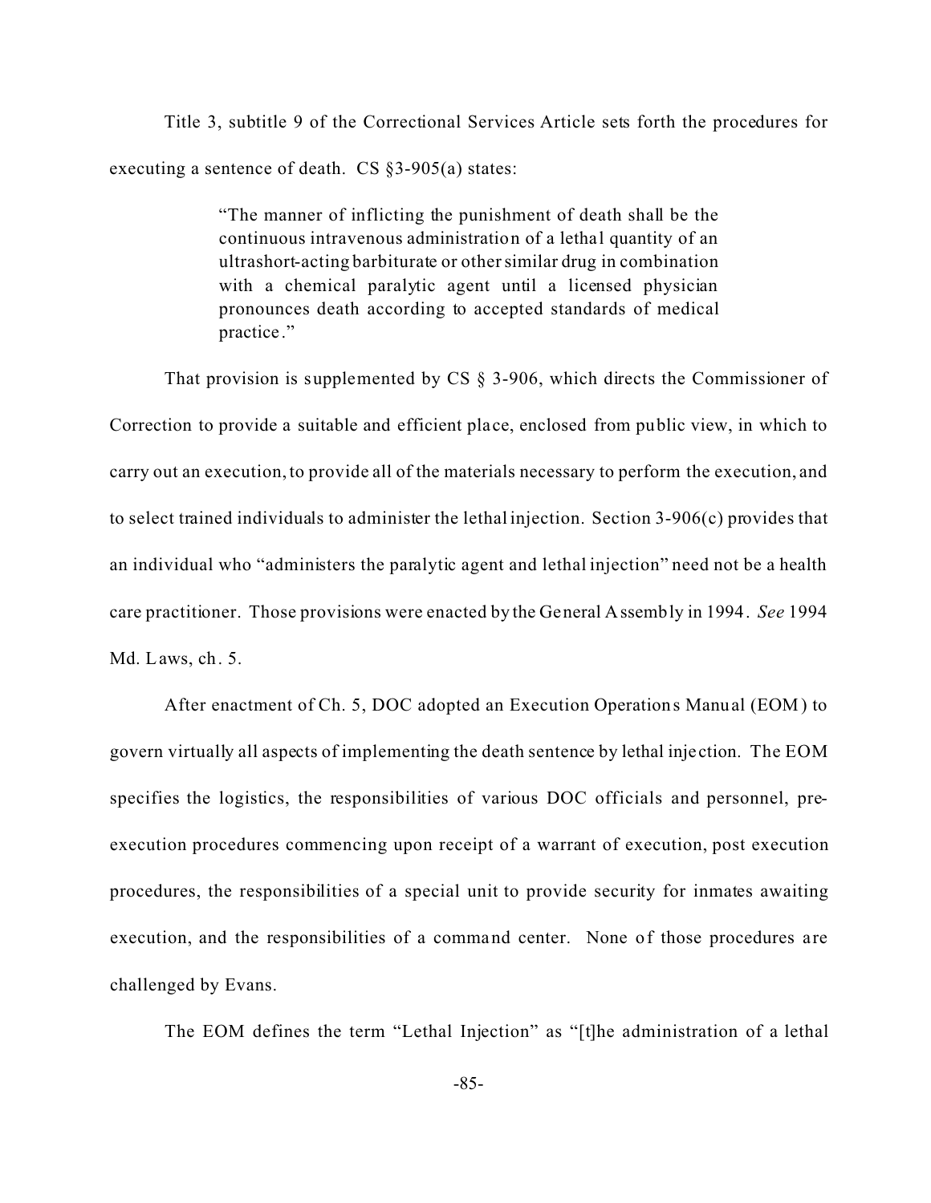Title 3, subtitle 9 of the Correctional Services Article sets forth the procedures for executing a sentence of death. CS §3-905(a) states:

> "The manner of inflicting the punishment of death shall be the continuous intravenous administration of a lethal quantity of an ultrashort-acting barbiturate or other similar drug in combination with a chemical paralytic agent until a licensed physician pronounces death according to accepted standards of medical practice."

That provision is supplemented by CS § 3-906, which directs the Commissioner of Correction to provide a suitable and efficient place, enclosed from public view, in which to carry out an execution, to provide all of the materials necessary to perform the execution, and to select trained individuals to administer the lethal injection. Section 3-906(c) provides that an individual who "administers the paralytic agent and lethal injection" need not be a health care practitioner. Those provisions were enacted by the General Assembly in 1994. *See* 1994 Md. Laws, ch. 5.

After enactment of Ch. 5, DOC adopted an Execution Operations Manual (EOM) to govern virtually all aspects of implementing the death sentence by lethal injection. The EOM specifies the logistics, the responsibilities of various DOC officials and personnel, pre-execution procedures commencing upon receipt of a warrant of execution, post execution procedures, the responsibilities of a special unit to provide security for inmates awaiting execution, and the responsibilities of a command center. None of those procedures are challenged by Evans.

The EOM defines the term "Lethal Injection" as "[t]he administration of a lethal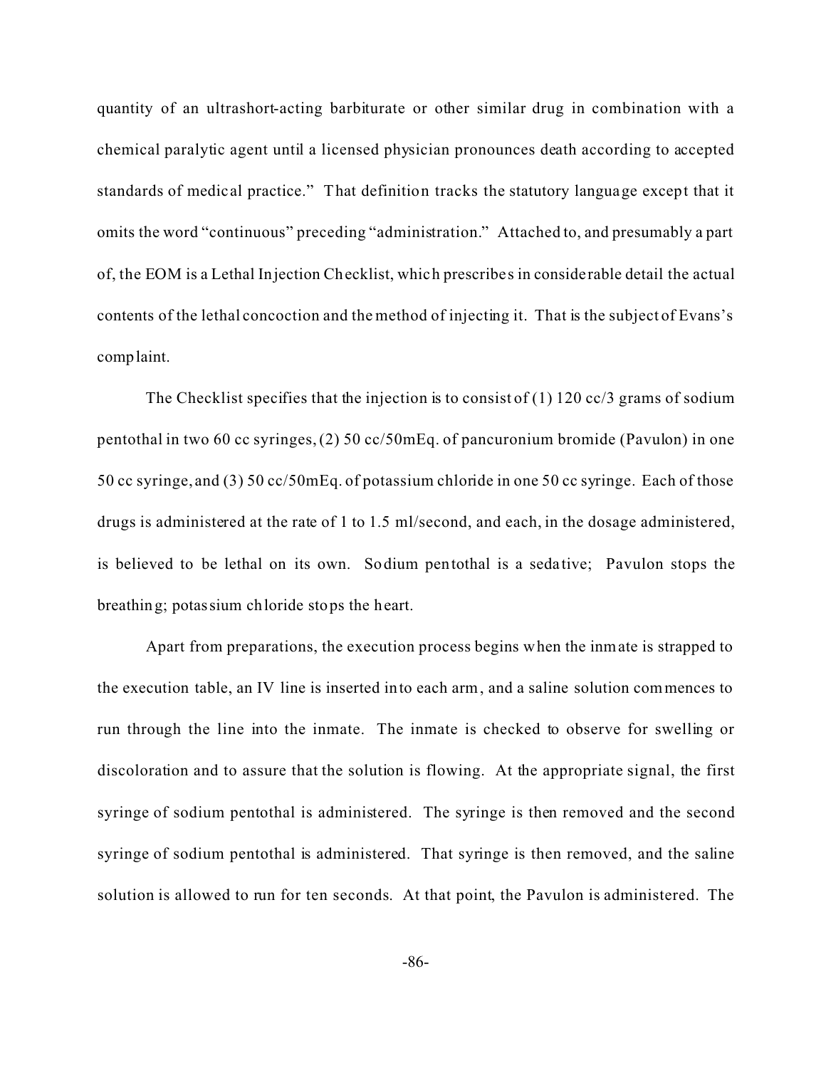quantity of an ultrashort-acting barbiturate or other similar drug in combination with a chemical paralytic agent until a licensed physician pronounces death according to accepted standards of medical practice." That definition tracks the statutory language except that it omits the word "continuous" preceding "administration." Attached to, and presumably a part of, the EOM is a Lethal Injection Checklist, which prescribes in considerable detail the actual contents of the lethal concoction and the method of injecting it. That is the subject of Evans's complaint.

The Checklist specifies that the injection is to consist of (1) 120 cc/3 grams of sodium pentothal in two 60 cc syringes, (2) 50 cc/50mEq. of pancuronium bromide (Pavulon) in one 50 cc syringe, and (3) 50 cc/50mEq. of potassium chloride in one 50 cc syringe. Each of those drugs is administered at the rate of 1 to 1.5 ml/second, and each, in the dosage administered, is believed to be lethal on its own. Sodium pentothal is a sedative; Pavulon stops the breathing; potassium chloride stops the heart.

Apart from preparations, the execution process begins when the inmate is strapped to the execution table, an IV line is inserted into each arm, and a saline solution commences to run through the line into the inmate. The inmate is checked to observe for swelling or discoloration and to assure that the solution is flowing. At the appropriate signal, the first syringe of sodium pentothal is administered. The syringe is then removed and the second syringe of sodium pentothal is administered. That syringe is then removed, and the saline solution is allowed to run for ten seconds. At that point, the Pavulon is administered. The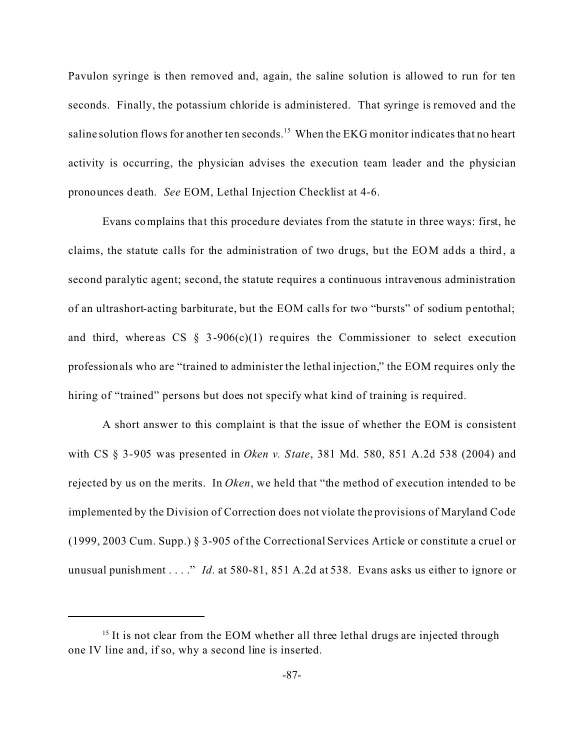Pavulon syringe is then removed and, again, the saline solution is allowed to run for ten seconds. Finally, the potassium chloride is administered. That syringe is removed and the saline solution flows for another ten seconds.[15] When the EKG monitor indicates that no heart activity is occurring, the physician advises the execution team leader and the physician pronounces death. *See* EOM, Lethal Injection Checklist at 4-6.

Evans complains that this procedure deviates from the statute in three ways: first, he claims, the statute calls for the administration of two drugs, but the EOM adds a third, a second paralytic agent; second, the statute requires a continuous intravenous administration of an ultrashort-acting barbiturate, but the EOM calls for two "bursts" of sodium pentothal; and third, whereas CS § 3-906(c)(1) requires the Commissioner to select execution professionals who are "trained to administer the lethal injection," the EOM requires only the hiring of "trained" persons but does not specify what kind of training is required.

A short answer to this complaint is that the issue of whether the EOM is consistent with CS § 3-905 was presented in *Oken v. State*, 381 Md. 580, 851 A.2d 538 (2004) and rejected by us on the merits. In *Oken*, we held that "the method of execution intended to be implemented by the Division of Correction does not violate the provisions of Maryland Code (1999, 2003 Cum. Supp.) § 3-905 of the Correctional Services Article or constitute a cruel or unusual punishment . . . ." *Id*. at 580-81, 851 A.2d at 538. Evans asks us either to ignore or

---

[15] It is not clear from the EOM whether all three lethal drugs are injected through one IV line and, if so, why a second line is inserted.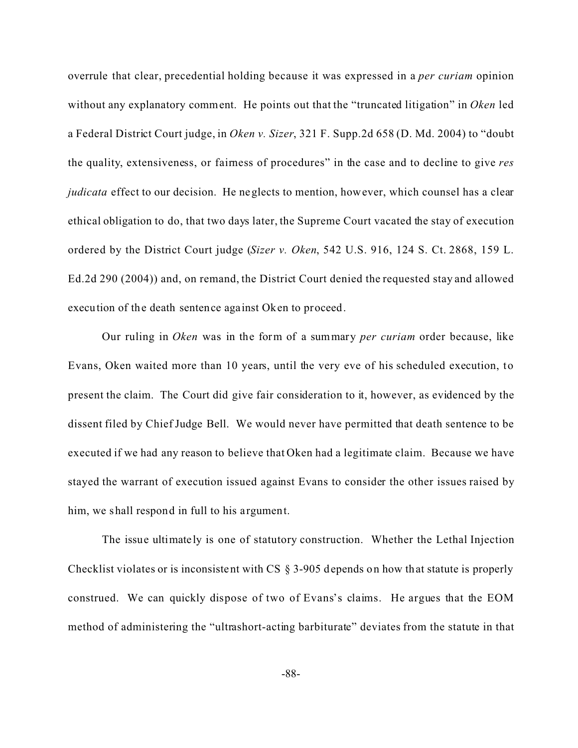overrule that clear, precedential holding because it was expressed in a *per curiam* opinion without any explanatory comment. He points out that the "truncated litigation" in *Oken* led a Federal District Court judge, in *Oken v. Sizer*, 321 F. Supp.2d 658 (D. Md. 2004) to "doubt the quality, extensiveness, or fairness of procedures" in the case and to decline to give *res judicata* effect to our decision. He neglects to mention, however, which counsel has a clear ethical obligation to do, that two days later, the Supreme Court vacated the stay of execution ordered by the District Court judge (*Sizer v. Oken*, 542 U.S. 916, 124 S. Ct. 2868, 159 L. Ed.2d 290 (2004)) and, on remand, the District Court denied the requested stay and allowed execution of the death sentence against Oken to proceed.

Our ruling in *Oken* was in the form of a summary *per curiam* order because, like Evans, Oken waited more than 10 years, until the very eve of his scheduled execution, to present the claim. The Court did give fair consideration to it, however, as evidenced by the dissent filed by Chief Judge Bell. We would never have permitted that death sentence to be executed if we had any reason to believe that Oken had a legitimate claim. Because we have stayed the warrant of execution issued against Evans to consider the other issues raised by him, we shall respond in full to his argument.

The issue ultimately is one of statutory construction. Whether the Lethal Injection Checklist violates or is inconsistent with CS § 3-905 depends on how that statute is properly construed. We can quickly dispose of two of Evans's claims. He argues that the EOM method of administering the "ultrashort-acting barbiturate" deviates from the statute in that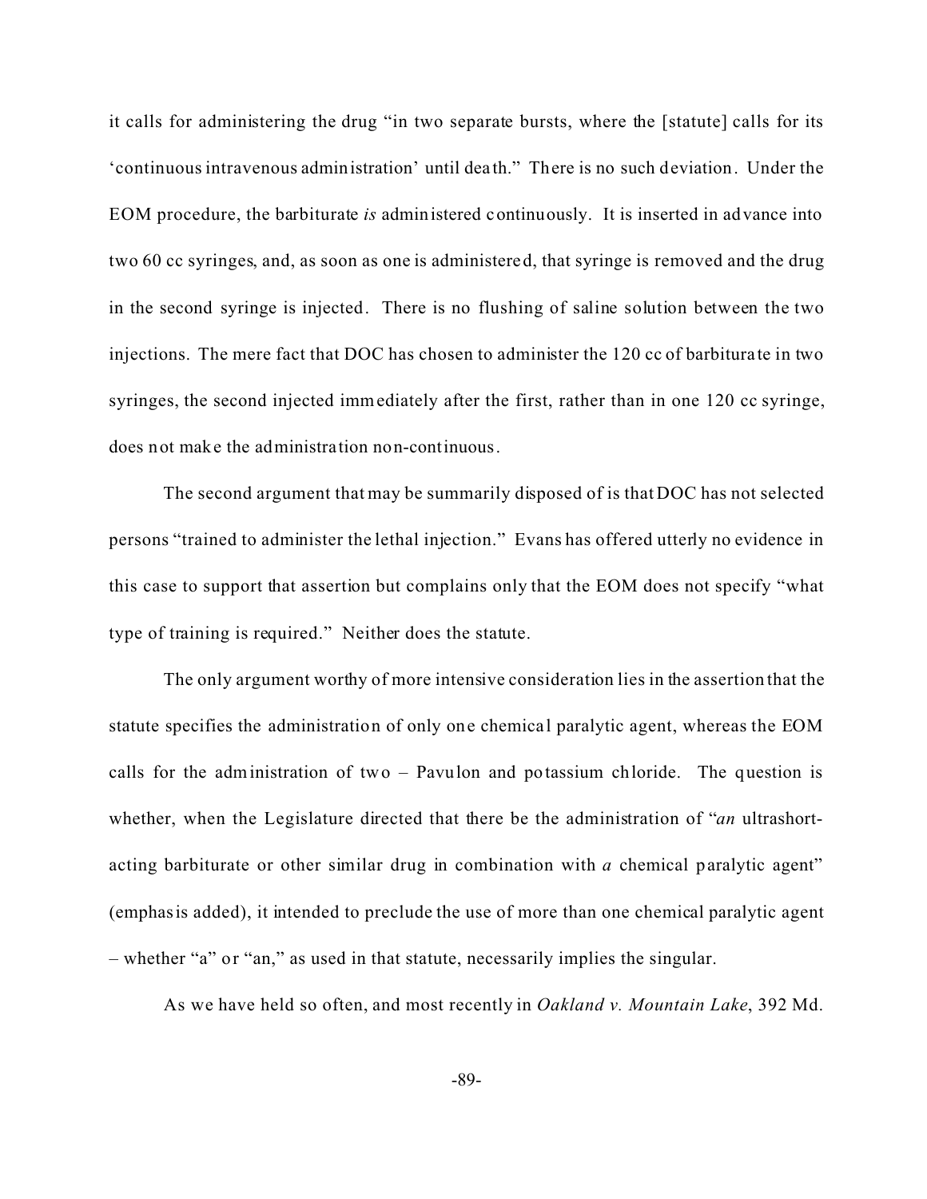it calls for administering the drug "in two separate bursts, where the [statute] calls for its 'continuous intravenous administration' until death." There is no such deviation. Under the EOM procedure, the barbiturate *is* administered continuously. It is inserted in advance into two 60 cc syringes, and, as soon as one is administered, that syringe is removed and the drug in the second syringe is injected. There is no flushing of saline solution between the two injections. The mere fact that DOC has chosen to administer the 120 cc of barbiturate in two syringes, the second injected immediately after the first, rather than in one 120 cc syringe, does not make the administration non-continuous.

The second argument that may be summarily disposed of is that DOC has not selected persons "trained to administer the lethal injection." Evans has offered utterly no evidence in this case to support that assertion but complains only that the EOM does not specify "what type of training is required." Neither does the statute.

The only argument worthy of more intensive consideration lies in the assertion that the statute specifies the administration of only one chemical paralytic agent, whereas the EOM calls for the administration of two – Pavulon and potassium chloride. The question is whether, when the Legislature directed that there be the administration of "*an* ultrashort-acting barbiturate or other similar drug in combination with *a* chemical paralytic agent" (emphasis added), it intended to preclude the use of more than one chemical paralytic agent – whether "a" or "an," as used in that statute, necessarily implies the singular.

As we have held so often, and most recently in *Oakland v. Mountain Lake*, 392 Md.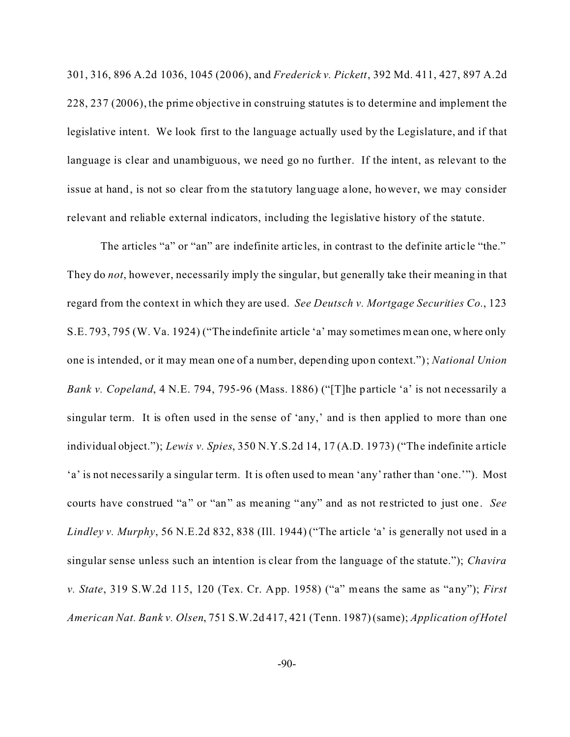301, 316, 896 A.2d 1036, 1045 (2006), and *Frederick v. Pickett*, 392 Md. 411, 427, 897 A.2d 228, 237 (2006), the prime objective in construing statutes is to determine and implement the legislative intent. We look first to the language actually used by the Legislature, and if that language is clear and unambiguous, we need go no further. If the intent, as relevant to the issue at hand, is not so clear from the statutory language alone, however, we may consider relevant and reliable external indicators, including the legislative history of the statute.

The articles "a" or "an" are indefinite articles, in contrast to the definite article "the." They do *not*, however, necessarily imply the singular, but generally take their meaning in that regard from the context in which they are used. *See Deutsch v. Mortgage Securities Co.*, 123 S.E. 793, 795 (W. Va. 1924) ("The indefinite article 'a' may sometimes mean one, where only one is intended, or it may mean one of a number, depending upon context."); *National Union Bank v. Copeland*, 4 N.E. 794, 795-96 (Mass. 1886) ("[T]he particle 'a' is not necessarily a singular term. It is often used in the sense of 'any,' and is then applied to more than one individual object."); *Lewis v. Spies*, 350 N.Y.S.2d 14, 17 (A.D. 1973) ("The indefinite article 'a' is not necessarily a singular term. It is often used to mean 'any' rather than 'one.'"). Most courts have construed "a" or "an" as meaning "any" and as not restricted to just one. *See Lindley v. Murphy*, 56 N.E.2d 832, 838 (Ill. 1944) ("The article 'a' is generally not used in a singular sense unless such an intention is clear from the language of the statute."); *Chavira v. State*, 319 S.W.2d 115, 120 (Tex. Cr. App. 1958) ("a" means the same as "any"); *First American Nat. Bank v. Olsen*, 751 S.W.2d 417, 421 (Tenn. 1987) (same); *Application of Hotel*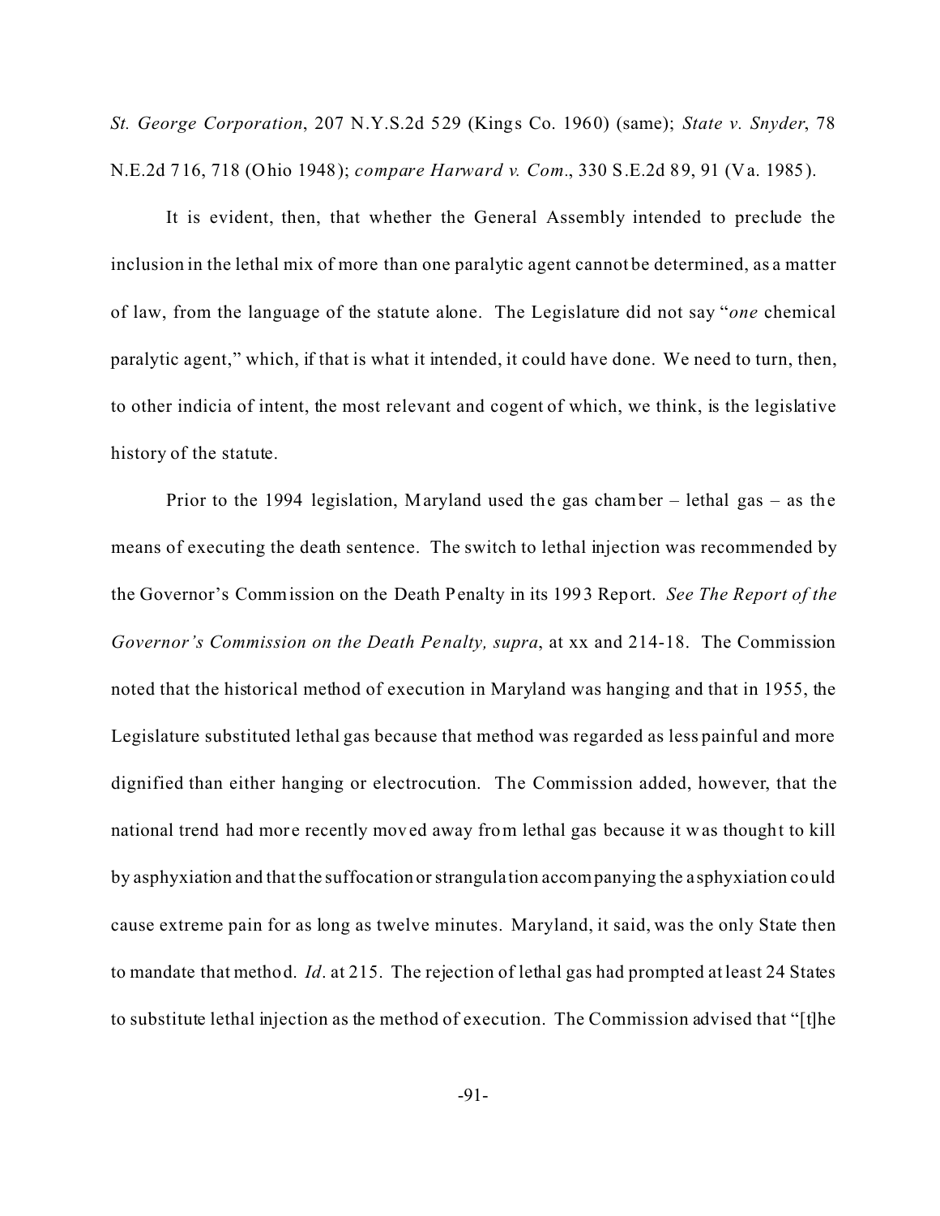*St. George Corporation*, 207 N.Y.S.2d 529 (Kings Co. 1960) (same); *State v. Snyder*, 78 N.E.2d 716, 718 (Ohio 1948); *compare Harward v. Com.*, 330 S.E.2d 89, 91 (Va. 1985).

It is evident, then, that whether the General Assembly intended to preclude the inclusion in the lethal mix of more than one paralytic agent cannot be determined, as a matter of law, from the language of the statute alone. The Legislature did not say "*one* chemical paralytic agent," which, if that is what it intended, it could have done. We need to turn, then, to other indicia of intent, the most relevant and cogent of which, we think, is the legislative history of the statute.

Prior to the 1994 legislation, Maryland used the gas chamber – lethal gas – as the means of executing the death sentence. The switch to lethal injection was recommended by the Governor's Commission on the Death Penalty in its 1993 Report. *See The Report of the Governor's Commission on the Death Penalty, supra*, at xx and 214-18. The Commission noted that the historical method of execution in Maryland was hanging and that in 1955, the Legislature substituted lethal gas because that method was regarded as less painful and more dignified than either hanging or electrocution. The Commission added, however, that the national trend had more recently moved away from lethal gas because it was thought to kill by asphyxiation and that the suffocation or strangulation accompanying the asphyxiation could cause extreme pain for as long as twelve minutes. Maryland, it said, was the only State then to mandate that method. *Id*. at 215. The rejection of lethal gas had prompted at least 24 States to substitute lethal injection as the method of execution. The Commission advised that "[t]he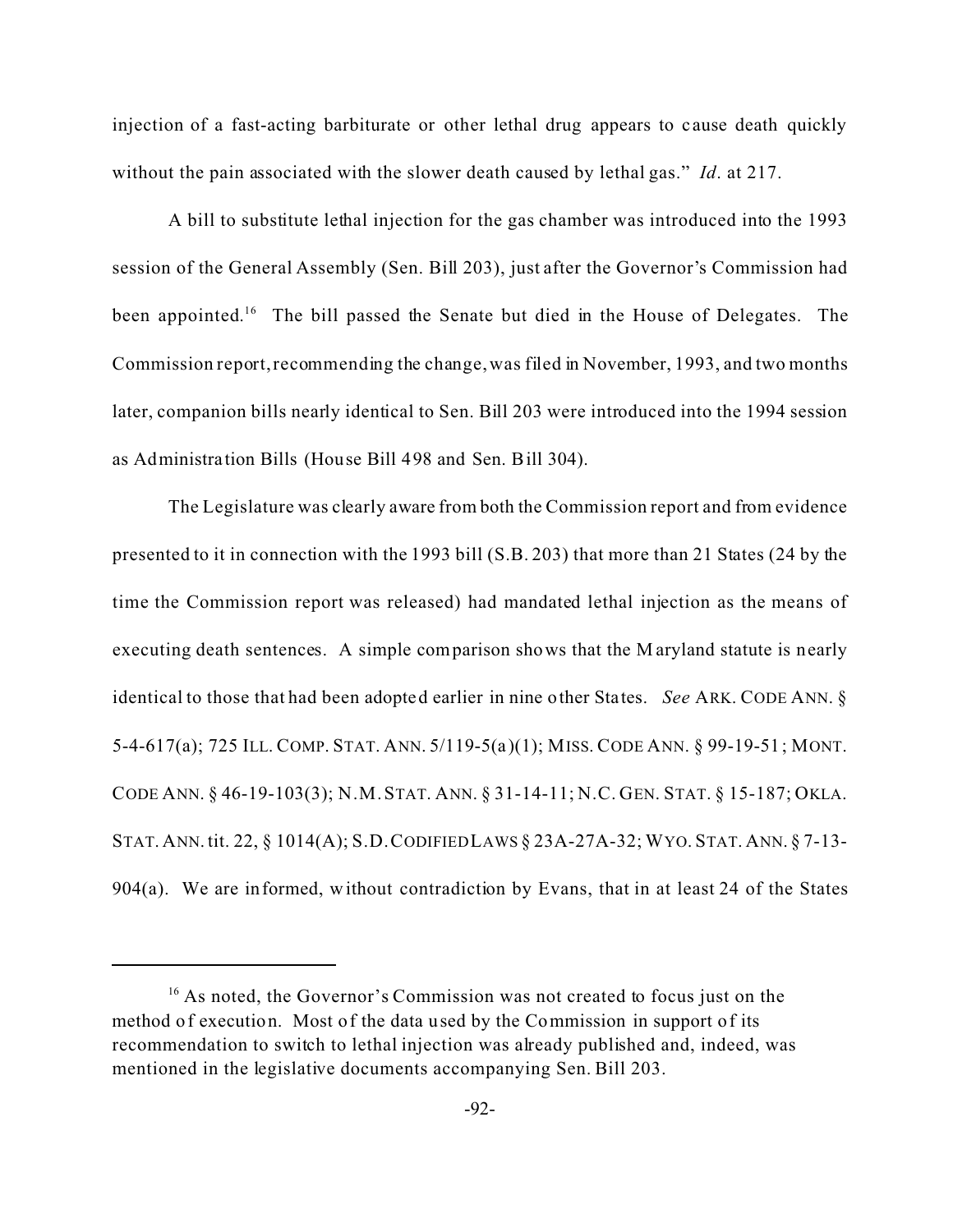injection of a fast-acting barbiturate or other lethal drug appears to cause death quickly without the pain associated with the slower death caused by lethal gas." *Id.* at 217.

A bill to substitute lethal injection for the gas chamber was introduced into the 1993 session of the General Assembly (Sen. Bill 203), just after the Governor's Commission had been appointed.[16] The bill passed the Senate but died in the House of Delegates. The Commission report, recommending the change, was filed in November, 1993, and two months later, companion bills nearly identical to Sen. Bill 203 were introduced into the 1994 session as Administration Bills (House Bill 498 and Sen. Bill 304).

The Legislature was clearly aware from both the Commission report and from evidence presented to it in connection with the 1993 bill (S.B. 203) that more than 21 States (24 by the time the Commission report was released) had mandated lethal injection as the means of executing death sentences. A simple comparison shows that the Maryland statute is nearly identical to those that had been adopted earlier in nine other States. *See* ARK. CODE ANN. § 5-4-617(a); 725 ILL. COMP. STAT. ANN. 5/119-5(a)(1); MISS. CODE ANN. § 99-19-51; MONT. CODE ANN. § 46-19-103(3); N.M. STAT. ANN. § 31-14-11; N.C. GEN. STAT. § 15-187; OKLA. STAT. ANN. tit. 22, § 1014(A); S.D. CODIFIED LAWS § 23A-27A-32; WYO. STAT. ANN. § 7-13-904(a). We are informed, without contradiction by Evans, that in at least 24 of the States

---

[16] As noted, the Governor's Commission was not created to focus just on the method of execution. Most of the data used by the Commission in support of its recommendation to switch to lethal injection was already published and, indeed, was mentioned in the legislative documents accompanying Sen. Bill 203.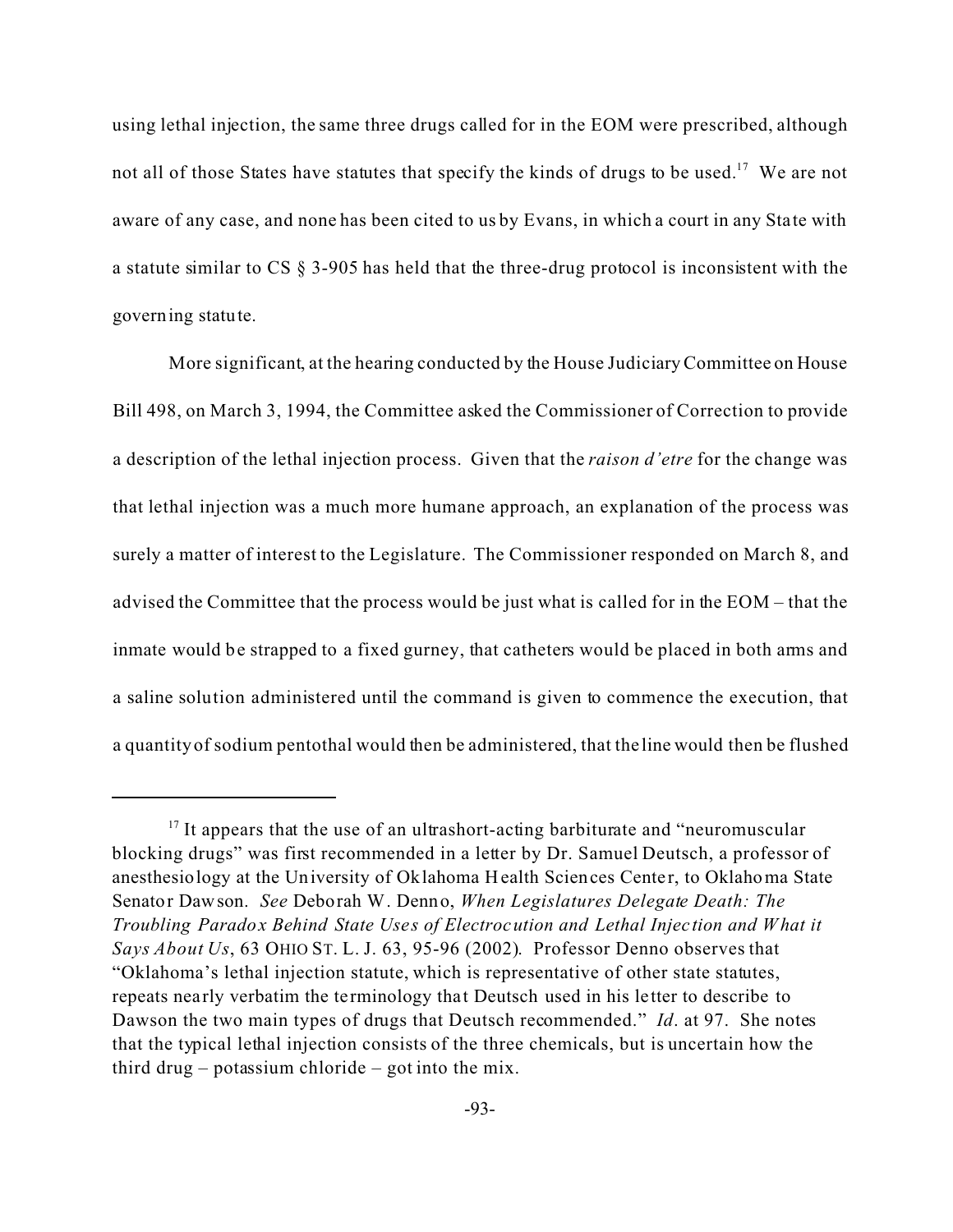using lethal injection, the same three drugs called for in the EOM were prescribed, although not all of those States have statutes that specify the kinds of drugs to be used.[17] We are not aware of any case, and none has been cited to us by Evans, in which a court in any State with a statute similar to CS § 3-905 has held that the three-drug protocol is inconsistent with the governing statute.

More significant, at the hearing conducted by the House Judiciary Committee on House Bill 498, on March 3, 1994, the Committee asked the Commissioner of Correction to provide a description of the lethal injection process. Given that the *raison d'etre* for the change was that lethal injection was a much more humane approach, an explanation of the process was surely a matter of interest to the Legislature. The Commissioner responded on March 8, and advised the Committee that the process would be just what is called for in the EOM – that the inmate would be strapped to a fixed gurney, that catheters would be placed in both arms and a saline solution administered until the command is given to commence the execution, that a quantity of sodium pentothal would then be administered, that the line would then be flushed

---

[17] It appears that the use of an ultrashort-acting barbiturate and "neuromuscular blocking drugs" was first recommended in a letter by Dr. Samuel Deutsch, a professor of anesthesiology at the University of Oklahoma Health Sciences Center, to Oklahoma State Senator Dawson. *See* Deborah W. Denno, *When Legislatures Delegate Death: The Troubling Paradox Behind State Uses of Electrocution and Lethal Injection and What it Says About Us*, 63 OHIO ST. L. J. 63, 95-96 (2002). Professor Denno observes that "Oklahoma's lethal injection statute, which is representative of other state statutes, repeats nearly verbatim the terminology that Deutsch used in his letter to describe to Dawson the two main types of drugs that Deutsch recommended." *Id.* at 97. She notes that the typical lethal injection consists of the three chemicals, but is uncertain how the third drug – potassium chloride – got into the mix.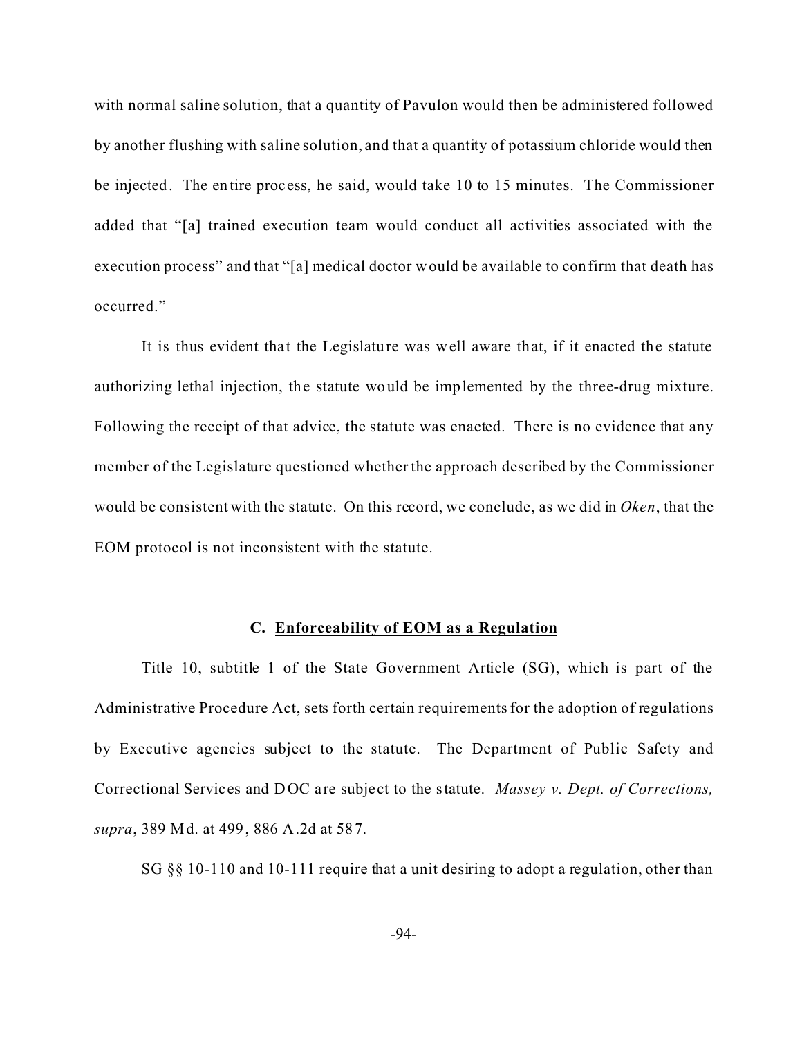with normal saline solution, that a quantity of Pavulon would then be administered followed by another flushing with saline solution, and that a quantity of potassium chloride would then be injected. The entire process, he said, would take 10 to 15 minutes. The Commissioner added that "[a] trained execution team would conduct all activities associated with the execution process" and that "[a] medical doctor would be available to confirm that death has occurred."

It is thus evident that the Legislature was well aware that, if it enacted the statute authorizing lethal injection, the statute would be implemented by the three-drug mixture. Following the receipt of that advice, the statute was enacted. There is no evidence that any member of the Legislature questioned whether the approach described by the Commissioner would be consistent with the statute. On this record, we conclude, as we did in *Oken*, that the EOM protocol is not inconsistent with the statute.

### C. <u>Enforceability of EOM as a Regulation</u>

Title 10, subtitle 1 of the State Government Article (SG), which is part of the Administrative Procedure Act, sets forth certain requirements for the adoption of regulations by Executive agencies subject to the statute. The Department of Public Safety and Correctional Services and DOC are subject to the statute. *Massey v. Dept. of Corrections, supra*, 389 Md. at 499, 886 A.2d at 587.

SG §§ 10-110 and 10-111 require that a unit desiring to adopt a regulation, other than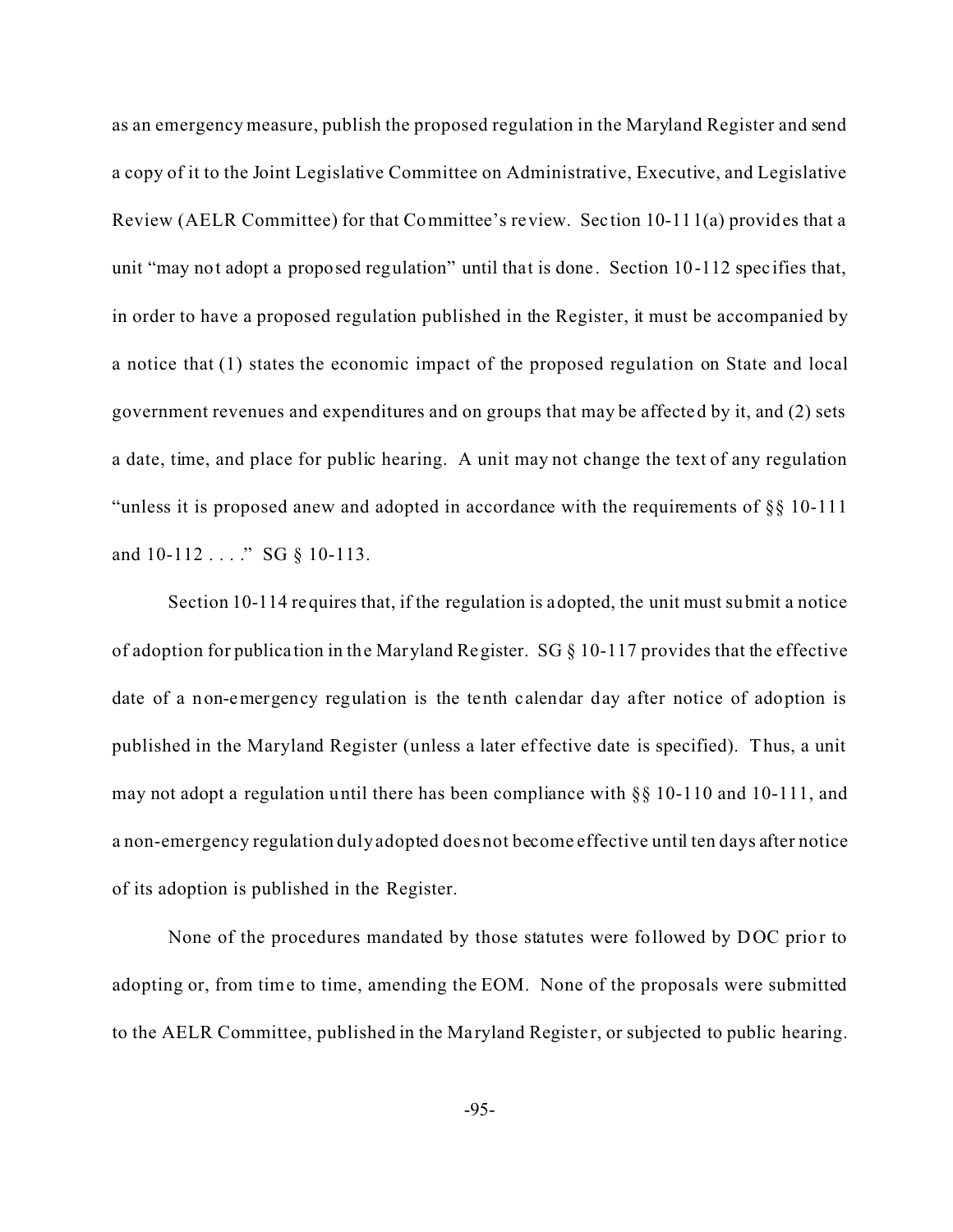as an emergency measure, publish the proposed regulation in the Maryland Register and send a copy of it to the Joint Legislative Committee on Administrative, Executive, and Legislative Review (AELR Committee) for that Committee's review. Section 10-111(a) provides that a unit "may not adopt a proposed regulation" until that is done. Section 10-112 specifies that, in order to have a proposed regulation published in the Register, it must be accompanied by a notice that (1) states the economic impact of the proposed regulation on State and local government revenues and expenditures and on groups that may be affected by it, and (2) sets a date, time, and place for public hearing. A unit may not change the text of any regulation "unless it is proposed anew and adopted in accordance with the requirements of §§ 10-111 and 10-112 . . . ." SG § 10-113.

Section 10-114 requires that, if the regulation is adopted, the unit must submit a notice of adoption for publication in the Maryland Register. SG § 10-117 provides that the effective date of a non-emergency regulation is the tenth calendar day after notice of adoption is published in the Maryland Register (unless a later effective date is specified). Thus, a unit may not adopt a regulation until there has been compliance with §§ 10-110 and 10-111, and a non-emergency regulation duly adopted does not become effective until ten days after notice of its adoption is published in the Register.

None of the procedures mandated by those statutes were followed by DOC prior to adopting or, from time to time, amending the EOM. None of the proposals were submitted to the AELR Committee, published in the Maryland Register, or subjected to public hearing.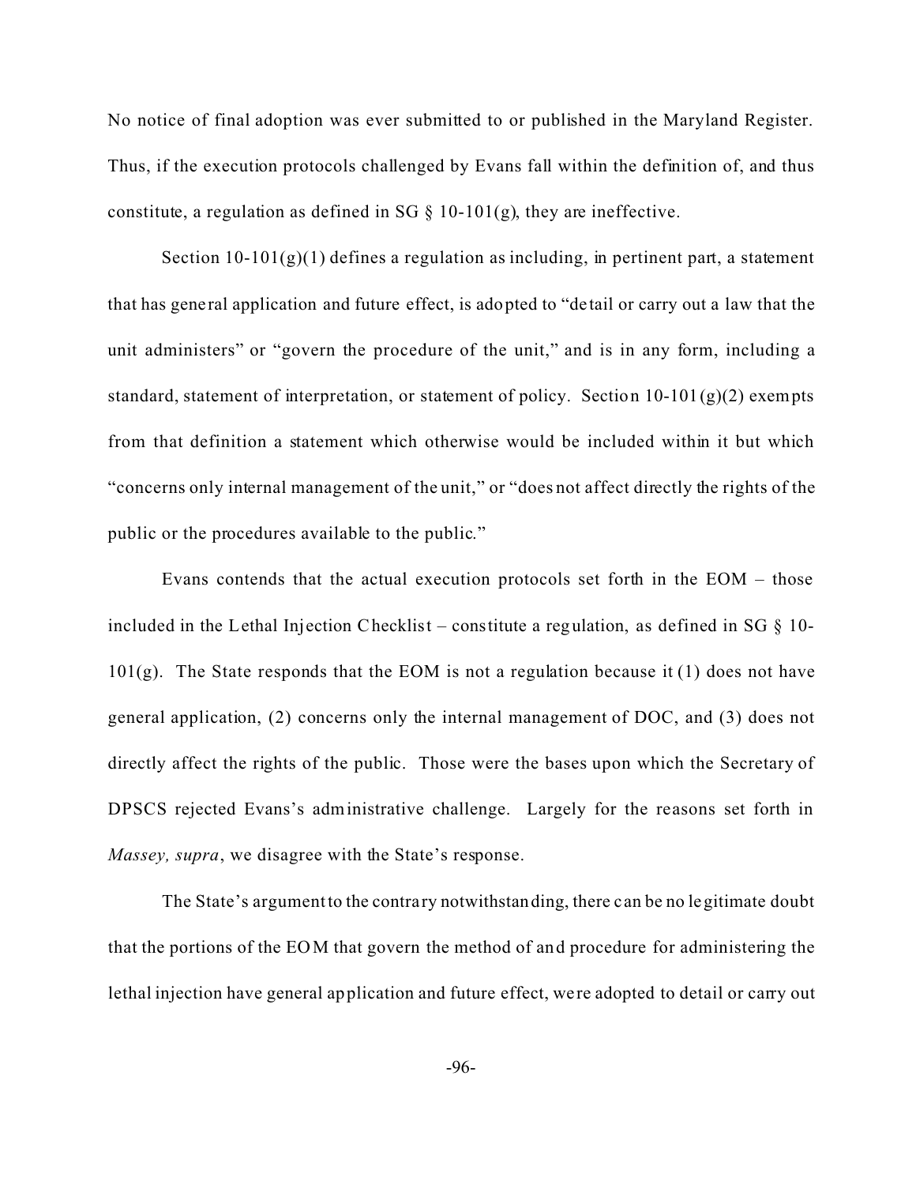No notice of final adoption was ever submitted to or published in the Maryland Register. Thus, if the execution protocols challenged by Evans fall within the definition of, and thus constitute, a regulation as defined in SG § 10-101(g), they are ineffective.

Section 10-101(g)(1) defines a regulation as including, in pertinent part, a statement that has general application and future effect, is adopted to "detail or carry out a law that the unit administers" or "govern the procedure of the unit," and is in any form, including a standard, statement of interpretation, or statement of policy. Section 10-101(g)(2) exempts from that definition a statement which otherwise would be included within it but which "concerns only internal management of the unit," or "does not affect directly the rights of the public or the procedures available to the public."

Evans contends that the actual execution protocols set forth in the EOM – those included in the Lethal Injection Checklist – constitute a regulation, as defined in SG § 10-101(g). The State responds that the EOM is not a regulation because it (1) does not have general application, (2) concerns only the internal management of DOC, and (3) does not directly affect the rights of the public. Those were the bases upon which the Secretary of DPSCS rejected Evans's administrative challenge. Largely for the reasons set forth in *Massey, supra*, we disagree with the State's response.

The State's argument to the contrary notwithstanding, there can be no legitimate doubt that the portions of the EOM that govern the method of and procedure for administering the lethal injection have general application and future effect, were adopted to detail or carry out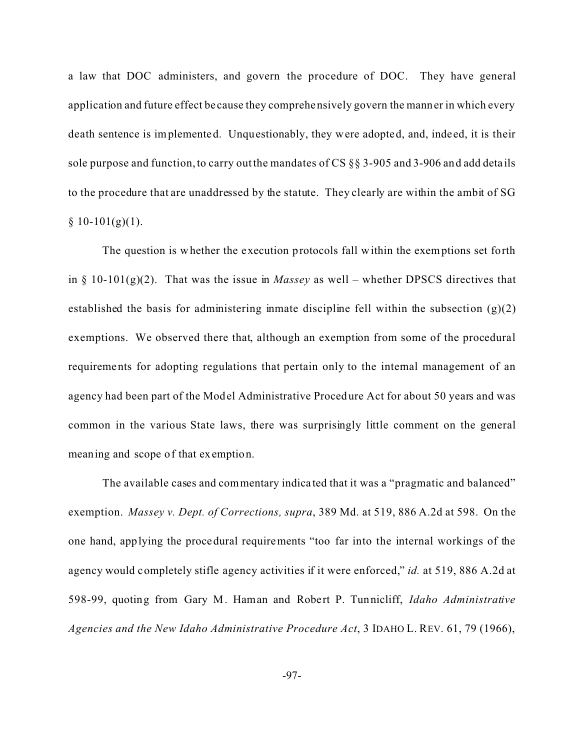a law that DOC administers, and govern the procedure of DOC. They have general application and future effect because they comprehensively govern the manner in which every death sentence is implemented. Unquestionably, they were adopted, and, indeed, it is their sole purpose and function, to carry out the mandates of CS §§ 3-905 and 3-906 and add details to the procedure that are unaddressed by the statute. They clearly are within the ambit of SG § 10-101(g)(1).

The question is whether the execution protocols fall within the exemptions set forth in § 10-101(g)(2). That was the issue in *Massey* as well – whether DPSCS directives that established the basis for administering inmate discipline fell within the subsection (g)(2) exemptions. We observed there that, although an exemption from some of the procedural requirements for adopting regulations that pertain only to the internal management of an agency had been part of the Model Administrative Procedure Act for about 50 years and was common in the various State laws, there was surprisingly little comment on the general meaning and scope of that exemption.

The available cases and commentary indicated that it was a "pragmatic and balanced" exemption. *Massey v. Dept. of Corrections, supra*, 389 Md. at 519, 886 A.2d at 598. On the one hand, applying the procedural requirements "too far into the internal workings of the agency would completely stifle agency activities if it were enforced," *id.* at 519, 886 A.2d at 598-99, quoting from Gary M. Haman and Robert P. Tunnicliff, *Idaho Administrative Agencies and the New Idaho Administrative Procedure Act*, 3 IDAHO L. REV. 61, 79 (1966),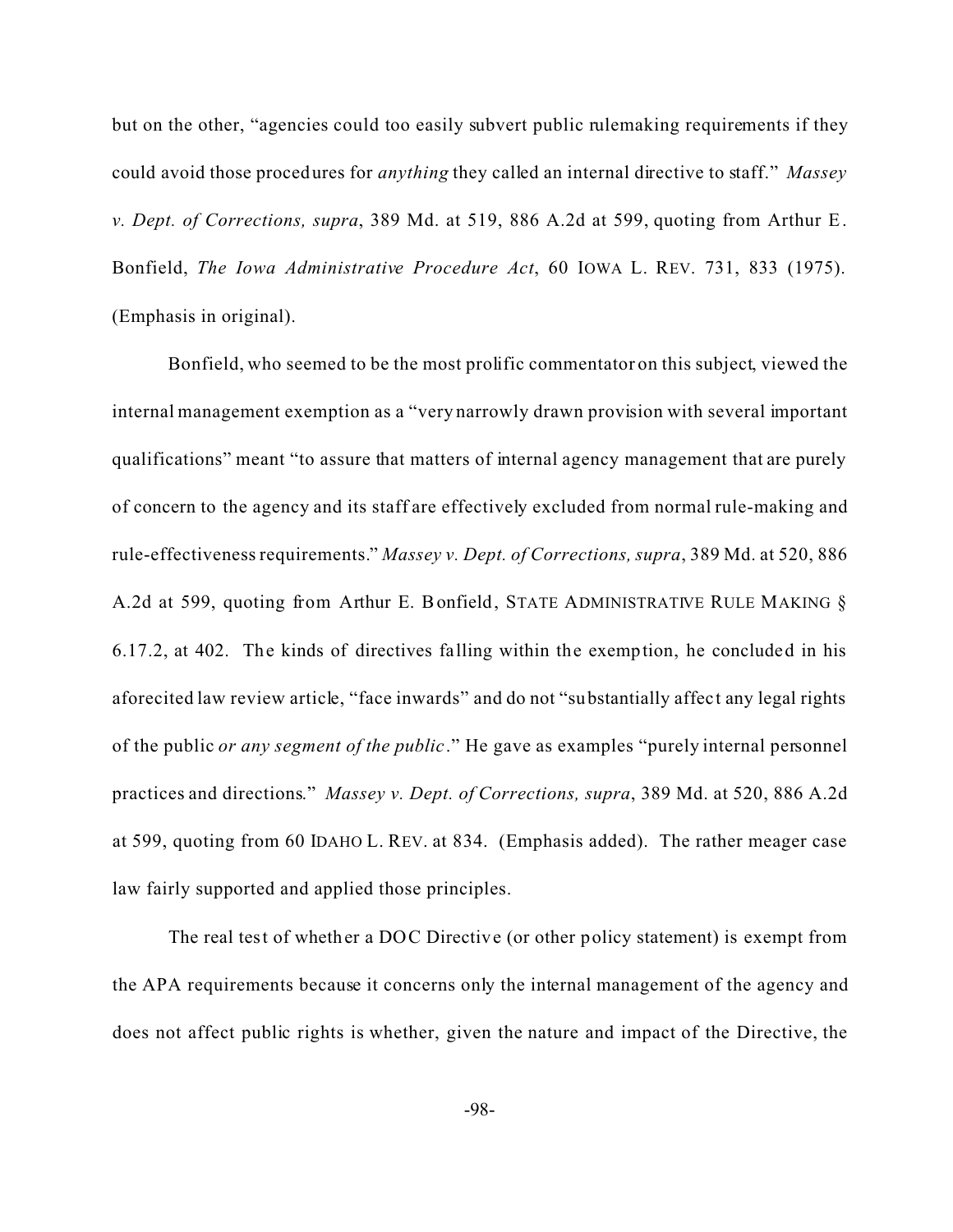but on the other, "agencies could too easily subvert public rulemaking requirements if they could avoid those procedures for *anything* they called an internal directive to staff." *Massey v. Dept. of Corrections, supra*, 389 Md. at 519, 886 A.2d at 599, quoting from Arthur E. Bonfield, *The Iowa Administrative Procedure Act*, 60 IOWA L. REV. 731, 833 (1975). (Emphasis in original).

Bonfield, who seemed to be the most prolific commentator on this subject, viewed the internal management exemption as a "very narrowly drawn provision with several important qualifications" meant "to assure that matters of internal agency management that are purely of concern to the agency and its staff are effectively excluded from normal rule-making and rule-effectiveness requirements." *Massey v. Dept. of Corrections, supra*, 389 Md. at 520, 886 A.2d at 599, quoting from Arthur E. Bonfield, STATE ADMINISTRATIVE RULE MAKING § 6.17.2, at 402. The kinds of directives falling within the exemption, he concluded in his aforecited law review article, "face inwards" and do not "substantially affect any legal rights of the public *or any segment of the public*." He gave as examples "purely internal personnel practices and directions." *Massey v. Dept. of Corrections, supra*, 389 Md. at 520, 886 A.2d at 599, quoting from 60 IDAHO L. REV. at 834. (Emphasis added). The rather meager case law fairly supported and applied those principles.

The real test of whether a DOC Directive (or other policy statement) is exempt from the APA requirements because it concerns only the internal management of the agency and does not affect public rights is whether, given the nature and impact of the Directive, the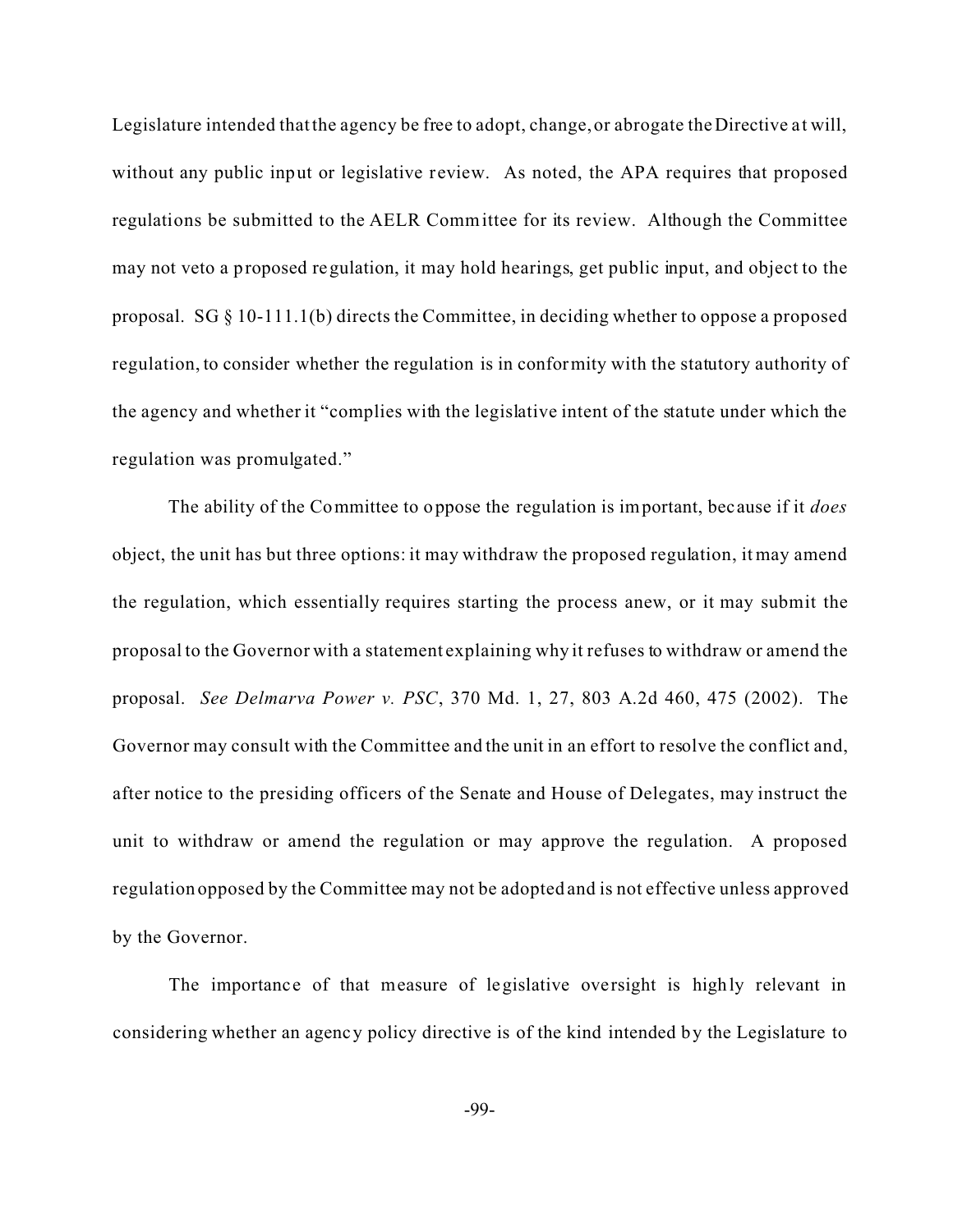Legislature intended that the agency be free to adopt, change, or abrogate the Directive at will, without any public input or legislative review. As noted, the APA requires that proposed regulations be submitted to the AELR Committee for its review. Although the Committee may not veto a proposed regulation, it may hold hearings, get public input, and object to the proposal. SG § 10-111.1(b) directs the Committee, in deciding whether to oppose a proposed regulation, to consider whether the regulation is in conformity with the statutory authority of the agency and whether it "complies with the legislative intent of the statute under which the regulation was promulgated."

The ability of the Committee to oppose the regulation is important, because if it *does* object, the unit has but three options: it may withdraw the proposed regulation, it may amend the regulation, which essentially requires starting the process anew, or it may submit the proposal to the Governor with a statement explaining why it refuses to withdraw or amend the proposal. *See Delmarva Power v. PSC*, 370 Md. 1, 27, 803 A.2d 460, 475 (2002). The Governor may consult with the Committee and the unit in an effort to resolve the conflict and, after notice to the presiding officers of the Senate and House of Delegates, may instruct the unit to withdraw or amend the regulation or may approve the regulation. A proposed regulation opposed by the Committee may not be adopted and is not effective unless approved by the Governor.

The importance of that measure of legislative oversight is highly relevant in considering whether an agency policy directive is of the kind intended by the Legislature to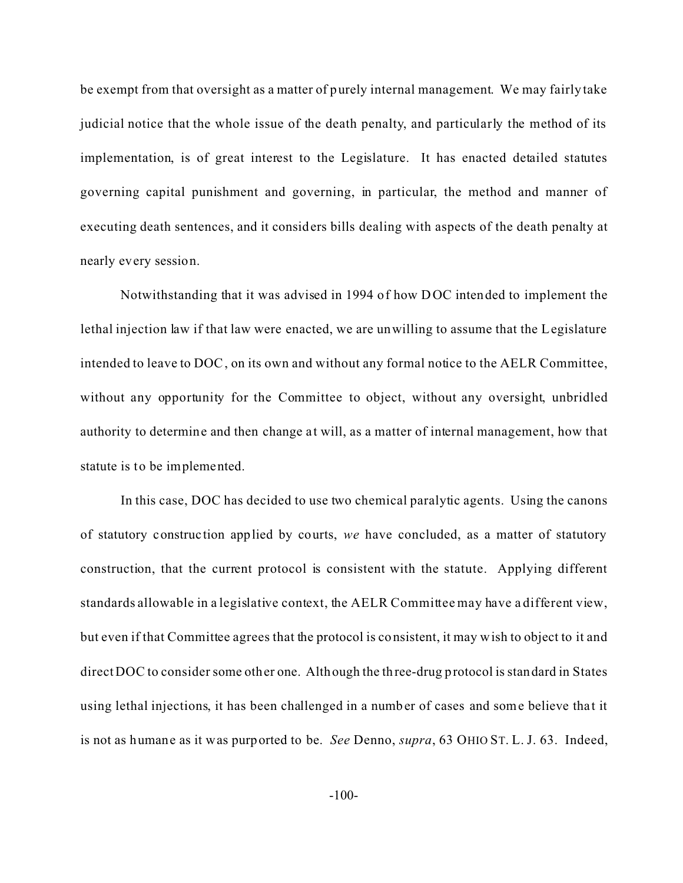be exempt from that oversight as a matter of purely internal management. We may fairly take judicial notice that the whole issue of the death penalty, and particularly the method of its implementation, is of great interest to the Legislature. It has enacted detailed statutes governing capital punishment and governing, in particular, the method and manner of executing death sentences, and it considers bills dealing with aspects of the death penalty at nearly every session.

Notwithstanding that it was advised in 1994 of how DOC intended to implement the lethal injection law if that law were enacted, we are unwilling to assume that the Legislature intended to leave to DOC, on its own and without any formal notice to the AELR Committee, without any opportunity for the Committee to object, without any oversight, unbridled authority to determine and then change at will, as a matter of internal management, how that statute is to be implemented.

In this case, DOC has decided to use two chemical paralytic agents. Using the canons of statutory construction applied by courts, *we* have concluded, as a matter of statutory construction, that the current protocol is consistent with the statute. Applying different standards allowable in a legislative context, the AELR Committee may have a different view, but even if that Committee agrees that the protocol is consistent, it may wish to object to it and direct DOC to consider some other one. Although the three-drug protocol is standard in States using lethal injections, it has been challenged in a number of cases and some believe that it is not as humane as it was purported to be. *See* Denno, *supra*, 63 OHIO ST. L. J. 63. Indeed,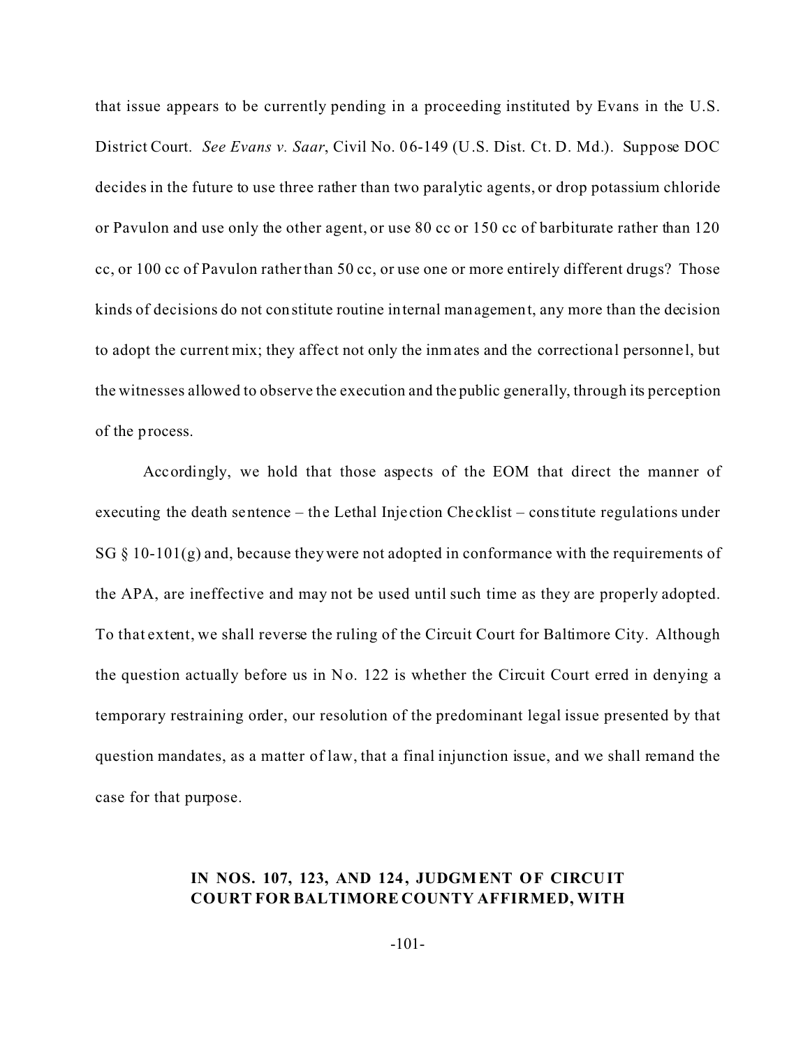that issue appears to be currently pending in a proceeding instituted by Evans in the U.S. District Court. *See Evans v. Saar*, Civil No. 06-149 (U.S. Dist. Ct. D. Md.). Suppose DOC decides in the future to use three rather than two paralytic agents, or drop potassium chloride or Pavulon and use only the other agent, or use 80 cc or 150 cc of barbiturate rather than 120 cc, or 100 cc of Pavulon rather than 50 cc, or use one or more entirely different drugs? Those kinds of decisions do not constitute routine internal management, any more than the decision to adopt the current mix; they affect not only the inmates and the correctional personnel, but the witnesses allowed to observe the execution and the public generally, through its perception of the process.

Accordingly, we hold that those aspects of the EOM that direct the manner of executing the death sentence – the Lethal Injection Checklist – constitute regulations under SG § 10-101(g) and, because they were not adopted in conformance with the requirements of the APA, are ineffective and may not be used until such time as they are properly adopted. To that extent, we shall reverse the ruling of the Circuit Court for Baltimore City. Although the question actually before us in No. 122 is whether the Circuit Court erred in denying a temporary restraining order, our resolution of the predominant legal issue presented by that question mandates, as a matter of law, that a final injunction issue, and we shall remand the case for that purpose.

**IN NOS. 107, 123, AND 124, JUDGMENT OF CIRCUIT COURT FOR BALTIMORE COUNTY AFFIRMED, WITH**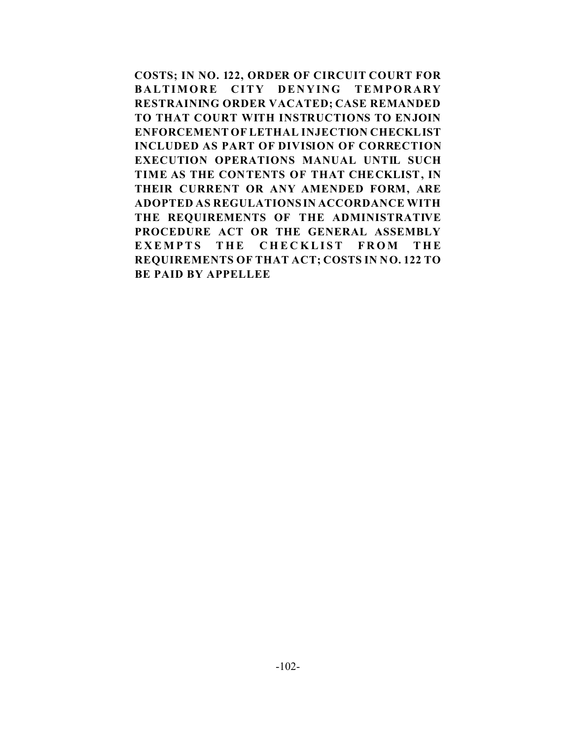**COSTS; IN NO. 122, ORDER OF CIRCUIT COURT FOR BALTIMORE CITY DENYING TEMPORARY RESTRAINING ORDER VACATED; CASE REMANDED TO THAT COURT WITH INSTRUCTIONS TO ENJOIN ENFORCEMENT OF LETHAL INJECTION CHECKLIST INCLUDED AS PART OF DIVISION OF CORRECTION EXECUTION OPERATIONS MANUAL UNTIL SUCH TIME AS THE CONTENTS OF THAT CHECKLIST, IN THEIR CURRENT OR ANY AMENDED FORM, ARE ADOPTED AS REGULATIONS IN ACCORDANCE WITH THE REQUIREMENTS OF THE ADMINISTRATIVE PROCEDURE ACT OR THE GENERAL ASSEMBLY EXEMPTS THE CHECKLIST FROM THE REQUIREMENTS OF THAT ACT; COSTS IN NO. 122 TO BE PAID BY APPELLEE**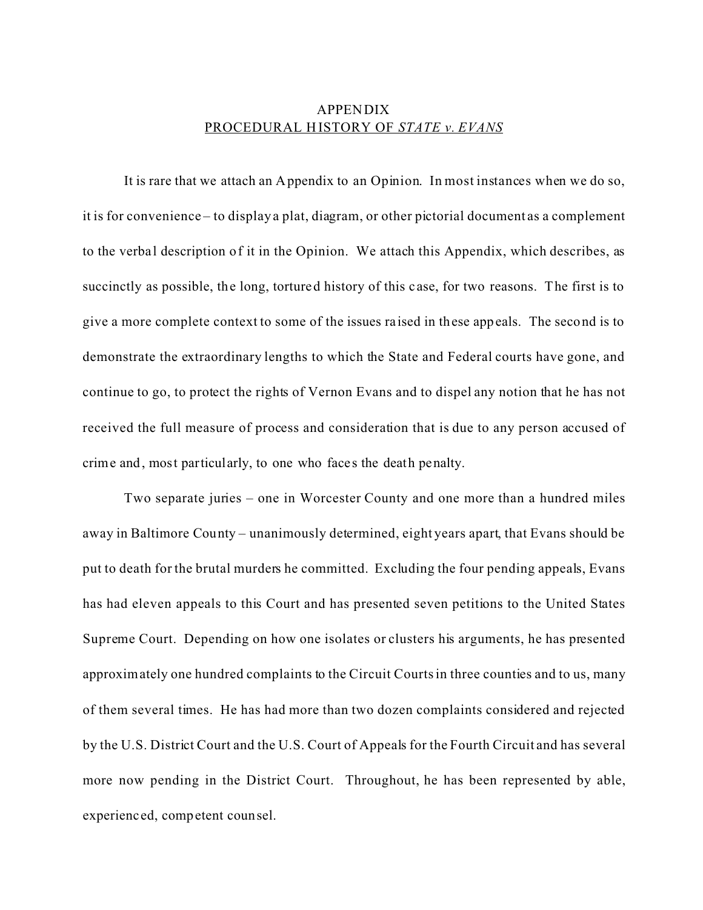# APPENDIX

## PROCEDURAL HISTORY OF *STATE v. EVANS*

It is rare that we attach an Appendix to an Opinion. In most instances when we do so, it is for convenience – to display a plat, diagram, or other pictorial document as a complement to the verbal description of it in the Opinion. We attach this Appendix, which describes, as succinctly as possible, the long, tortured history of this case, for two reasons. The first is to give a more complete context to some of the issues raised in these appeals. The second is to demonstrate the extraordinary lengths to which the State and Federal courts have gone, and continue to go, to protect the rights of Vernon Evans and to dispel any notion that he has not received the full measure of process and consideration that is due to any person accused of crime and, most particularly, to one who faces the death penalty.

Two separate juries – one in Worcester County and one more than a hundred miles away in Baltimore County – unanimously determined, eight years apart, that Evans should be put to death for the brutal murders he committed. Excluding the four pending appeals, Evans has had eleven appeals to this Court and has presented seven petitions to the United States Supreme Court. Depending on how one isolates or clusters his arguments, he has presented approximately one hundred complaints to the Circuit Courts in three counties and to us, many of them several times. He has had more than two dozen complaints considered and rejected by the U.S. District Court and the U.S. Court of Appeals for the Fourth Circuit and has several more now pending in the District Court. Throughout, he has been represented by able, experienced, competent counsel.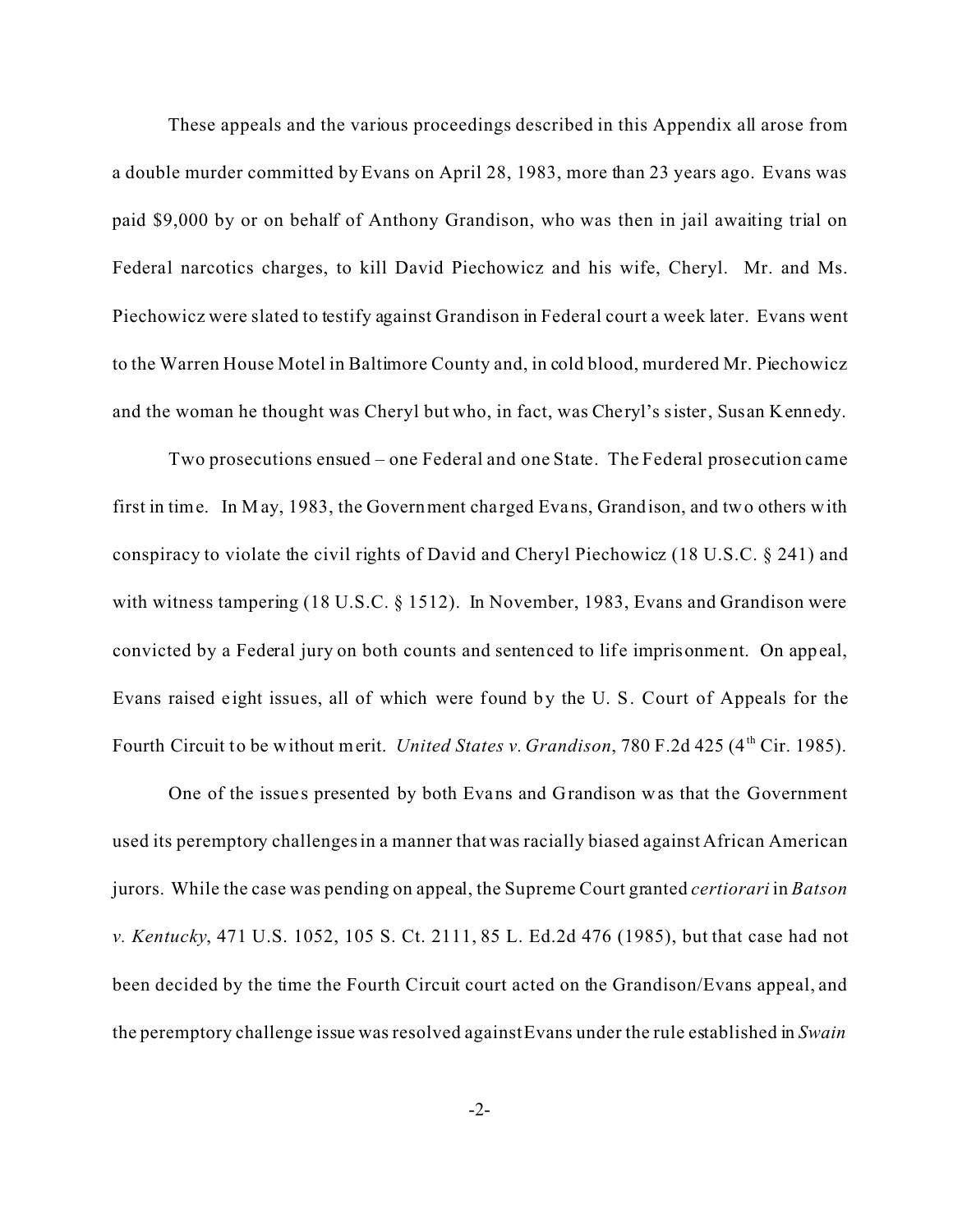These appeals and the various proceedings described in this Appendix all arose from a double murder committed by Evans on April 28, 1983, more than 23 years ago. Evans was paid $9,000 by or on behalf of Anthony Grandison, who was then in jail awaiting trial on Federal narcotics charges, to kill David Piechowicz and his wife, Cheryl. Mr. and Ms. Piechowicz were slated to testify against Grandison in Federal court a week later. Evans went to the Warren House Motel in Baltimore County and, in cold blood, murdered Mr. Piechowicz and the woman he thought was Cheryl but who, in fact, was Cheryl's sister, Susan Kennedy.

Two prosecutions ensued – one Federal and one State. The Federal prosecution came first in time. In May, 1983, the Government charged Evans, Grandison, and two others with conspiracy to violate the civil rights of David and Cheryl Piechowicz (18 U.S.C. § 241) and with witness tampering (18 U.S.C. § 1512). In November, 1983, Evans and Grandison were convicted by a Federal jury on both counts and sentenced to life imprisonment. On appeal, Evans raised eight issues, all of which were found by the U. S. Court of Appeals for the Fourth Circuit to be without merit. *United States v. Grandison*, 780 F.2d 425 (4th Cir. 1985).

One of the issues presented by both Evans and Grandison was that the Government used its peremptory challenges in a manner that was racially biased against African American jurors. While the case was pending on appeal, the Supreme Court granted *certiorari* in *Batson v. Kentucky*, 471 U.S. 1052, 105 S. Ct. 2111, 85 L. Ed.2d 476 (1985), but that case had not been decided by the time the Fourth Circuit court acted on the Grandison/Evans appeal, and the peremptory challenge issue was resolved against Evans under the rule established in *Swain*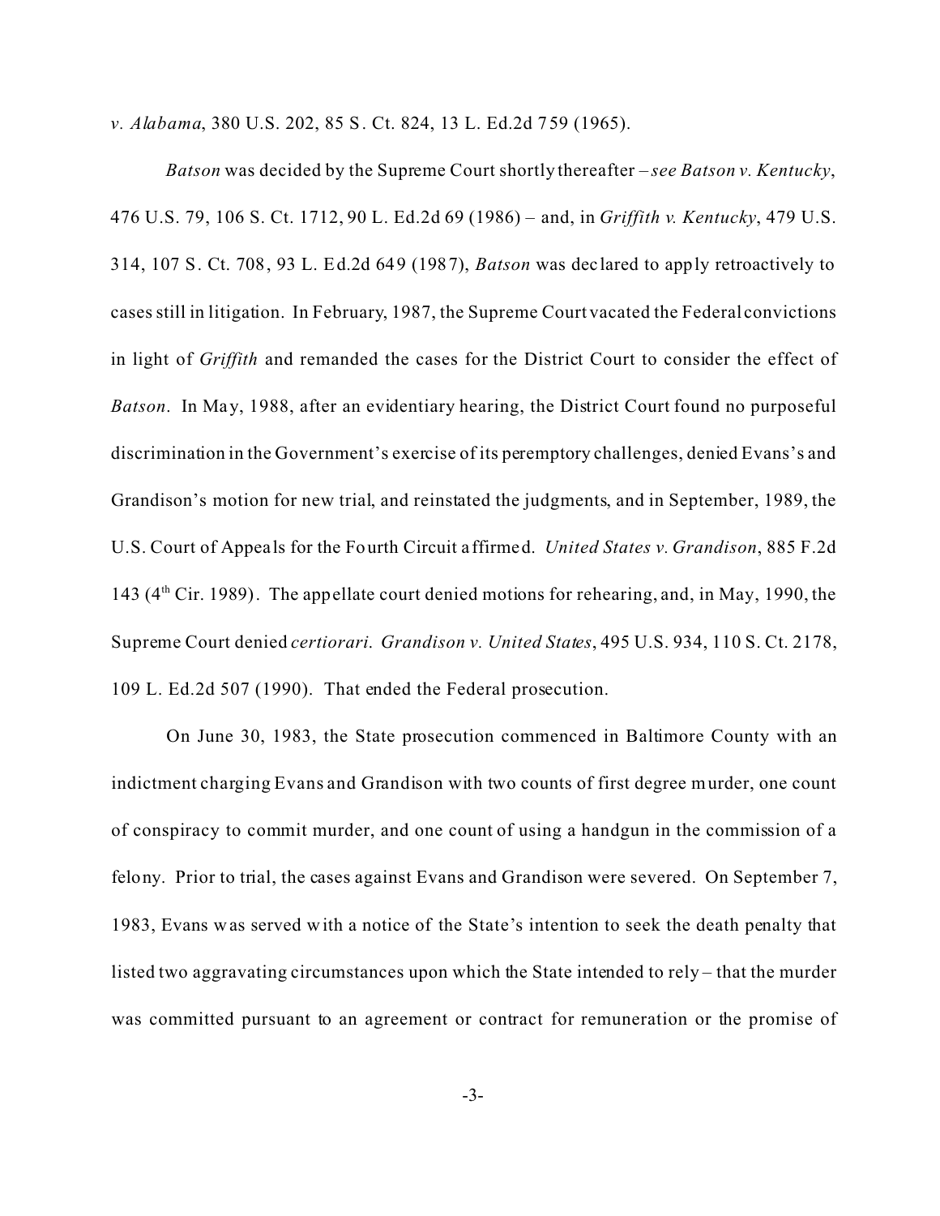*v. Alabama*, 380 U.S. 202, 85 S. Ct. 824, 13 L. Ed.2d 759 (1965).

*Batson* was decided by the Supreme Court shortly thereafter – *see Batson v. Kentucky*, 476 U.S. 79, 106 S. Ct. 1712, 90 L. Ed.2d 69 (1986) – and, in *Griffith v. Kentucky*, 479 U.S. 314, 107 S. Ct. 708, 93 L. Ed.2d 649 (1987), *Batson* was declared to apply retroactively to cases still in litigation. In February, 1987, the Supreme Court vacated the Federal convictions in light of *Griffith* and remanded the cases for the District Court to consider the effect of *Batson*. In May, 1988, after an evidentiary hearing, the District Court found no purposeful discrimination in the Government's exercise of its peremptory challenges, denied Evans's and Grandison's motion for new trial, and reinstated the judgments, and in September, 1989, the U.S. Court of Appeals for the Fourth Circuit affirmed. *United States v. Grandison*, 885 F.2d 143 (4th Cir. 1989). The appellate court denied motions for rehearing, and, in May, 1990, the Supreme Court denied *certiorari*. *Grandison v. United States*, 495 U.S. 934, 110 S. Ct. 2178, 109 L. Ed.2d 507 (1990). That ended the Federal prosecution.

On June 30, 1983, the State prosecution commenced in Baltimore County with an indictment charging Evans and Grandison with two counts of first degree murder, one count of conspiracy to commit murder, and one count of using a handgun in the commission of a felony. Prior to trial, the cases against Evans and Grandison were severed. On September 7, 1983, Evans was served with a notice of the State's intention to seek the death penalty that listed two aggravating circumstances upon which the State intended to rely – that the murder was committed pursuant to an agreement or contract for remuneration or the promise of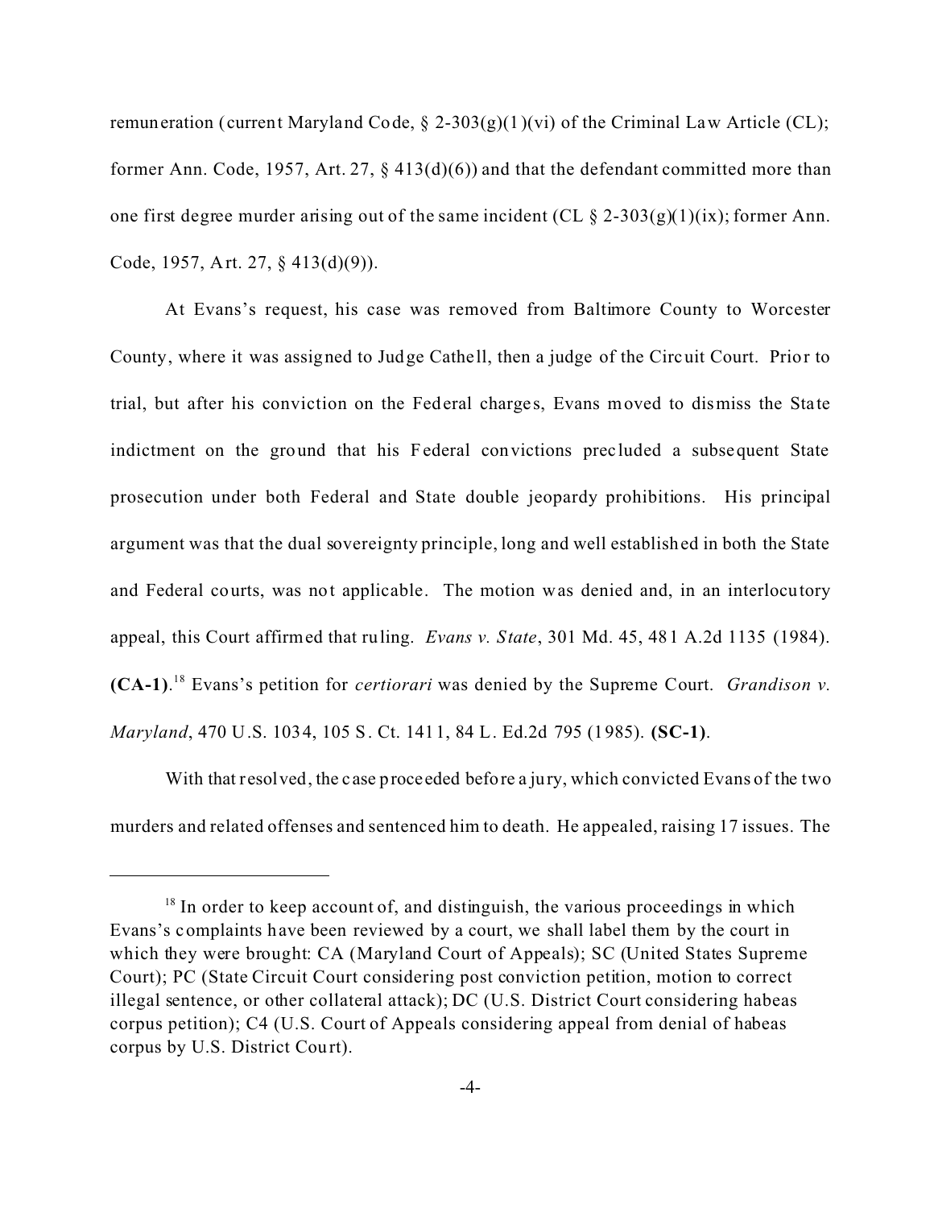remuneration (current Maryland Code, § 2-303(g)(1)(vi) of the Criminal Law Article (CL); former Ann. Code, 1957, Art. 27, § 413(d)(6)) and that the defendant committed more than one first degree murder arising out of the same incident (CL § 2-303(g)(1)(ix); former Ann. Code, 1957, Art. 27, § 413(d)(9)).

At Evans's request, his case was removed from Baltimore County to Worcester County, where it was assigned to Judge Cathell, then a judge of the Circuit Court. Prior to trial, but after his conviction on the Federal charges, Evans moved to dismiss the State indictment on the ground that his Federal convictions precluded a subsequent State prosecution under both Federal and State double jeopardy prohibitions. His principal argument was that the dual sovereignty principle, long and well established in both the State and Federal courts, was not applicable. The motion was denied and, in an interlocutory appeal, this Court affirmed that ruling. *Evans v. State*, 301 Md. 45, 481 A.2d 1135 (1984). **(CA-1)**.[18] Evans's petition for *certiorari* was denied by the Supreme Court. *Grandison v. Maryland*, 470 U.S. 1034, 105 S. Ct. 1411, 84 L. Ed.2d 795 (1985). **(SC-1)**.

With that resolved, the case proceeded before a jury, which convicted Evans of the two murders and related offenses and sentenced him to death. He appealed, raising 17 issues. The

[18] In order to keep account of, and distinguish, the various proceedings in which Evans's complaints have been reviewed by a court, we shall label them by the court in which they were brought: CA (Maryland Court of Appeals); SC (United States Supreme Court); PC (State Circuit Court considering post conviction petition, motion to correct illegal sentence, or other collateral attack); DC (U.S. District Court considering habeas corpus petition); C4 (U.S. Court of Appeals considering appeal from denial of habeas corpus by U.S. District Court).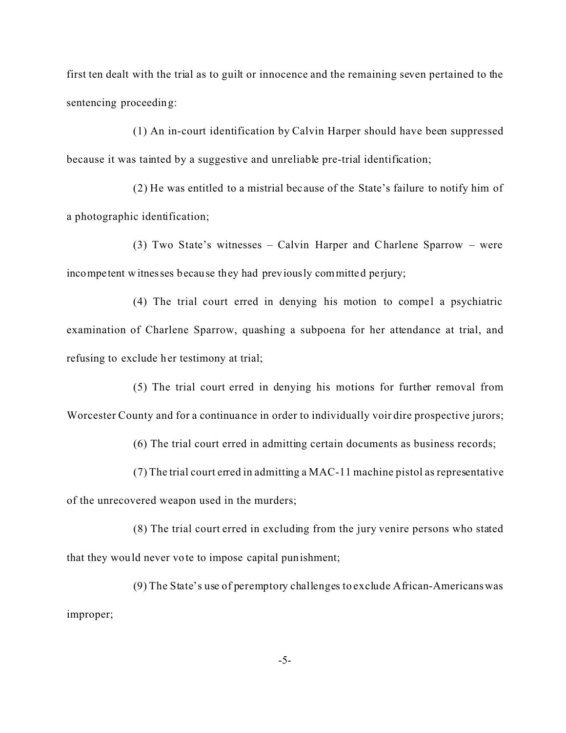first ten dealt with the trial as to guilt or innocence and the remaining seven pertained to the sentencing proceeding:

(1) An in-court identification by Calvin Harper should have been suppressed because it was tainted by a suggestive and unreliable pre-trial identification;

(2) He was entitled to a mistrial because of the State's failure to notify him of a photographic identification;

(3) Two State's witnesses – Calvin Harper and Charlene Sparrow – were incompetent witnesses because they had previously committed perjury;

(4) The trial court erred in denying his motion to compel a psychiatric examination of Charlene Sparrow, quashing a subpoena for her attendance at trial, and refusing to exclude her testimony at trial;

(5) The trial court erred in denying his motions for further removal from Worcester County and for a continuance in order to individually voir dire prospective jurors;

(6) The trial court erred in admitting certain documents as business records;

(7) The trial court erred in admitting a MAC-11 machine pistol as representative of the unrecovered weapon used in the murders;

(8) The trial court erred in excluding from the jury venire persons who stated that they would never vote to impose capital punishment;

(9) The State's use of peremptory challenges to exclude African-Americans was improper;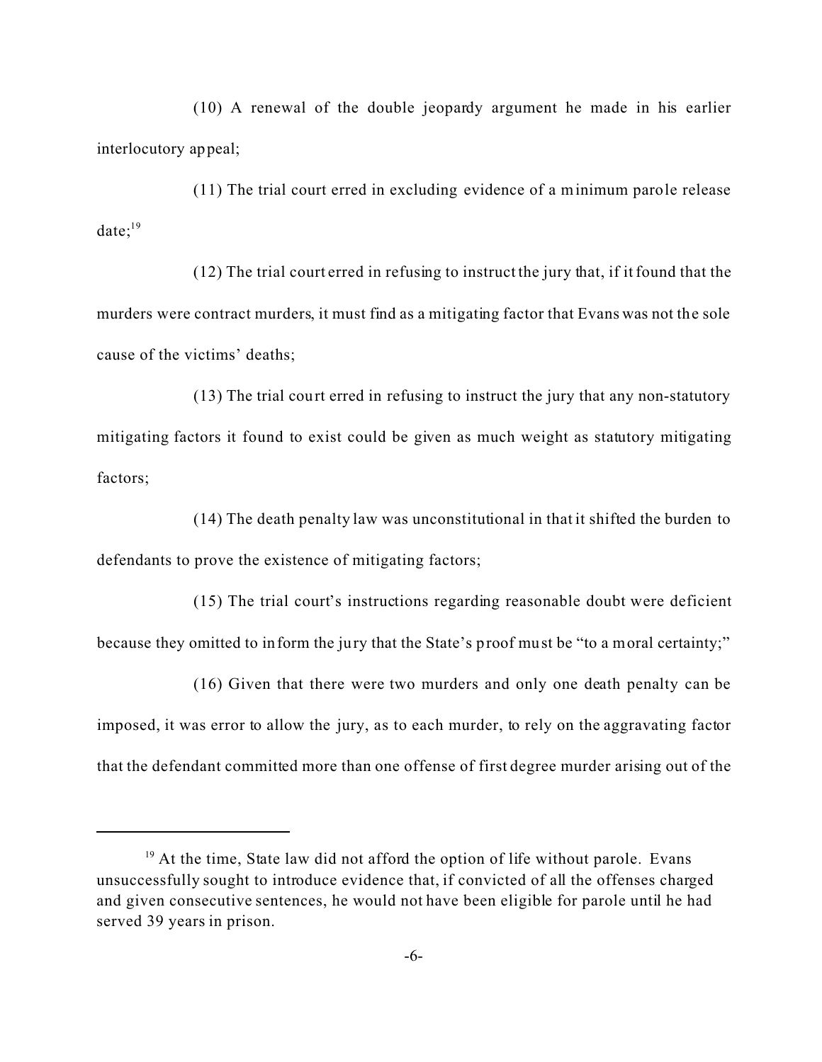(10) A renewal of the double jeopardy argument he made in his earlier interlocutory appeal;

(11) The trial court erred in excluding evidence of a minimum parole release date;[19]

(12) The trial court erred in refusing to instruct the jury that, if it found that the murders were contract murders, it must find as a mitigating factor that Evans was not the sole cause of the victims' deaths;

(13) The trial court erred in refusing to instruct the jury that any non-statutory mitigating factors it found to exist could be given as much weight as statutory mitigating factors;

(14) The death penalty law was unconstitutional in that it shifted the burden to defendants to prove the existence of mitigating factors;

(15) The trial court's instructions regarding reasonable doubt were deficient because they omitted to inform the jury that the State's proof must be "to a moral certainty;"

(16) Given that there were two murders and only one death penalty can be imposed, it was error to allow the jury, as to each murder, to rely on the aggravating factor that the defendant committed more than one offense of first degree murder arising out of the

---

[19] At the time, State law did not afford the option of life without parole. Evans unsuccessfully sought to introduce evidence that, if convicted of all the offenses charged and given consecutive sentences, he would not have been eligible for parole until he had served 39 years in prison.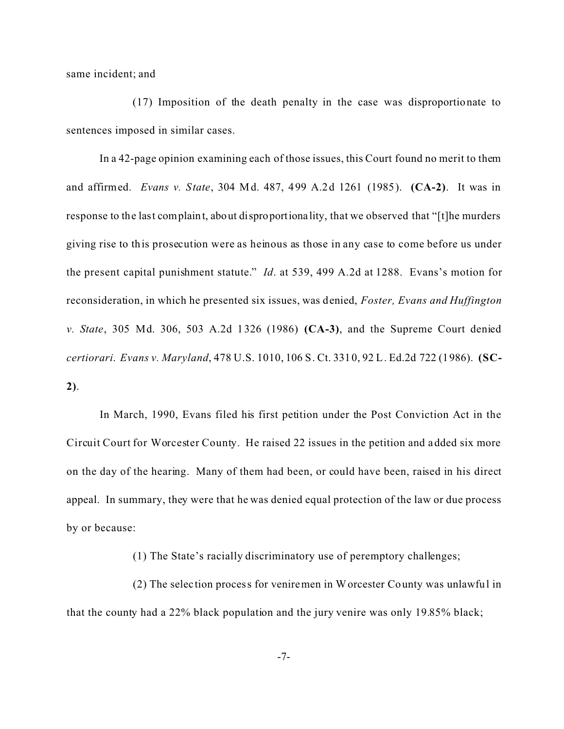same incident; and

(17) Imposition of the death penalty in the case was disproportionate to sentences imposed in similar cases.

In a 42-page opinion examining each of those issues, this Court found no merit to them and affirmed. *Evans v. State*, 304 Md. 487, 499 A.2d 1261 (1985). **(CA-2)**. It was in response to the last complaint, about disproportionality, that we observed that "[t]he murders giving rise to this prosecution were as heinous as those in any case to come before us under the present capital punishment statute." *Id*. at 539, 499 A.2d at 1288. Evans's motion for reconsideration, in which he presented six issues, was denied, *Foster, Evans and Huffington v. State*, 305 Md. 306, 503 A.2d 1326 (1986) **(CA-3)**, and the Supreme Court denied *certiorari*. *Evans v. Maryland*, 478 U.S. 1010, 106 S. Ct. 3310, 92 L. Ed.2d 722 (1986). **(SC-2)**.

In March, 1990, Evans filed his first petition under the Post Conviction Act in the Circuit Court for Worcester County. He raised 22 issues in the petition and added six more on the day of the hearing. Many of them had been, or could have been, raised in his direct appeal. In summary, they were that he was denied equal protection of the law or due process by or because:

(1) The State's racially discriminatory use of peremptory challenges;

(2) The selection process for veniremen in Worcester County was unlawful in that the county had a 22% black population and the jury venire was only 19.85% black;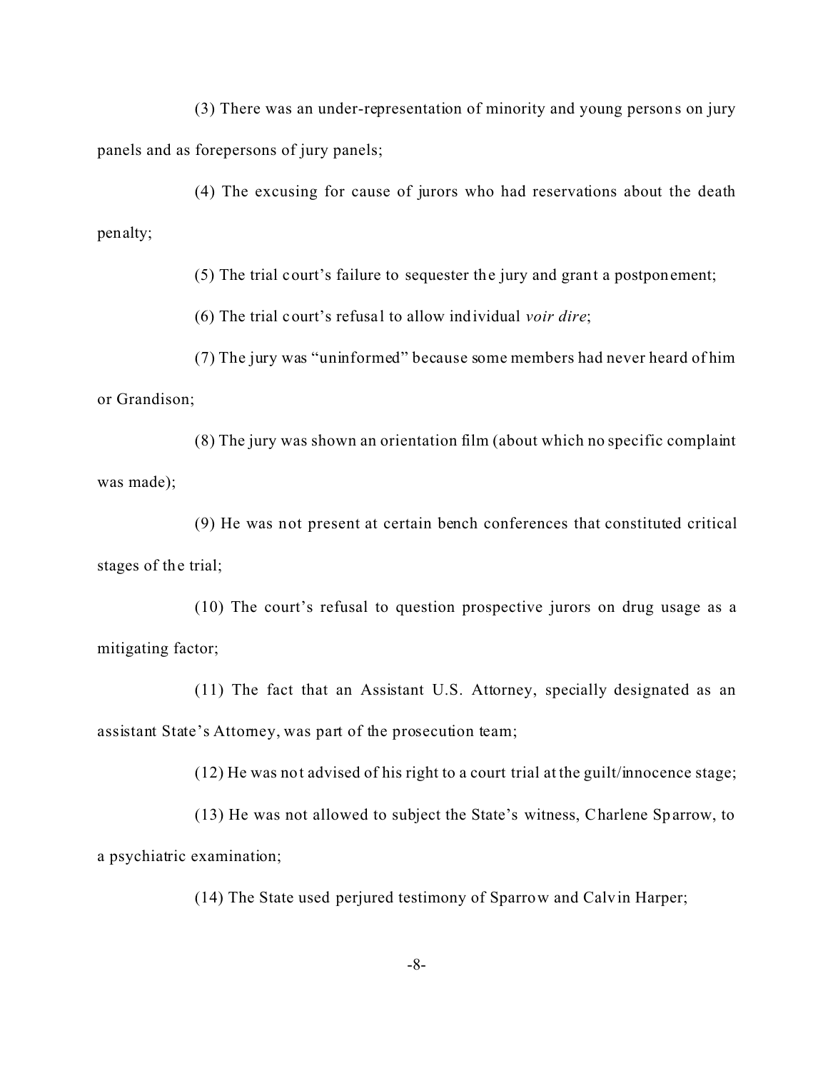(3) There was an under-representation of minority and young persons on jury panels and as forepersons of jury panels;

(4) The excusing for cause of jurors who had reservations about the death penalty;

(5) The trial court's failure to sequester the jury and grant a postponement;

(6) The trial court's refusal to allow individual *voir dire*;

(7) The jury was "uninformed" because some members had never heard of him or Grandison;

(8) The jury was shown an orientation film (about which no specific complaint was made);

(9) He was not present at certain bench conferences that constituted critical stages of the trial;

(10) The court's refusal to question prospective jurors on drug usage as a mitigating factor;

(11) The fact that an Assistant U.S. Attorney, specially designated as an assistant State's Attorney, was part of the prosecution team;

(12) He was not advised of his right to a court trial at the guilt/innocence stage;

(13) He was not allowed to subject the State's witness, Charlene Sparrow, to a psychiatric examination;

(14) The State used perjured testimony of Sparrow and Calvin Harper;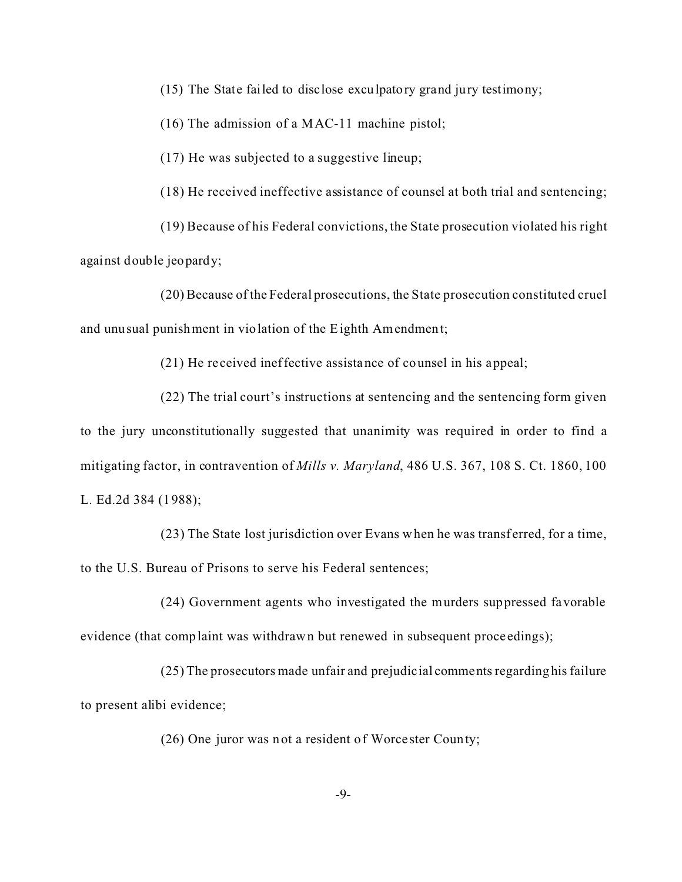(15) The State failed to disclose exculpatory grand jury testimony;

(16) The admission of a MAC-11 machine pistol;

(17) He was subjected to a suggestive lineup;

(18) He received ineffective assistance of counsel at both trial and sentencing;

(19) Because of his Federal convictions, the State prosecution violated his right against double jeopardy;

(20) Because of the Federal prosecutions, the State prosecution constituted cruel and unusual punishment in violation of the Eighth Amendment;

(21) He received ineffective assistance of counsel in his appeal;

(22) The trial court's instructions at sentencing and the sentencing form given to the jury unconstitutionally suggested that unanimity was required in order to find a mitigating factor, in contravention of *Mills v. Maryland*, 486 U.S. 367, 108 S. Ct. 1860, 100 L. Ed.2d 384 (1988);

(23) The State lost jurisdiction over Evans when he was transferred, for a time, to the U.S. Bureau of Prisons to serve his Federal sentences;

(24) Government agents who investigated the murders suppressed favorable evidence (that complaint was withdrawn but renewed in subsequent proceedings);

(25) The prosecutors made unfair and prejudicial comments regarding his failure to present alibi evidence;

(26) One juror was not a resident of Worcester County;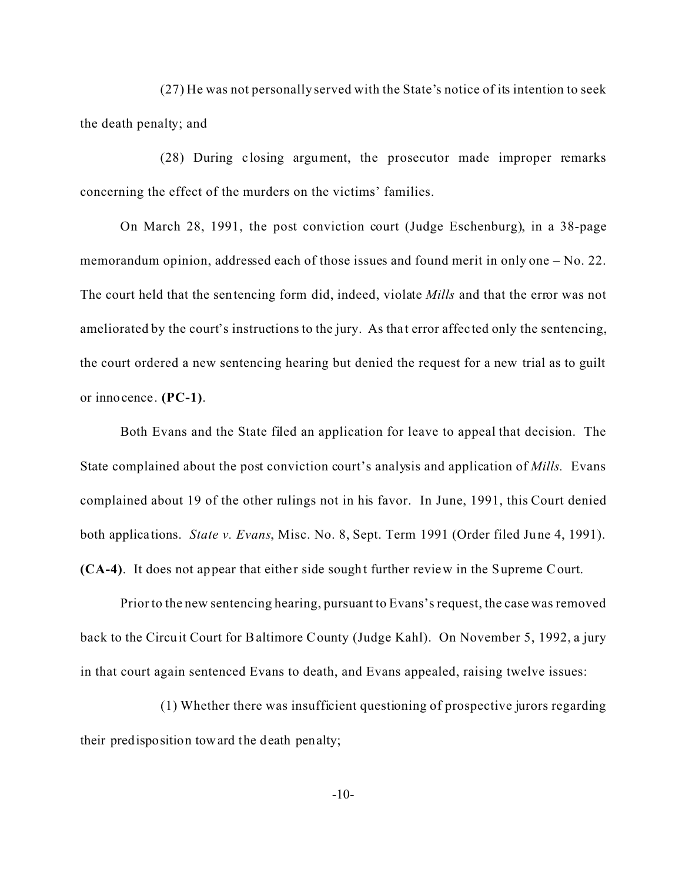(27) He was not personally served with the State's notice of its intention to seek the death penalty; and

(28) During closing argument, the prosecutor made improper remarks concerning the effect of the murders on the victims' families.

On March 28, 1991, the post conviction court (Judge Eschenburg), in a 38-page memorandum opinion, addressed each of those issues and found merit in only one – No. 22. The court held that the sentencing form did, indeed, violate *Mills* and that the error was not ameliorated by the court's instructions to the jury. As that error affected only the sentencing, the court ordered a new sentencing hearing but denied the request for a new trial as to guilt or innocence. **(PC-1)**.

Both Evans and the State filed an application for leave to appeal that decision. The State complained about the post conviction court's analysis and application of *Mills.* Evans complained about 19 of the other rulings not in his favor. In June, 1991, this Court denied both applications. *State v. Evans*, Misc. No. 8, Sept. Term 1991 (Order filed June 4, 1991). **(CA-4)**. It does not appear that either side sought further review in the Supreme Court.

Prior to the new sentencing hearing, pursuant to Evans's request, the case was removed back to the Circuit Court for Baltimore County (Judge Kahl). On November 5, 1992, a jury in that court again sentenced Evans to death, and Evans appealed, raising twelve issues:

(1) Whether there was insufficient questioning of prospective jurors regarding their predisposition toward the death penalty;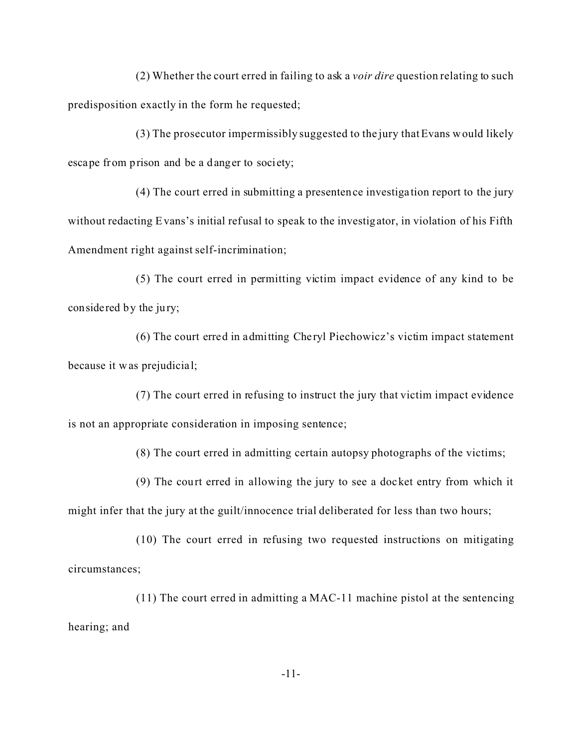(2) Whether the court erred in failing to ask a *voir dire* question relating to such predisposition exactly in the form he requested;

(3) The prosecutor impermissibly suggested to the jury that Evans would likely escape from prison and be a danger to society;

(4) The court erred in submitting a presentence investigation report to the jury without redacting Evans's initial refusal to speak to the investigator, in violation of his Fifth Amendment right against self-incrimination;

(5) The court erred in permitting victim impact evidence of any kind to be considered by the jury;

(6) The court erred in admitting Cheryl Piechowicz's victim impact statement because it was prejudicial;

(7) The court erred in refusing to instruct the jury that victim impact evidence is not an appropriate consideration in imposing sentence;

(8) The court erred in admitting certain autopsy photographs of the victims;

(9) The court erred in allowing the jury to see a docket entry from which it might infer that the jury at the guilt/innocence trial deliberated for less than two hours;

(10) The court erred in refusing two requested instructions on mitigating circumstances;

(11) The court erred in admitting a MAC-11 machine pistol at the sentencing hearing; and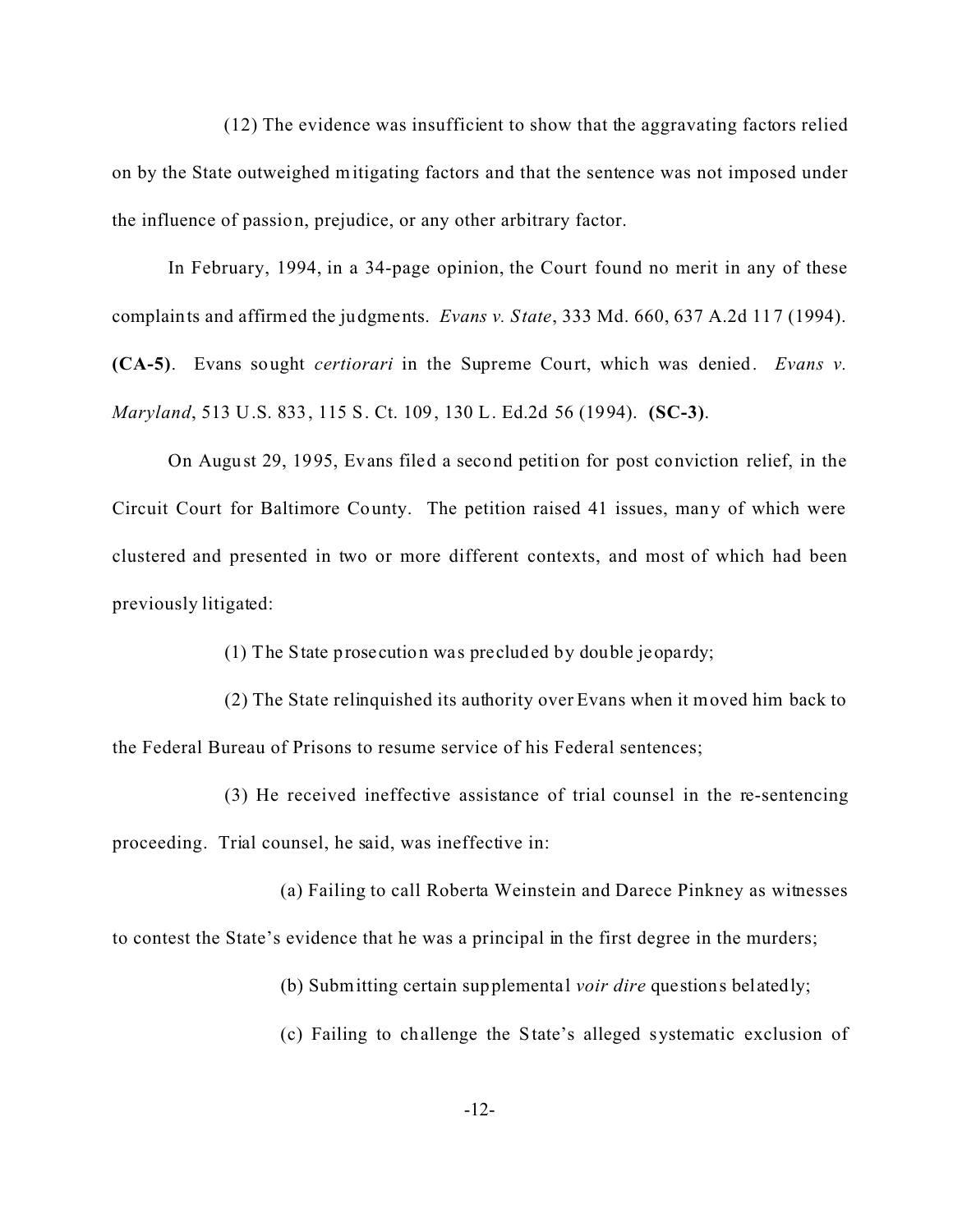(12) The evidence was insufficient to show that the aggravating factors relied on by the State outweighed mitigating factors and that the sentence was not imposed under the influence of passion, prejudice, or any other arbitrary factor.

In February, 1994, in a 34-page opinion, the Court found no merit in any of these complaints and affirmed the judgments. *Evans v. State*, 333 Md. 660, 637 A.2d 117 (1994). **(CA-5)**. Evans sought *certiorari* in the Supreme Court, which was denied. *Evans v. Maryland*, 513 U.S. 833, 115 S. Ct. 109, 130 L. Ed.2d 56 (1994). **(SC-3)**.

On August 29, 1995, Evans filed a second petition for post conviction relief, in the Circuit Court for Baltimore County. The petition raised 41 issues, many of which were clustered and presented in two or more different contexts, and most of which had been previously litigated:

(1) The State prosecution was precluded by double jeopardy;

(2) The State relinquished its authority over Evans when it moved him back to the Federal Bureau of Prisons to resume service of his Federal sentences;

(3) He received ineffective assistance of trial counsel in the re-sentencing proceeding. Trial counsel, he said, was ineffective in:

(a) Failing to call Roberta Weinstein and Darece Pinkney as witnesses to contest the State's evidence that he was a principal in the first degree in the murders;

(b) Submitting certain supplemental *voir dire* questions belatedly;

(c) Failing to challenge the State's alleged systematic exclusion of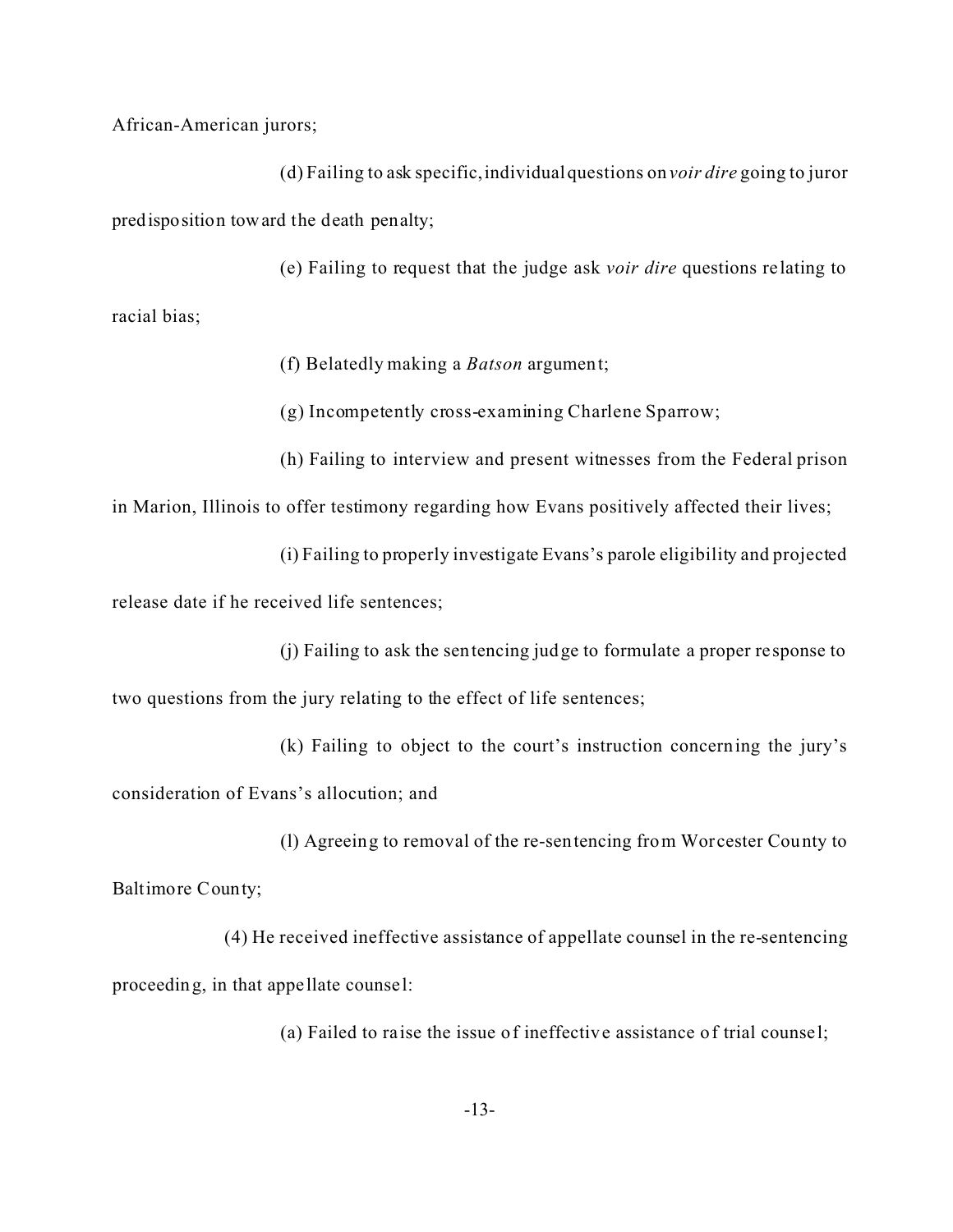African-American jurors;

(d) Failing to ask specific, individual questions on *voir dire* going to juror predisposition toward the death penalty;

(e) Failing to request that the judge ask *voir dire* questions relating to racial bias;

(f) Belatedly making a *Batson* argument;

(g) Incompetently cross-examining Charlene Sparrow;

(h) Failing to interview and present witnesses from the Federal prison in Marion, Illinois to offer testimony regarding how Evans positively affected their lives;

(i) Failing to properly investigate Evans's parole eligibility and projected release date if he received life sentences;

(j) Failing to ask the sentencing judge to formulate a proper response to two questions from the jury relating to the effect of life sentences;

(k) Failing to object to the court's instruction concerning the jury's consideration of Evans's allocution; and

(l) Agreeing to removal of the re-sentencing from Worcester County to Baltimore County;

(4) He received ineffective assistance of appellate counsel in the re-sentencing proceeding, in that appellate counsel:

(a) Failed to raise the issue of ineffective assistance of trial counsel;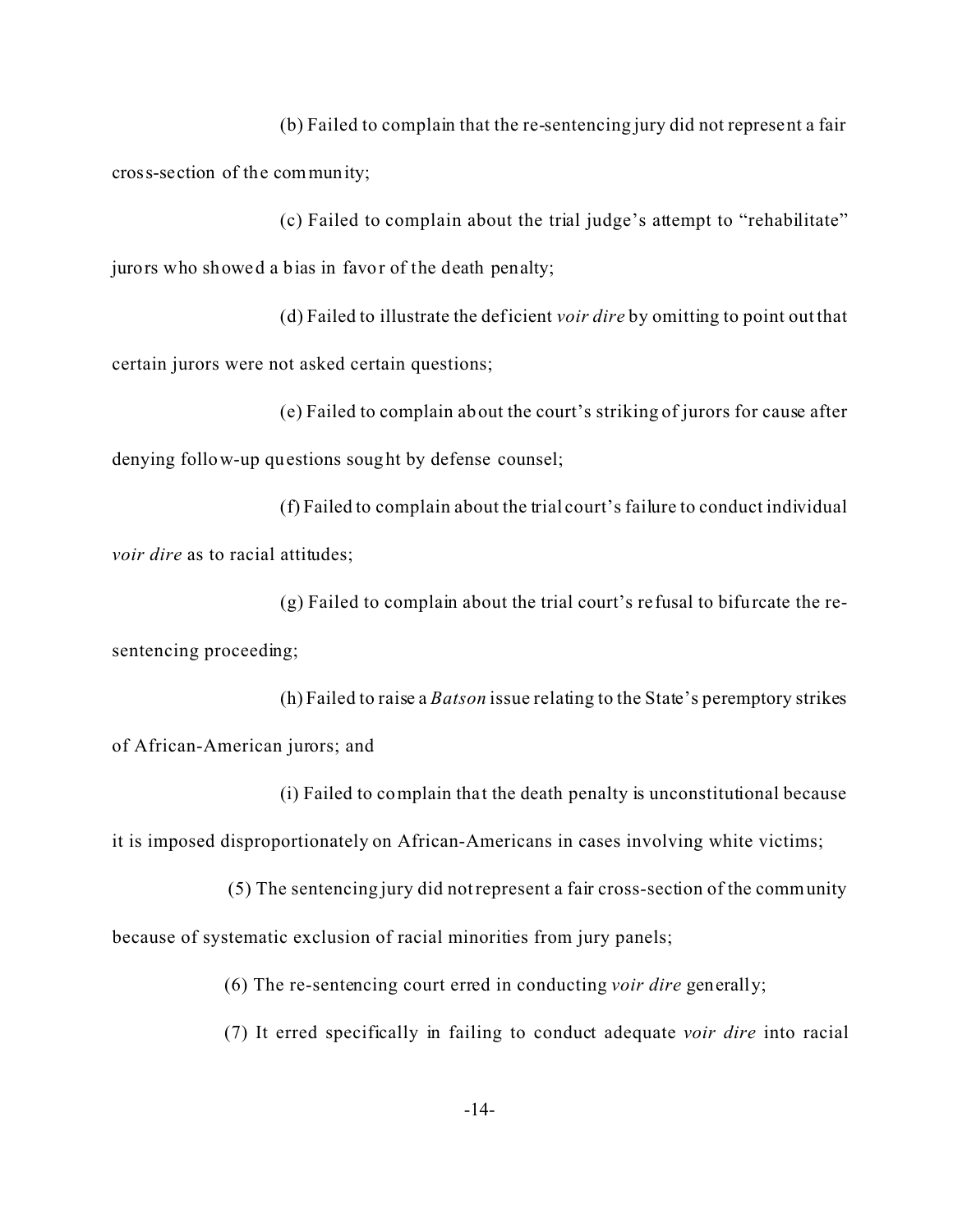(b) Failed to complain that the re-sentencing jury did not represent a fair cross-section of the community;

(c) Failed to complain about the trial judge's attempt to "rehabilitate" jurors who showed a bias in favor of the death penalty;

(d) Failed to illustrate the deficient *voir dire* by omitting to point out that certain jurors were not asked certain questions;

(e) Failed to complain about the court's striking of jurors for cause after denying follow-up questions sought by defense counsel;

(f) Failed to complain about the trial court's failure to conduct individual *voir dire* as to racial attitudes;

(g) Failed to complain about the trial court's refusal to bifurcate the re-sentencing proceeding;

(h) Failed to raise a *Batson* issue relating to the State's peremptory strikes of African-American jurors; and

(i) Failed to complain that the death penalty is unconstitutional because it is imposed disproportionately on African-Americans in cases involving white victims;

(5) The sentencing jury did not represent a fair cross-section of the community because of systematic exclusion of racial minorities from jury panels;

(6) The re-sentencing court erred in conducting *voir dire* generally;

(7) It erred specifically in failing to conduct adequate *voir dire* into racial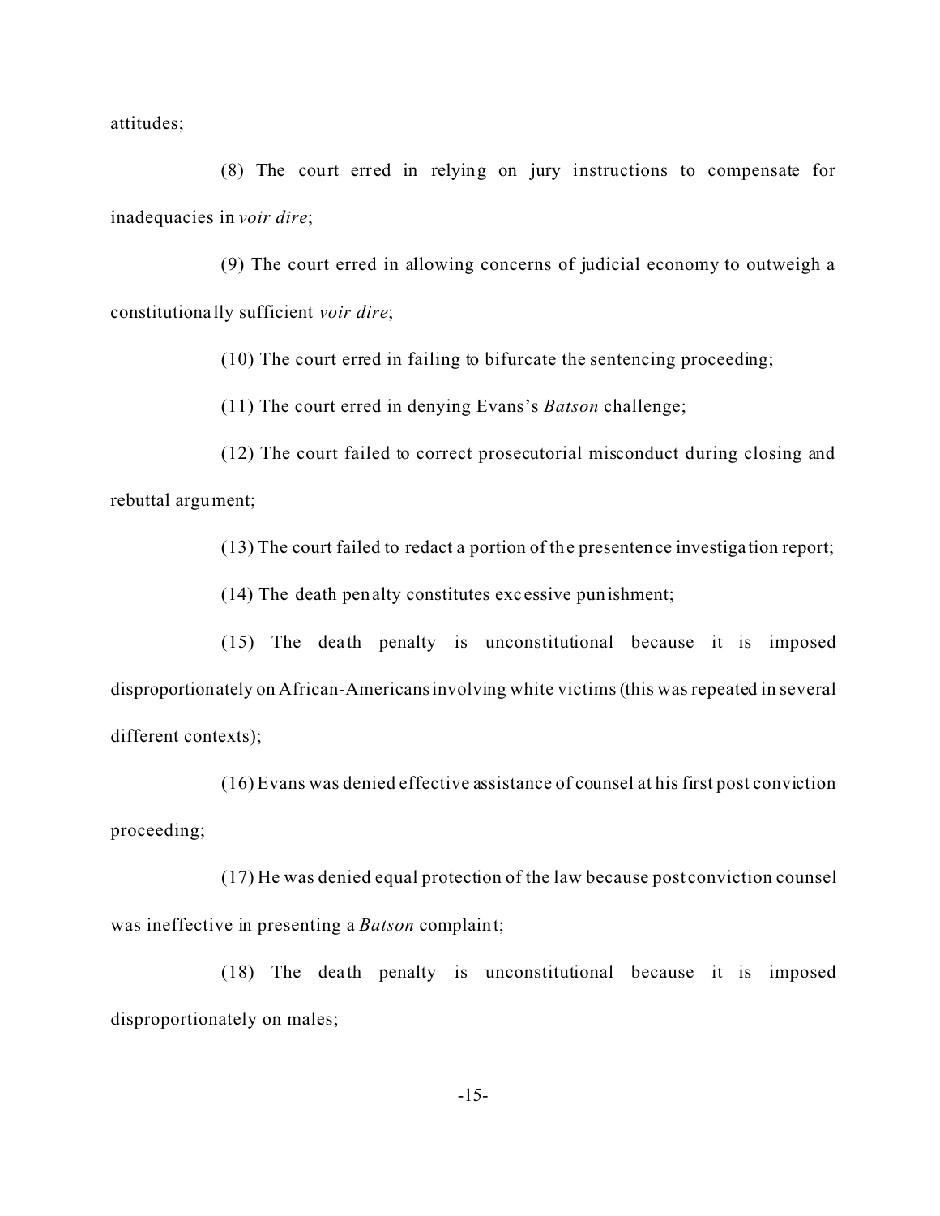attitudes;

(8) The court erred in relying on jury instructions to compensate for inadequacies in *voir dire*;

(9) The court erred in allowing concerns of judicial economy to outweigh a constitutionally sufficient *voir dire*;

(10) The court erred in failing to bifurcate the sentencing proceeding;

(11) The court erred in denying Evans's *Batson* challenge;

(12) The court failed to correct prosecutorial misconduct during closing and rebuttal argument;

(13) The court failed to redact a portion of the presentence investigation report;

(14) The death penalty constitutes excessive punishment;

(15) The death penalty is unconstitutional because it is imposed disproportionately on African-Americans involving white victims (this was repeated in several different contexts);

(16) Evans was denied effective assistance of counsel at his first post conviction proceeding;

(17) He was denied equal protection of the law because post conviction counsel was ineffective in presenting a *Batson* complaint;

(18) The death penalty is unconstitutional because it is imposed disproportionately on males;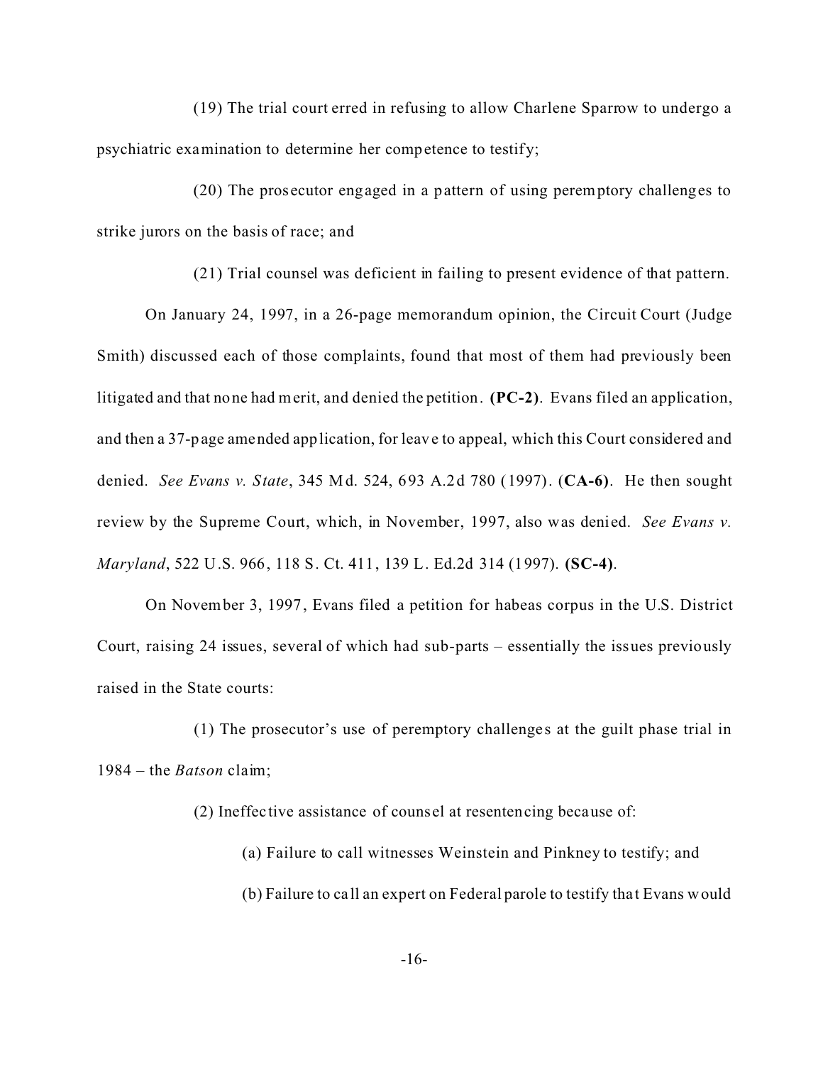(19) The trial court erred in refusing to allow Charlene Sparrow to undergo a psychiatric examination to determine her competence to testify;

(20) The prosecutor engaged in a pattern of using peremptory challenges to strike jurors on the basis of race; and

(21) Trial counsel was deficient in failing to present evidence of that pattern.

On January 24, 1997, in a 26-page memorandum opinion, the Circuit Court (Judge Smith) discussed each of those complaints, found that most of them had previously been litigated and that none had merit, and denied the petition. **(PC-2)**. Evans filed an application, and then a 37-page amended application, for leave to appeal, which this Court considered and denied. *See Evans v. State*, 345 Md. 524, 693 A.2d 780 (1997). (**CA-6)**. He then sought review by the Supreme Court, which, in November, 1997, also was denied. *See Evans v. Maryland*, 522 U.S. 966, 118 S. Ct. 411, 139 L. Ed.2d 314 (1997). **(SC-4)**.

On November 3, 1997, Evans filed a petition for habeas corpus in the U.S. District Court, raising 24 issues, several of which had sub-parts – essentially the issues previously raised in the State courts:

(1) The prosecutor's use of peremptory challenges at the guilt phase trial in 1984 – the *Batson* claim;

(2) Ineffective assistance of counsel at resentencing because of:

(a) Failure to call witnesses Weinstein and Pinkney to testify; and

(b) Failure to call an expert on Federal parole to testify that Evans would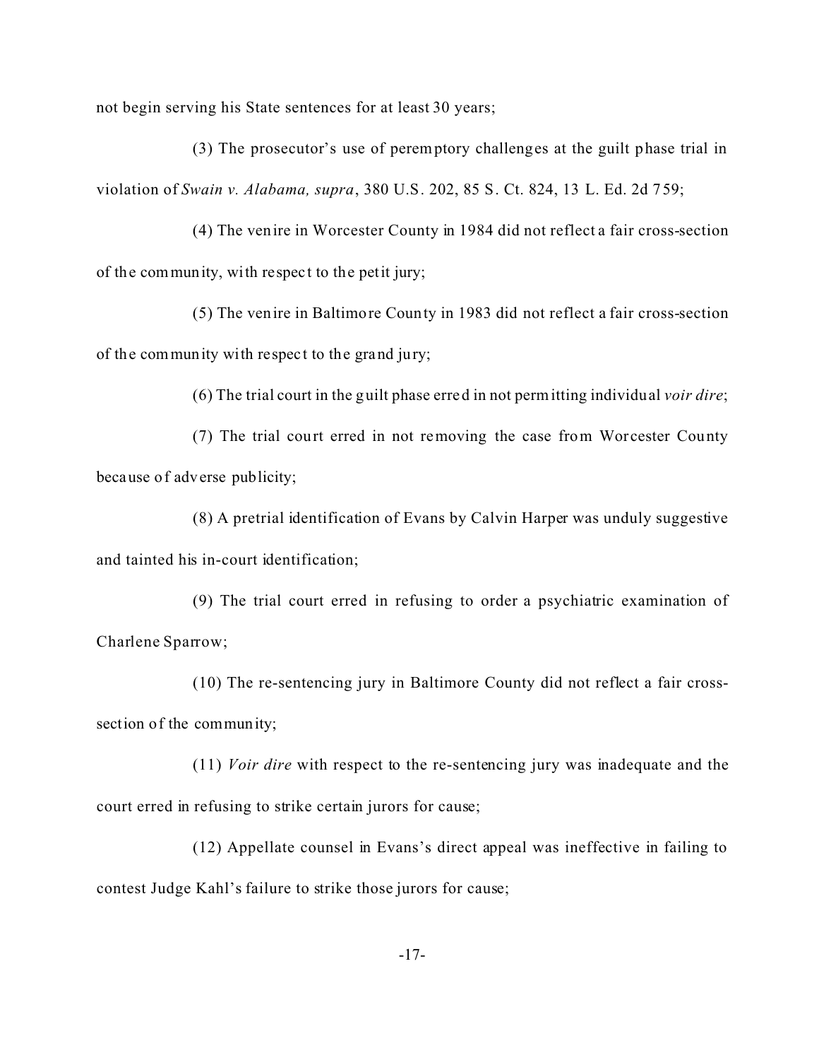not begin serving his State sentences for at least 30 years;

(3) The prosecutor's use of peremptory challenges at the guilt phase trial in violation of *Swain v. Alabama, supra*, 380 U.S. 202, 85 S. Ct. 824, 13 L. Ed. 2d 759;

(4) The venire in Worcester County in 1984 did not reflect a fair cross-section of the community, with respect to the petit jury;

(5) The venire in Baltimore County in 1983 did not reflect a fair cross-section of the community with respect to the grand jury;

(6) The trial court in the guilt phase erred in not permitting individual *voir dire*;

(7) The trial court erred in not removing the case from Worcester County because of adverse publicity;

(8) A pretrial identification of Evans by Calvin Harper was unduly suggestive and tainted his in-court identification;

(9) The trial court erred in refusing to order a psychiatric examination of Charlene Sparrow;

(10) The re-sentencing jury in Baltimore County did not reflect a fair cross-section of the community;

(11) *Voir dire* with respect to the re-sentencing jury was inadequate and the court erred in refusing to strike certain jurors for cause;

(12) Appellate counsel in Evans's direct appeal was ineffective in failing to contest Judge Kahl's failure to strike those jurors for cause;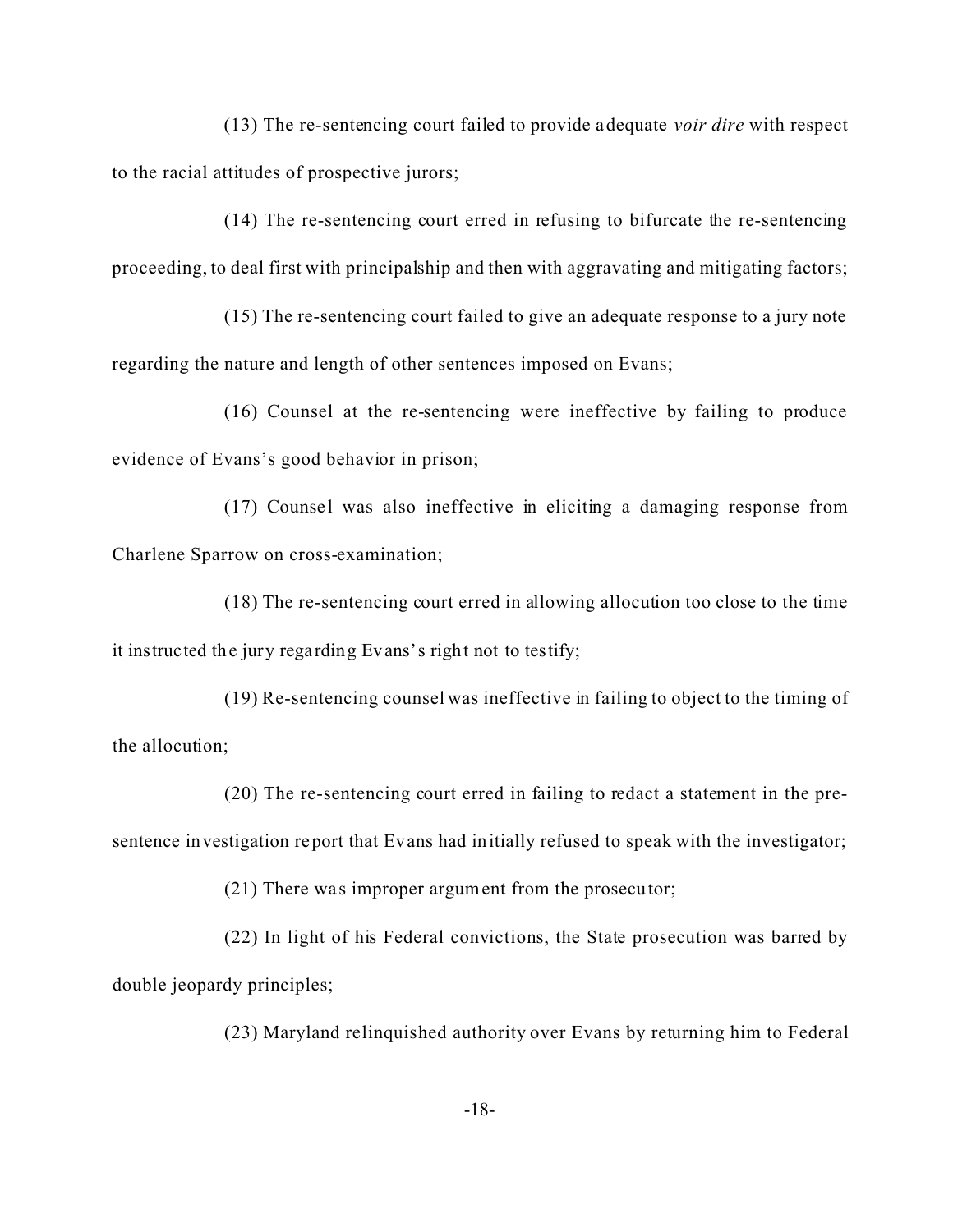(13) The re-sentencing court failed to provide adequate *voir dire* with respect to the racial attitudes of prospective jurors;

(14) The re-sentencing court erred in refusing to bifurcate the re-sentencing proceeding, to deal first with principalship and then with aggravating and mitigating factors;

(15) The re-sentencing court failed to give an adequate response to a jury note regarding the nature and length of other sentences imposed on Evans;

(16) Counsel at the re-sentencing were ineffective by failing to produce evidence of Evans's good behavior in prison;

(17) Counsel was also ineffective in eliciting a damaging response from Charlene Sparrow on cross-examination;

(18) The re-sentencing court erred in allowing allocution too close to the time it instructed the jury regarding Evans's right not to testify;

(19) Re-sentencing counsel was ineffective in failing to object to the timing of the allocution;

(20) The re-sentencing court erred in failing to redact a statement in the pre-sentence investigation report that Evans had initially refused to speak with the investigator;

(21) There was improper argument from the prosecutor;

(22) In light of his Federal convictions, the State prosecution was barred by double jeopardy principles;

(23) Maryland relinquished authority over Evans by returning him to Federal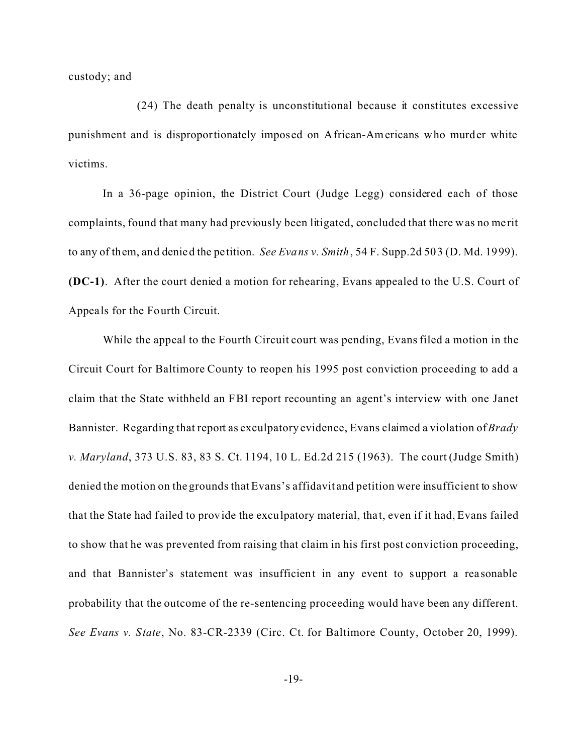custody; and

(24) The death penalty is unconstitutional because it constitutes excessive punishment and is disproportionately imposed on African-Americans who murder white victims.

In a 36-page opinion, the District Court (Judge Legg) considered each of those complaints, found that many had previously been litigated, concluded that there was no merit to any of them, and denied the petition. *See Evans v. Smith*, 54 F. Supp.2d 503 (D. Md. 1999). **(DC-1)**. After the court denied a motion for rehearing, Evans appealed to the U.S. Court of Appeals for the Fourth Circuit.

While the appeal to the Fourth Circuit court was pending, Evans filed a motion in the Circuit Court for Baltimore County to reopen his 1995 post conviction proceeding to add a claim that the State withheld an FBI report recounting an agent's interview with one Janet Bannister. Regarding that report as exculpatory evidence, Evans claimed a violation of *Brady v. Maryland*, 373 U.S. 83, 83 S. Ct. 1194, 10 L. Ed.2d 215 (1963). The court (Judge Smith) denied the motion on the grounds that Evans's affidavit and petition were insufficient to show that the State had failed to provide the exculpatory material, that, even if it had, Evans failed to show that he was prevented from raising that claim in his first post conviction proceeding, and that Bannister's statement was insufficient in any event to support a reasonable probability that the outcome of the re-sentencing proceeding would have been any different. *See Evans v. State*, No. 83-CR-2339 (Circ. Ct. for Baltimore County, October 20, 1999).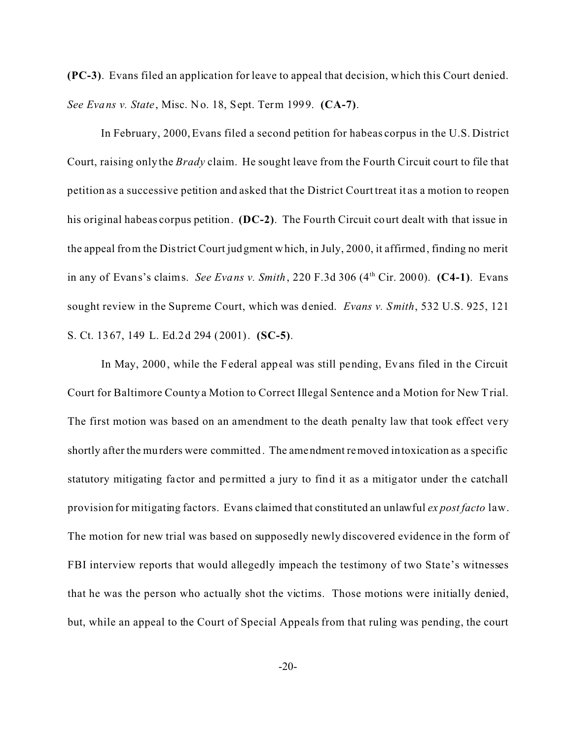**(PC-3)**. Evans filed an application for leave to appeal that decision, which this Court denied. *See Evans v. State*, Misc. No. 18, Sept. Term 1999. **(CA-7)**.

In February, 2000, Evans filed a second petition for habeas corpus in the U.S. District Court, raising only the *Brady* claim. He sought leave from the Fourth Circuit court to file that petition as a successive petition and asked that the District Court treat it as a motion to reopen his original habeas corpus petition. **(DC-2)**. The Fourth Circuit court dealt with that issue in the appeal from the District Court judgment which, in July, 2000, it affirmed, finding no merit in any of Evans's claims. *See Evans v. Smith*, 220 F.3d 306 (4th Cir. 2000). **(C4-1)**. Evans sought review in the Supreme Court, which was denied. *Evans v. Smith*, 532 U.S. 925, 121 S. Ct. 1367, 149 L. Ed.2d 294 (2001). **(SC-5)**.

In May, 2000, while the Federal appeal was still pending, Evans filed in the Circuit Court for Baltimore County a Motion to Correct Illegal Sentence and a Motion for New Trial. The first motion was based on an amendment to the death penalty law that took effect very shortly after the murders were committed. The amendment removed intoxication as a specific statutory mitigating factor and permitted a jury to find it as a mitigator under the catchall provision for mitigating factors. Evans claimed that constituted an unlawful *ex post facto* law. The motion for new trial was based on supposedly newly discovered evidence in the form of FBI interview reports that would allegedly impeach the testimony of two State's witnesses that he was the person who actually shot the victims. Those motions were initially denied, but, while an appeal to the Court of Special Appeals from that ruling was pending, the court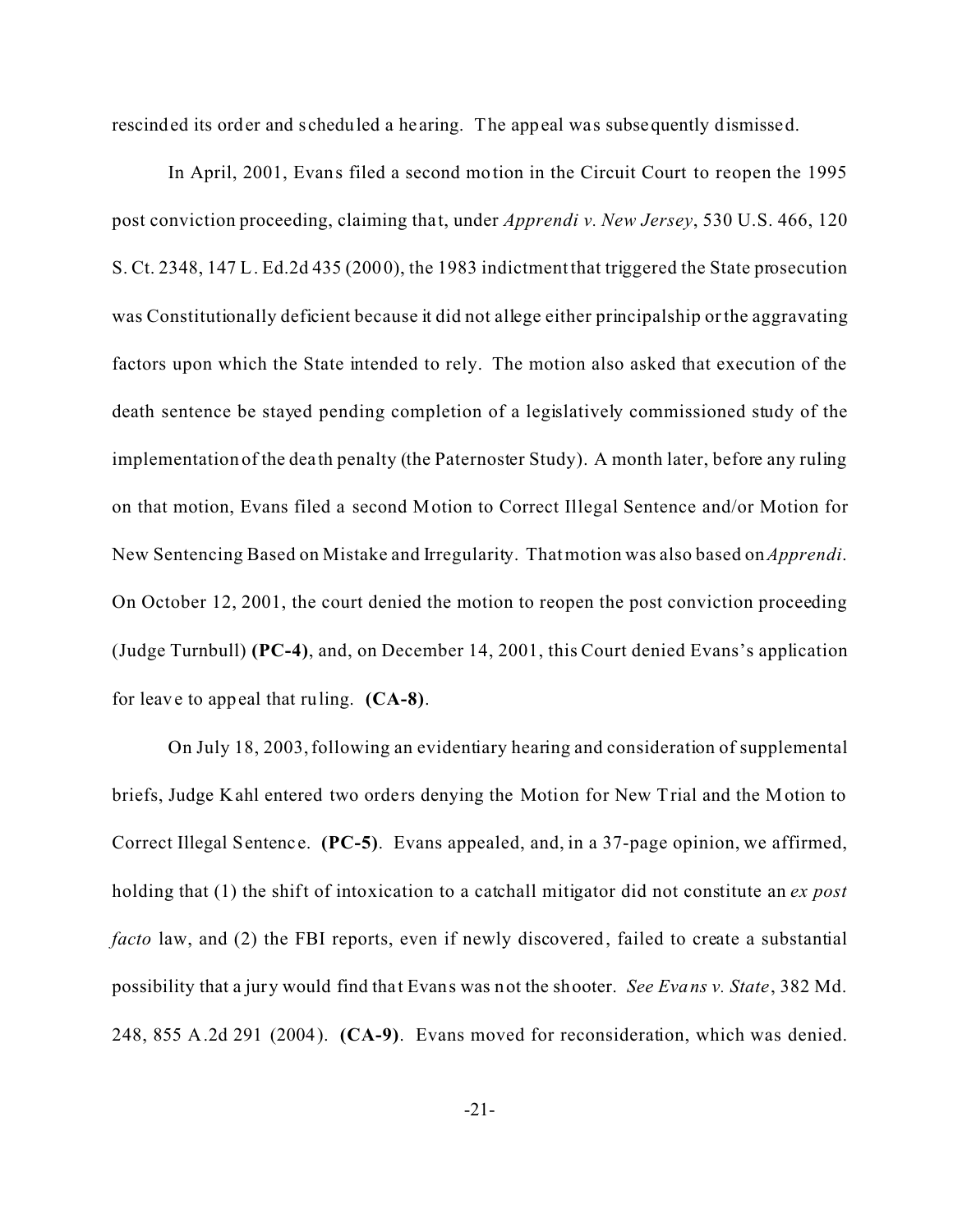rescinded its order and scheduled a hearing. The appeal was subsequently dismissed.

In April, 2001, Evans filed a second motion in the Circuit Court to reopen the 1995 post conviction proceeding, claiming that, under *Apprendi v. New Jersey*, 530 U.S. 466, 120 S. Ct. 2348, 147 L. Ed.2d 435 (2000), the 1983 indictment that triggered the State prosecution was Constitutionally deficient because it did not allege either principalship or the aggravating factors upon which the State intended to rely. The motion also asked that execution of the death sentence be stayed pending completion of a legislatively commissioned study of the implementation of the death penalty (the Paternoster Study). A month later, before any ruling on that motion, Evans filed a second Motion to Correct Illegal Sentence and/or Motion for New Sentencing Based on Mistake and Irregularity. That motion was also based on *Apprendi*. On October 12, 2001, the court denied the motion to reopen the post conviction proceeding (Judge Turnbull) **(PC-4)**, and, on December 14, 2001, this Court denied Evans's application for leave to appeal that ruling. **(CA-8)**.

On July 18, 2003, following an evidentiary hearing and consideration of supplemental briefs, Judge Kahl entered two orders denying the Motion for New Trial and the Motion to Correct Illegal Sentence. **(PC-5)**. Evans appealed, and, in a 37-page opinion, we affirmed, holding that (1) the shift of intoxication to a catchall mitigator did not constitute an *ex post facto* law, and (2) the FBI reports, even if newly discovered, failed to create a substantial possibility that a jury would find that Evans was not the shooter. *See Evans v. State*, 382 Md. 248, 855 A.2d 291 (2004). **(CA-9)**. Evans moved for reconsideration, which was denied.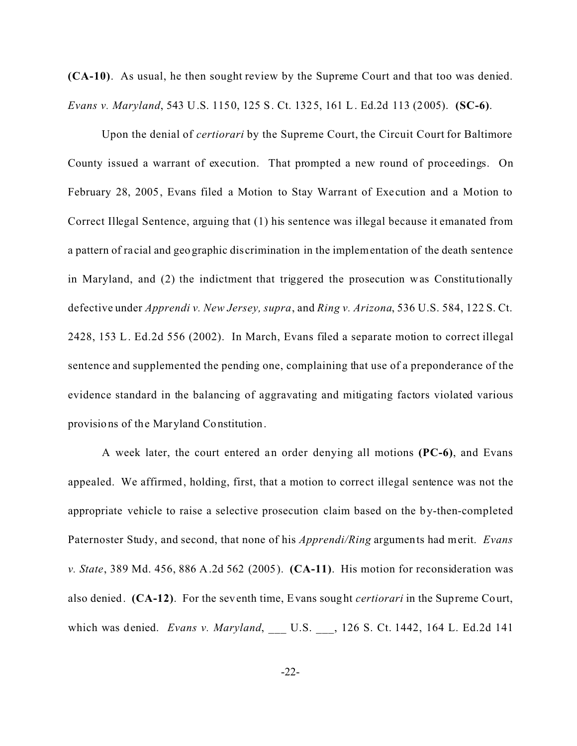**(CA-10)**. As usual, he then sought review by the Supreme Court and that too was denied. *Evans v. Maryland*, 543 U.S. 1150, 125 S. Ct. 1325, 161 L. Ed.2d 113 (2005). **(SC-6)**.

Upon the denial of *certiorari* by the Supreme Court, the Circuit Court for Baltimore County issued a warrant of execution. That prompted a new round of proceedings. On February 28, 2005, Evans filed a Motion to Stay Warrant of Execution and a Motion to Correct Illegal Sentence, arguing that (1) his sentence was illegal because it emanated from a pattern of racial and geographic discrimination in the implementation of the death sentence in Maryland, and (2) the indictment that triggered the prosecution was Constitutionally defective under *Apprendi v. New Jersey, supra*, and *Ring v. Arizona*, 536 U.S. 584, 122 S. Ct. 2428, 153 L. Ed.2d 556 (2002). In March, Evans filed a separate motion to correct illegal sentence and supplemented the pending one, complaining that use of a preponderance of the evidence standard in the balancing of aggravating and mitigating factors violated various provisions of the Maryland Constitution.

A week later, the court entered an order denying all motions **(PC-6)**, and Evans appealed. We affirmed, holding, first, that a motion to correct illegal sentence was not the appropriate vehicle to raise a selective prosecution claim based on the by-then-completed Paternoster Study, and second, that none of his *Apprendi/Ring* arguments had merit. *Evans v. State*, 389 Md. 456, 886 A.2d 562 (2005). **(CA-11)**. His motion for reconsideration was also denied. **(CA-12)**. For the seventh time, Evans sought *certiorari* in the Supreme Court, which was denied. *Evans v. Maryland*, ___ U.S. ___, 126 S. Ct. 1442, 164 L. Ed.2d 141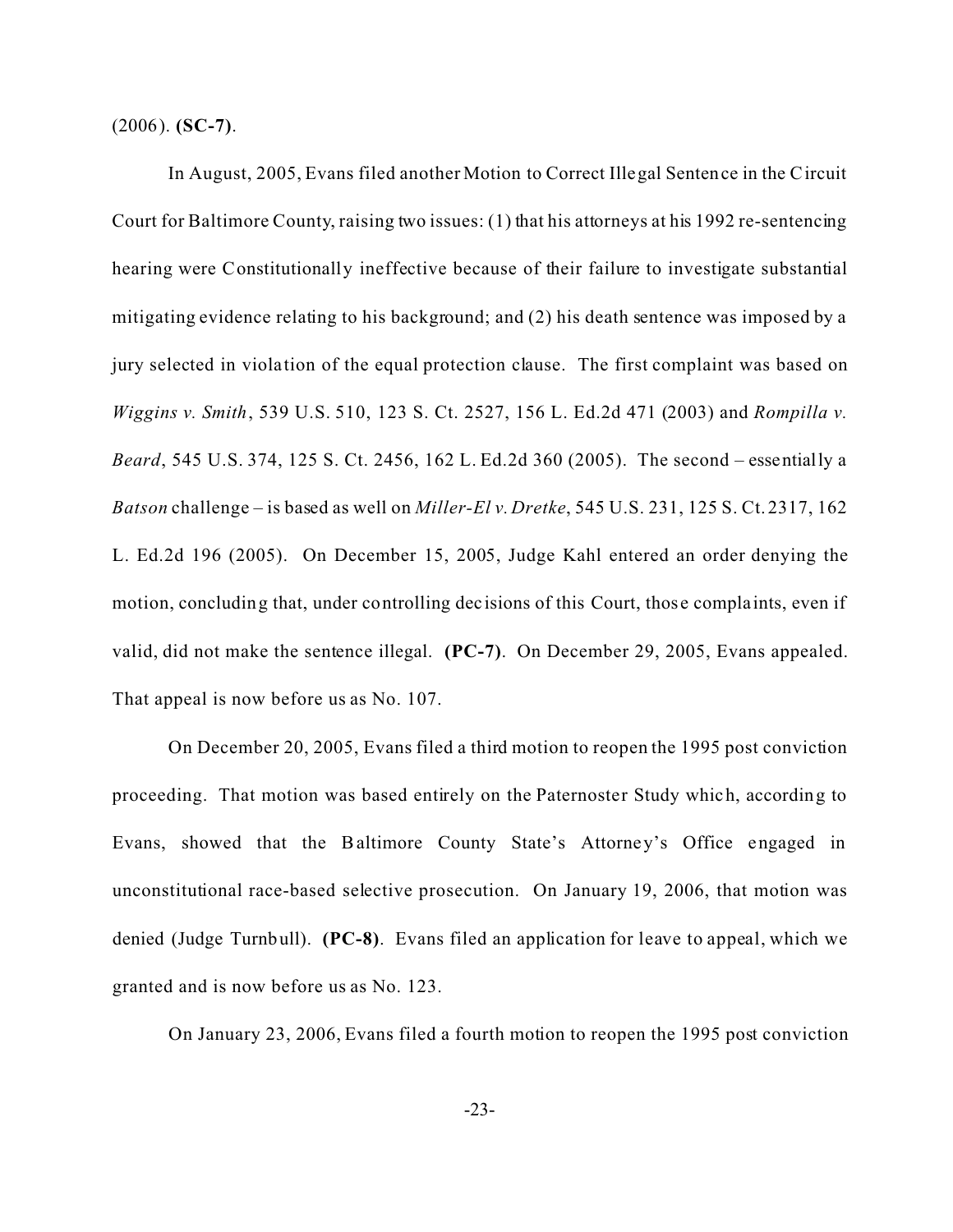(2006). **(SC-7)**.

In August, 2005, Evans filed another Motion to Correct Illegal Sentence in the Circuit Court for Baltimore County, raising two issues: (1) that his attorneys at his 1992 re-sentencing hearing were Constitutionally ineffective because of their failure to investigate substantial mitigating evidence relating to his background; and (2) his death sentence was imposed by a jury selected in violation of the equal protection clause. The first complaint was based on *Wiggins v. Smith*, 539 U.S. 510, 123 S. Ct. 2527, 156 L. Ed.2d 471 (2003) and *Rompilla v. Beard*, 545 U.S. 374, 125 S. Ct. 2456, 162 L. Ed.2d 360 (2005). The second – essentially a *Batson* challenge – is based as well on *Miller-El v. Dretke*, 545 U.S. 231, 125 S. Ct. 2317, 162 L. Ed.2d 196 (2005). On December 15, 2005, Judge Kahl entered an order denying the motion, concluding that, under controlling decisions of this Court, those complaints, even if valid, did not make the sentence illegal. **(PC-7)**. On December 29, 2005, Evans appealed. That appeal is now before us as No. 107.

On December 20, 2005, Evans filed a third motion to reopen the 1995 post conviction proceeding. That motion was based entirely on the Paternoster Study which, according to Evans, showed that the Baltimore County State's Attorney's Office engaged in unconstitutional race-based selective prosecution. On January 19, 2006, that motion was denied (Judge Turnbull). **(PC-8)**. Evans filed an application for leave to appeal, which we granted and is now before us as No. 123.

On January 23, 2006, Evans filed a fourth motion to reopen the 1995 post conviction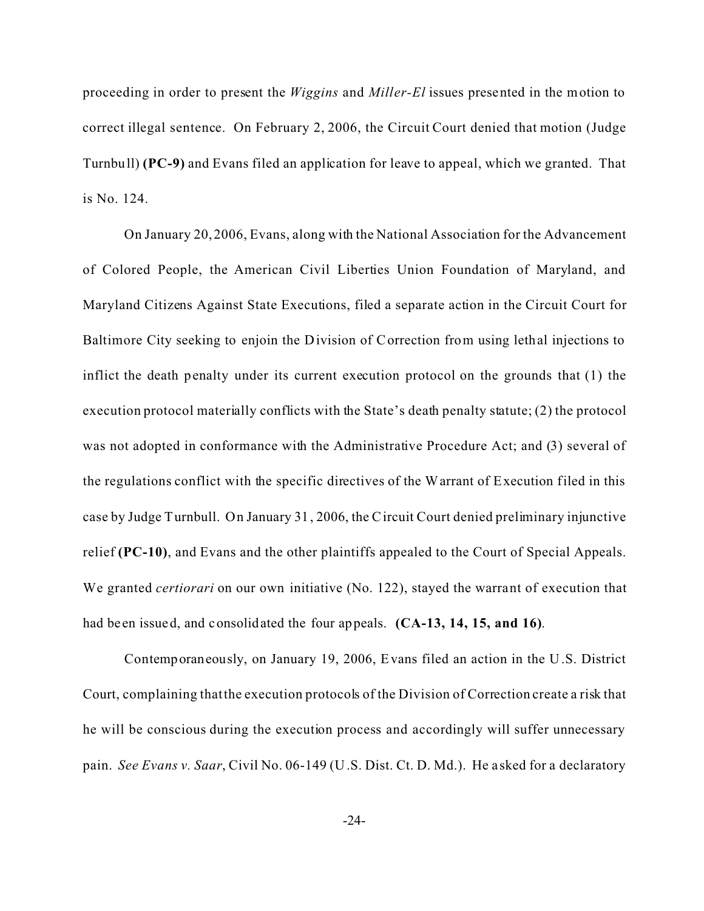proceeding in order to present the *Wiggins* and *Miller-El* issues presented in the motion to correct illegal sentence. On February 2, 2006, the Circuit Court denied that motion (Judge Turnbull) **(PC-9)** and Evans filed an application for leave to appeal, which we granted. That is No. 124.

On January 20, 2006, Evans, along with the National Association for the Advancement of Colored People, the American Civil Liberties Union Foundation of Maryland, and Maryland Citizens Against State Executions, filed a separate action in the Circuit Court for Baltimore City seeking to enjoin the Division of Correction from using lethal injections to inflict the death penalty under its current execution protocol on the grounds that (1) the execution protocol materially conflicts with the State's death penalty statute; (2) the protocol was not adopted in conformance with the Administrative Procedure Act; and (3) several of the regulations conflict with the specific directives of the Warrant of Execution filed in this case by Judge Turnbull. On January 31, 2006, the Circuit Court denied preliminary injunctive relief **(PC-10)**, and Evans and the other plaintiffs appealed to the Court of Special Appeals. We granted *certiorari* on our own initiative (No. 122), stayed the warrant of execution that had been issued, and consolidated the four appeals. **(CA-13, 14, 15, and 16)**.

Contemporaneously, on January 19, 2006, Evans filed an action in the U.S. District Court, complaining that the execution protocols of the Division of Correction create a risk that he will be conscious during the execution process and accordingly will suffer unnecessary pain. *See Evans v. Saar*, Civil No. 06-149 (U.S. Dist. Ct. D. Md.). He asked for a declaratory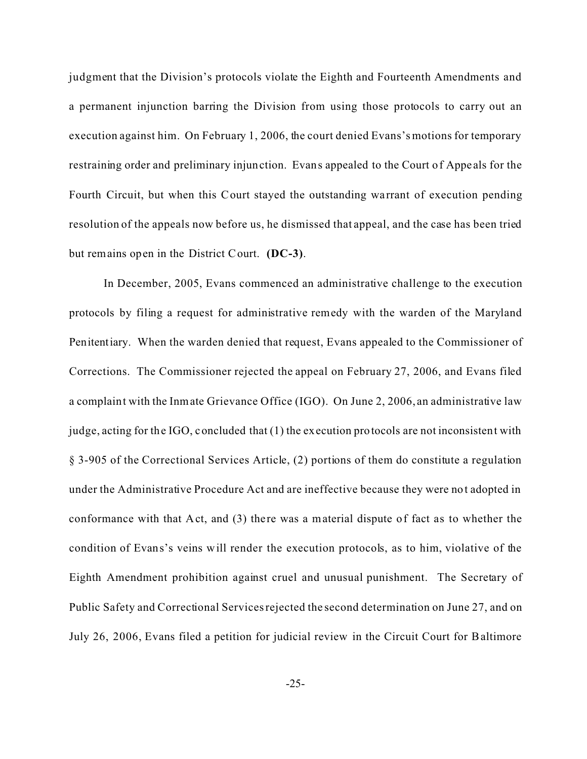judgment that the Division's protocols violate the Eighth and Fourteenth Amendments and a permanent injunction barring the Division from using those protocols to carry out an execution against him. On February 1, 2006, the court denied Evans's motions for temporary restraining order and preliminary injunction. Evans appealed to the Court of Appeals for the Fourth Circuit, but when this Court stayed the outstanding warrant of execution pending resolution of the appeals now before us, he dismissed that appeal, and the case has been tried but remains open in the District Court. **(DC-3)**.

In December, 2005, Evans commenced an administrative challenge to the execution protocols by filing a request for administrative remedy with the warden of the Maryland Penitentiary. When the warden denied that request, Evans appealed to the Commissioner of Corrections. The Commissioner rejected the appeal on February 27, 2006, and Evans filed a complaint with the Inmate Grievance Office (IGO). On June 2, 2006, an administrative law judge, acting for the IGO, concluded that (1) the execution protocols are not inconsistent with § 3-905 of the Correctional Services Article, (2) portions of them do constitute a regulation under the Administrative Procedure Act and are ineffective because they were not adopted in conformance with that Act, and (3) there was a material dispute of fact as to whether the condition of Evans's veins will render the execution protocols, as to him, violative of the Eighth Amendment prohibition against cruel and unusual punishment. The Secretary of Public Safety and Correctional Services rejected the second determination on June 27, and on July 26, 2006, Evans filed a petition for judicial review in the Circuit Court for Baltimore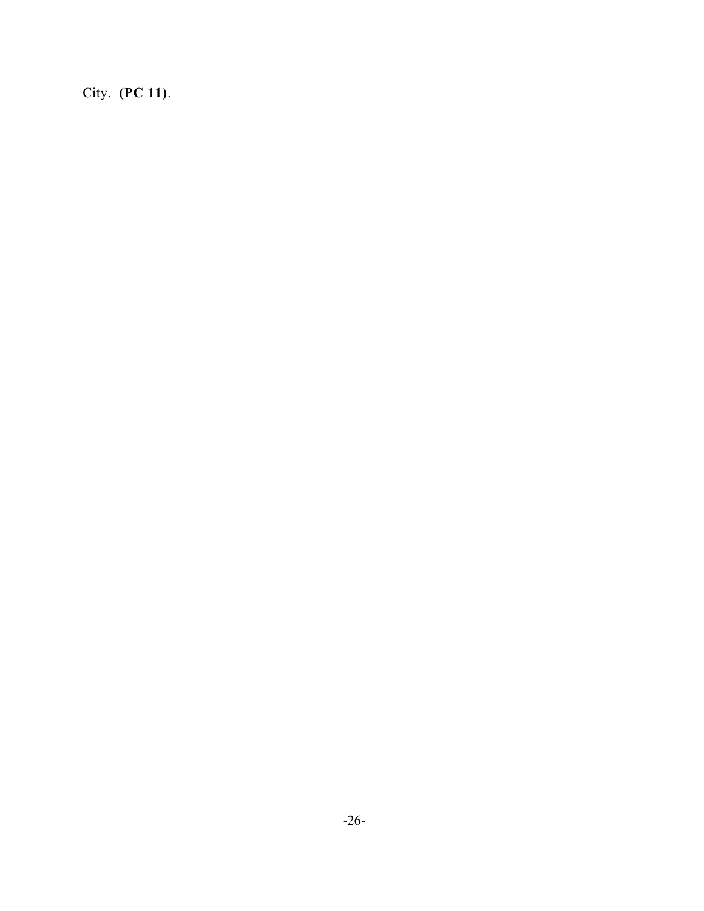City. **(PC 11)**.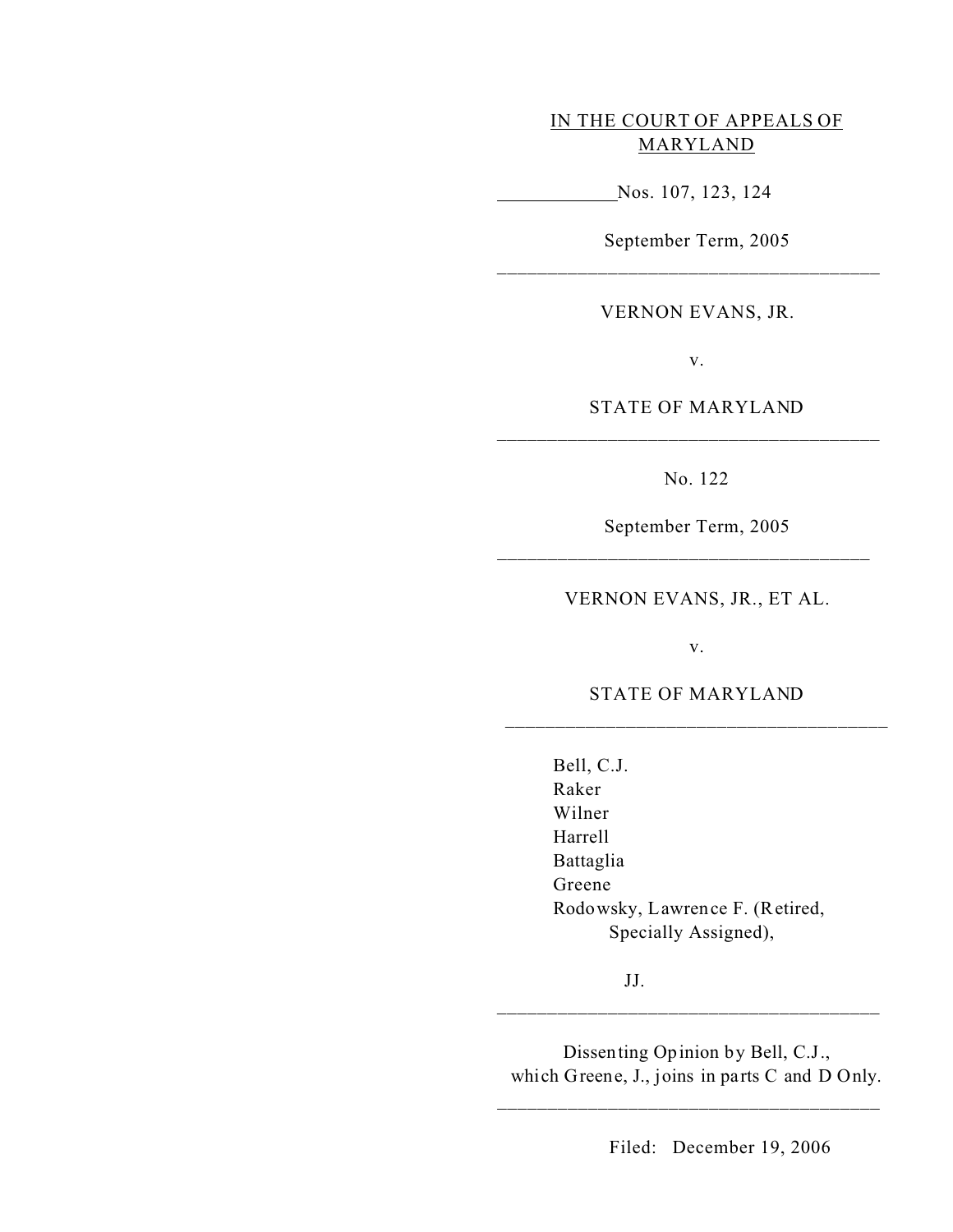IN THE COURT OF APPEALS OF MARYLAND

Nos. 107, 123, 124

September Term, 2005

---

VERNON EVANS, JR.

v.

STATE OF MARYLAND

---

No. 122

September Term, 2005

---

VERNON EVANS, JR., ET AL.

v.

STATE OF MARYLAND

---

Bell, C.J.
Raker
Wilner
Harrell
Battaglia
Greene
Rodowsky, Lawrence F. (Retired, Specially Assigned),

JJ.

---

Dissenting Opinion by Bell, C.J., which Greene, J., joins in parts C and D Only.

---

Filed: December 19, 2006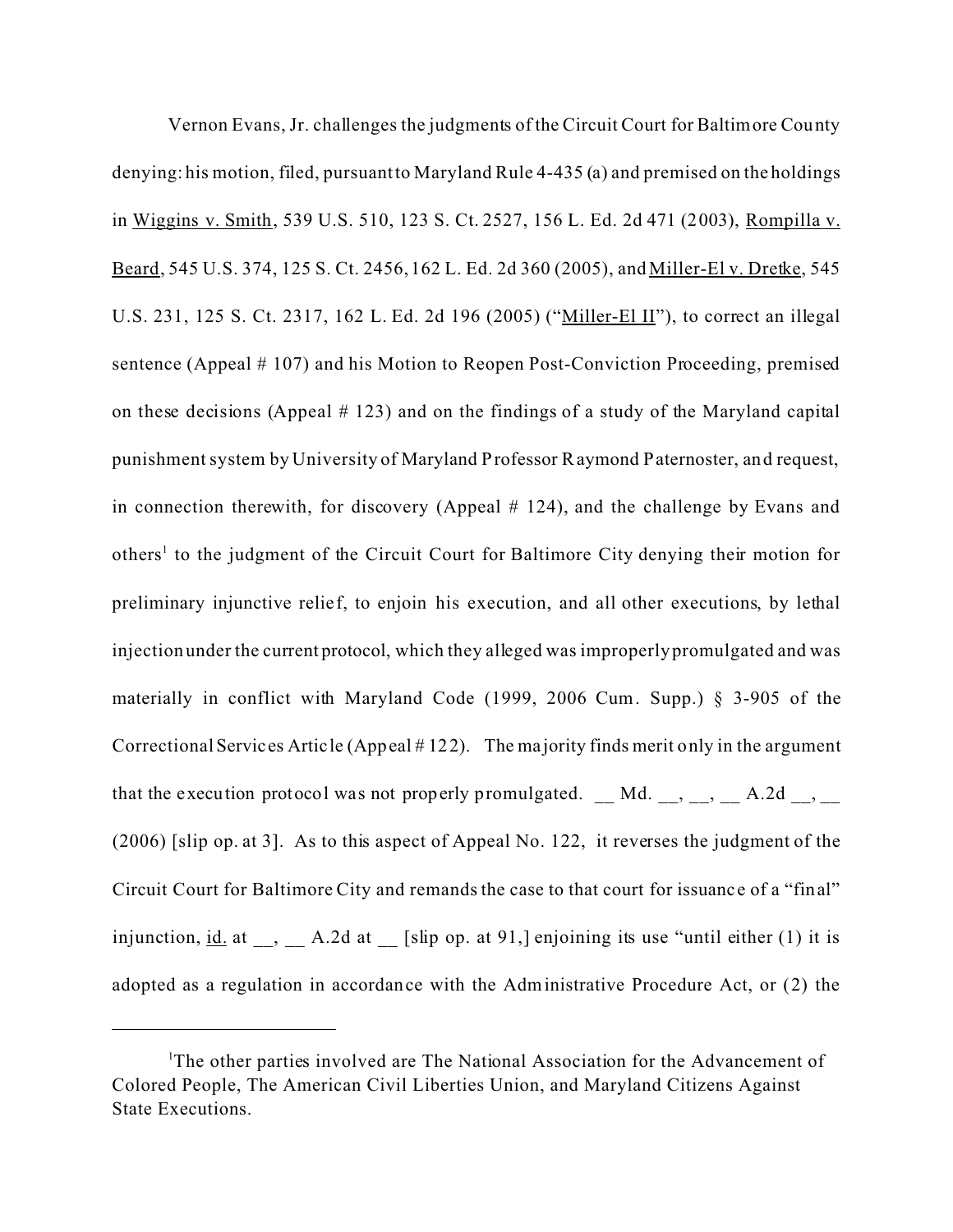Vernon Evans, Jr. challenges the judgments of the Circuit Court for Baltimore County denying: his motion, filed, pursuant to Maryland Rule 4-435 (a) and premised on the holdings in Wiggins v. Smith, 539 U.S. 510, 123 S. Ct. 2527, 156 L. Ed. 2d 471 (2003), Rompilla v. Beard, 545 U.S. 374, 125 S. Ct. 2456, 162 L. Ed. 2d 360 (2005), and Miller-El v. Dretke, 545 U.S. 231, 125 S. Ct. 2317, 162 L. Ed. 2d 196 (2005) ("Miller-El II"), to correct an illegal sentence (Appeal # 107) and his Motion to Reopen Post-Conviction Proceeding, premised on these decisions (Appeal # 123) and on the findings of a study of the Maryland capital punishment system by University of Maryland Professor Raymond Paternoster, and request, in connection therewith, for discovery (Appeal # 124), and the challenge by Evans and others[1] to the judgment of the Circuit Court for Baltimore City denying their motion for preliminary injunctive relief, to enjoin his execution, and all other executions, by lethal injection under the current protocol, which they alleged was improperly promulgated and was materially in conflict with Maryland Code (1999, 2006 Cum. Supp.) § 3-905 of the Correctional Services Article (Appeal # 122). The majority finds merit only in the argument that the execution protocol was not properly promulgated. __ Md. __, __, __ A.2d __, __ (2006) [slip op. at 3]. As to this aspect of Appeal No. 122, it reverses the judgment of the Circuit Court for Baltimore City and remands the case to that court for issuance of a "final" injunction, id. at __, __ A.2d at __ [slip op. at 91,] enjoining its use "until either (1) it is adopted as a regulation in accordance with the Administrative Procedure Act, or (2) the

---

[1]The other parties involved are The National Association for the Advancement of Colored People, The American Civil Liberties Union, and Maryland Citizens Against State Executions.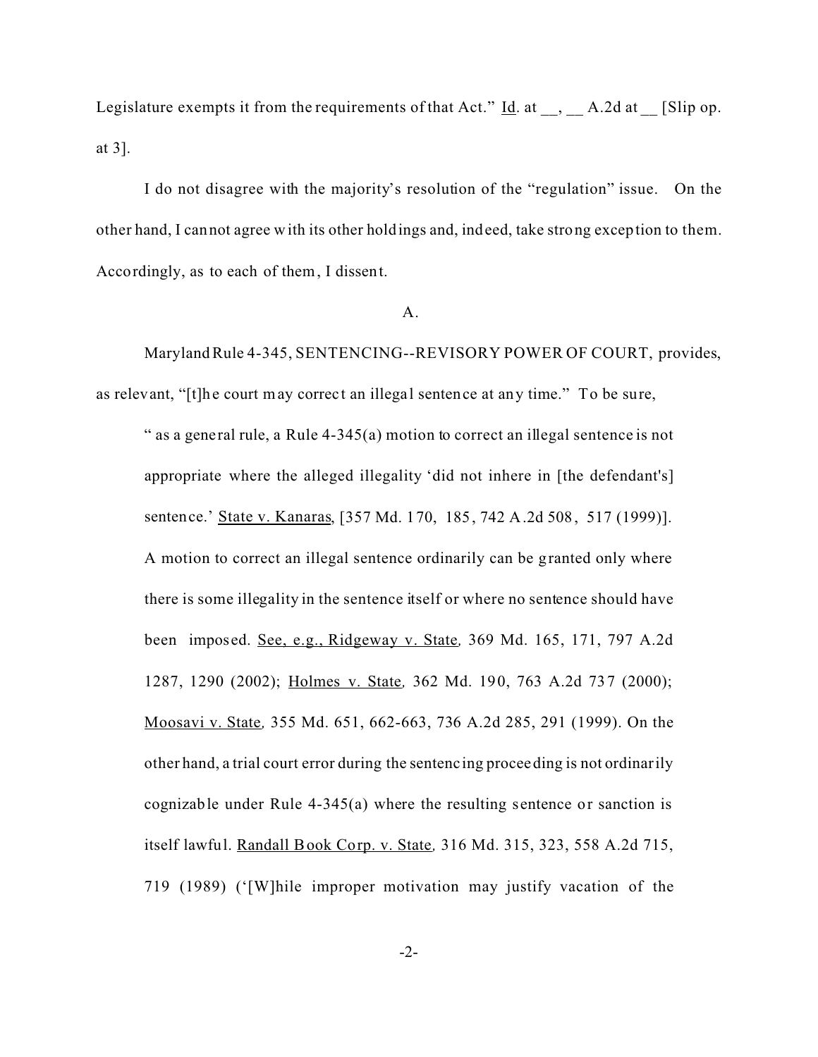Legislature exempts it from the requirements of that Act." Id. at __, __ A.2d at __ [Slip op. at 3].

I do not disagree with the majority's resolution of the "regulation" issue. On the other hand, I cannot agree with its other holdings and, indeed, take strong exception to them. Accordingly, as to each of them, I dissent.

A.

Maryland Rule 4-345, SENTENCING--REVISORY POWER OF COURT, provides, as relevant, "[t]he court may correct an illegal sentence at any time." To be sure,

> " as a general rule, a Rule 4-345(a) motion to correct an illegal sentence is not appropriate where the alleged illegality 'did not inhere in [the defendant's] sentence.' State v. Kanaras, [357 Md. 170, 185, 742 A.2d 508, 517 (1999)]. A motion to correct an illegal sentence ordinarily can be granted only where there is some illegality in the sentence itself or where no sentence should have been imposed. See, e.g., Ridgeway v. State, 369 Md. 165, 171, 797 A.2d 1287, 1290 (2002); Holmes v. State, 362 Md. 190, 763 A.2d 737 (2000); Moosavi v. State, 355 Md. 651, 662-663, 736 A.2d 285, 291 (1999). On the other hand, a trial court error during the sentencing proceeding is not ordinarily cognizable under Rule 4-345(a) where the resulting sentence or sanction is itself lawful. Randall Book Corp. v. State, 316 Md. 315, 323, 558 A.2d 715, 719 (1989) ('[W]hile improper motivation may justify vacation of the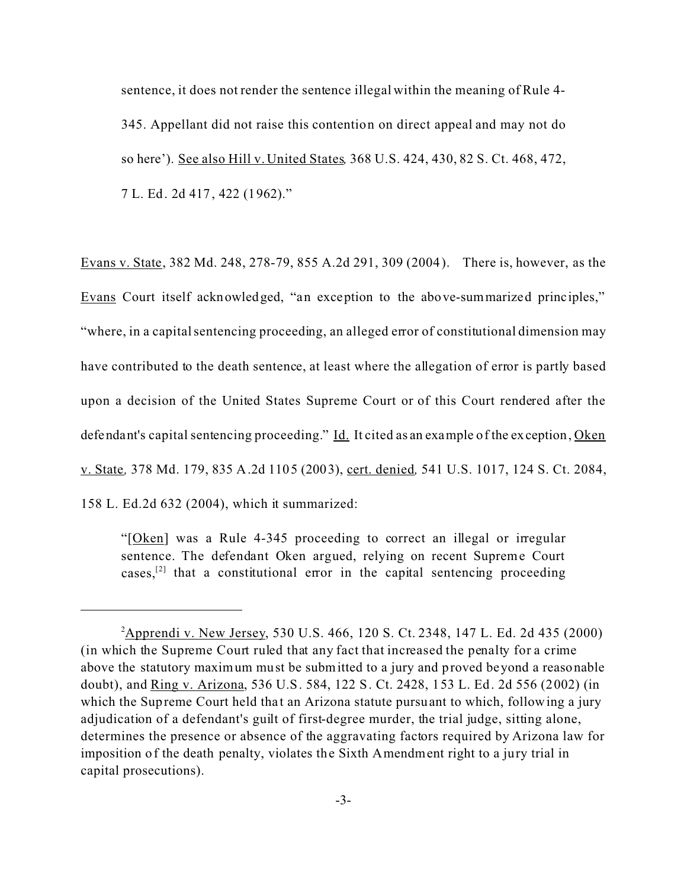sentence, it does not render the sentence illegal within the meaning of Rule 4-345. Appellant did not raise this contention on direct appeal and may not do so here'). See also Hill v. United States, 368 U.S. 424, 430, 82 S. Ct. 468, 472, 7 L. Ed. 2d 417, 422 (1962)."

Evans v. State, 382 Md. 248, 278-79, 855 A.2d 291, 309 (2004). There is, however, as the Evans Court itself acknowledged, "an exception to the above-summarized principles," "where, in a capital sentencing proceeding, an alleged error of constitutional dimension may have contributed to the death sentence, at least where the allegation of error is partly based upon a decision of the United States Supreme Court or of this Court rendered after the defendant's capital sentencing proceeding." Id. It cited as an example of the exception, Oken v. State, 378 Md. 179, 835 A.2d 1105 (2003), cert. denied, 541 U.S. 1017, 124 S. Ct. 2084, 158 L. Ed.2d 632 (2004), which it summarized:

> "[Oken] was a Rule 4-345 proceeding to correct an illegal or irregular sentence. The defendant Oken argued, relying on recent Supreme Court cases,[2] that a constitutional error in the capital sentencing proceeding

---

[2] Apprendi v. New Jersey, 530 U.S. 466, 120 S. Ct. 2348, 147 L. Ed. 2d 435 (2000) (in which the Supreme Court ruled that any fact that increased the penalty for a crime above the statutory maximum must be submitted to a jury and proved beyond a reasonable doubt), and Ring v. Arizona, 536 U.S. 584, 122 S. Ct. 2428, 153 L. Ed. 2d 556 (2002) (in which the Supreme Court held that an Arizona statute pursuant to which, following a jury adjudication of a defendant's guilt of first-degree murder, the trial judge, sitting alone, determines the presence or absence of the aggravating factors required by Arizona law for imposition of the death penalty, violates the Sixth Amendment right to a jury trial in capital prosecutions).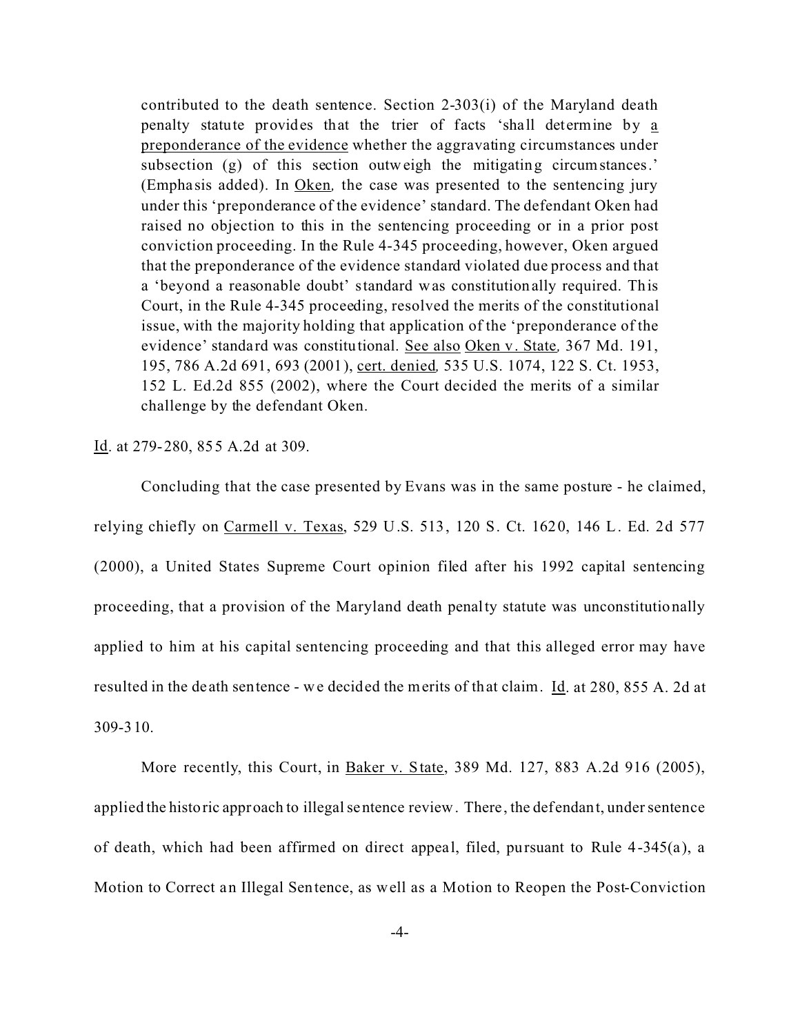> contributed to the death sentence. Section 2-303(i) of the Maryland death penalty statute provides that the trier of facts 'shall determine by a preponderance of the evidence whether the aggravating circumstances under subsection (g) of this section outweigh the mitigating circumstances.' (Emphasis added). In Oken, the case was presented to the sentencing jury under this 'preponderance of the evidence' standard. The defendant Oken had raised no objection to this in the sentencing proceeding or in a prior post conviction proceeding. In the Rule 4-345 proceeding, however, Oken argued that the preponderance of the evidence standard violated due process and that a 'beyond a reasonable doubt' standard was constitutionally required. This Court, in the Rule 4-345 proceeding, resolved the merits of the constitutional issue, with the majority holding that application of the 'preponderance of the evidence' standard was constitutional. See also Oken v. State, 367 Md. 191, 195, 786 A.2d 691, 693 (2001), cert. denied, 535 U.S. 1074, 122 S. Ct. 1953, 152 L. Ed.2d 855 (2002), where the Court decided the merits of a similar challenge by the defendant Oken.

Id. at 279-280, 855 A.2d at 309.

Concluding that the case presented by Evans was in the same posture - he claimed, relying chiefly on Carmell v. Texas, 529 U.S. 513, 120 S. Ct. 1620, 146 L. Ed. 2d 577 (2000), a United States Supreme Court opinion filed after his 1992 capital sentencing proceeding, that a provision of the Maryland death penalty statute was unconstitutionally applied to him at his capital sentencing proceeding and that this alleged error may have resulted in the death sentence - we decided the merits of that claim. Id. at 280, 855 A. 2d at 309-310.

More recently, this Court, in Baker v. State, 389 Md. 127, 883 A.2d 916 (2005), applied the historic approach to illegal sentence review. There, the defendant, under sentence of death, which had been affirmed on direct appeal, filed, pursuant to Rule 4-345(a), a Motion to Correct an Illegal Sentence, as well as a Motion to Reopen the Post-Conviction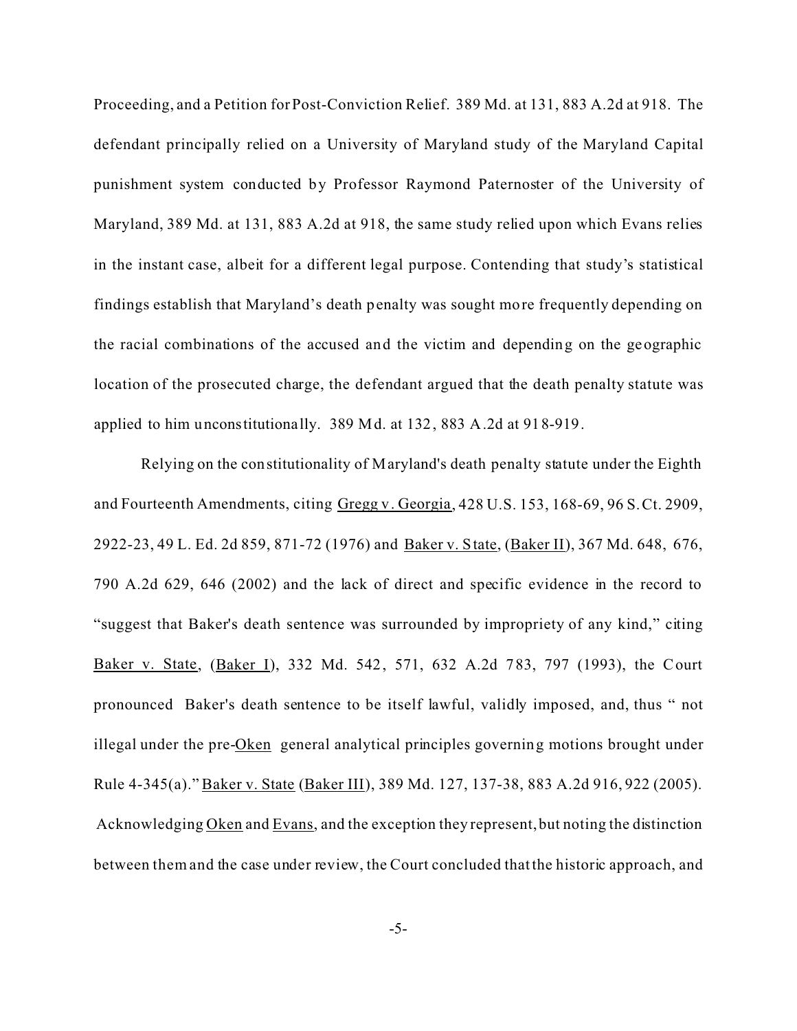Proceeding, and a Petition for Post-Conviction Relief. 389 Md. at 131, 883 A.2d at 918. The defendant principally relied on a University of Maryland study of the Maryland Capital punishment system conducted by Professor Raymond Paternoster of the University of Maryland, 389 Md. at 131, 883 A.2d at 918, the same study relied upon which Evans relies in the instant case, albeit for a different legal purpose. Contending that study's statistical findings establish that Maryland's death penalty was sought more frequently depending on the racial combinations of the accused and the victim and depending on the geographic location of the prosecuted charge, the defendant argued that the death penalty statute was applied to him unconstitutionally. 389 Md. at 132, 883 A.2d at 918-919.

Relying on the constitutionality of Maryland's death penalty statute under the Eighth and Fourteenth Amendments, citing Gregg v. Georgia, 428 U.S. 153, 168-69, 96 S.Ct. 2909, 2922-23, 49 L. Ed. 2d 859, 871-72 (1976) and Baker v. State, (Baker II), 367 Md. 648, 676, 790 A.2d 629, 646 (2002) and the lack of direct and specific evidence in the record to "suggest that Baker's death sentence was surrounded by impropriety of any kind," citing Baker v. State, (Baker I), 332 Md. 542, 571, 632 A.2d 783, 797 (1993), the Court pronounced Baker's death sentence to be itself lawful, validly imposed, and, thus " not illegal under the pre-Oken general analytical principles governing motions brought under Rule 4-345(a)." Baker v. State (Baker III), 389 Md. 127, 137-38, 883 A.2d 916, 922 (2005). Acknowledging Oken and Evans, and the exception they represent, but noting the distinction between them and the case under review, the Court concluded that the historic approach, and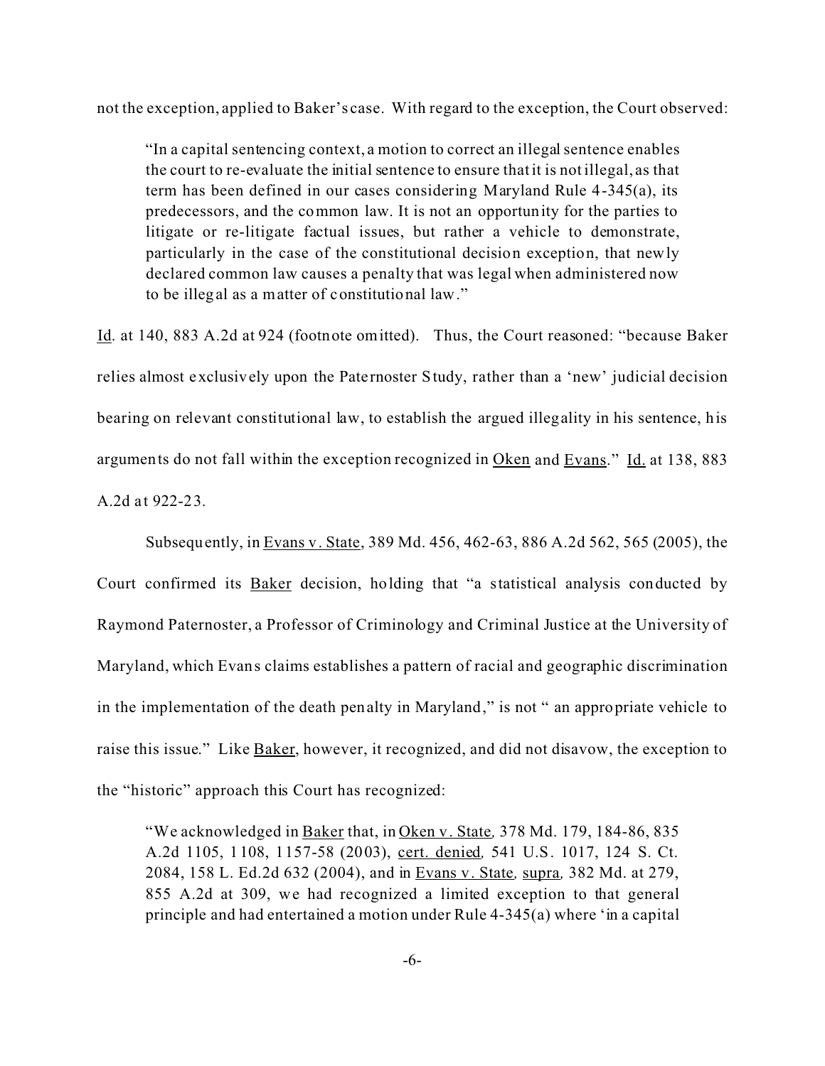not the exception, applied to Baker's case. With regard to the exception, the Court observed:

> "In a capital sentencing context, a motion to correct an illegal sentence enables the court to re-evaluate the initial sentence to ensure that it is not illegal, as that term has been defined in our cases considering Maryland Rule 4-345(a), its predecessors, and the common law. It is not an opportunity for the parties to litigate or re-litigate factual issues, but rather a vehicle to demonstrate, particularly in the case of the constitutional decision exception, that newly declared common law causes a penalty that was legal when administered now to be illegal as a matter of constitutional law."

Id. at 140, 883 A.2d at 924 (footnote omitted). Thus, the Court reasoned: "because Baker relies almost exclusively upon the Paternoster Study, rather than a 'new' judicial decision bearing on relevant constitutional law, to establish the argued illegality in his sentence, his arguments do not fall within the exception recognized in Oken and Evans." Id. at 138, 883 A.2d at 922-23.

Subsequently, in Evans v. State, 389 Md. 456, 462-63, 886 A.2d 562, 565 (2005), the Court confirmed its Baker decision, holding that "a statistical analysis conducted by Raymond Paternoster, a Professor of Criminology and Criminal Justice at the University of Maryland, which Evans claims establishes a pattern of racial and geographic discrimination in the implementation of the death penalty in Maryland," is not " an appropriate vehicle to raise this issue." Like Baker, however, it recognized, and did not disavow, the exception to the "historic" approach this Court has recognized:

> "We acknowledged in Baker that, in Oken v. State, 378 Md. 179, 184-86, 835 A.2d 1105, 1108, 1157-58 (2003), cert. denied, 541 U.S. 1017, 124 S. Ct. 2084, 158 L. Ed.2d 632 (2004), and in Evans v. State, supra, 382 Md. at 279, 855 A.2d at 309, we had recognized a limited exception to that general principle and had entertained a motion under Rule 4-345(a) where 'in a capital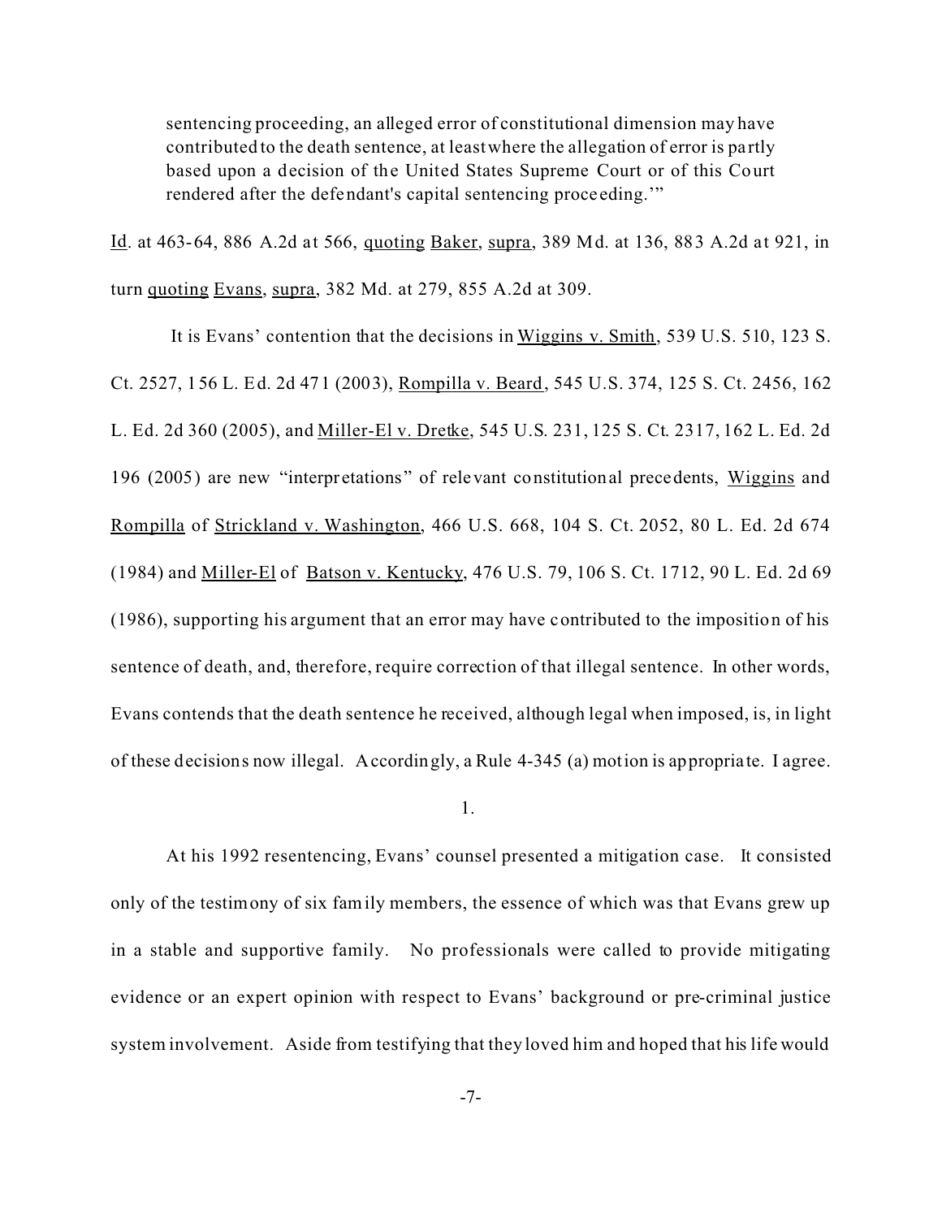> sentencing proceeding, an alleged error of constitutional dimension may have contributed to the death sentence, at least where the allegation of error is partly based upon a decision of the United States Supreme Court or of this Court rendered after the defendant's capital sentencing proceeding.'"

Id. at 463-64, 886 A.2d at 566, quoting Baker, supra, 389 Md. at 136, 883 A.2d at 921, in turn quoting Evans, supra, 382 Md. at 279, 855 A.2d at 309.

It is Evans' contention that the decisions in Wiggins v. Smith, 539 U.S. 510, 123 S. Ct. 2527, 156 L. Ed. 2d 471 (2003), Rompilla v. Beard, 545 U.S. 374, 125 S. Ct. 2456, 162 L. Ed. 2d 360 (2005), and Miller-El v. Dretke, 545 U.S. 231, 125 S. Ct. 2317, 162 L. Ed. 2d 196 (2005) are new "interpretations" of relevant constitutional precedents, Wiggins and Rompilla of Strickland v. Washington, 466 U.S. 668, 104 S. Ct. 2052, 80 L. Ed. 2d 674 (1984) and Miller-El of Batson v. Kentucky, 476 U.S. 79, 106 S. Ct. 1712, 90 L. Ed. 2d 69 (1986), supporting his argument that an error may have contributed to the imposition of his sentence of death, and, therefore, require correction of that illegal sentence. In other words, Evans contends that the death sentence he received, although legal when imposed, is, in light of these decisions now illegal. Accordingly, a Rule 4-345 (a) motion is appropriate. I agree.

1.

At his 1992 resentencing, Evans' counsel presented a mitigation case. It consisted only of the testimony of six family members, the essence of which was that Evans grew up in a stable and supportive family. No professionals were called to provide mitigating evidence or an expert opinion with respect to Evans' background or pre-criminal justice system involvement. Aside from testifying that they loved him and hoped that his life would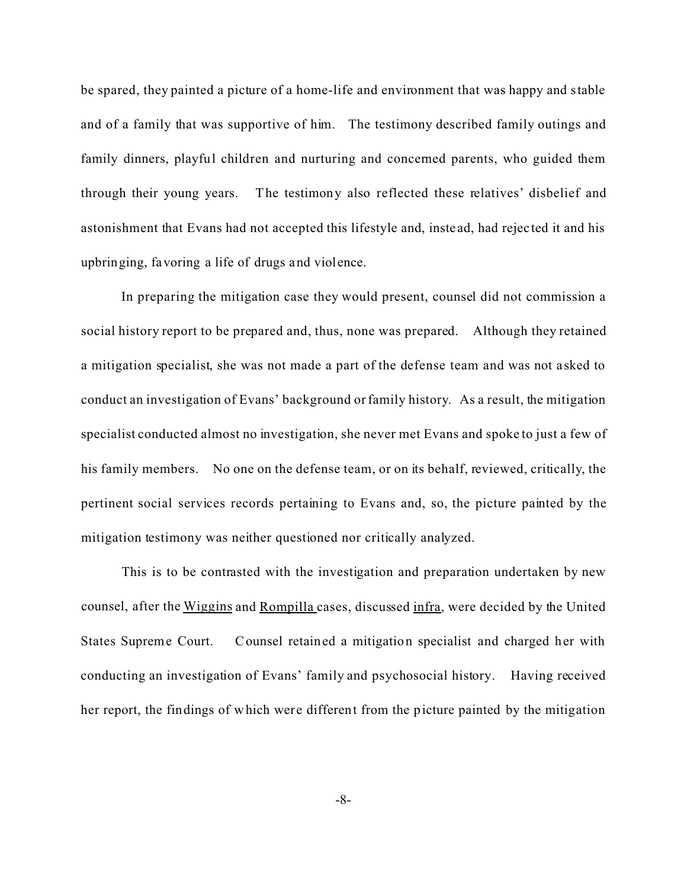be spared, they painted a picture of a home-life and environment that was happy and stable and of a family that was supportive of him. The testimony described family outings and family dinners, playful children and nurturing and concerned parents, who guided them through their young years. The testimony also reflected these relatives' disbelief and astonishment that Evans had not accepted this lifestyle and, instead, had rejected it and his upbringing, favoring a life of drugs and violence.

In preparing the mitigation case they would present, counsel did not commission a social history report to be prepared and, thus, none was prepared. Although they retained a mitigation specialist, she was not made a part of the defense team and was not asked to conduct an investigation of Evans' background or family history. As a result, the mitigation specialist conducted almost no investigation, she never met Evans and spoke to just a few of his family members. No one on the defense team, or on its behalf, reviewed, critically, the pertinent social services records pertaining to Evans and, so, the picture painted by the mitigation testimony was neither questioned nor critically analyzed.

This is to be contrasted with the investigation and preparation undertaken by new counsel, after the Wiggins and Rompilla cases, discussed infra, were decided by the United States Supreme Court. Counsel retained a mitigation specialist and charged her with conducting an investigation of Evans' family and psychosocial history. Having received her report, the findings of which were different from the picture painted by the mitigation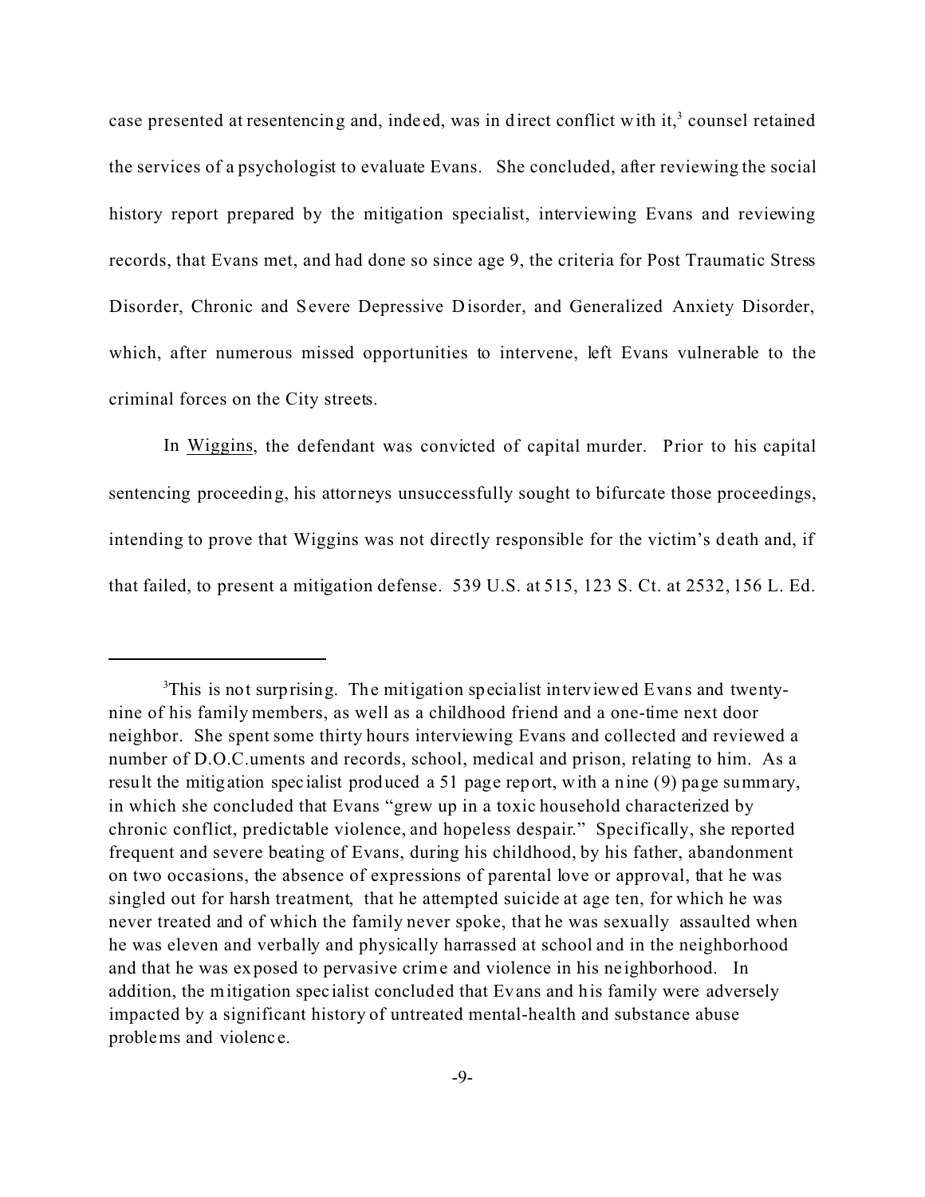case presented at resentencing and, indeed, was in direct conflict with it,[3] counsel retained the services of a psychologist to evaluate Evans. She concluded, after reviewing the social history report prepared by the mitigation specialist, interviewing Evans and reviewing records, that Evans met, and had done so since age 9, the criteria for Post Traumatic Stress Disorder, Chronic and Severe Depressive Disorder, and Generalized Anxiety Disorder, which, after numerous missed opportunities to intervene, left Evans vulnerable to the criminal forces on the City streets.

In Wiggins, the defendant was convicted of capital murder. Prior to his capital sentencing proceeding, his attorneys unsuccessfully sought to bifurcate those proceedings, intending to prove that Wiggins was not directly responsible for the victim's death and, if that failed, to present a mitigation defense. 539 U.S. at 515, 123 S. Ct. at 2532, 156 L. Ed.

---

[3] This is not surprising. The mitigation specialist interviewed Evans and twenty-nine of his family members, as well as a childhood friend and a one-time next door neighbor. She spent some thirty hours interviewing Evans and collected and reviewed a number of D.O.C.uments and records, school, medical and prison, relating to him. As a result the mitigation specialist produced a 51 page report, with a nine (9) page summary, in which she concluded that Evans "grew up in a toxic household characterized by chronic conflict, predictable violence, and hopeless despair." Specifically, she reported frequent and severe beating of Evans, during his childhood, by his father, abandonment on two occasions, the absence of expressions of parental love or approval, that he was singled out for harsh treatment, that he attempted suicide at age ten, for which he was never treated and of which the family never spoke, that he was sexually assaulted when he was eleven and verbally and physically harrassed at school and in the neighborhood and that he was exposed to pervasive crime and violence in his neighborhood. In addition, the mitigation specialist concluded that Evans and his family were adversely impacted by a significant history of untreated mental-health and substance abuse problems and violence.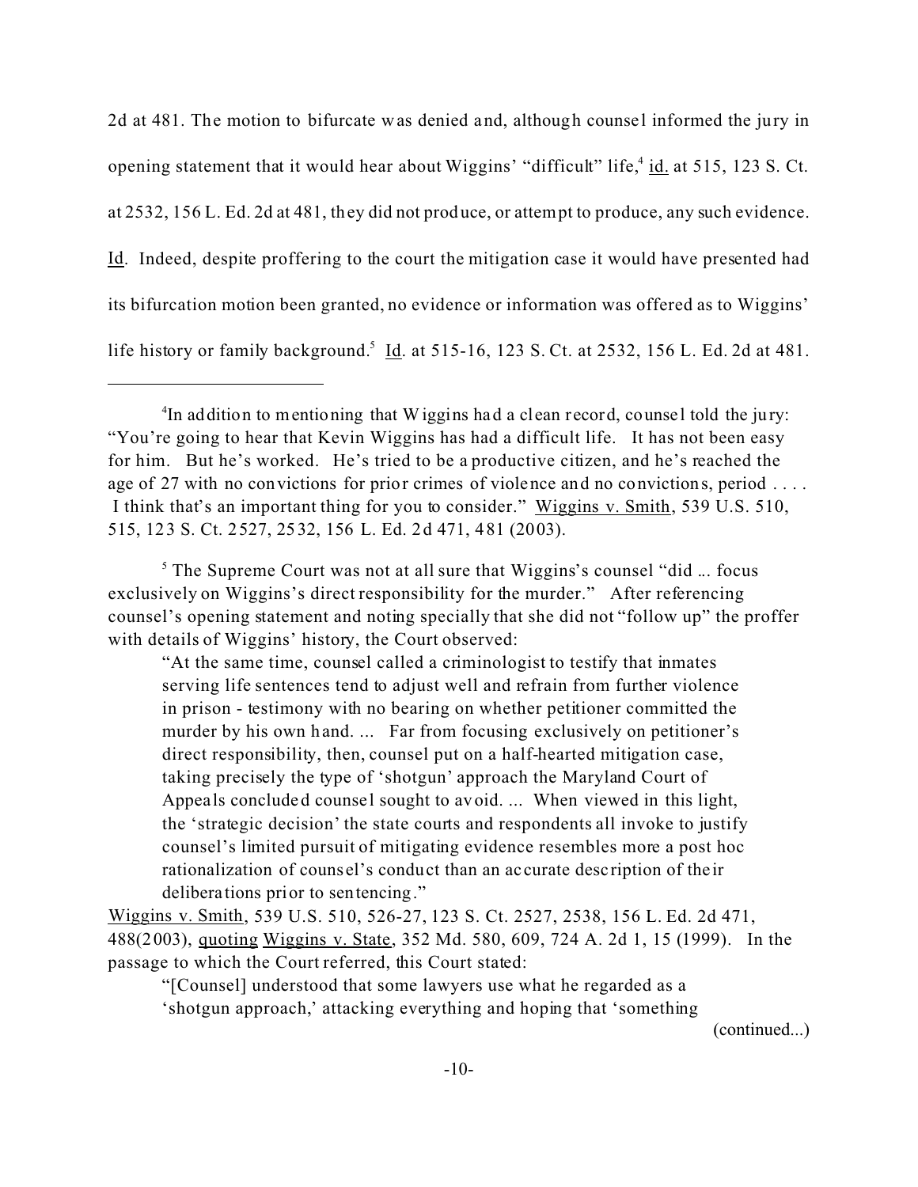2d at 481. The motion to bifurcate was denied and, although counsel informed the jury in opening statement that it would hear about Wiggins' "difficult" life,[4] id. at 515, 123 S. Ct. at 2532, 156 L. Ed. 2d at 481, they did not produce, or attempt to produce, any such evidence. Id. Indeed, despite proffering to the court the mitigation case it would have presented had its bifurcation motion been granted, no evidence or information was offered as to Wiggins' life history or family background.[5] Id. at 515-16, 123 S. Ct. at 2532, 156 L. Ed. 2d at 481.

---

[4]In addition to mentioning that Wiggins had a clean record, counsel told the jury: "You're going to hear that Kevin Wiggins has had a difficult life. It has not been easy for him. But he's worked. He's tried to be a productive citizen, and he's reached the age of 27 with no convictions for prior crimes of violence and no convictions, period . . . . I think that's an important thing for you to consider." Wiggins v. Smith, 539 U.S. 510, 515, 123 S. Ct. 2527, 2532, 156 L. Ed. 2d 471, 481 (2003).

[5] The Supreme Court was not at all sure that Wiggins's counsel "did ... focus exclusively on Wiggins's direct responsibility for the murder." After referencing counsel's opening statement and noting specially that she did not "follow up" the proffer with details of Wiggins' history, the Court observed:

> "At the same time, counsel called a criminologist to testify that inmates serving life sentences tend to adjust well and refrain from further violence in prison - testimony with no bearing on whether petitioner committed the murder by his own hand. ... Far from focusing exclusively on petitioner's direct responsibility, then, counsel put on a half-hearted mitigation case, taking precisely the type of 'shotgun' approach the Maryland Court of Appeals concluded counsel sought to avoid. ... When viewed in this light, the 'strategic decision' the state courts and respondents all invoke to justify counsel's limited pursuit of mitigating evidence resembles more a post hoc rationalization of counsel's conduct than an accurate description of their deliberations prior to sentencing."

Wiggins v. Smith, 539 U.S. 510, 526-27, 123 S. Ct. 2527, 2538, 156 L. Ed. 2d 471, 488(2003), quoting Wiggins v. State, 352 Md. 580, 609, 724 A. 2d 1, 15 (1999). In the passage to which the Court referred, this Court stated:

> "[Counsel] understood that some lawyers use what he regarded as a 'shotgun approach,' attacking everything and hoping that 'something

(continued...)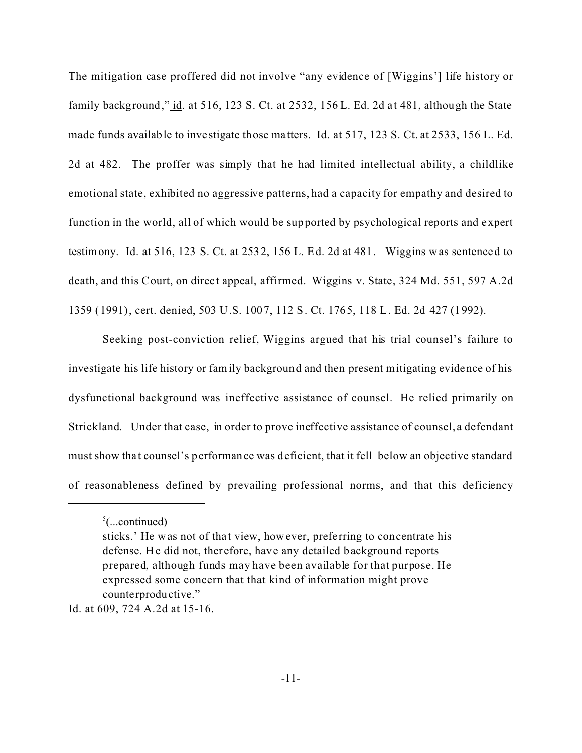The mitigation case proffered did not involve "any evidence of [Wiggins'] life history or family background," id. at 516, 123 S. Ct. at 2532, 156 L. Ed. 2d at 481, although the State made funds available to investigate those matters. Id. at 517, 123 S. Ct. at 2533, 156 L. Ed. 2d at 482. The proffer was simply that he had limited intellectual ability, a childlike emotional state, exhibited no aggressive patterns, had a capacity for empathy and desired to function in the world, all of which would be supported by psychological reports and expert testimony. Id. at 516, 123 S. Ct. at 2532, 156 L. Ed. 2d at 481. Wiggins was sentenced to death, and this Court, on direct appeal, affirmed. Wiggins v. State, 324 Md. 551, 597 A.2d 1359 (1991), cert. denied, 503 U.S. 1007, 112 S. Ct. 1765, 118 L. Ed. 2d 427 (1992).

Seeking post-conviction relief, Wiggins argued that his trial counsel's failure to investigate his life history or family background and then present mitigating evidence of his dysfunctional background was ineffective assistance of counsel. He relied primarily on Strickland. Under that case, in order to prove ineffective assistance of counsel, a defendant must show that counsel's performance was deficient, that it fell below an objective standard of reasonableness defined by prevailing professional norms, and that this deficiency

---

[5](...continued)

> sticks.' He was not of that view, however, preferring to concentrate his defense. He did not, therefore, have any detailed background reports prepared, although funds may have been available for that purpose. He expressed some concern that that kind of information might prove counterproductive."

Id. at 609, 724 A.2d at 15-16.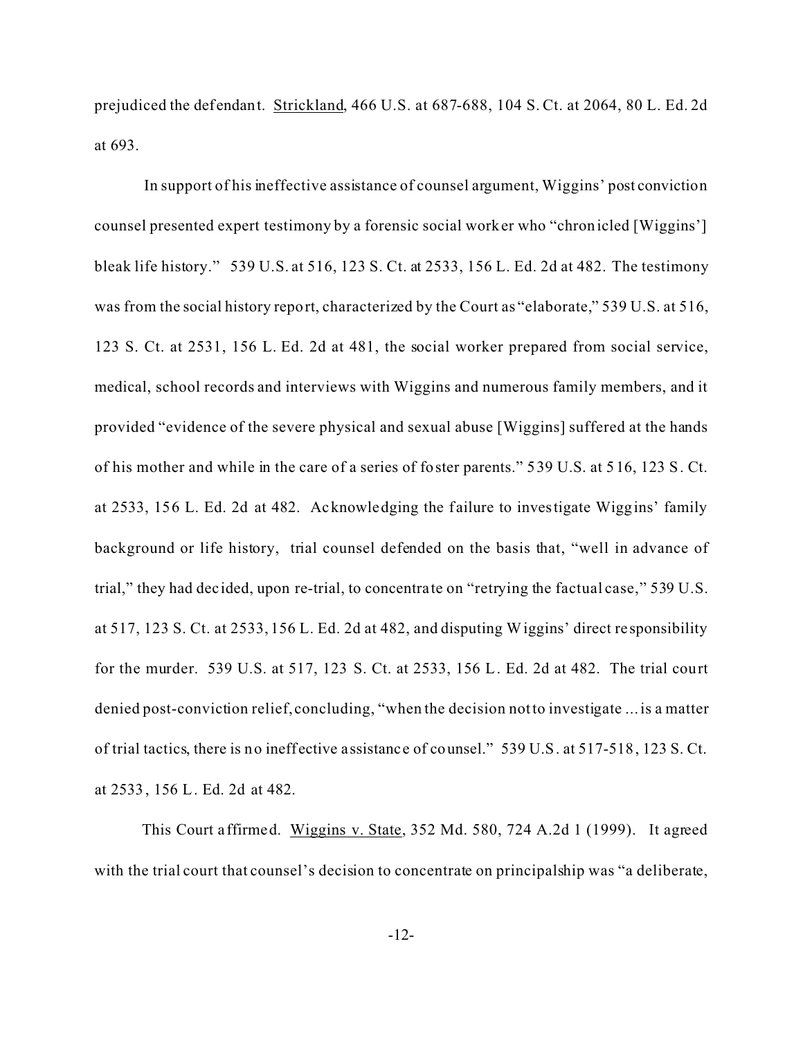prejudiced the defendant. Strickland, 466 U.S. at 687-688, 104 S. Ct. at 2064, 80 L. Ed. 2d at 693.

In support of his ineffective assistance of counsel argument, Wiggins' post conviction counsel presented expert testimony by a forensic social worker who "chronicled [Wiggins'] bleak life history." 539 U.S. at 516, 123 S. Ct. at 2533, 156 L. Ed. 2d at 482. The testimony was from the social history report, characterized by the Court as "elaborate," 539 U.S. at 516, 123 S. Ct. at 2531, 156 L. Ed. 2d at 481, the social worker prepared from social service, medical, school records and interviews with Wiggins and numerous family members, and it provided "evidence of the severe physical and sexual abuse [Wiggins] suffered at the hands of his mother and while in the care of a series of foster parents." 539 U.S. at 516, 123 S. Ct. at 2533, 156 L. Ed. 2d at 482. Acknowledging the failure to investigate Wiggins' family background or life history, trial counsel defended on the basis that, "well in advance of trial," they had decided, upon re-trial, to concentrate on "retrying the factual case," 539 U.S. at 517, 123 S. Ct. at 2533, 156 L. Ed. 2d at 482, and disputing Wiggins' direct responsibility for the murder. 539 U.S. at 517, 123 S. Ct. at 2533, 156 L. Ed. 2d at 482. The trial court denied post-conviction relief, concluding, "when the decision not to investigate ... is a matter of trial tactics, there is no ineffective assistance of counsel." 539 U.S. at 517-518, 123 S. Ct. at 2533, 156 L. Ed. 2d at 482.

This Court affirmed. Wiggins v. State, 352 Md. 580, 724 A.2d 1 (1999). It agreed with the trial court that counsel's decision to concentrate on principalship was "a deliberate,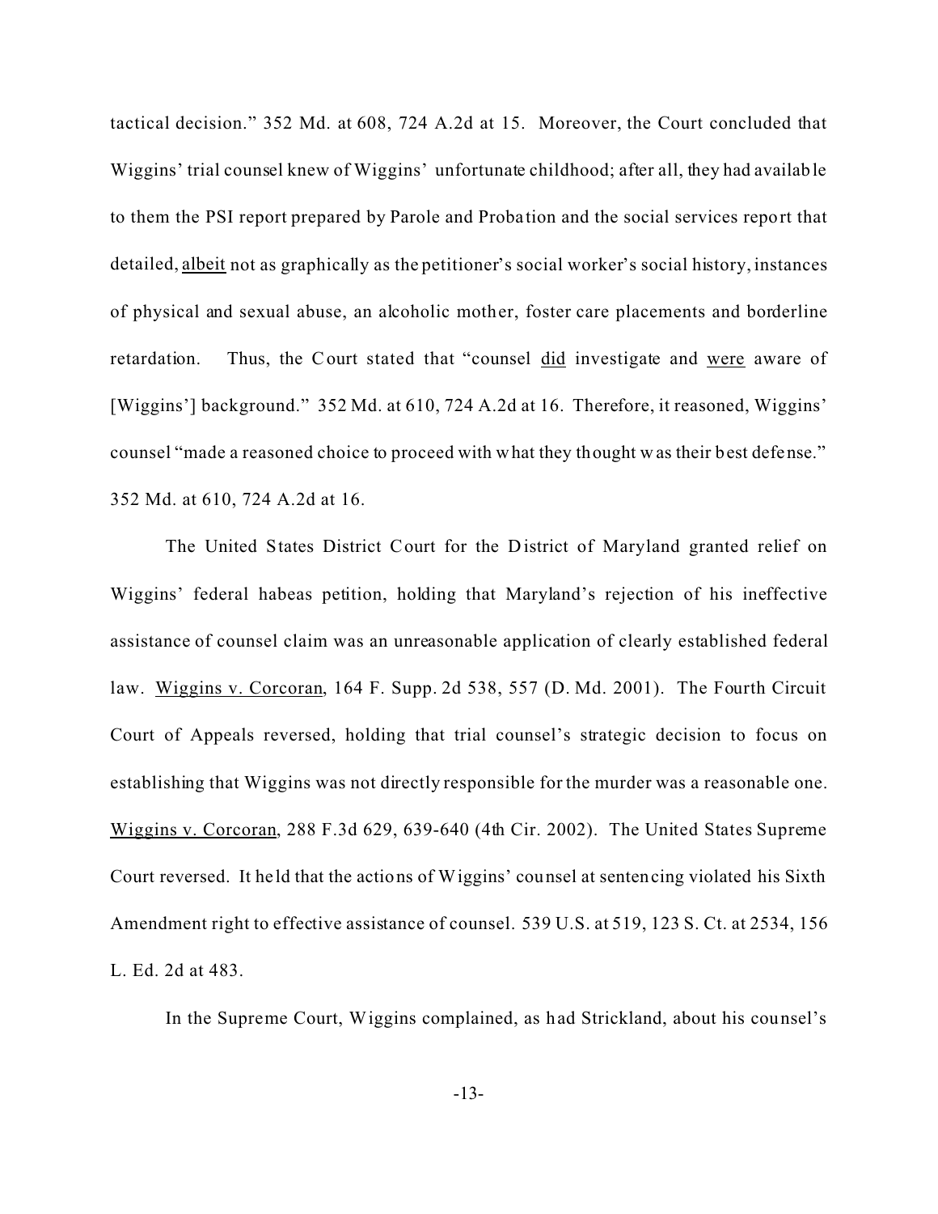tactical decision." 352 Md. at 608, 724 A.2d at 15. Moreover, the Court concluded that Wiggins' trial counsel knew of Wiggins' unfortunate childhood; after all, they had available to them the PSI report prepared by Parole and Probation and the social services report that detailed, albeit not as graphically as the petitioner's social worker's social history, instances of physical and sexual abuse, an alcoholic mother, foster care placements and borderline retardation. Thus, the Court stated that "counsel did investigate and were aware of [Wiggins'] background." 352 Md. at 610, 724 A.2d at 16. Therefore, it reasoned, Wiggins' counsel "made a reasoned choice to proceed with what they thought was their best defense." 352 Md. at 610, 724 A.2d at 16.

The United States District Court for the District of Maryland granted relief on Wiggins' federal habeas petition, holding that Maryland's rejection of his ineffective assistance of counsel claim was an unreasonable application of clearly established federal law. Wiggins v. Corcoran, 164 F. Supp. 2d 538, 557 (D. Md. 2001). The Fourth Circuit Court of Appeals reversed, holding that trial counsel's strategic decision to focus on establishing that Wiggins was not directly responsible for the murder was a reasonable one. Wiggins v. Corcoran, 288 F.3d 629, 639-640 (4th Cir. 2002). The United States Supreme Court reversed. It held that the actions of Wiggins' counsel at sentencing violated his Sixth Amendment right to effective assistance of counsel. 539 U.S. at 519, 123 S. Ct. at 2534, 156 L. Ed. 2d at 483.

In the Supreme Court, Wiggins complained, as had Strickland, about his counsel's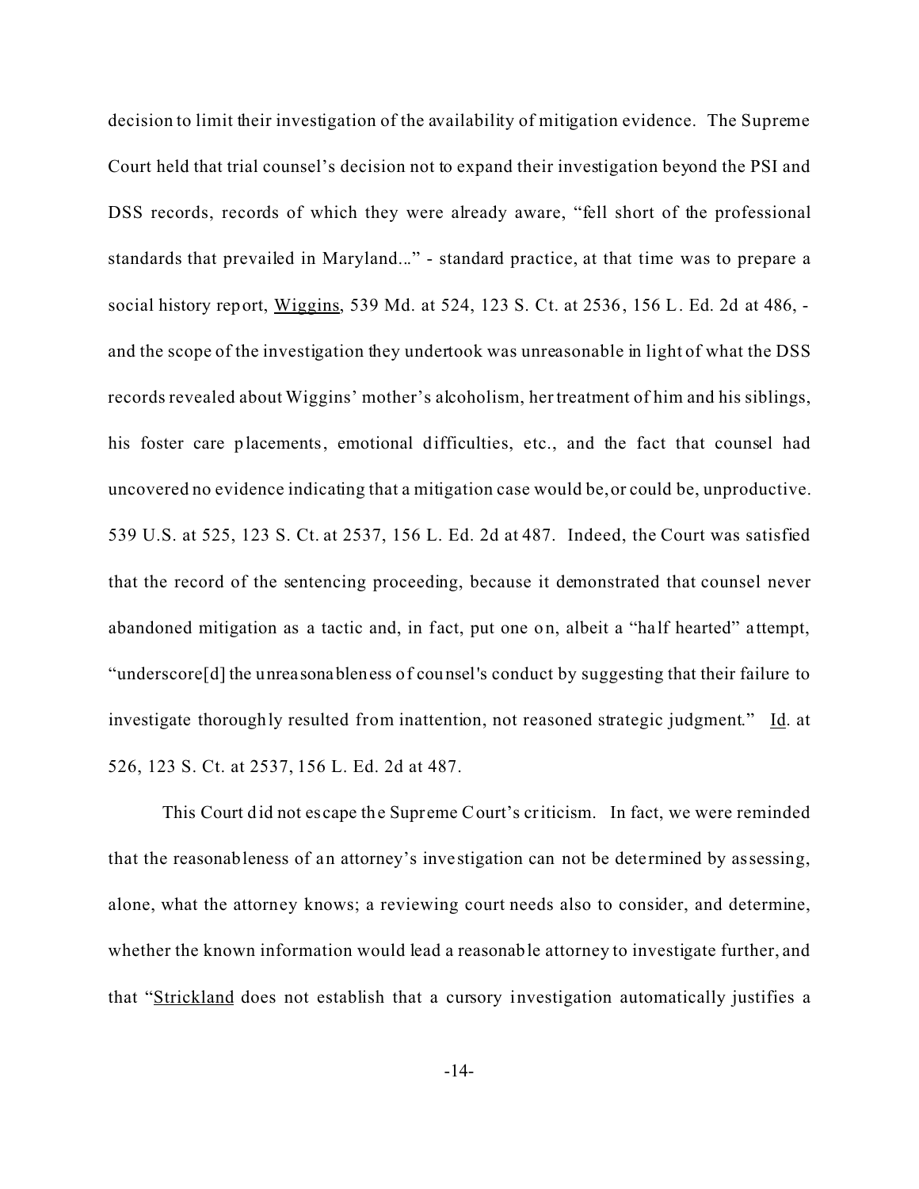decision to limit their investigation of the availability of mitigation evidence. The Supreme Court held that trial counsel's decision not to expand their investigation beyond the PSI and DSS records, records of which they were already aware, "fell short of the professional standards that prevailed in Maryland..." - standard practice, at that time was to prepare a social history report, Wiggins, 539 Md. at 524, 123 S. Ct. at 2536, 156 L. Ed. 2d at 486, - and the scope of the investigation they undertook was unreasonable in light of what the DSS records revealed about Wiggins' mother's alcoholism, her treatment of him and his siblings, his foster care placements, emotional difficulties, etc., and the fact that counsel had uncovered no evidence indicating that a mitigation case would be, or could be, unproductive. 539 U.S. at 525, 123 S. Ct. at 2537, 156 L. Ed. 2d at 487. Indeed, the Court was satisfied that the record of the sentencing proceeding, because it demonstrated that counsel never abandoned mitigation as a tactic and, in fact, put one on, albeit a "half hearted" attempt, "underscore[d] the unreasonableness of counsel's conduct by suggesting that their failure to investigate thoroughly resulted from inattention, not reasoned strategic judgment." Id. at 526, 123 S. Ct. at 2537, 156 L. Ed. 2d at 487.

This Court did not escape the Supreme Court's criticism. In fact, we were reminded that the reasonableness of an attorney's investigation can not be determined by assessing, alone, what the attorney knows; a reviewing court needs also to consider, and determine, whether the known information would lead a reasonable attorney to investigate further, and that "Strickland does not establish that a cursory investigation automatically justifies a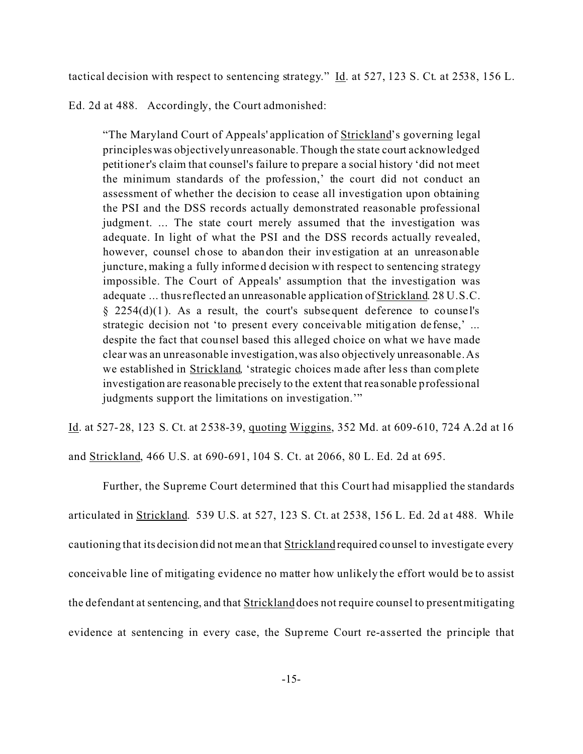tactical decision with respect to sentencing strategy." Id. at 527, 123 S. Ct. at 2538, 156 L. Ed. 2d at 488. Accordingly, the Court admonished:

> "The Maryland Court of Appeals' application of Strickland's governing legal principles was objectively unreasonable. Though the state court acknowledged petitioner's claim that counsel's failure to prepare a social history 'did not meet the minimum standards of the profession,' the court did not conduct an assessment of whether the decision to cease all investigation upon obtaining the PSI and the DSS records actually demonstrated reasonable professional judgment. ... The state court merely assumed that the investigation was adequate. In light of what the PSI and the DSS records actually revealed, however, counsel chose to abandon their investigation at an unreasonable juncture, making a fully informed decision with respect to sentencing strategy impossible. The Court of Appeals' assumption that the investigation was adequate ... thus reflected an unreasonable application of Strickland. 28 U.S.C. § 2254(d)(1). As a result, the court's subsequent deference to counsel's strategic decision not 'to present every conceivable mitigation defense,' ... despite the fact that counsel based this alleged choice on what we have made clear was an unreasonable investigation, was also objectively unreasonable. As we established in Strickland, 'strategic choices made after less than complete investigation are reasonable precisely to the extent that reasonable professional judgments support the limitations on investigation.'"

Id. at 527-28, 123 S. Ct. at 2538-39, quoting Wiggins, 352 Md. at 609-610, 724 A.2d at 16 and Strickland, 466 U.S. at 690-691, 104 S. Ct. at 2066, 80 L. Ed. 2d at 695.

Further, the Supreme Court determined that this Court had misapplied the standards articulated in Strickland. 539 U.S. at 527, 123 S. Ct. at 2538, 156 L. Ed. 2d at 488. While cautioning that its decision did not mean that Strickland required counsel to investigate every conceivable line of mitigating evidence no matter how unlikely the effort would be to assist the defendant at sentencing, and that Strickland does not require counsel to present mitigating evidence at sentencing in every case, the Supreme Court re-asserted the principle that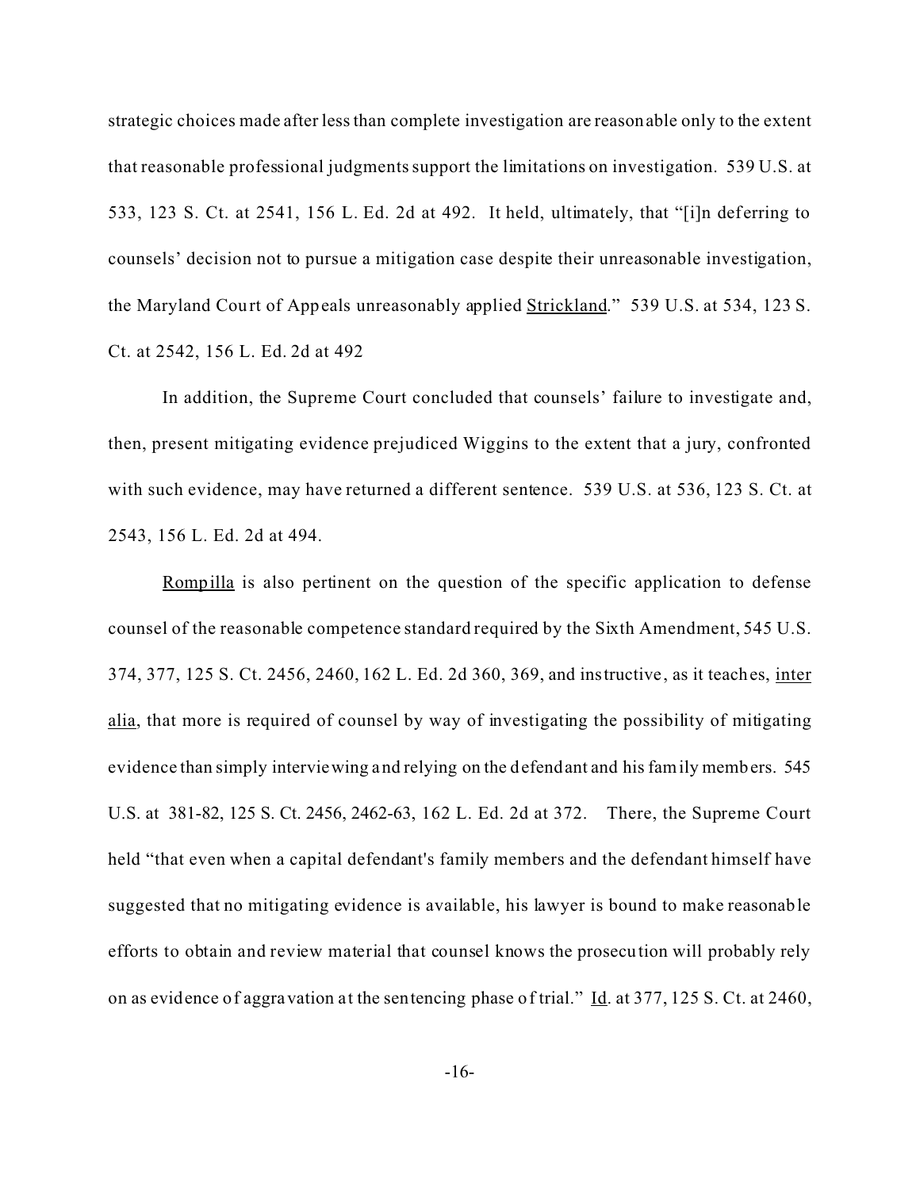strategic choices made after less than complete investigation are reasonable only to the extent that reasonable professional judgments support the limitations on investigation. 539 U.S. at 533, 123 S. Ct. at 2541, 156 L. Ed. 2d at 492. It held, ultimately, that "[i]n deferring to counsels' decision not to pursue a mitigation case despite their unreasonable investigation, the Maryland Court of Appeals unreasonably applied Strickland." 539 U.S. at 534, 123 S. Ct. at 2542, 156 L. Ed. 2d at 492

In addition, the Supreme Court concluded that counsels' failure to investigate and, then, present mitigating evidence prejudiced Wiggins to the extent that a jury, confronted with such evidence, may have returned a different sentence. 539 U.S. at 536, 123 S. Ct. at 2543, 156 L. Ed. 2d at 494.

Rompilla is also pertinent on the question of the specific application to defense counsel of the reasonable competence standard required by the Sixth Amendment, 545 U.S. 374, 377, 125 S. Ct. 2456, 2460, 162 L. Ed. 2d 360, 369, and instructive, as it teaches, inter alia, that more is required of counsel by way of investigating the possibility of mitigating evidence than simply interviewing and relying on the defendant and his family members. 545 U.S. at 381-82, 125 S. Ct. 2456, 2462-63, 162 L. Ed. 2d at 372. There, the Supreme Court held "that even when a capital defendant's family members and the defendant himself have suggested that no mitigating evidence is available, his lawyer is bound to make reasonable efforts to obtain and review material that counsel knows the prosecution will probably rely on as evidence of aggravation at the sentencing phase of trial." Id. at 377, 125 S. Ct. at 2460,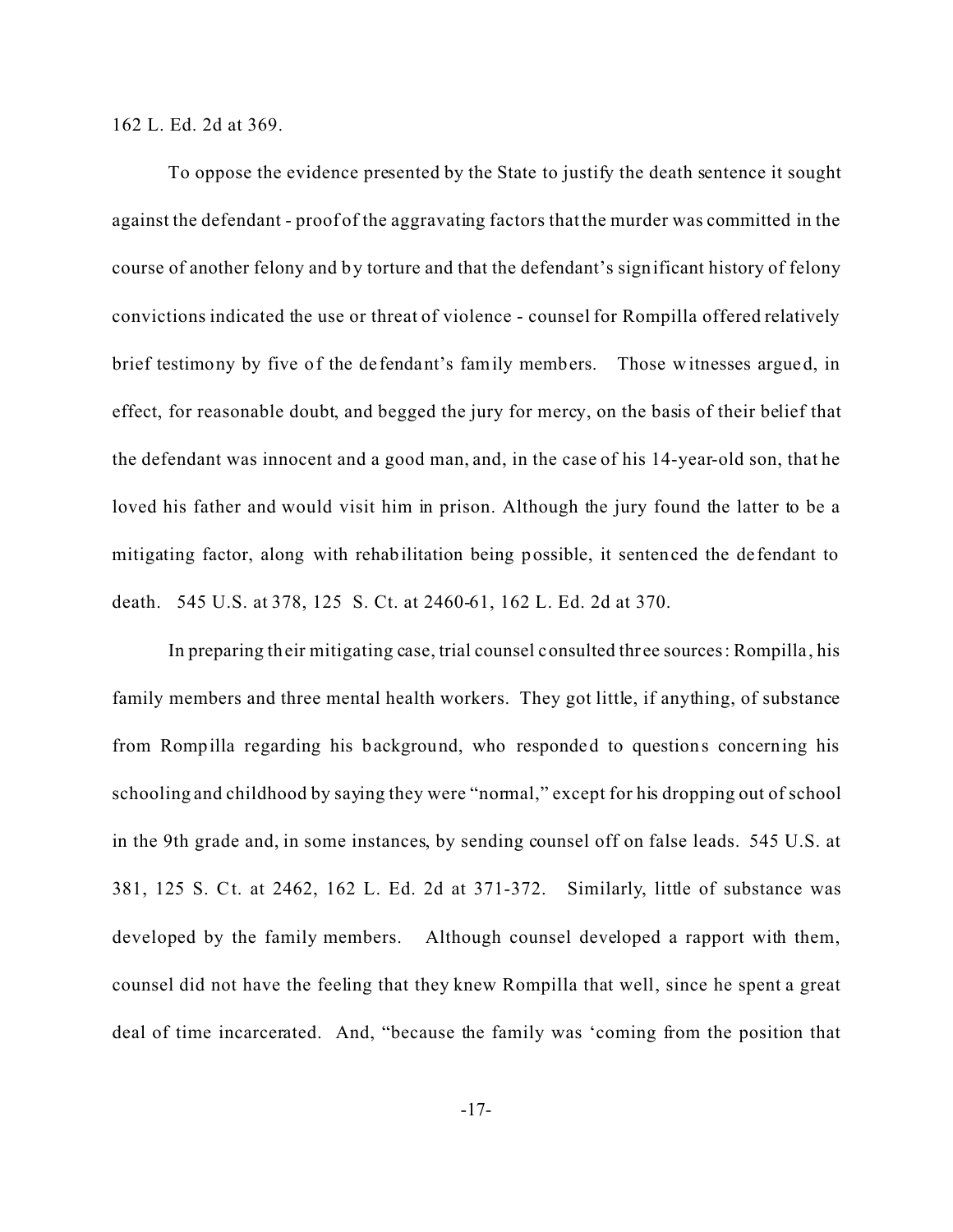162 L. Ed. 2d at 369.

To oppose the evidence presented by the State to justify the death sentence it sought against the defendant - proof of the aggravating factors that the murder was committed in the course of another felony and by torture and that the defendant's significant history of felony convictions indicated the use or threat of violence - counsel for Rompilla offered relatively brief testimony by five of the defendant's family members. Those witnesses argued, in effect, for reasonable doubt, and begged the jury for mercy, on the basis of their belief that the defendant was innocent and a good man, and, in the case of his 14-year-old son, that he loved his father and would visit him in prison. Although the jury found the latter to be a mitigating factor, along with rehabilitation being possible, it sentenced the defendant to death. 545 U.S. at 378, 125 S. Ct. at 2460-61, 162 L. Ed. 2d at 370.

In preparing their mitigating case, trial counsel consulted three sources: Rompilla, his family members and three mental health workers. They got little, if anything, of substance from Rompilla regarding his background, who responded to questions concerning his schooling and childhood by saying they were "normal," except for his dropping out of school in the 9th grade and, in some instances, by sending counsel off on false leads. 545 U.S. at 381, 125 S. Ct. at 2462, 162 L. Ed. 2d at 371-372. Similarly, little of substance was developed by the family members. Although counsel developed a rapport with them, counsel did not have the feeling that they knew Rompilla that well, since he spent a great deal of time incarcerated. And, "because the family was 'coming from the position that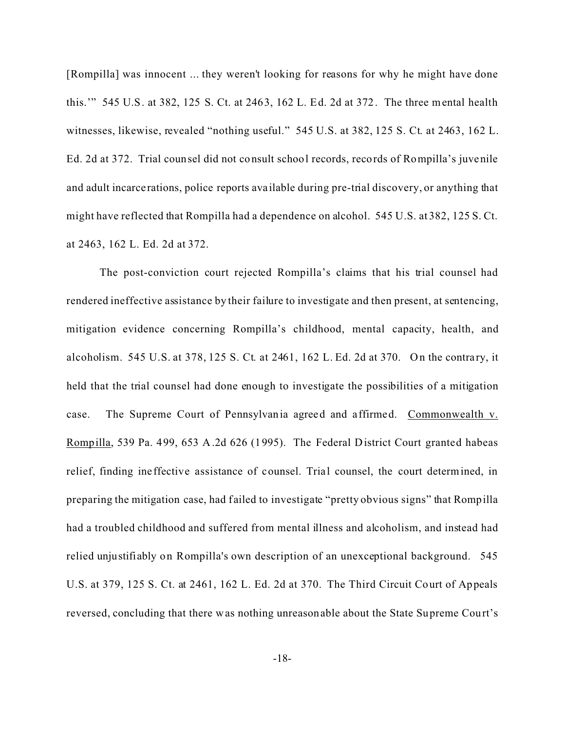[Rompilla] was innocent ... they weren't looking for reasons for why he might have done this.'" 545 U.S. at 382, 125 S. Ct. at 2463, 162 L. Ed. 2d at 372. The three mental health witnesses, likewise, revealed "nothing useful." 545 U.S. at 382, 125 S. Ct. at 2463, 162 L. Ed. 2d at 372. Trial counsel did not consult school records, records of Rompilla's juvenile and adult incarcerations, police reports available during pre-trial discovery, or anything that might have reflected that Rompilla had a dependence on alcohol. 545 U.S. at 382, 125 S. Ct. at 2463, 162 L. Ed. 2d at 372.

The post-conviction court rejected Rompilla's claims that his trial counsel had rendered ineffective assistance by their failure to investigate and then present, at sentencing, mitigation evidence concerning Rompilla's childhood, mental capacity, health, and alcoholism. 545 U.S. at 378, 125 S. Ct. at 2461, 162 L. Ed. 2d at 370. On the contrary, it held that the trial counsel had done enough to investigate the possibilities of a mitigation case. The Supreme Court of Pennsylvania agreed and affirmed. Commonwealth v. Rompilla, 539 Pa. 499, 653 A.2d 626 (1995). The Federal District Court granted habeas relief, finding ineffective assistance of counsel. Trial counsel, the court determined, in preparing the mitigation case, had failed to investigate "pretty obvious signs" that Rompilla had a troubled childhood and suffered from mental illness and alcoholism, and instead had relied unjustifiably on Rompilla's own description of an unexceptional background. 545 U.S. at 379, 125 S. Ct. at 2461, 162 L. Ed. 2d at 370. The Third Circuit Court of Appeals reversed, concluding that there was nothing unreasonable about the State Supreme Court's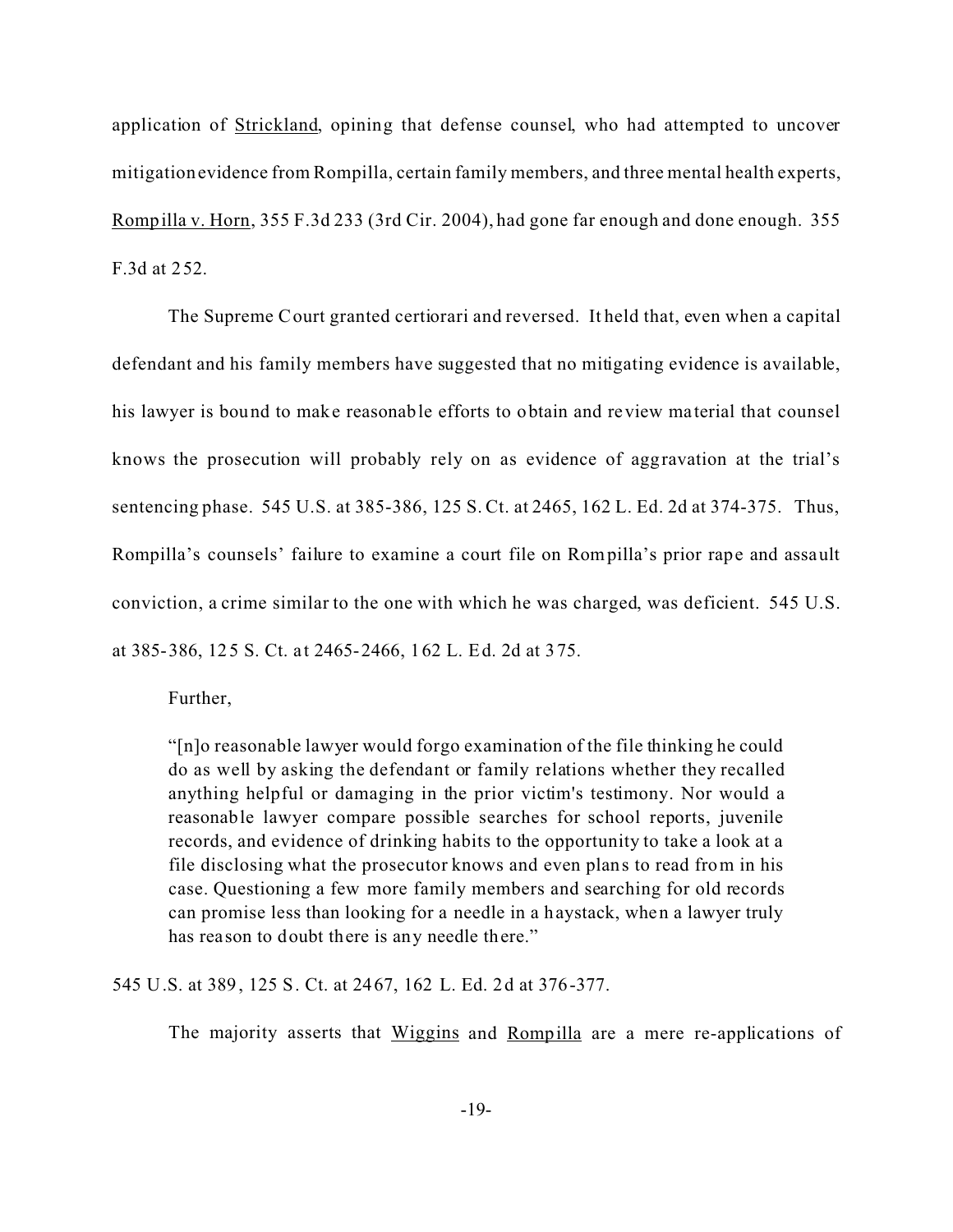application of Strickland, opining that defense counsel, who had attempted to uncover mitigation evidence from Rompilla, certain family members, and three mental health experts, Rompilla v. Horn, 355 F.3d 233 (3rd Cir. 2004), had gone far enough and done enough. 355 F.3d at 252.

The Supreme Court granted certiorari and reversed. It held that, even when a capital defendant and his family members have suggested that no mitigating evidence is available, his lawyer is bound to make reasonable efforts to obtain and review material that counsel knows the prosecution will probably rely on as evidence of aggravation at the trial's sentencing phase. 545 U.S. at 385-386, 125 S. Ct. at 2465, 162 L. Ed. 2d at 374-375. Thus, Rompilla's counsels' failure to examine a court file on Rompilla's prior rape and assault conviction, a crime similar to the one with which he was charged, was deficient. 545 U.S. at 385-386, 125 S. Ct. at 2465-2466, 162 L. Ed. 2d at 375.

Further,

> "[n]o reasonable lawyer would forgo examination of the file thinking he could do as well by asking the defendant or family relations whether they recalled anything helpful or damaging in the prior victim's testimony. Nor would a reasonable lawyer compare possible searches for school reports, juvenile records, and evidence of drinking habits to the opportunity to take a look at a file disclosing what the prosecutor knows and even plans to read from in his case. Questioning a few more family members and searching for old records can promise less than looking for a needle in a haystack, when a lawyer truly has reason to doubt there is any needle there."

545 U.S. at 389, 125 S. Ct. at 2467, 162 L. Ed. 2d at 376-377.

The majority asserts that Wiggins and Rompilla are a mere re-applications of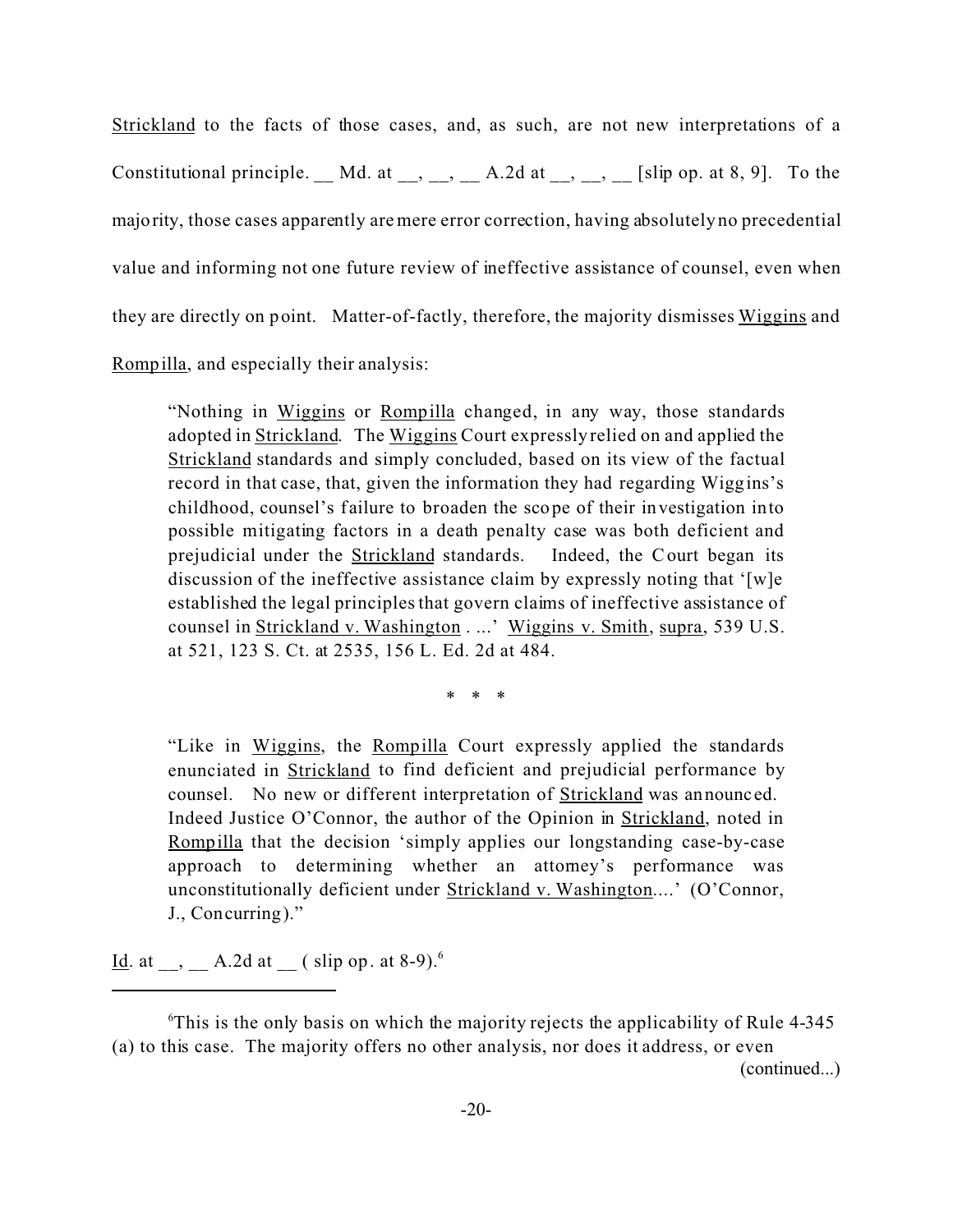Strickland to the facts of those cases, and, as such, are not new interpretations of a Constitutional principle. __ Md. at __, __, __ A.2d at __, __, __ [slip op. at 8, 9]. To the majority, those cases apparently are mere error correction, having absolutely no precedential value and informing not one future review of ineffective assistance of counsel, even when they are directly on point. Matter-of-factly, therefore, the majority dismisses Wiggins and Rompilla, and especially their analysis:

> "Nothing in Wiggins or Rompilla changed, in any way, those standards adopted in Strickland. The Wiggins Court expressly relied on and applied the Strickland standards and simply concluded, based on its view of the factual record in that case, that, given the information they had regarding Wiggins's childhood, counsel's failure to broaden the scope of their investigation into possible mitigating factors in a death penalty case was both deficient and prejudicial under the Strickland standards. Indeed, the Court began its discussion of the ineffective assistance claim by expressly noting that '[w]e established the legal principles that govern claims of ineffective assistance of counsel in Strickland v. Washington . ...' Wiggins v. Smith, supra, 539 U.S. at 521, 123 S. Ct. at 2535, 156 L. Ed. 2d at 484.
>
> \* \* \*
>
> "Like in Wiggins, the Rompilla Court expressly applied the standards enunciated in Strickland to find deficient and prejudicial performance by counsel. No new or different interpretation of Strickland was announced. Indeed Justice O'Connor, the author of the Opinion in Strickland, noted in Rompilla that the decision 'simply applies our longstanding case-by-case approach to determining whether an attorney's performance was unconstitutionally deficient under Strickland v. Washington....' (O'Connor, J., Concurring)."

Id. at __, __ A.2d at __ ( slip op. at 8-9).[6]

---

[6]This is the only basis on which the majority rejects the applicability of Rule 4-345 (a) to this case. The majority offers no other analysis, nor does it address, or even (continued...)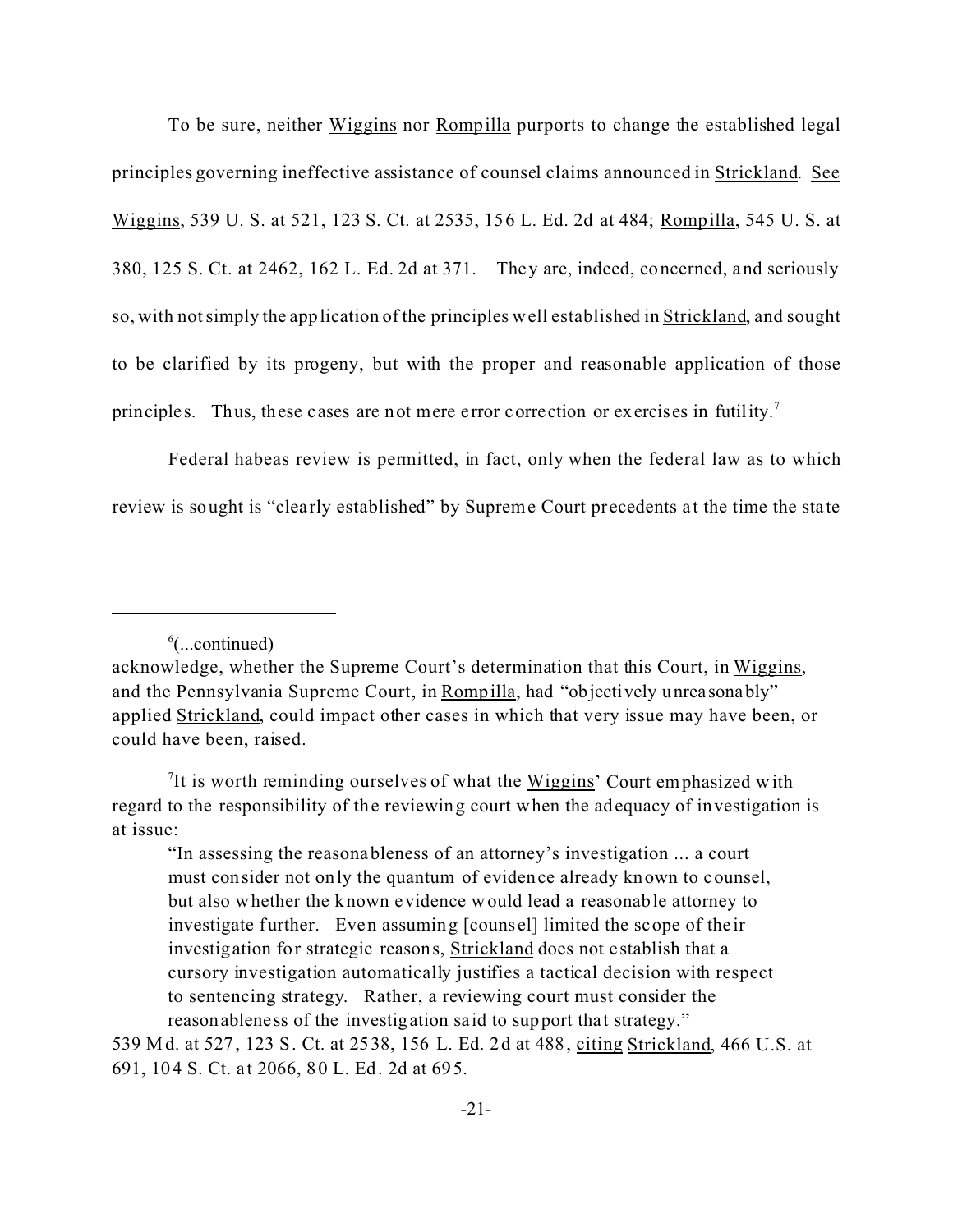To be sure, neither Wiggins nor Rompilla purports to change the established legal principles governing ineffective assistance of counsel claims announced in Strickland. See Wiggins, 539 U. S. at 521, 123 S. Ct. at 2535, 156 L. Ed. 2d at 484; Rompilla, 545 U. S. at 380, 125 S. Ct. at 2462, 162 L. Ed. 2d at 371. They are, indeed, concerned, and seriously so, with not simply the application of the principles well established in Strickland, and sought to be clarified by its progeny, but with the proper and reasonable application of those principles. Thus, these cases are not mere error correction or exercises in futility.[7]

Federal habeas review is permitted, in fact, only when the federal law as to which review is sought is "clearly established" by Supreme Court precedents at the time the state

---

[6](...continued)
acknowledge, whether the Supreme Court's determination that this Court, in Wiggins, and the Pennsylvania Supreme Court, in Rompilla, had "objectively unreasonably" applied Strickland, could impact other cases in which that very issue may have been, or could have been, raised.

[7]It is worth reminding ourselves of what the Wiggins' Court emphasized with regard to the responsibility of the reviewing court when the adequacy of investigation is at issue:

> "In assessing the reasonableness of an attorney's investigation ... a court must consider not only the quantum of evidence already known to counsel, but also whether the known evidence would lead a reasonable attorney to investigate further. Even assuming [counsel] limited the scope of their investigation for strategic reasons, Strickland does not establish that a cursory investigation automatically justifies a tactical decision with respect to sentencing strategy. Rather, a reviewing court must consider the reasonableness of the investigation said to support that strategy."

539 Md. at 527, 123 S. Ct. at 2538, 156 L. Ed. 2d at 488, citing Strickland, 466 U.S. at 691, 104 S. Ct. at 2066, 80 L. Ed. 2d at 695.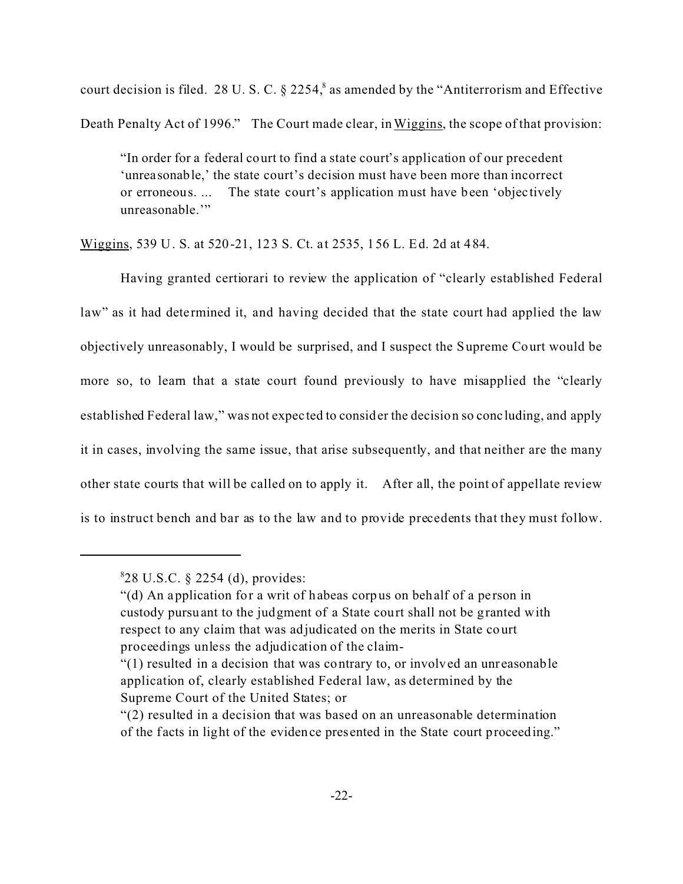court decision is filed. 28 U. S. C. § 2254,[8] as amended by the "Antiterrorism and Effective Death Penalty Act of 1996." The Court made clear, in Wiggins, the scope of that provision:

> "In order for a federal court to find a state court's application of our precedent 'unreasonable,' the state court's decision must have been more than incorrect or erroneous. ... The state court's application must have been 'objectively unreasonable.'"

Wiggins, 539 U. S. at 520-21, 123 S. Ct. at 2535, 156 L. Ed. 2d at 484.

Having granted certiorari to review the application of "clearly established Federal law" as it had determined it, and having decided that the state court had applied the law objectively unreasonably, I would be surprised, and I suspect the Supreme Court would be more so, to learn that a state court found previously to have misapplied the "clearly established Federal law," was not expected to consider the decision so concluding, and apply it in cases, involving the same issue, that arise subsequently, and that neither are the many other state courts that will be called on to apply it. After all, the point of appellate review is to instruct bench and bar as to the law and to provide precedents that they must follow.

---

[8] 28 U.S.C. § 2254 (d), provides:

"(d) An application for a writ of habeas corpus on behalf of a person in custody pursuant to the judgment of a State court shall not be granted with respect to any claim that was adjudicated on the merits in State court proceedings unless the adjudication of the claim-

"(1) resulted in a decision that was contrary to, or involved an unreasonable application of, clearly established Federal law, as determined by the Supreme Court of the United States; or

"(2) resulted in a decision that was based on an unreasonable determination of the facts in light of the evidence presented in the State court proceeding."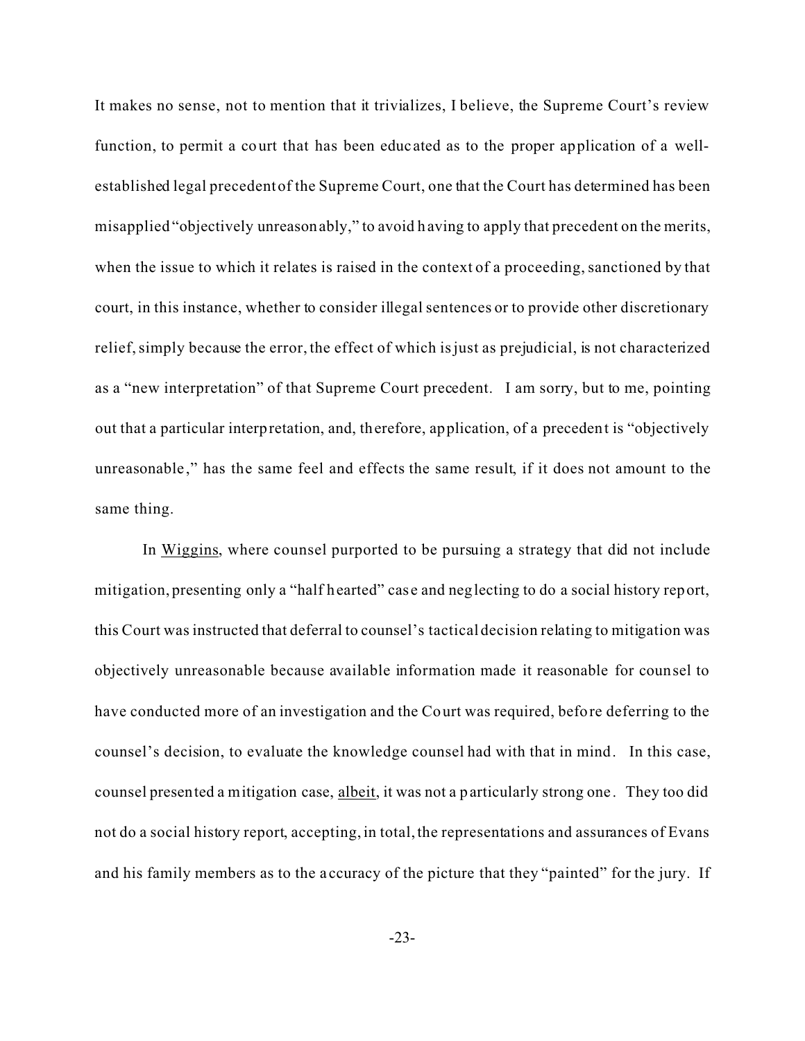It makes no sense, not to mention that it trivializes, I believe, the Supreme Court's review function, to permit a court that has been educated as to the proper application of a well-established legal precedent of the Supreme Court, one that the Court has determined has been misapplied "objectively unreasonably," to avoid having to apply that precedent on the merits, when the issue to which it relates is raised in the context of a proceeding, sanctioned by that court, in this instance, whether to consider illegal sentences or to provide other discretionary relief, simply because the error, the effect of which is just as prejudicial, is not characterized as a "new interpretation" of that Supreme Court precedent. I am sorry, but to me, pointing out that a particular interpretation, and, therefore, application, of a precedent is "objectively unreasonable," has the same feel and effects the same result, if it does not amount to the same thing.

In Wiggins, where counsel purported to be pursuing a strategy that did not include mitigation, presenting only a "half hearted" case and neglecting to do a social history report, this Court was instructed that deferral to counsel's tactical decision relating to mitigation was objectively unreasonable because available information made it reasonable for counsel to have conducted more of an investigation and the Court was required, before deferring to the counsel's decision, to evaluate the knowledge counsel had with that in mind. In this case, counsel presented a mitigation case, albeit, it was not a particularly strong one. They too did not do a social history report, accepting, in total, the representations and assurances of Evans and his family members as to the accuracy of the picture that they "painted" for the jury. If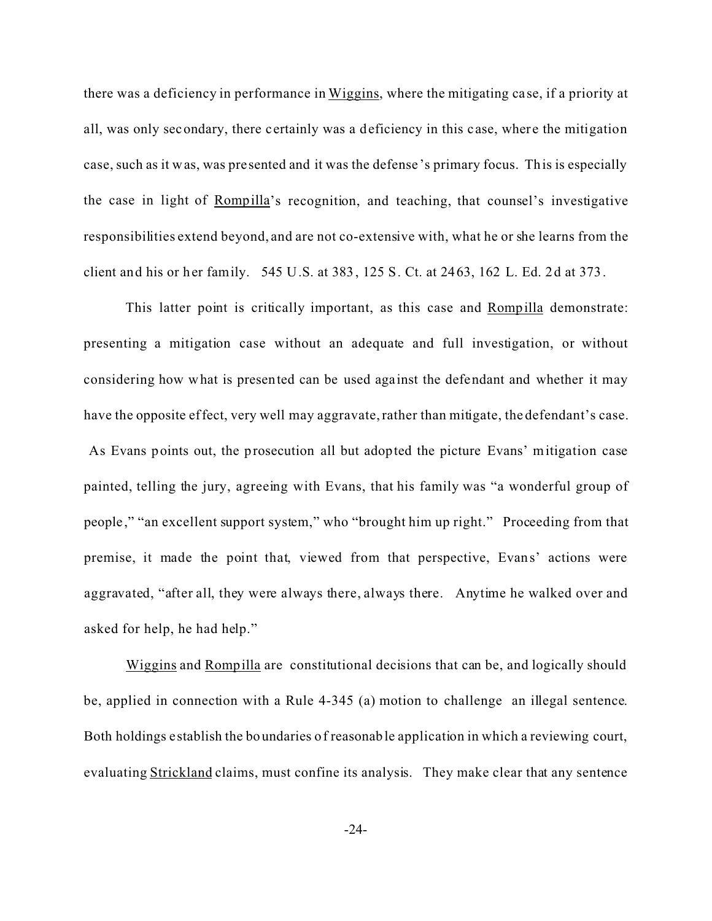there was a deficiency in performance in Wiggins, where the mitigating case, if a priority at all, was only secondary, there certainly was a deficiency in this case, where the mitigation case, such as it was, was presented and it was the defense's primary focus. This is especially the case in light of Rompilla's recognition, and teaching, that counsel's investigative responsibilities extend beyond, and are not co-extensive with, what he or she learns from the client and his or her family. 545 U.S. at 383, 125 S. Ct. at 2463, 162 L. Ed. 2d at 373.

This latter point is critically important, as this case and Rompilla demonstrate: presenting a mitigation case without an adequate and full investigation, or without considering how what is presented can be used against the defendant and whether it may have the opposite effect, very well may aggravate, rather than mitigate, the defendant's case. As Evans points out, the prosecution all but adopted the picture Evans' mitigation case painted, telling the jury, agreeing with Evans, that his family was "a wonderful group of people," "an excellent support system," who "brought him up right." Proceeding from that premise, it made the point that, viewed from that perspective, Evans' actions were aggravated, "after all, they were always there, always there. Anytime he walked over and asked for help, he had help."

Wiggins and Rompilla are constitutional decisions that can be, and logically should be, applied in connection with a Rule 4-345 (a) motion to challenge an illegal sentence. Both holdings establish the boundaries of reasonable application in which a reviewing court, evaluating Strickland claims, must confine its analysis. They make clear that any sentence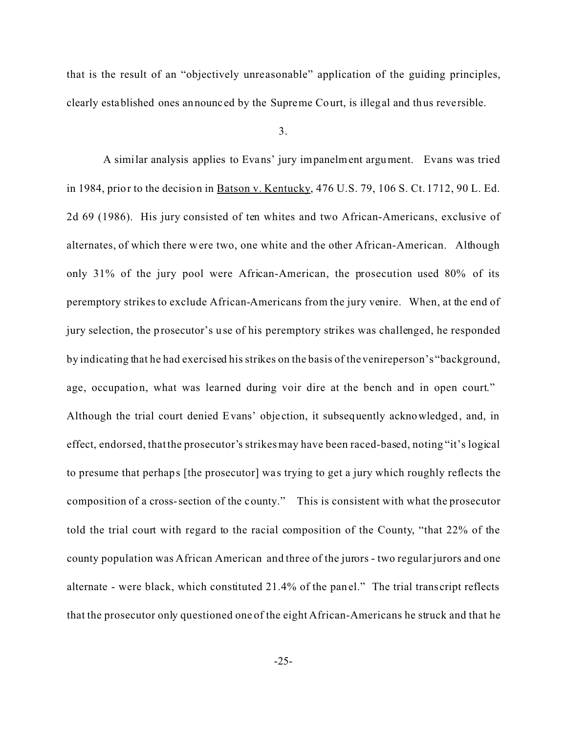that is the result of an "objectively unreasonable" application of the guiding principles, clearly established ones announced by the Supreme Court, is illegal and thus reversible.

3.

A similar analysis applies to Evans' jury impanelment argument. Evans was tried in 1984, prior to the decision in Batson v. Kentucky, 476 U.S. 79, 106 S. Ct. 1712, 90 L. Ed. 2d 69 (1986). His jury consisted of ten whites and two African-Americans, exclusive of alternates, of which there were two, one white and the other African-American. Although only 31% of the jury pool were African-American, the prosecution used 80% of its peremptory strikes to exclude African-Americans from the jury venire. When, at the end of jury selection, the prosecutor's use of his peremptory strikes was challenged, he responded by indicating that he had exercised his strikes on the basis of the venireperson's "background, age, occupation, what was learned during voir dire at the bench and in open court." Although the trial court denied Evans' objection, it subsequently acknowledged, and, in effect, endorsed, that the prosecutor's strikes may have been raced-based, noting "it's logical to presume that perhaps [the prosecutor] was trying to get a jury which roughly reflects the composition of a cross-section of the county." This is consistent with what the prosecutor told the trial court with regard to the racial composition of the County, "that 22% of the county population was African American and three of the jurors - two regular jurors and one alternate - were black, which constituted 21.4% of the panel." The trial transcript reflects that the prosecutor only questioned one of the eight African-Americans he struck and that he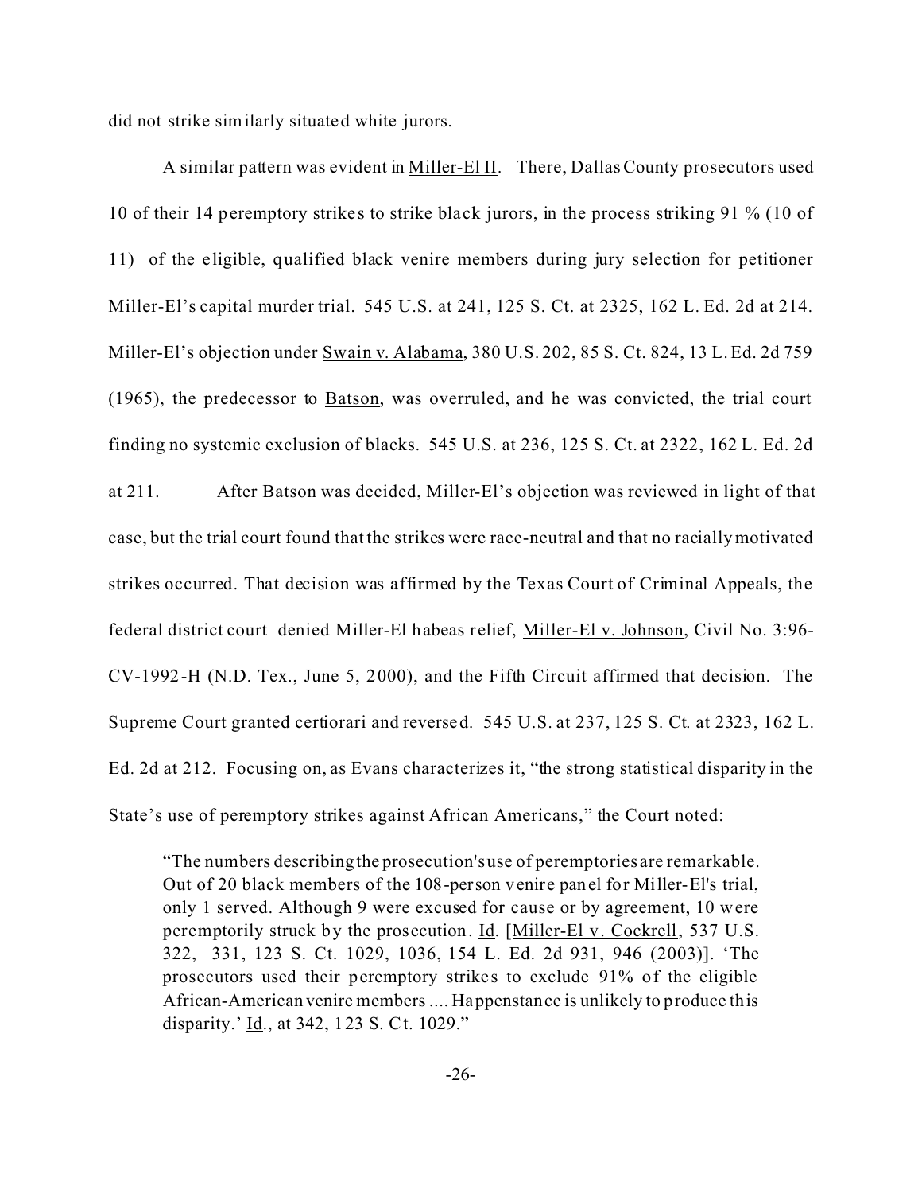did not strike similarly situated white jurors.

A similar pattern was evident in Miller-El II. There, Dallas County prosecutors used 10 of their 14 peremptory strikes to strike black jurors, in the process striking 91 % (10 of 11) of the eligible, qualified black venire members during jury selection for petitioner Miller-El's capital murder trial. 545 U.S. at 241, 125 S. Ct. at 2325, 162 L. Ed. 2d at 214. Miller-El's objection under Swain v. Alabama, 380 U.S. 202, 85 S. Ct. 824, 13 L. Ed. 2d 759 (1965), the predecessor to Batson, was overruled, and he was convicted, the trial court finding no systemic exclusion of blacks. 545 U.S. at 236, 125 S. Ct. at 2322, 162 L. Ed. 2d at 211. After Batson was decided, Miller-El's objection was reviewed in light of that case, but the trial court found that the strikes were race-neutral and that no racially motivated strikes occurred. That decision was affirmed by the Texas Court of Criminal Appeals, the federal district court denied Miller-El habeas relief, Miller-El v. Johnson, Civil No. 3:96-CV-1992-H (N.D. Tex., June 5, 2000), and the Fifth Circuit affirmed that decision. The Supreme Court granted certiorari and reversed. 545 U.S. at 237, 125 S. Ct. at 2323, 162 L. Ed. 2d at 212. Focusing on, as Evans characterizes it, "the strong statistical disparity in the State's use of peremptory strikes against African Americans," the Court noted:

> "The numbers describing the prosecution's use of peremptories are remarkable. Out of 20 black members of the 108-person venire panel for Miller-El's trial, only 1 served. Although 9 were excused for cause or by agreement, 10 were peremptorily struck by the prosecution. Id. [Miller-El v. Cockrell, 537 U.S. 322, 331, 123 S. Ct. 1029, 1036, 154 L. Ed. 2d 931, 946 (2003)]. 'The prosecutors used their peremptory strikes to exclude 91% of the eligible African-American venire members .... Happenstance is unlikely to produce this disparity.' Id., at 342, 123 S. Ct. 1029."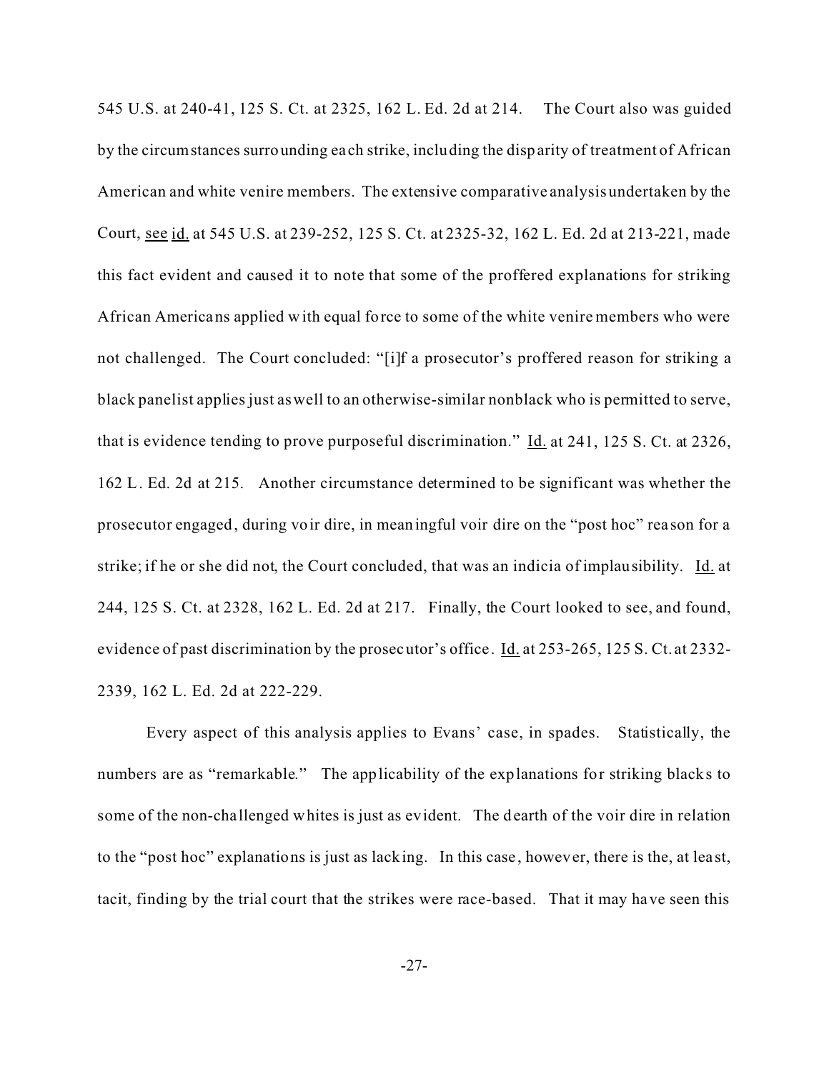545 U.S. at 240-41, 125 S. Ct. at 2325, 162 L. Ed. 2d at 214. The Court also was guided by the circumstances surrounding each strike, including the disparity of treatment of African American and white venire members. The extensive comparative analysis undertaken by the Court, see id. at 545 U.S. at 239-252, 125 S. Ct. at 2325-32, 162 L. Ed. 2d at 213-221, made this fact evident and caused it to note that some of the proffered explanations for striking African Americans applied with equal force to some of the white venire members who were not challenged. The Court concluded: "[i]f a prosecutor's proffered reason for striking a black panelist applies just as well to an otherwise-similar nonblack who is permitted to serve, that is evidence tending to prove purposeful discrimination." Id. at 241, 125 S. Ct. at 2326, 162 L. Ed. 2d at 215. Another circumstance determined to be significant was whether the prosecutor engaged, during voir dire, in meaningful voir dire on the "post hoc" reason for a strike; if he or she did not, the Court concluded, that was an indicia of implausibility. Id. at 244, 125 S. Ct. at 2328, 162 L. Ed. 2d at 217. Finally, the Court looked to see, and found, evidence of past discrimination by the prosecutor's office. Id. at 253-265, 125 S. Ct. at 2332-2339, 162 L. Ed. 2d at 222-229.

Every aspect of this analysis applies to Evans' case, in spades. Statistically, the numbers are as "remarkable." The applicability of the explanations for striking blacks to some of the non-challenged whites is just as evident. The dearth of the voir dire in relation to the "post hoc" explanations is just as lacking. In this case, however, there is the, at least, tacit, finding by the trial court that the strikes were race-based. That it may have seen this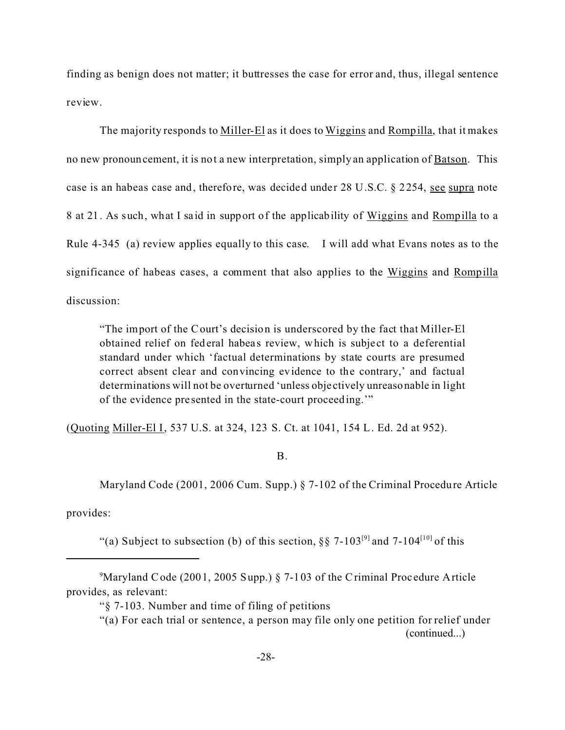finding as benign does not matter; it buttresses the case for error and, thus, illegal sentence review.

The majority responds to Miller-El as it does to Wiggins and Rompilla, that it makes no new pronouncement, it is not a new interpretation, simply an application of Batson. This case is an habeas case and, therefore, was decided under 28 U.S.C. § 2254, see supra note 8 at 21. As such, what I said in support of the applicability of Wiggins and Rompilla to a Rule 4-345 (a) review applies equally to this case. I will add what Evans notes as to the significance of habeas cases, a comment that also applies to the Wiggins and Rompilla discussion:

> "The import of the Court's decision is underscored by the fact that Miller-El obtained relief on federal habeas review, which is subject to a deferential standard under which 'factual determinations by state courts are presumed correct absent clear and convincing evidence to the contrary,' and factual determinations will not be overturned 'unless objectively unreasonable in light of the evidence presented in the state-court proceeding.'"

(Quoting Miller-El I, 537 U.S. at 324, 123 S. Ct. at 1041, 154 L. Ed. 2d at 952).

B.

Maryland Code (2001, 2006 Cum. Supp.) § 7-102 of the Criminal Procedure Article provides:

"(a) Subject to subsection (b) of this section, §§ 7-103[9] and 7-104[10] of this

---

[9]Maryland Code (2001, 2005 Supp.) § 7-103 of the Criminal Procedure Article provides, as relevant:

"§ 7-103. Number and time of filing of petitions

"(a) For each trial or sentence, a person may file only one petition for relief under (continued...)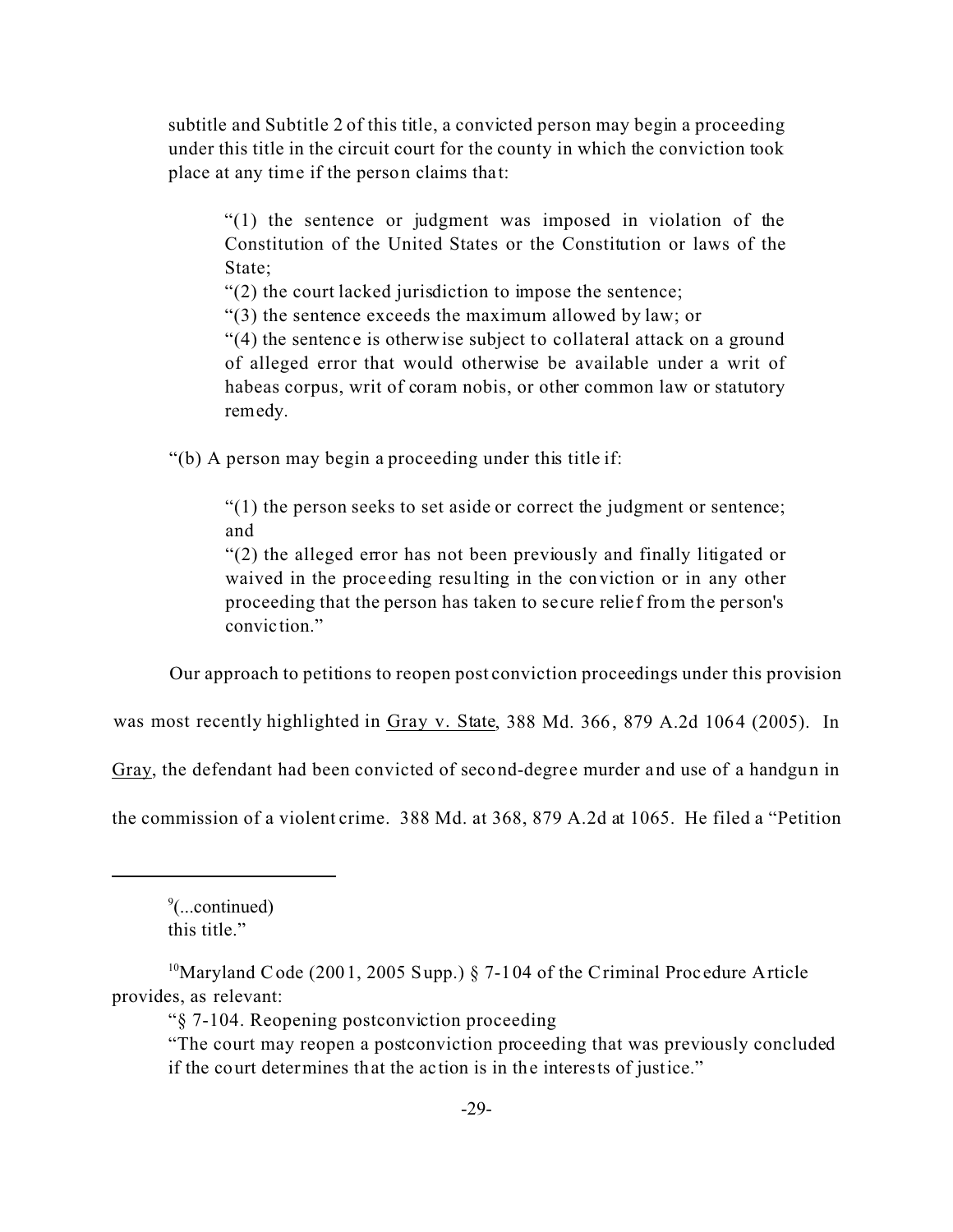subtitle and Subtitle 2 of this title, a convicted person may begin a proceeding under this title in the circuit court for the county in which the conviction took place at any time if the person claims that:

> "(1) the sentence or judgment was imposed in violation of the Constitution of the United States or the Constitution or laws of the State;
> "(2) the court lacked jurisdiction to impose the sentence;
> "(3) the sentence exceeds the maximum allowed by law; or
> "(4) the sentence is otherwise subject to collateral attack on a ground of alleged error that would otherwise be available under a writ of habeas corpus, writ of coram nobis, or other common law or statutory remedy.

"(b) A person may begin a proceeding under this title if:

> "(1) the person seeks to set aside or correct the judgment or sentence; and
> "(2) the alleged error has not been previously and finally litigated or waived in the proceeding resulting in the conviction or in any other proceeding that the person has taken to secure relief from the person's conviction."

Our approach to petitions to reopen post conviction proceedings under this provision was most recently highlighted in Gray v. State, 388 Md. 366, 879 A.2d 1064 (2005). In Gray, the defendant had been convicted of second-degree murder and use of a handgun in the commission of a violent crime. 388 Md. at 368, 879 A.2d at 1065. He filed a "Petition

---

[9](...continued)
this title."

[10]Maryland Code (2001, 2005 Supp.) § 7-104 of the Criminal Procedure Article provides, as relevant:

"§ 7-104. Reopening postconviction proceeding

"The court may reopen a postconviction proceeding that was previously concluded if the court determines that the action is in the interests of justice."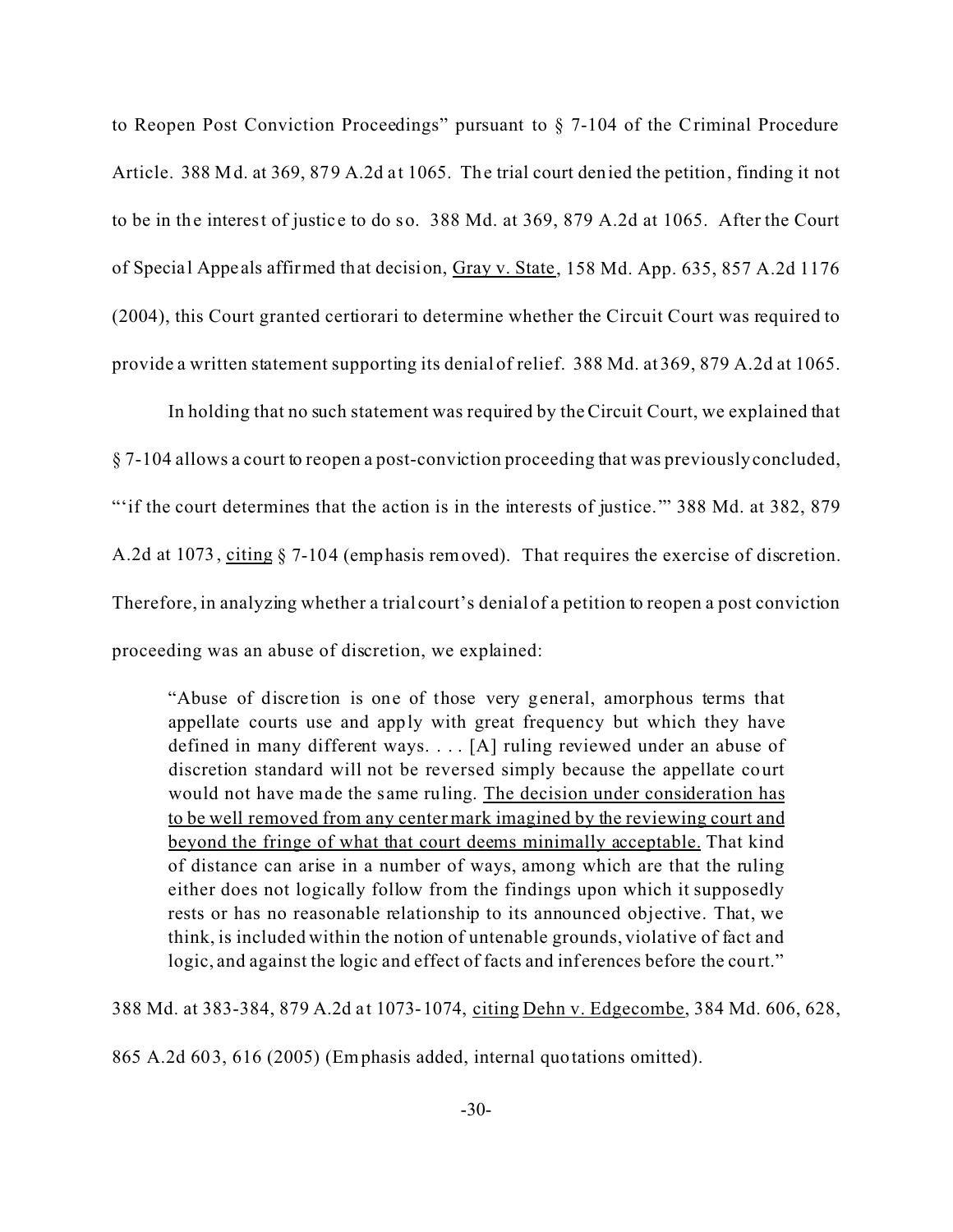to Reopen Post Conviction Proceedings" pursuant to § 7-104 of the Criminal Procedure Article. 388 Md. at 369, 879 A.2d at 1065. The trial court denied the petition, finding it not to be in the interest of justice to do so. 388 Md. at 369, 879 A.2d at 1065. After the Court of Special Appeals affirmed that decision, Gray v. State, 158 Md. App. 635, 857 A.2d 1176 (2004), this Court granted certiorari to determine whether the Circuit Court was required to provide a written statement supporting its denial of relief. 388 Md. at 369, 879 A.2d at 1065.

In holding that no such statement was required by the Circuit Court, we explained that § 7-104 allows a court to reopen a post-conviction proceeding that was previously concluded, "'if the court determines that the action is in the interests of justice.'" 388 Md. at 382, 879 A.2d at 1073, citing § 7-104 (emphasis removed). That requires the exercise of discretion. Therefore, in analyzing whether a trial court's denial of a petition to reopen a post conviction proceeding was an abuse of discretion, we explained:

> "Abuse of discretion is one of those very general, amorphous terms that appellate courts use and apply with great frequency but which they have defined in many different ways. . . . [A] ruling reviewed under an abuse of discretion standard will not be reversed simply because the appellate court would not have made the same ruling. The decision under consideration has to be well removed from any center mark imagined by the reviewing court and beyond the fringe of what that court deems minimally acceptable. That kind of distance can arise in a number of ways, among which are that the ruling either does not logically follow from the findings upon which it supposedly rests or has no reasonable relationship to its announced objective. That, we think, is included within the notion of untenable grounds, violative of fact and logic, and against the logic and effect of facts and inferences before the court."

388 Md. at 383-384, 879 A.2d at 1073-1074, citing Dehn v. Edgecombe, 384 Md. 606, 628, 865 A.2d 603, 616 (2005) (Emphasis added, internal quotations omitted).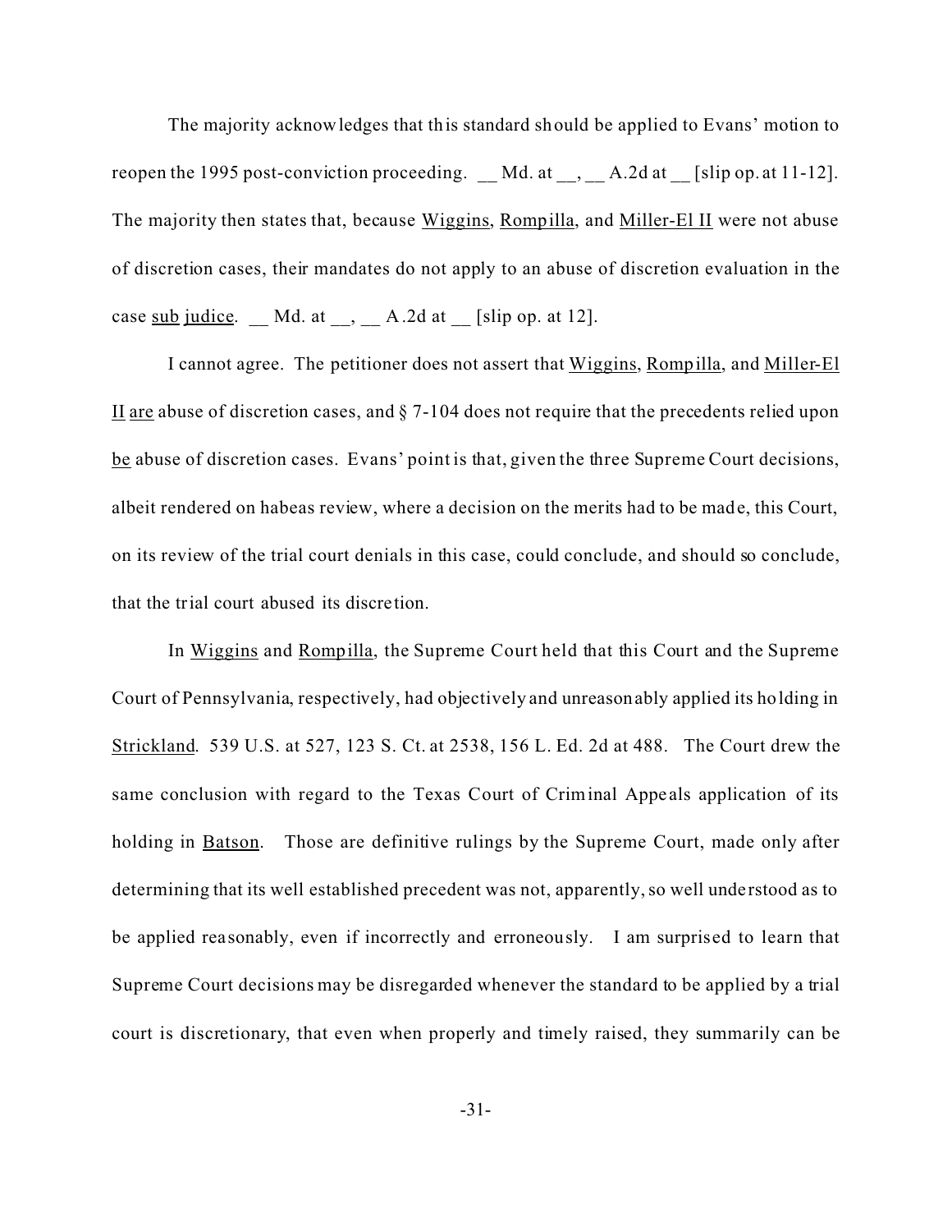The majority acknowledges that this standard should be applied to Evans' motion to reopen the 1995 post-conviction proceeding. __ Md. at __, __ A.2d at __ [slip op. at 11-12]. The majority then states that, because Wiggins, Rompilla, and Miller-El II were not abuse of discretion cases, their mandates do not apply to an abuse of discretion evaluation in the case sub judice. __ Md. at __, __ A.2d at __ [slip op. at 12].

I cannot agree. The petitioner does not assert that Wiggins, Rompilla, and Miller-El II are abuse of discretion cases, and § 7-104 does not require that the precedents relied upon be abuse of discretion cases. Evans' point is that, given the three Supreme Court decisions, albeit rendered on habeas review, where a decision on the merits had to be made, this Court, on its review of the trial court denials in this case, could conclude, and should so conclude, that the trial court abused its discretion.

In Wiggins and Rompilla, the Supreme Court held that this Court and the Supreme Court of Pennsylvania, respectively, had objectively and unreasonably applied its holding in Strickland. 539 U.S. at 527, 123 S. Ct. at 2538, 156 L. Ed. 2d at 488. The Court drew the same conclusion with regard to the Texas Court of Criminal Appeals application of its holding in Batson. Those are definitive rulings by the Supreme Court, made only after determining that its well established precedent was not, apparently, so well understood as to be applied reasonably, even if incorrectly and erroneously. I am surprised to learn that Supreme Court decisions may be disregarded whenever the standard to be applied by a trial court is discretionary, that even when properly and timely raised, they summarily can be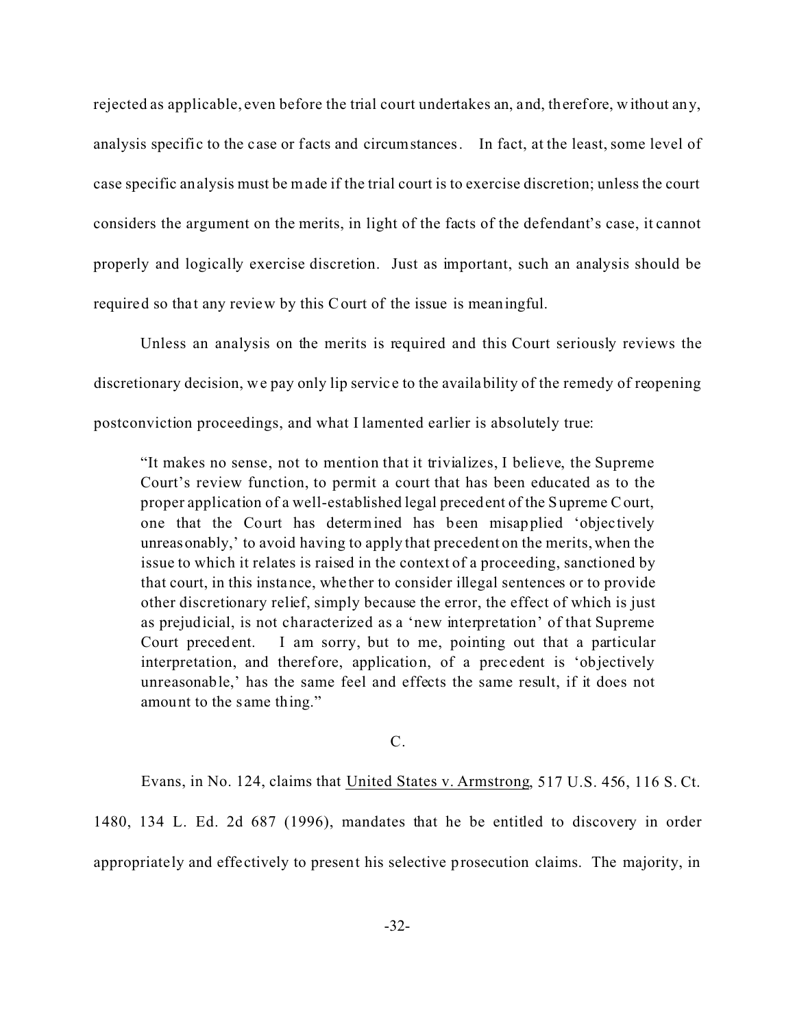rejected as applicable, even before the trial court undertakes an, and, therefore, without any, analysis specific to the case or facts and circumstances. In fact, at the least, some level of case specific analysis must be made if the trial court is to exercise discretion; unless the court considers the argument on the merits, in light of the facts of the defendant's case, it cannot properly and logically exercise discretion. Just as important, such an analysis should be required so that any review by this Court of the issue is meaningful.

Unless an analysis on the merits is required and this Court seriously reviews the discretionary decision, we pay only lip service to the availability of the remedy of reopening postconviction proceedings, and what I lamented earlier is absolutely true:

> "It makes no sense, not to mention that it trivializes, I believe, the Supreme Court's review function, to permit a court that has been educated as to the proper application of a well-established legal precedent of the Supreme Court, one that the Court has determined has been misapplied 'objectively unreasonably,' to avoid having to apply that precedent on the merits, when the issue to which it relates is raised in the context of a proceeding, sanctioned by that court, in this instance, whether to consider illegal sentences or to provide other discretionary relief, simply because the error, the effect of which is just as prejudicial, is not characterized as a 'new interpretation' of that Supreme Court precedent. I am sorry, but to me, pointing out that a particular interpretation, and therefore, application, of a precedent is 'objectively unreasonable,' has the same feel and effects the same result, if it does not amount to the same thing."

C.

Evans, in No. 124, claims that United States v. Armstrong, 517 U.S. 456, 116 S. Ct. 1480, 134 L. Ed. 2d 687 (1996), mandates that he be entitled to discovery in order appropriately and effectively to present his selective prosecution claims. The majority, in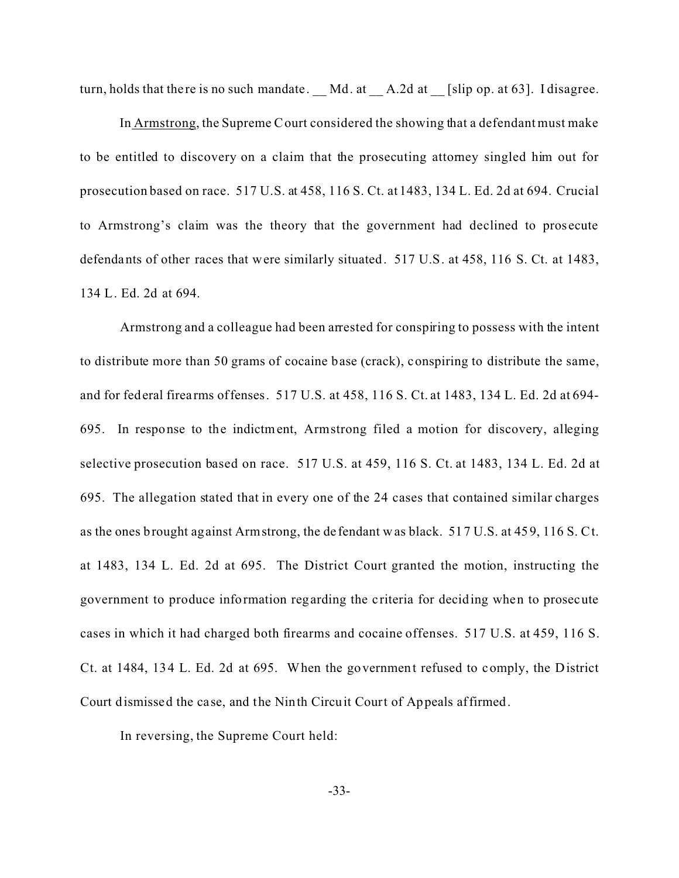turn, holds that there is no such mandate. __ Md. at __ A.2d at __ [slip op. at 63]. I disagree.

In Armstrong, the Supreme Court considered the showing that a defendant must make to be entitled to discovery on a claim that the prosecuting attorney singled him out for prosecution based on race. 517 U.S. at 458, 116 S. Ct. at 1483, 134 L. Ed. 2d at 694. Crucial to Armstrong's claim was the theory that the government had declined to prosecute defendants of other races that were similarly situated. 517 U.S. at 458, 116 S. Ct. at 1483, 134 L. Ed. 2d at 694.

Armstrong and a colleague had been arrested for conspiring to possess with the intent to distribute more than 50 grams of cocaine base (crack), conspiring to distribute the same, and for federal firearms offenses. 517 U.S. at 458, 116 S. Ct. at 1483, 134 L. Ed. 2d at 694-695. In response to the indictment, Armstrong filed a motion for discovery, alleging selective prosecution based on race. 517 U.S. at 459, 116 S. Ct. at 1483, 134 L. Ed. 2d at 695. The allegation stated that in every one of the 24 cases that contained similar charges as the ones brought against Armstrong, the defendant was black. 517 U.S. at 459, 116 S. Ct. at 1483, 134 L. Ed. 2d at 695. The District Court granted the motion, instructing the government to produce information regarding the criteria for deciding when to prosecute cases in which it had charged both firearms and cocaine offenses. 517 U.S. at 459, 116 S. Ct. at 1484, 134 L. Ed. 2d at 695. When the government refused to comply, the District Court dismissed the case, and the Ninth Circuit Court of Appeals affirmed.

In reversing, the Supreme Court held: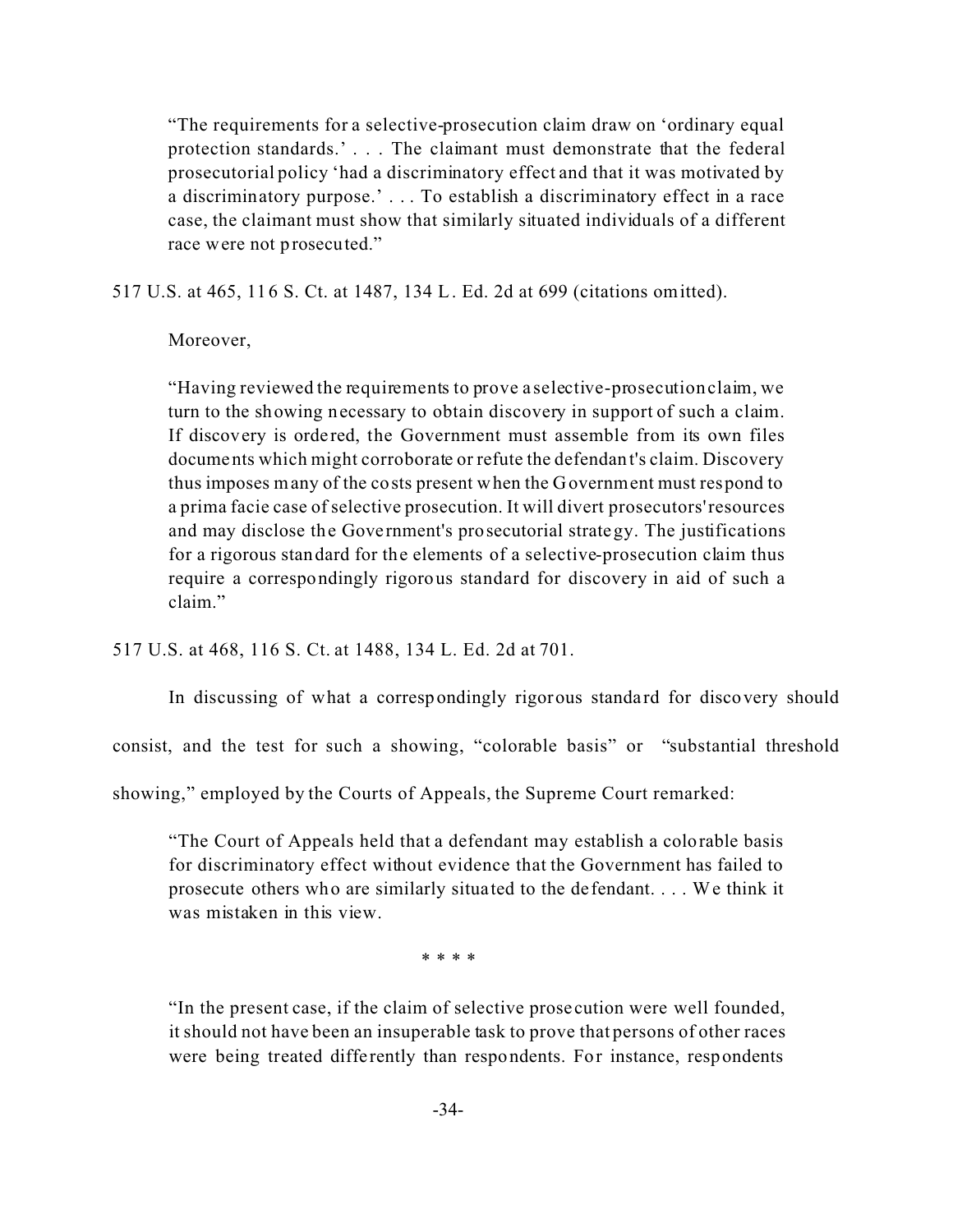> "The requirements for a selective-prosecution claim draw on 'ordinary equal protection standards.' . . . The claimant must demonstrate that the federal prosecutorial policy 'had a discriminatory effect and that it was motivated by a discriminatory purpose.' . . . To establish a discriminatory effect in a race case, the claimant must show that similarly situated individuals of a different race were not prosecuted."

517 U.S. at 465, 116 S. Ct. at 1487, 134 L. Ed. 2d at 699 (citations omitted).

Moreover,

> "Having reviewed the requirements to prove a selective-prosecution claim, we turn to the showing necessary to obtain discovery in support of such a claim. If discovery is ordered, the Government must assemble from its own files documents which might corroborate or refute the defendant's claim. Discovery thus imposes many of the costs present when the Government must respond to a prima facie case of selective prosecution. It will divert prosecutors' resources and may disclose the Government's prosecutorial strategy. The justifications for a rigorous standard for the elements of a selective-prosecution claim thus require a correspondingly rigorous standard for discovery in aid of such a claim."

517 U.S. at 468, 116 S. Ct. at 1488, 134 L. Ed. 2d at 701.

In discussing of what a correspondingly rigorous standard for discovery should consist, and the test for such a showing, "colorable basis" or "substantial threshold showing," employed by the Courts of Appeals, the Supreme Court remarked:

> "The Court of Appeals held that a defendant may establish a colorable basis for discriminatory effect without evidence that the Government has failed to prosecute others who are similarly situated to the defendant. . . . We think it was mistaken in this view.
>
> \* \* \* \*
>
> "In the present case, if the claim of selective prosecution were well founded, it should not have been an insuperable task to prove that persons of other races were being treated differently than respondents. For instance, respondents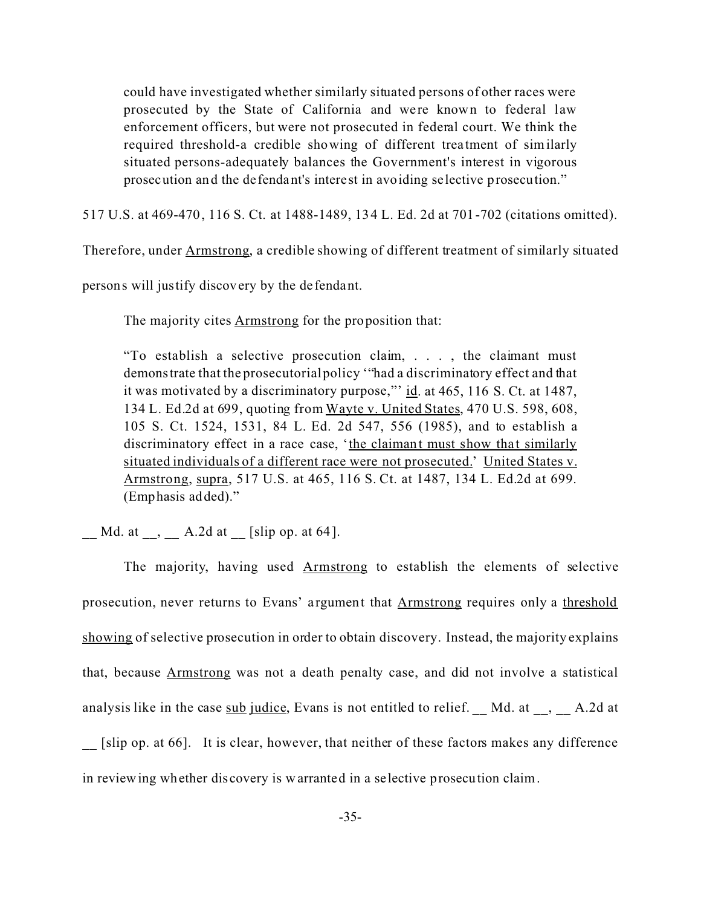> could have investigated whether similarly situated persons of other races were prosecuted by the State of California and were known to federal law enforcement officers, but were not prosecuted in federal court. We think the required threshold-a credible showing of different treatment of similarly situated persons-adequately balances the Government's interest in vigorous prosecution and the defendant's interest in avoiding selective prosecution."

517 U.S. at 469-470, 116 S. Ct. at 1488-1489, 134 L. Ed. 2d at 701-702 (citations omitted). Therefore, under Armstrong, a credible showing of different treatment of similarly situated persons will justify discovery by the defendant.

The majority cites Armstrong for the proposition that:

> "To establish a selective prosecution claim, . . . , the claimant must demonstrate that the prosecutorial policy '"had a discriminatory effect and that it was motivated by a discriminatory purpose,"' id. at 465, 116 S. Ct. at 1487, 134 L. Ed.2d at 699, quoting from Wayte v. United States, 470 U.S. 598, 608, 105 S. Ct. 1524, 1531, 84 L. Ed. 2d 547, 556 (1985), and to establish a discriminatory effect in a race case, '<u>the claimant must show that similarly situated individuals of a different race were not prosecuted.</u>' United States v. Armstrong, supra, 517 U.S. at 465, 116 S. Ct. at 1487, 134 L. Ed.2d at 699. (Emphasis added)."

__ Md. at __, __ A.2d at __ [slip op. at 64].

The majority, having used Armstrong to establish the elements of selective prosecution, never returns to Evans' argument that Armstrong requires only a <u>threshold showing</u> of selective prosecution in order to obtain discovery. Instead, the majority explains that, because Armstrong was not a death penalty case, and did not involve a statistical analysis like in the case sub judice, Evans is not entitled to relief. __ Md. at __, __ A.2d at __ [slip op. at 66]. It is clear, however, that neither of these factors makes any difference in reviewing whether discovery is warranted in a selective prosecution claim.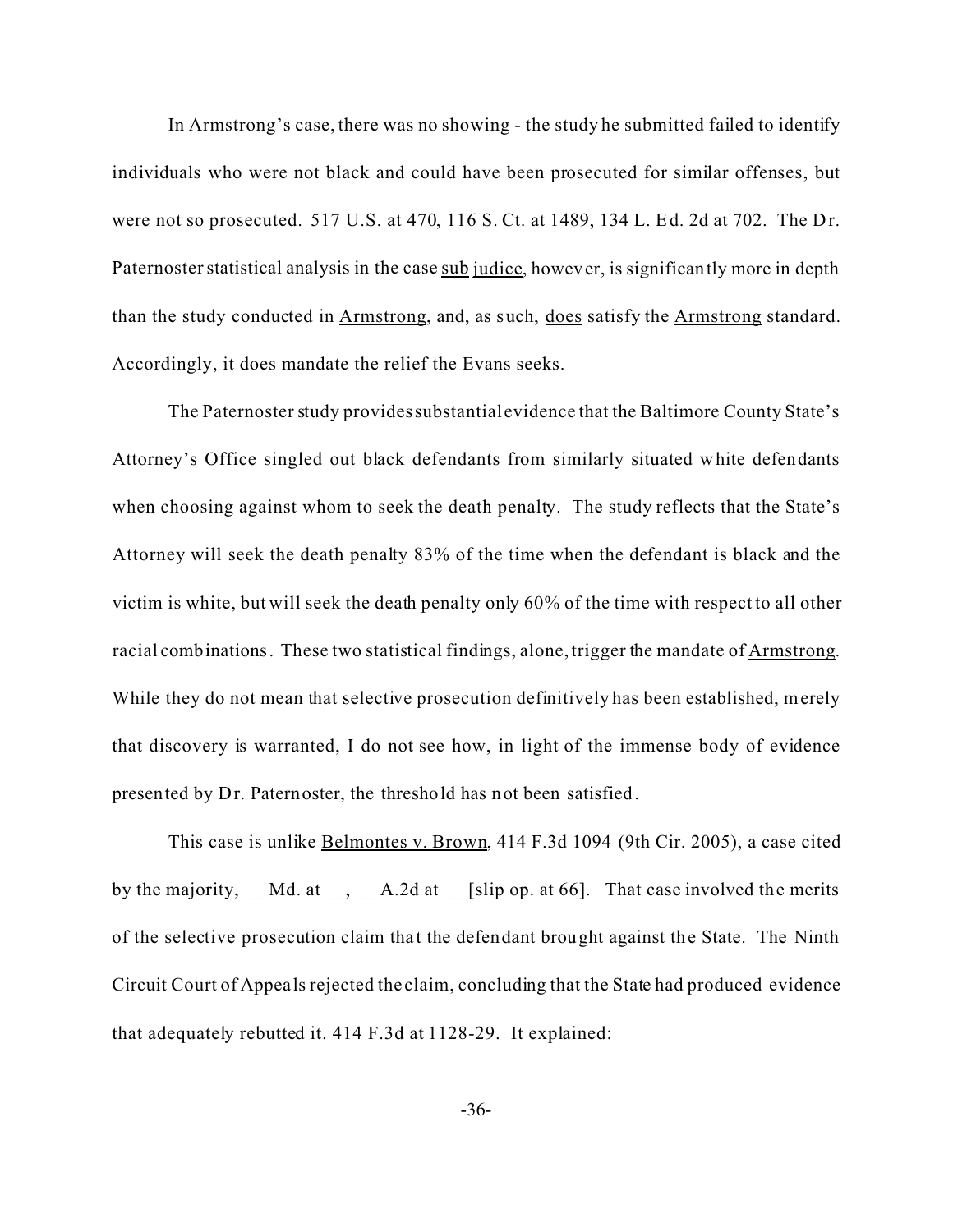In Armstrong's case, there was no showing - the study he submitted failed to identify individuals who were not black and could have been prosecuted for similar offenses, but were not so prosecuted. 517 U.S. at 470, 116 S. Ct. at 1489, 134 L. Ed. 2d at 702. The Dr. Paternoster statistical analysis in the case <u>sub judice</u>, however, is significantly more in depth than the study conducted in <u>Armstrong</u>, and, as such, <u>does</u> satisfy the <u>Armstrong</u> standard. Accordingly, it does mandate the relief the Evans seeks.

The Paternoster study provides substantial evidence that the Baltimore County State's Attorney's Office singled out black defendants from similarly situated white defendants when choosing against whom to seek the death penalty. The study reflects that the State's Attorney will seek the death penalty 83% of the time when the defendant is black and the victim is white, but will seek the death penalty only 60% of the time with respect to all other racial combinations. These two statistical findings, alone, trigger the mandate of <u>Armstrong</u>. While they do not mean that selective prosecution definitively has been established, merely that discovery is warranted, I do not see how, in light of the immense body of evidence presented by Dr. Paternoster, the threshold has not been satisfied.

This case is unlike <u>Belmontes v. Brown</u>, 414 F.3d 1094 (9th Cir. 2005), a case cited by the majority, __ Md. at __, __ A.2d at __ [slip op. at 66]. That case involved the merits of the selective prosecution claim that the defendant brought against the State. The Ninth Circuit Court of Appeals rejected the claim, concluding that the State had produced evidence that adequately rebutted it. 414 F.3d at 1128-29. It explained: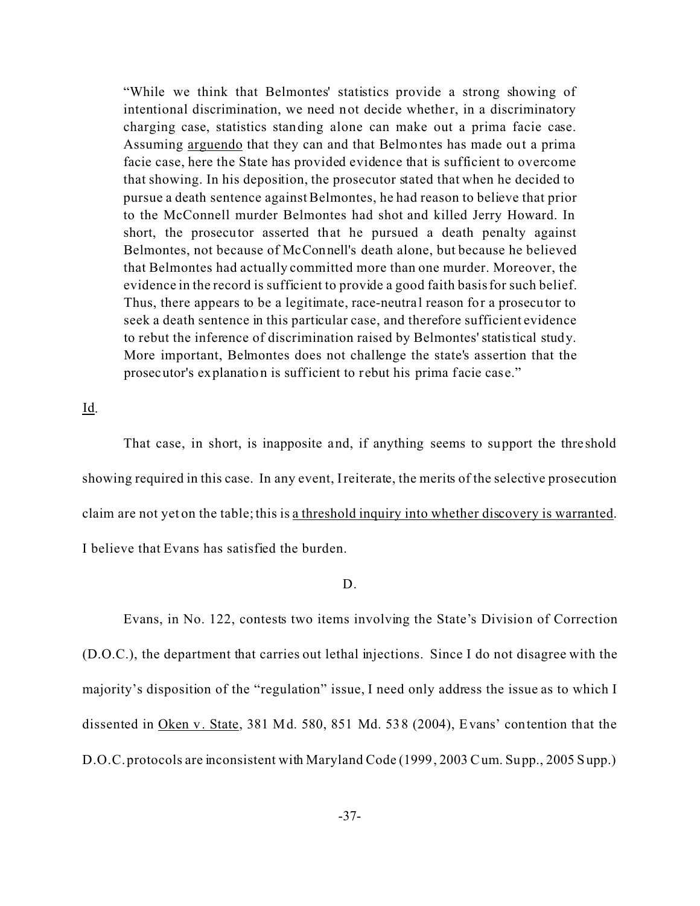> "While we think that Belmontes' statistics provide a strong showing of intentional discrimination, we need not decide whether, in a discriminatory charging case, statistics standing alone can make out a prima facie case. Assuming arguendo that they can and that Belmontes has made out a prima facie case, here the State has provided evidence that is sufficient to overcome that showing. In his deposition, the prosecutor stated that when he decided to pursue a death sentence against Belmontes, he had reason to believe that prior to the McConnell murder Belmontes had shot and killed Jerry Howard. In short, the prosecutor asserted that he pursued a death penalty against Belmontes, not because of McConnell's death alone, but because he believed that Belmontes had actually committed more than one murder. Moreover, the evidence in the record is sufficient to provide a good faith basis for such belief. Thus, there appears to be a legitimate, race-neutral reason for a prosecutor to seek a death sentence in this particular case, and therefore sufficient evidence to rebut the inference of discrimination raised by Belmontes' statistical study. More important, Belmontes does not challenge the state's assertion that the prosecutor's explanation is sufficient to rebut his prima facie case."

Id.

That case, in short, is inapposite and, if anything seems to support the threshold showing required in this case. In any event, I reiterate, the merits of the selective prosecution claim are not yet on the table; this is a threshold inquiry into whether discovery is warranted. I believe that Evans has satisfied the burden.

D.

Evans, in No. 122, contests two items involving the State's Division of Correction (D.O.C.), the department that carries out lethal injections. Since I do not disagree with the majority's disposition of the "regulation" issue, I need only address the issue as to which I dissented in Oken v. State, 381 Md. 580, 851 Md. 538 (2004), Evans' contention that the D.O.C. protocols are inconsistent with Maryland Code (1999, 2003 Cum. Supp., 2005 Supp.)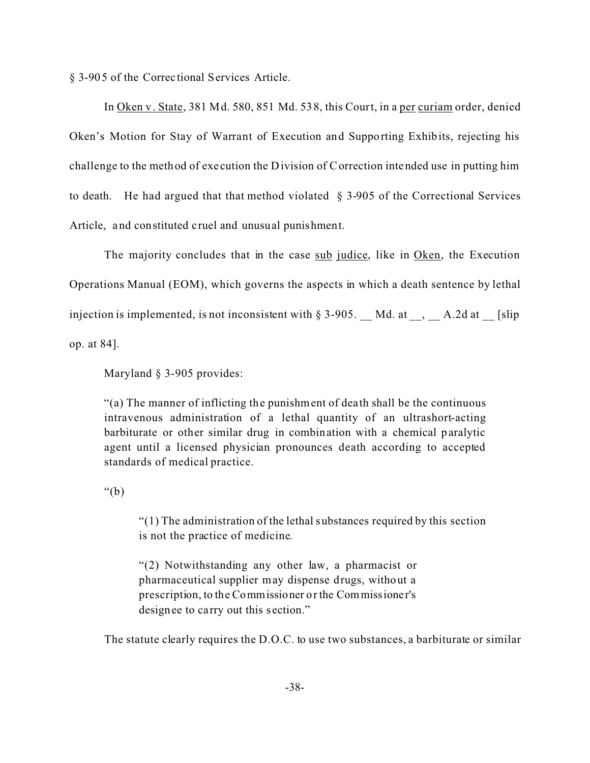§ 3-905 of the Correctional Services Article.

In Oken v. State, 381 Md. 580, 851 Md. 538, this Court, in a per curiam order, denied Oken's Motion for Stay of Warrant of Execution and Supporting Exhibits, rejecting his challenge to the method of execution the Division of Correction intended use in putting him to death. He had argued that that method violated § 3-905 of the Correctional Services Article, and constituted cruel and unusual punishment.

The majority concludes that in the case sub judice, like in Oken, the Execution Operations Manual (EOM), which governs the aspects in which a death sentence by lethal injection is implemented, is not inconsistent with § 3-905. __ Md. at __, __ A.2d at __ [slip op. at 84].

Maryland § 3-905 provides:

> "(a) The manner of inflicting the punishment of death shall be the continuous intravenous administration of a lethal quantity of an ultrashort-acting barbiturate or other similar drug in combination with a chemical paralytic agent until a licensed physician pronounces death according to accepted standards of medical practice.
>
> "(b)
>
> > "(1) The administration of the lethal substances required by this section is not the practice of medicine.
> >
> > "(2) Notwithstanding any other law, a pharmacist or pharmaceutical supplier may dispense drugs, without a prescription, to the Commissioner or the Commissioner's designee to carry out this section."

The statute clearly requires the D.O.C. to use two substances, a barbiturate or similar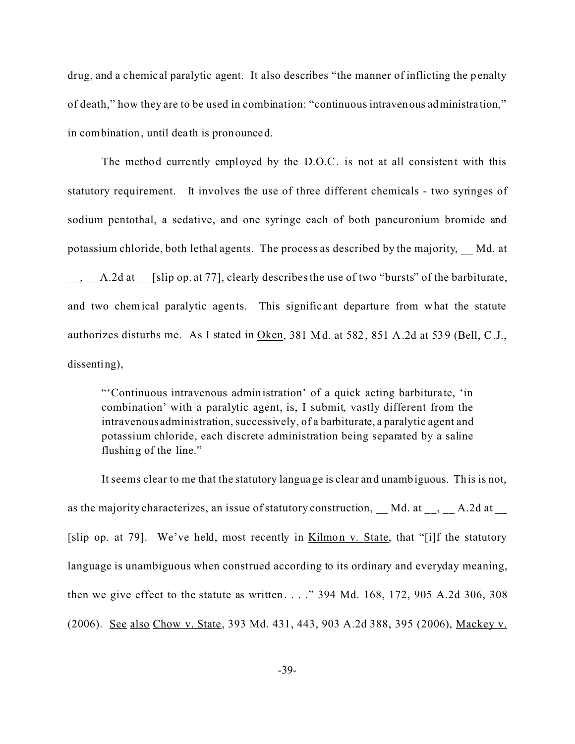drug, and a chemical paralytic agent. It also describes "the manner of inflicting the penalty of death," how they are to be used in combination: "continuous intravenous administration," in combination, until death is pronounced.

The method currently employed by the D.O.C. is not at all consistent with this statutory requirement. It involves the use of three different chemicals - two syringes of sodium pentothal, a sedative, and one syringe each of both pancuronium bromide and potassium chloride, both lethal agents. The process as described by the majority, __ Md. at __, __ A.2d at __ [slip op. at 77], clearly describes the use of two "bursts" of the barbiturate, and two chemical paralytic agents. This significant departure from what the statute authorizes disturbs me. As I stated in <u>Oken</u>, 381 Md. at 582, 851 A.2d at 539 (Bell, C.J., dissenting),

> "'Continuous intravenous administration' of a quick acting barbiturate, 'in combination' with a paralytic agent, is, I submit, vastly different from the intravenous administration, successively, of a barbiturate, a paralytic agent and potassium chloride, each discrete administration being separated by a saline flushing of the line."

It seems clear to me that the statutory language is clear and unambiguous. This is not, as the majority characterizes, an issue of statutory construction, __ Md. at __, __ A.2d at __ [slip op. at 79]. We've held, most recently in <u>Kilmon v. State</u>, that "[i]f the statutory language is unambiguous when construed according to its ordinary and everyday meaning, then we give effect to the statute as written. . . ." 394 Md. 168, 172, 905 A.2d 306, 308 (2006). <u>See</u> <u>also</u> <u>Chow v. State</u>, 393 Md. 431, 443, 903 A.2d 388, 395 (2006), <u>Mackey v.</u>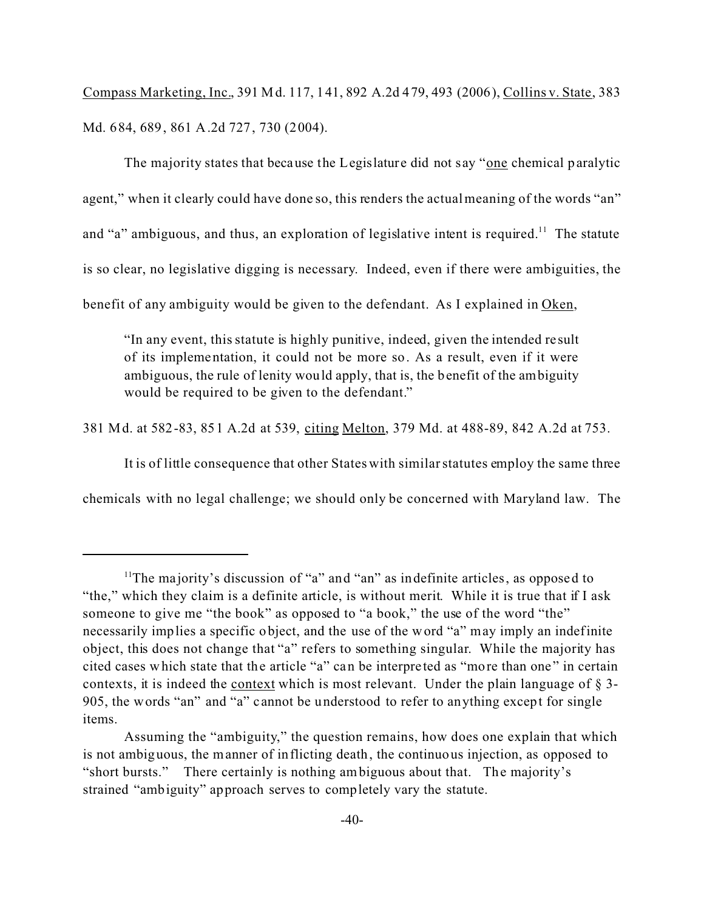Compass Marketing, Inc., 391 Md. 117, 141, 892 A.2d 479, 493 (2006), Collins v. State, 383 Md. 684, 689, 861 A.2d 727, 730 (2004).

The majority states that because the Legislature did not say "one chemical paralytic agent," when it clearly could have done so, this renders the actual meaning of the words "an" and "a" ambiguous, and thus, an exploration of legislative intent is required.[11] The statute is so clear, no legislative digging is necessary. Indeed, even if there were ambiguities, the benefit of any ambiguity would be given to the defendant. As I explained in Oken,

> "In any event, this statute is highly punitive, indeed, given the intended result of its implementation, it could not be more so. As a result, even if it were ambiguous, the rule of lenity would apply, that is, the benefit of the ambiguity would be required to be given to the defendant."

381 Md. at 582-83, 851 A.2d at 539, citing Melton, 379 Md. at 488-89, 842 A.2d at 753.

It is of little consequence that other States with similar statutes employ the same three chemicals with no legal challenge; we should only be concerned with Maryland law. The

---

[11] The majority's discussion of "a" and "an" as indefinite articles, as opposed to "the," which they claim is a definite article, is without merit. While it is true that if I ask someone to give me "the book" as opposed to "a book," the use of the word "the" necessarily implies a specific object, and the use of the word "a" may imply an indefinite object, this does not change that "a" refers to something singular. While the majority has cited cases which state that the article "a" can be interpreted as "more than one" in certain contexts, it is indeed the context which is most relevant. Under the plain language of § 3-905, the words "an" and "a" cannot be understood to refer to anything except for single items.

Assuming the "ambiguity," the question remains, how does one explain that which is not ambiguous, the manner of inflicting death, the continuous injection, as opposed to "short bursts." There certainly is nothing ambiguous about that. The majority's strained "ambiguity" approach serves to completely vary the statute.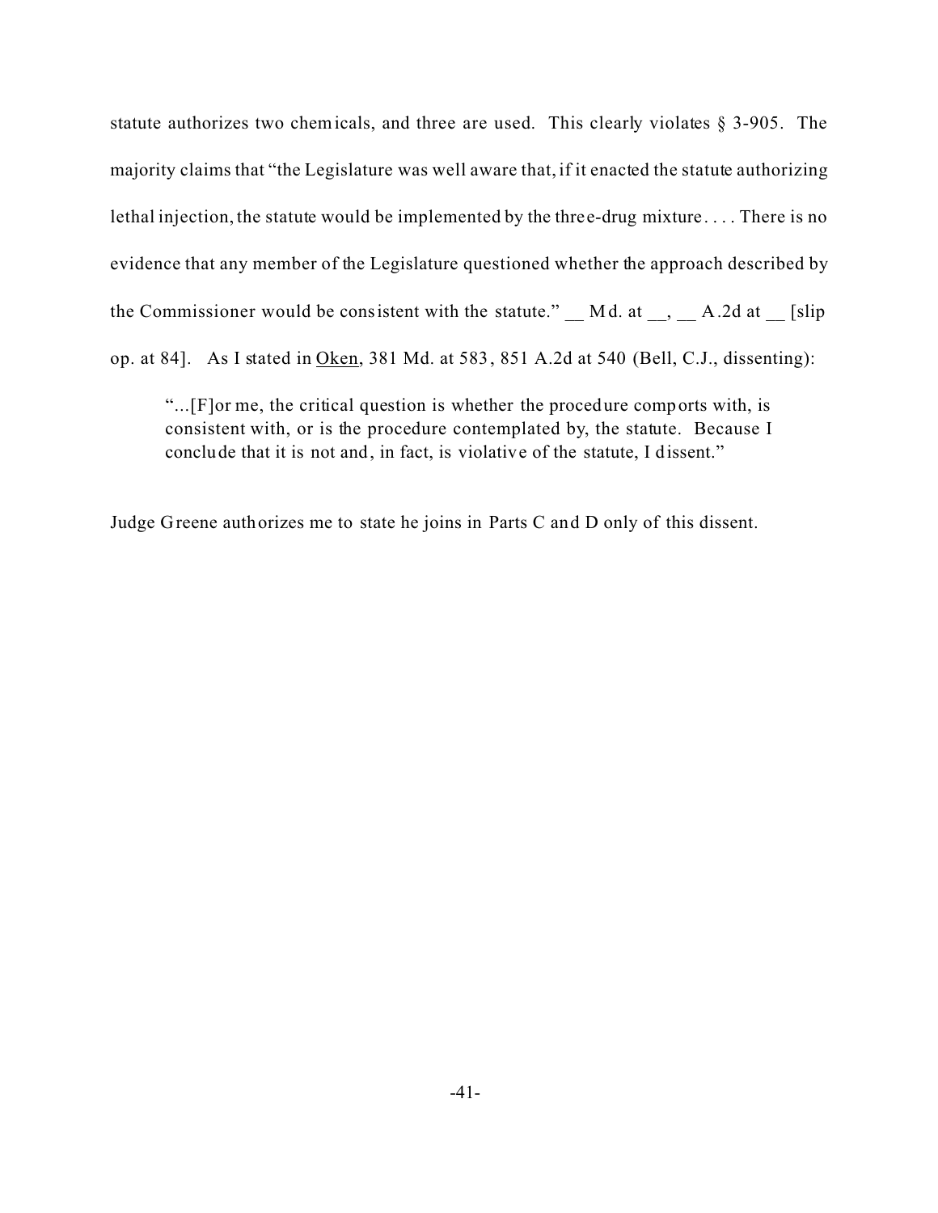statute authorizes two chemicals, and three are used. This clearly violates § 3-905. The majority claims that "the Legislature was well aware that, if it enacted the statute authorizing lethal injection, the statute would be implemented by the three-drug mixture. . . . There is no evidence that any member of the Legislature questioned whether the approach described by the Commissioner would be consistent with the statute." __ Md. at __, __ A.2d at __ [slip op. at 84]. As I stated in Oken, 381 Md. at 583, 851 A.2d at 540 (Bell, C.J., dissenting):

> "...[F]or me, the critical question is whether the procedure comports with, is consistent with, or is the procedure contemplated by, the statute. Because I conclude that it is not and, in fact, is violative of the statute, I dissent."

Judge Greene authorizes me to state he joins in Parts C and D only of this dissent.